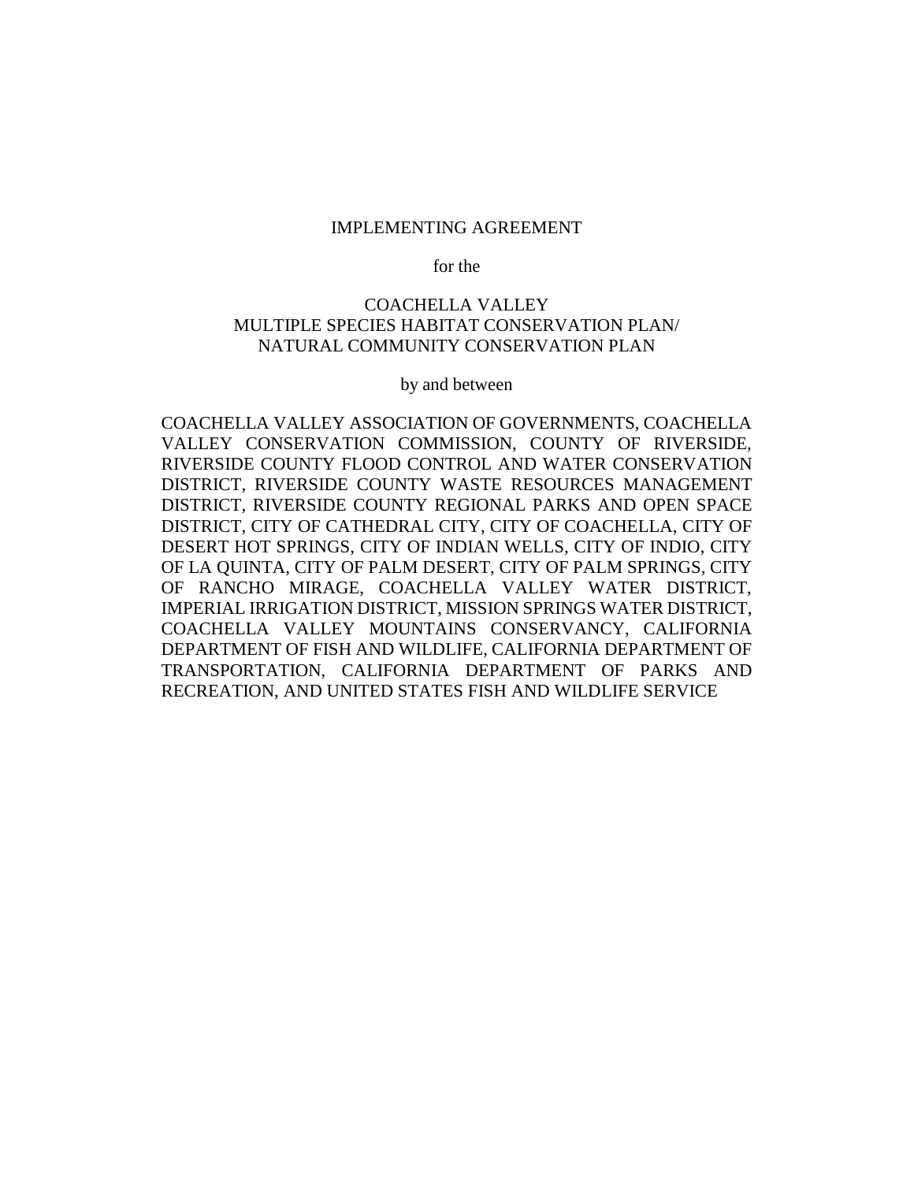# IMPLEMENTING AGREEMENT

for the

# COACHELLA VALLEY
# MULTIPLE SPECIES HABITAT CONSERVATION PLAN/
# NATURAL COMMUNITY CONSERVATION PLAN

by and between

COACHELLA VALLEY ASSOCIATION OF GOVERNMENTS, COACHELLA VALLEY CONSERVATION COMMISSION, COUNTY OF RIVERSIDE, RIVERSIDE COUNTY FLOOD CONTROL AND WATER CONSERVATION DISTRICT, RIVERSIDE COUNTY WASTE RESOURCES MANAGEMENT DISTRICT, RIVERSIDE COUNTY REGIONAL PARKS AND OPEN SPACE DISTRICT, CITY OF CATHEDRAL CITY, CITY OF COACHELLA, CITY OF DESERT HOT SPRINGS, CITY OF INDIAN WELLS, CITY OF INDIO, CITY OF LA QUINTA, CITY OF PALM DESERT, CITY OF PALM SPRINGS, CITY OF RANCHO MIRAGE, COACHELLA VALLEY WATER DISTRICT, IMPERIAL IRRIGATION DISTRICT, MISSION SPRINGS WATER DISTRICT, COACHELLA VALLEY MOUNTAINS CONSERVANCY, CALIFORNIA DEPARTMENT OF FISH AND WILDLIFE, CALIFORNIA DEPARTMENT OF TRANSPORTATION, CALIFORNIA DEPARTMENT OF PARKS AND RECREATION, AND UNITED STATES FISH AND WILDLIFE SERVICE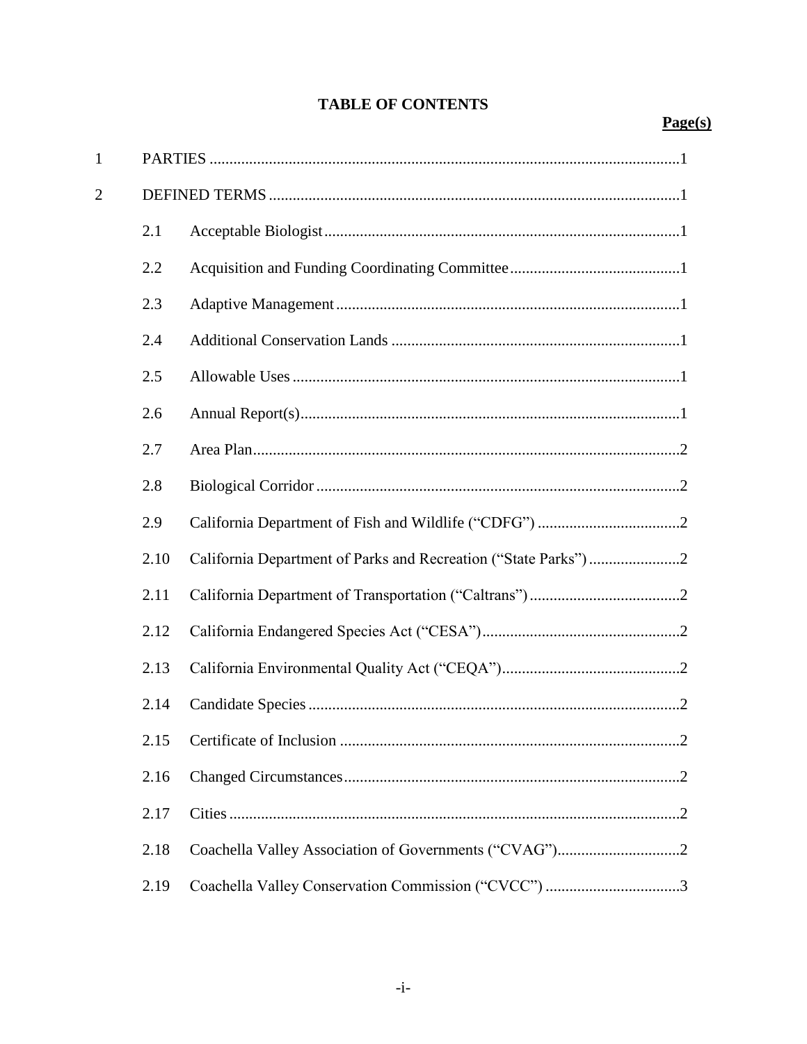# TABLE OF CONTENTS

| | | | Page(s) |
|---|---|---|---|
| 1 | PARTIES | | 1 |
| 2 | DEFINED TERMS | | 1 |
| | 2.1 | Acceptable Biologist | 1 |
| | 2.2 | Acquisition and Funding Coordinating Committee | 1 |
| | 2.3 | Adaptive Management | 1 |
| | 2.4 | Additional Conservation Lands | 1 |
| | 2.5 | Allowable Uses | 1 |
| | 2.6 | Annual Report(s) | 1 |
| | 2.7 | Area Plan | 2 |
| | 2.8 | Biological Corridor | 2 |
| | 2.9 | California Department of Fish and Wildlife (“CDFG”) | 2 |
| | 2.10 | California Department of Parks and Recreation (“State Parks”) | 2 |
| | 2.11 | California Department of Transportation (“Caltrans”) | 2 |
| | 2.12 | California Endangered Species Act (“CESA”) | 2 |
| | 2.13 | California Environmental Quality Act (“CEQA”) | 2 |
| | 2.14 | Candidate Species | 2 |
| | 2.15 | Certificate of Inclusion | 2 |
| | 2.16 | Changed Circumstances | 2 |
| | 2.17 | Cities | 2 |
| | 2.18 | Coachella Valley Association of Governments (“CVAG”) | 2 |
| | 2.19 | Coachella Valley Conservation Commission (“CVCC”) | 3 |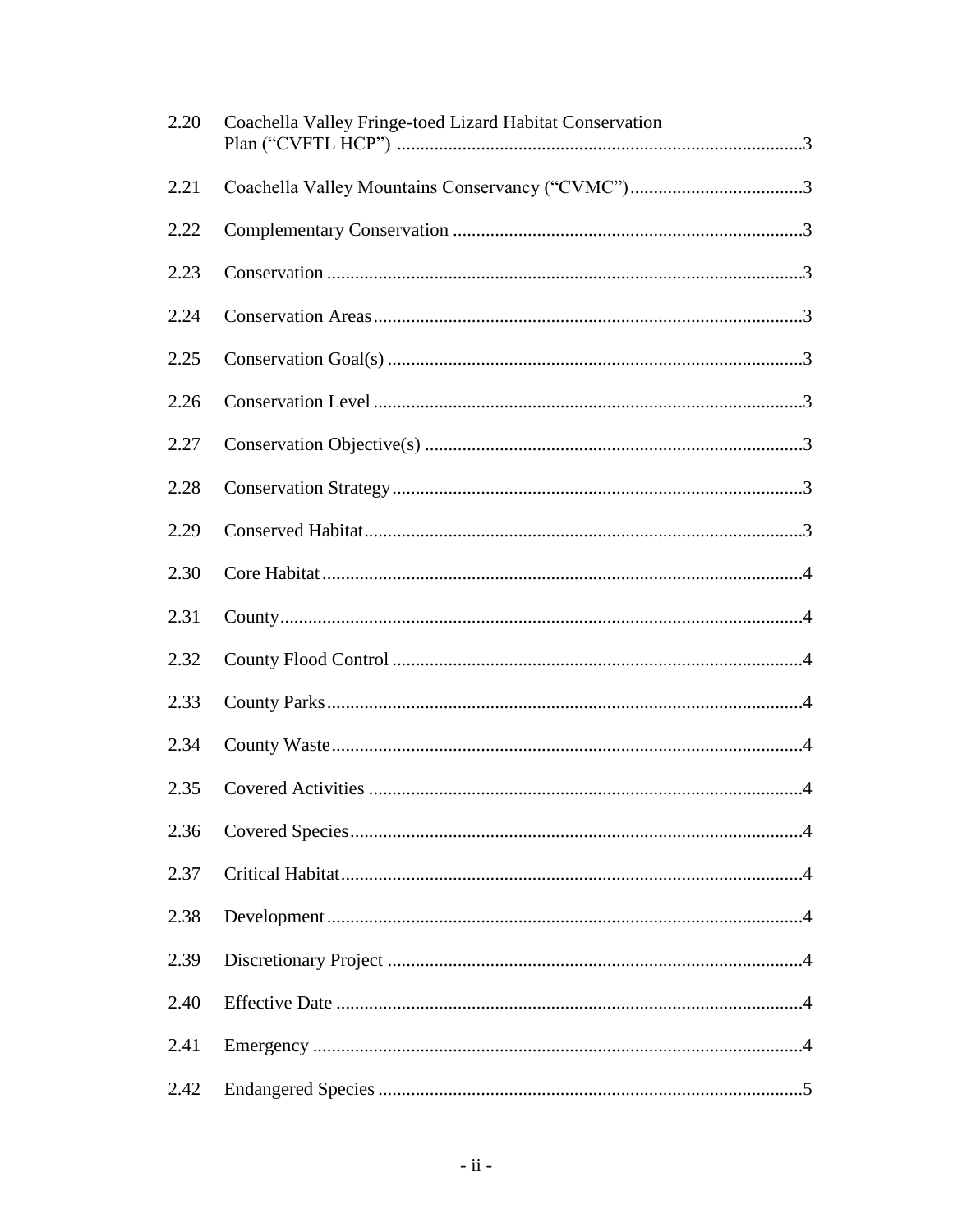| | | |
|---|---|---|
| 2.20 | Coachella Valley Fringe-toed Lizard Habitat Conservation Plan ("CVFTL HCP") | 3 |
| 2.21 | Coachella Valley Mountains Conservancy ("CVMC") | 3 |
| 2.22 | Complementary Conservation | 3 |
| 2.23 | Conservation | 3 |
| 2.24 | Conservation Areas | 3 |
| 2.25 | Conservation Goal(s) | 3 |
| 2.26 | Conservation Level | 3 |
| 2.27 | Conservation Objective(s) | 3 |
| 2.28 | Conservation Strategy | 3 |
| 2.29 | Conserved Habitat | 3 |
| 2.30 | Core Habitat | 4 |
| 2.31 | County | 4 |
| 2.32 | County Flood Control | 4 |
| 2.33 | County Parks | 4 |
| 2.34 | County Waste | 4 |
| 2.35 | Covered Activities | 4 |
| 2.36 | Covered Species | 4 |
| 2.37 | Critical Habitat | 4 |
| 2.38 | Development | 4 |
| 2.39 | Discretionary Project | 4 |
| 2.40 | Effective Date | 4 |
| 2.41 | Emergency | 4 |
| 2.42 | Endangered Species | 5 |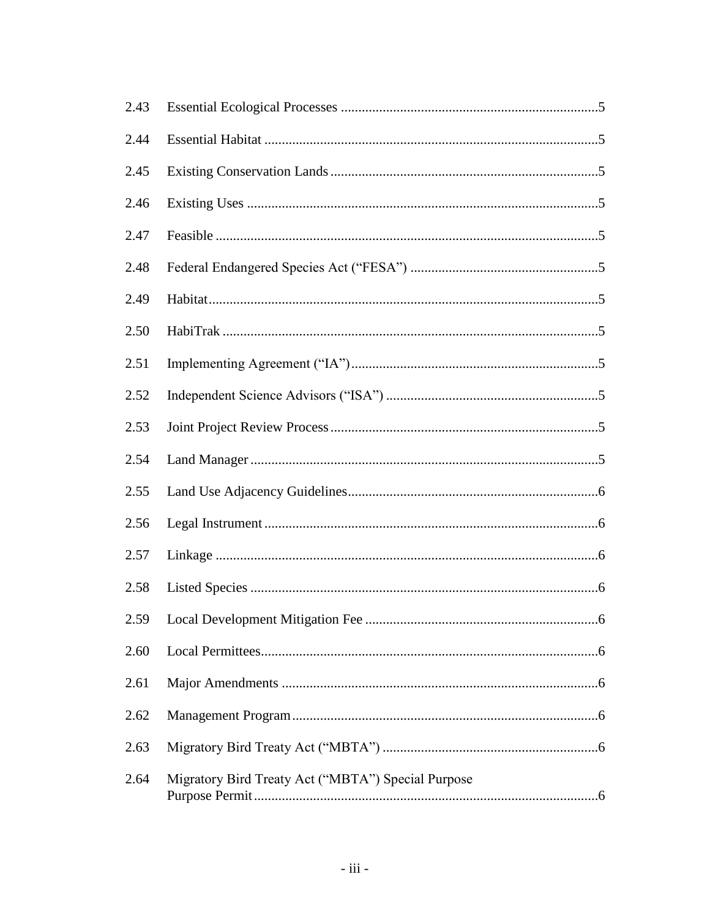| | | |
|---|---|---|
| 2.43 | Essential Ecological Processes | 5 |
| 2.44 | Essential Habitat | 5 |
| 2.45 | Existing Conservation Lands | 5 |
| 2.46 | Existing Uses | 5 |
| 2.47 | Feasible | 5 |
| 2.48 | Federal Endangered Species Act ("FESA") | 5 |
| 2.49 | Habitat | 5 |
| 2.50 | HabiTrak | 5 |
| 2.51 | Implementing Agreement ("IA") | 5 |
| 2.52 | Independent Science Advisors ("ISA") | 5 |
| 2.53 | Joint Project Review Process | 5 |
| 2.54 | Land Manager | 5 |
| 2.55 | Land Use Adjacency Guidelines | 6 |
| 2.56 | Legal Instrument | 6 |
| 2.57 | Linkage | 6 |
| 2.58 | Listed Species | 6 |
| 2.59 | Local Development Mitigation Fee | 6 |
| 2.60 | Local Permittees | 6 |
| 2.61 | Major Amendments | 6 |
| 2.62 | Management Program | 6 |
| 2.63 | Migratory Bird Treaty Act ("MBTA") | 6 |
| 2.64 | Migratory Bird Treaty Act ("MBTA") Special Purpose Purpose Permit | 6 |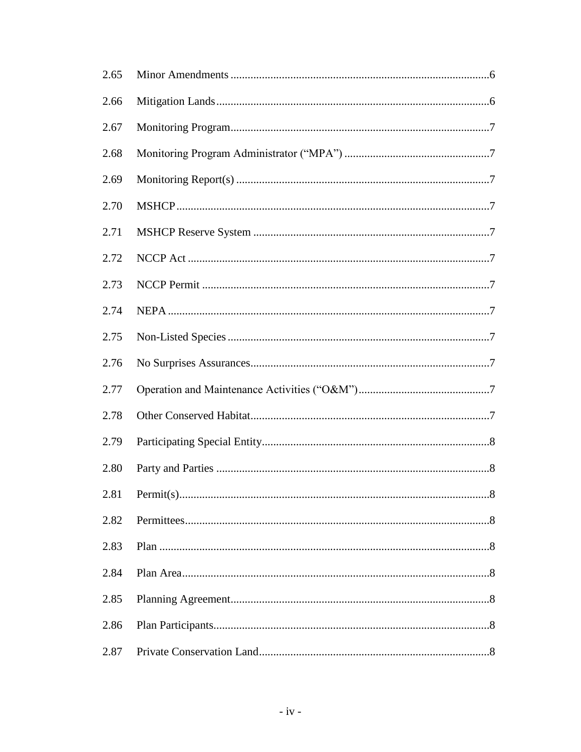| | | |
|---|---|---|
| 2.65 | Minor Amendments | 6 |
| 2.66 | Mitigation Lands | 6 |
| 2.67 | Monitoring Program | 7 |
| 2.68 | Monitoring Program Administrator ("MPA") | 7 |
| 2.69 | Monitoring Report(s) | 7 |
| 2.70 | MSHCP | 7 |
| 2.71 | MSHCP Reserve System | 7 |
| 2.72 | NCCP Act | 7 |
| 2.73 | NCCP Permit | 7 |
| 2.74 | NEPA | 7 |
| 2.75 | Non-Listed Species | 7 |
| 2.76 | No Surprises Assurances | 7 |
| 2.77 | Operation and Maintenance Activities ("O&M") | 7 |
| 2.78 | Other Conserved Habitat | 7 |
| 2.79 | Participating Special Entity | 8 |
| 2.80 | Party and Parties | 8 |
| 2.81 | Permit(s) | 8 |
| 2.82 | Permittees | 8 |
| 2.83 | Plan | 8 |
| 2.84 | Plan Area | 8 |
| 2.85 | Planning Agreement | 8 |
| 2.86 | Plan Participants | 8 |
| 2.87 | Private Conservation Land | 8 |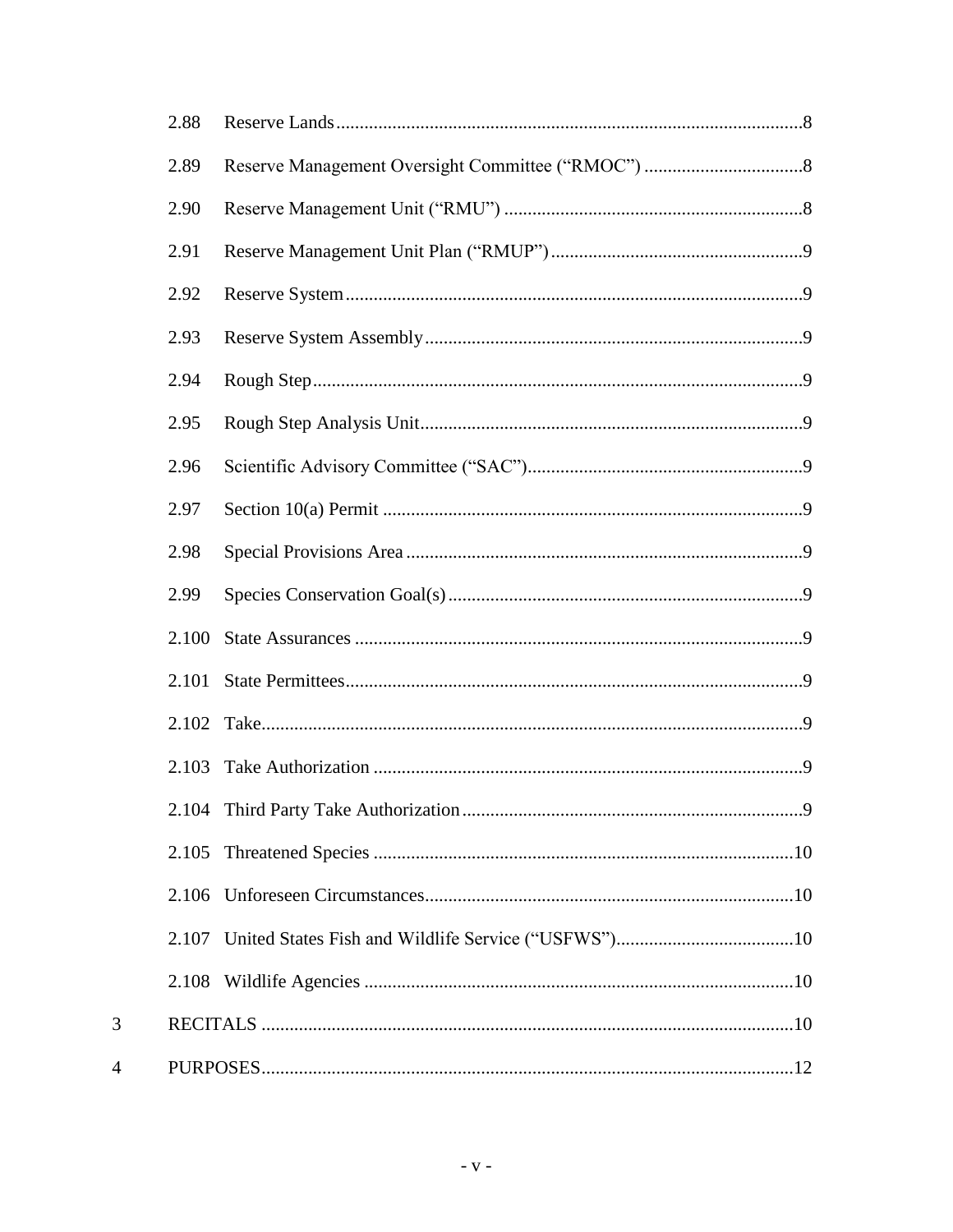2.88 Reserve Lands ..... 8

2.89 Reserve Management Oversight Committee (“RMOC”) ..... 8

2.90 Reserve Management Unit (“RMU”) ..... 8

2.91 Reserve Management Unit Plan (“RMUP”) ..... 9

2.92 Reserve System ..... 9

2.93 Reserve System Assembly ..... 9

2.94 Rough Step ..... 9

2.95 Rough Step Analysis Unit ..... 9

2.96 Scientific Advisory Committee (“SAC”) ..... 9

2.97 Section 10(a) Permit ..... 9

2.98 Special Provisions Area ..... 9

2.99 Species Conservation Goal(s) ..... 9

2.100 State Assurances ..... 9

2.101 State Permittees ..... 9

2.102 Take ..... 9

2.103 Take Authorization ..... 9

2.104 Third Party Take Authorization ..... 9

2.105 Threatened Species ..... 10

2.106 Unforeseen Circumstances ..... 10

2.107 United States Fish and Wildlife Service (“USFWS”) ..... 10

2.108 Wildlife Agencies ..... 10

3 RECITALS ..... 10

4 PURPOSES ..... 12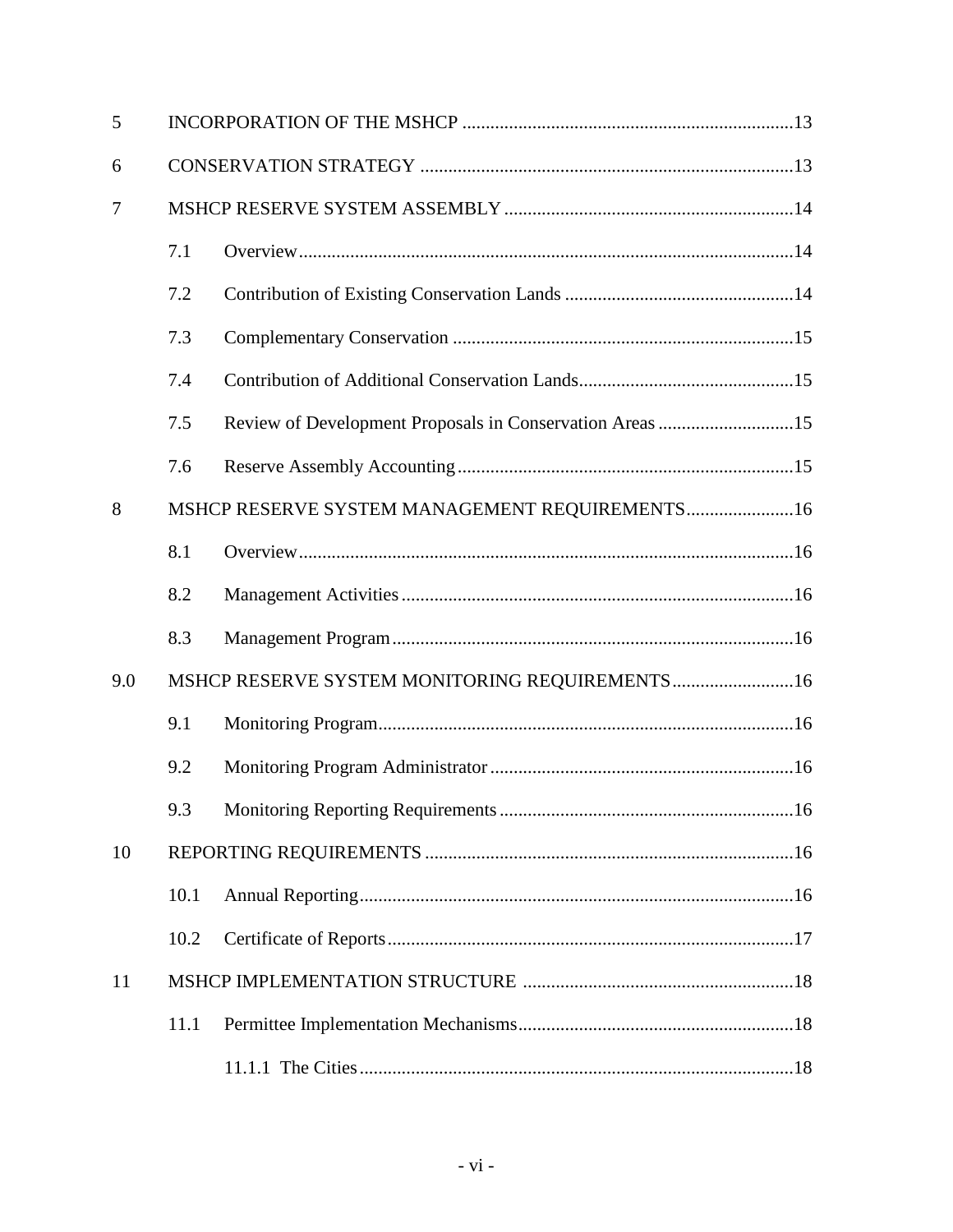| | | | |
|---|---|---|---|
| 5 | INCORPORATION OF THE MSHCP | | 13 |
| 6 | CONSERVATION STRATEGY | | 13 |
| 7 | MSHCP RESERVE SYSTEM ASSEMBLY | | 14 |
| | 7.1 | Overview | 14 |
| | 7.2 | Contribution of Existing Conservation Lands | 14 |
| | 7.3 | Complementary Conservation | 15 |
| | 7.4 | Contribution of Additional Conservation Lands | 15 |
| | 7.5 | Review of Development Proposals in Conservation Areas | 15 |
| | 7.6 | Reserve Assembly Accounting | 15 |
| 8 | MSHCP RESERVE SYSTEM MANAGEMENT REQUIREMENTS | | 16 |
| | 8.1 | Overview | 16 |
| | 8.2 | Management Activities | 16 |
| | 8.3 | Management Program | 16 |
| 9.0 | MSHCP RESERVE SYSTEM MONITORING REQUIREMENTS | | 16 |
| | 9.1 | Monitoring Program | 16 |
| | 9.2 | Monitoring Program Administrator | 16 |
| | 9.3 | Monitoring Reporting Requirements | 16 |
| 10 | REPORTING REQUIREMENTS | | 16 |
| | 10.1 | Annual Reporting | 16 |
| | 10.2 | Certificate of Reports | 17 |
| 11 | MSHCP IMPLEMENTATION STRUCTURE | | 18 |
| | 11.1 | Permittee Implementation Mechanisms | 18 |
| | | 11.1.1 The Cities | 18 |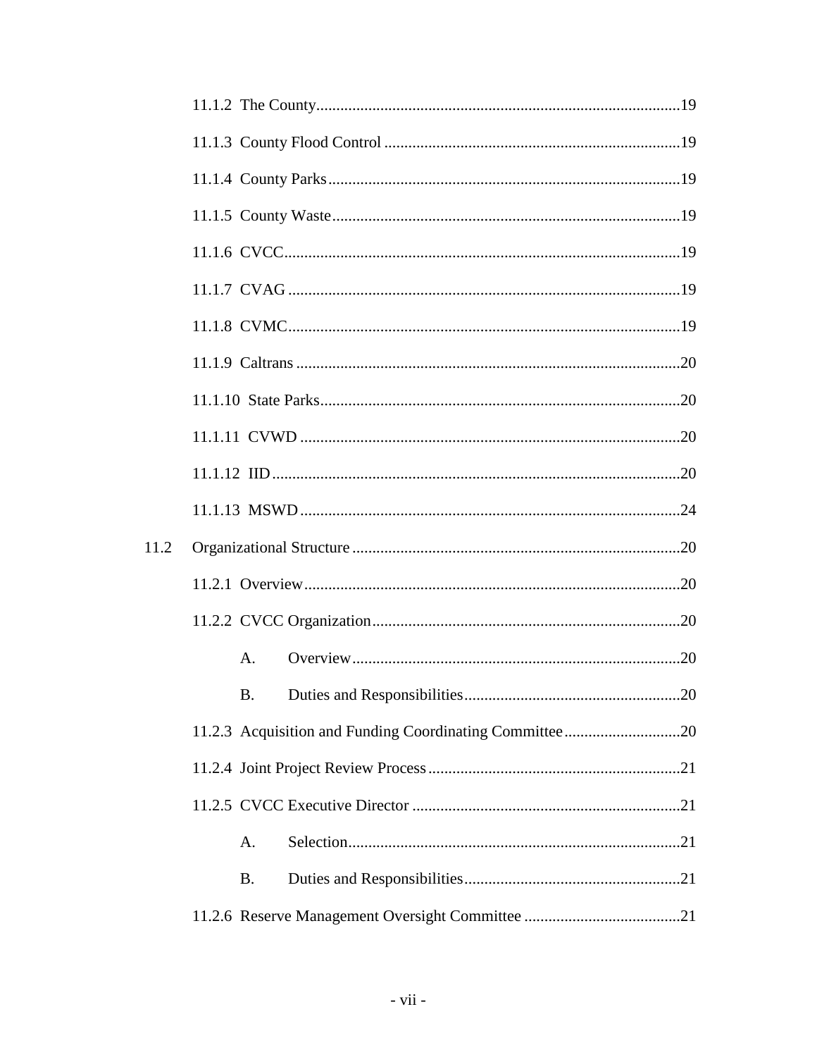11.1.2 The County ... 19

11.1.3 County Flood Control ... 19

11.1.4 County Parks ... 19

11.1.5 County Waste ... 19

11.1.6 CVCC ... 19

11.1.7 CVAG ... 19

11.1.8 CVMC ... 19

11.1.9 Caltrans ... 20

11.1.10 State Parks ... 20

11.1.11 CVWD ... 20

11.1.12 IID ... 20

11.1.13 MSWD ... 24

11.2 Organizational Structure ... 20

11.2.1 Overview ... 20

11.2.2 CVCC Organization ... 20

A. Overview ... 20

B. Duties and Responsibilities ... 20

11.2.3 Acquisition and Funding Coordinating Committee ... 20

11.2.4 Joint Project Review Process ... 21

11.2.5 CVCC Executive Director ... 21

A. Selection ... 21

B. Duties and Responsibilities ... 21

11.2.6 Reserve Management Oversight Committee ... 21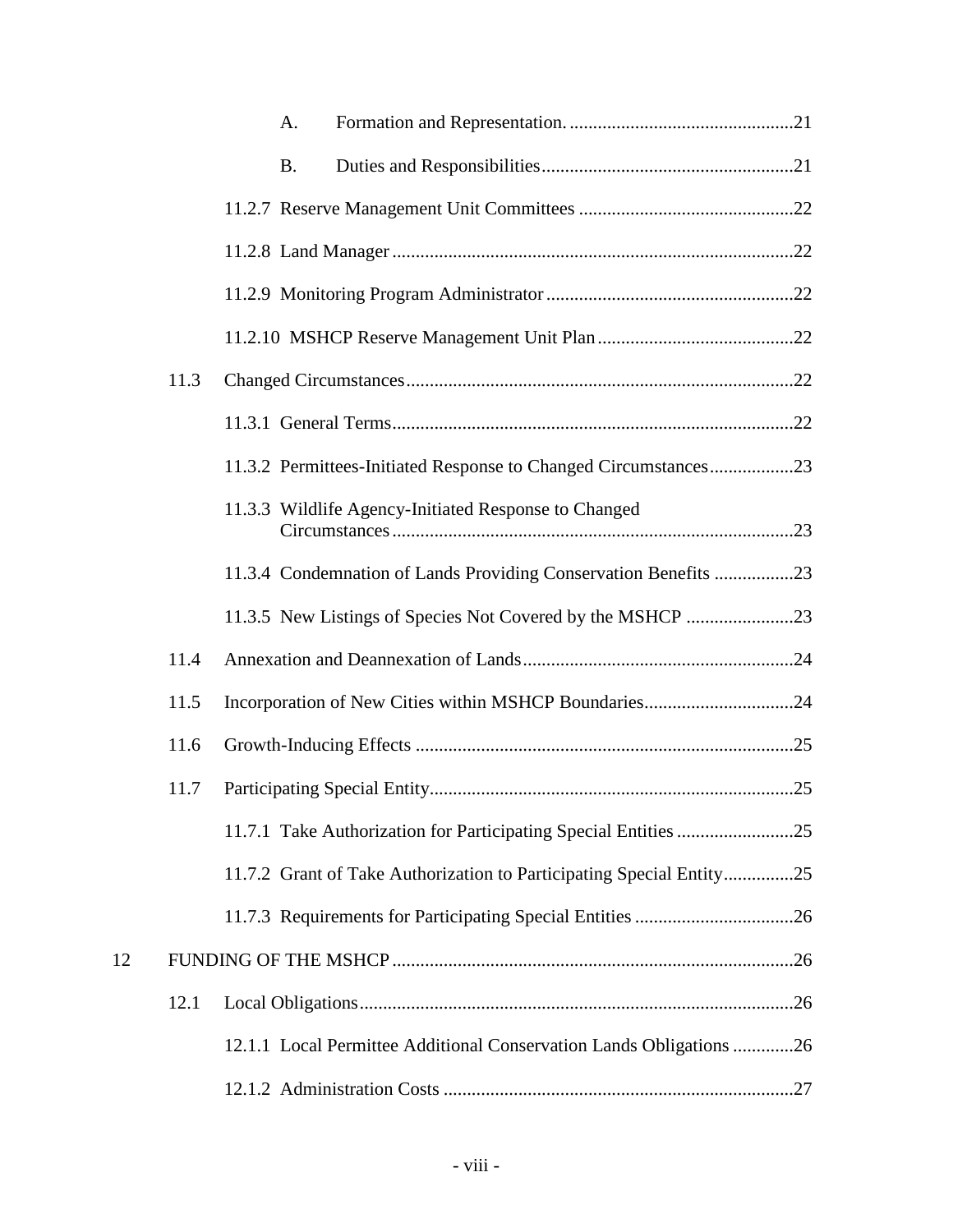A. Formation and Representation. ....................................................21

B. Duties and Responsibilities....................................................21

11.2.7 Reserve Management Unit Committees ..........................................22

11.2.8 Land Manager ..................................................................................22

11.2.9 Monitoring Program Administrator ..................................................22

11.2.10 MSHCP Reserve Management Unit Plan ........................................22

11.3 Changed Circumstances..........................................................................22

11.3.1 General Terms....................................................................................22

11.3.2 Permittees-Initiated Response to Changed Circumstances..................23

11.3.3 Wildlife Agency-Initiated Response to Changed Circumstances....................................................................................23

11.3.4 Condemnation of Lands Providing Conservation Benefits .................23

11.3.5 New Listings of Species Not Covered by the MSHCP .......................23

11.4 Annexation and Deannexation of Lands.....................................................24

11.5 Incorporation of New Cities within MSHCP Boundaries...............................24

11.6 Growth-Inducing Effects ..........................................................................25

11.7 Participating Special Entity........................................................................25

11.7.1 Take Authorization for Participating Special Entities .........................25

11.7.2 Grant of Take Authorization to Participating Special Entity...............25

11.7.3 Requirements for Participating Special Entities ..................................26

12 FUNDING OF THE MSHCP ...........................................................................26

12.1 Local Obligations.....................................................................................26

12.1.1 Local Permittee Additional Conservation Lands Obligations .............26

12.1.2 Administration Costs ........................................................................27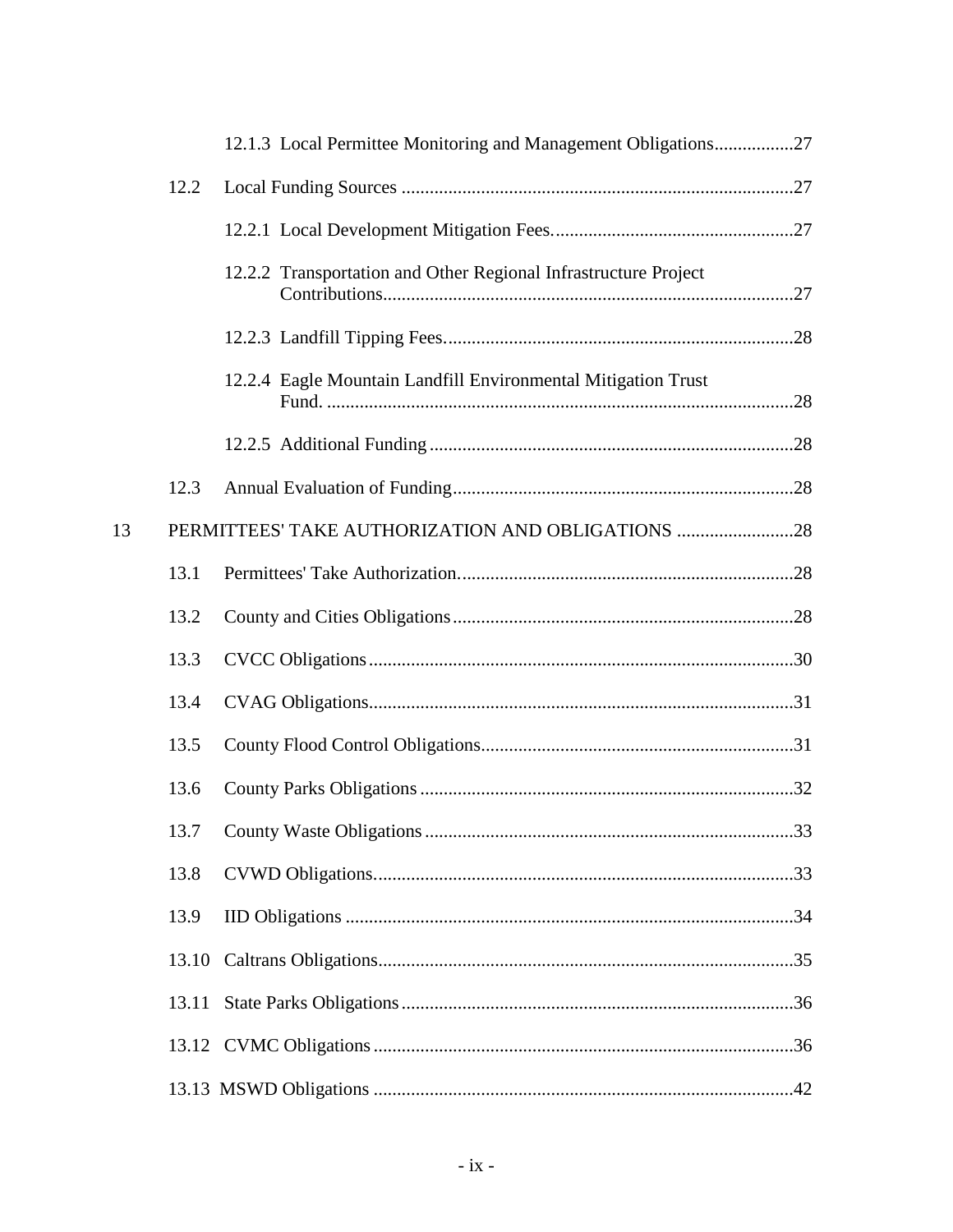12.1.3 Local Permittee Monitoring and Management Obligations.................27

12.2 Local Funding Sources ....................................................................................27

12.2.1 Local Development Mitigation Fees....................................................27

12.2.2 Transportation and Other Regional Infrastructure Project Contributions........................................................................................27

12.2.3 Landfill Tipping Fees...........................................................................28

12.2.4 Eagle Mountain Landfill Environmental Mitigation Trust Fund. ....................................................................................................28

12.2.5 Additional Funding ..............................................................................28

12.3 Annual Evaluation of Funding.........................................................................28

13 PERMITTEES' TAKE AUTHORIZATION AND OBLIGATIONS .........................28

13.1 Permittees' Take Authorization........................................................................28

13.2 County and Cities Obligations.........................................................................28

13.3 CVCC Obligations...........................................................................................30

13.4 CVAG Obligations...........................................................................................31

13.5 County Flood Control Obligations...................................................................31

13.6 County Parks Obligations ................................................................................32

13.7 County Waste Obligations ...............................................................................33

13.8 CVWD Obligations..........................................................................................33

13.9 IID Obligations ................................................................................................34

13.10 Caltrans Obligations.........................................................................................35

13.11 State Parks Obligations....................................................................................36

13.12 CVMC Obligations ..........................................................................................36

13.13 MSWD Obligations ..........................................................................................42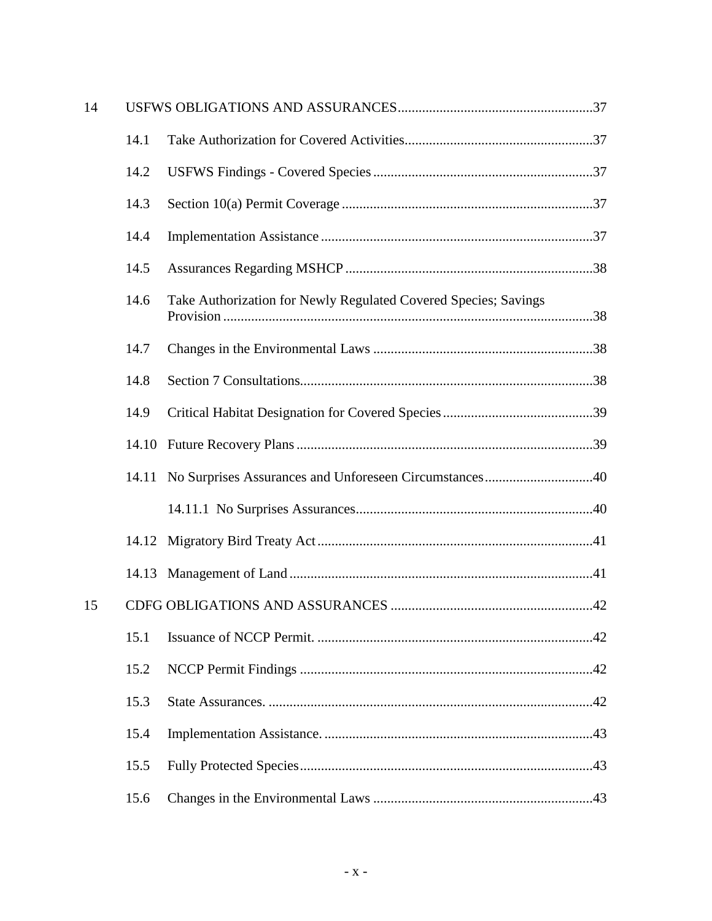| | | | |
|---|---|---|---|
| 14 | USFWS OBLIGATIONS AND ASSURANCES | | 37 |
| | 14.1 | Take Authorization for Covered Activities | 37 |
| | 14.2 | USFWS Findings - Covered Species | 37 |
| | 14.3 | Section 10(a) Permit Coverage | 37 |
| | 14.4 | Implementation Assistance | 37 |
| | 14.5 | Assurances Regarding MSHCP | 38 |
| | 14.6 | Take Authorization for Newly Regulated Covered Species; Savings Provision | 38 |
| | 14.7 | Changes in the Environmental Laws | 38 |
| | 14.8 | Section 7 Consultations | 38 |
| | 14.9 | Critical Habitat Designation for Covered Species | 39 |
| | 14.10 | Future Recovery Plans | 39 |
| | 14.11 | No Surprises Assurances and Unforeseen Circumstances | 40 |
| | | 14.11.1 No Surprises Assurances | 40 |
| | 14.12 | Migratory Bird Treaty Act | 41 |
| | 14.13 | Management of Land | 41 |
| 15 | CDFG OBLIGATIONS AND ASSURANCES | | 42 |
| | 15.1 | Issuance of NCCP Permit. | 42 |
| | 15.2 | NCCP Permit Findings | 42 |
| | 15.3 | State Assurances. | 42 |
| | 15.4 | Implementation Assistance. | 43 |
| | 15.5 | Fully Protected Species | 43 |
| | 15.6 | Changes in the Environmental Laws | 43 |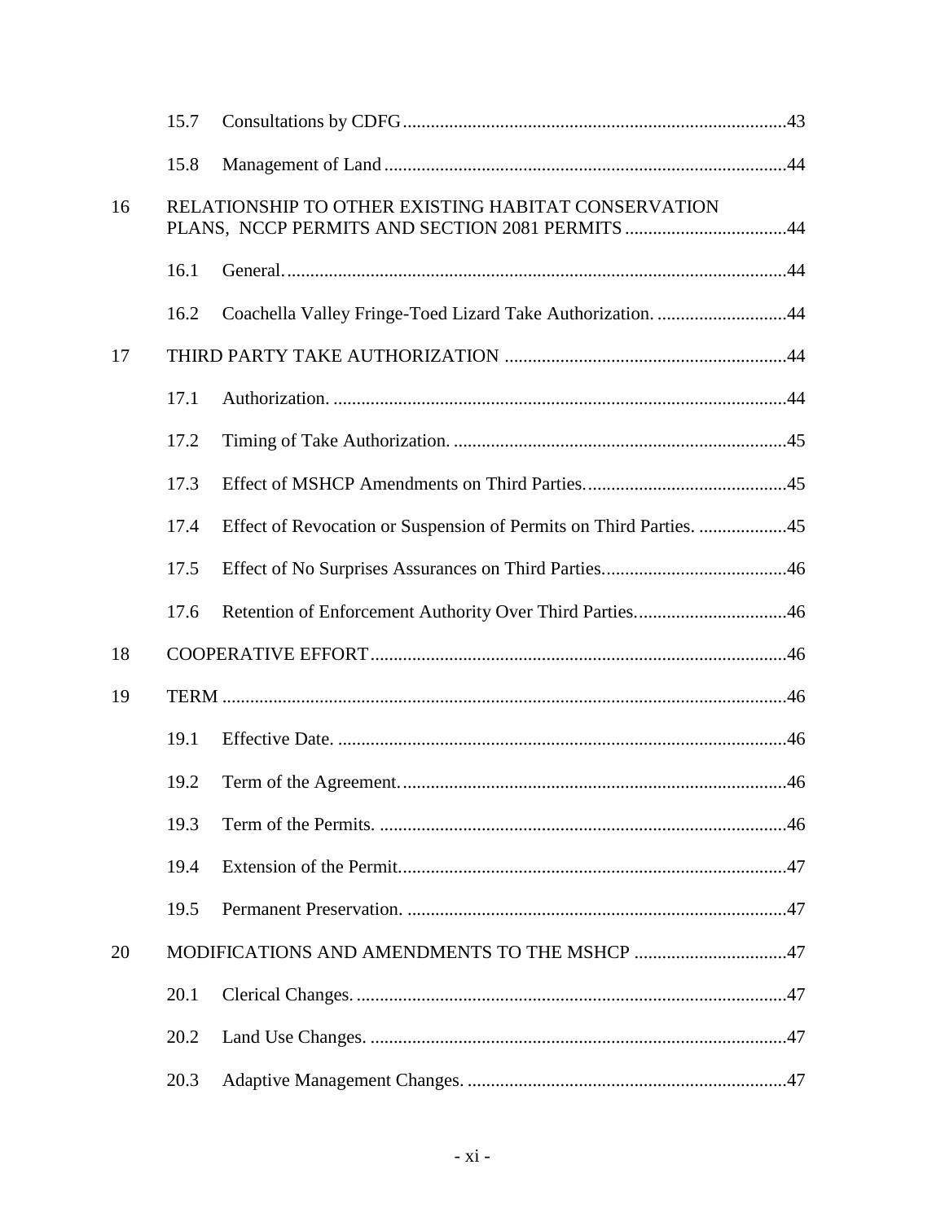| | | | |
|---|---|---|---|
| | 15.7 | Consultations by CDFG | 43 |
| | 15.8 | Management of Land | 44 |
| 16 | RELATIONSHIP TO OTHER EXISTING HABITAT CONSERVATION PLANS, NCCP PERMITS AND SECTION 2081 PERMITS | | 44 |
| | 16.1 | General. | 44 |
| | 16.2 | Coachella Valley Fringe-Toed Lizard Take Authorization. | 44 |
| 17 | THIRD PARTY TAKE AUTHORIZATION | | 44 |
| | 17.1 | Authorization. | 44 |
| | 17.2 | Timing of Take Authorization. | 45 |
| | 17.3 | Effect of MSHCP Amendments on Third Parties. | 45 |
| | 17.4 | Effect of Revocation or Suspension of Permits on Third Parties. | 45 |
| | 17.5 | Effect of No Surprises Assurances on Third Parties. | 46 |
| | 17.6 | Retention of Enforcement Authority Over Third Parties. | 46 |
| 18 | COOPERATIVE EFFORT | | 46 |
| 19 | TERM | | 46 |
| | 19.1 | Effective Date. | 46 |
| | 19.2 | Term of the Agreement. | 46 |
| | 19.3 | Term of the Permits. | 46 |
| | 19.4 | Extension of the Permit. | 47 |
| | 19.5 | Permanent Preservation. | 47 |
| 20 | MODIFICATIONS AND AMENDMENTS TO THE MSHCP | | 47 |
| | 20.1 | Clerical Changes. | 47 |
| | 20.2 | Land Use Changes. | 47 |
| | 20.3 | Adaptive Management Changes. | 47 |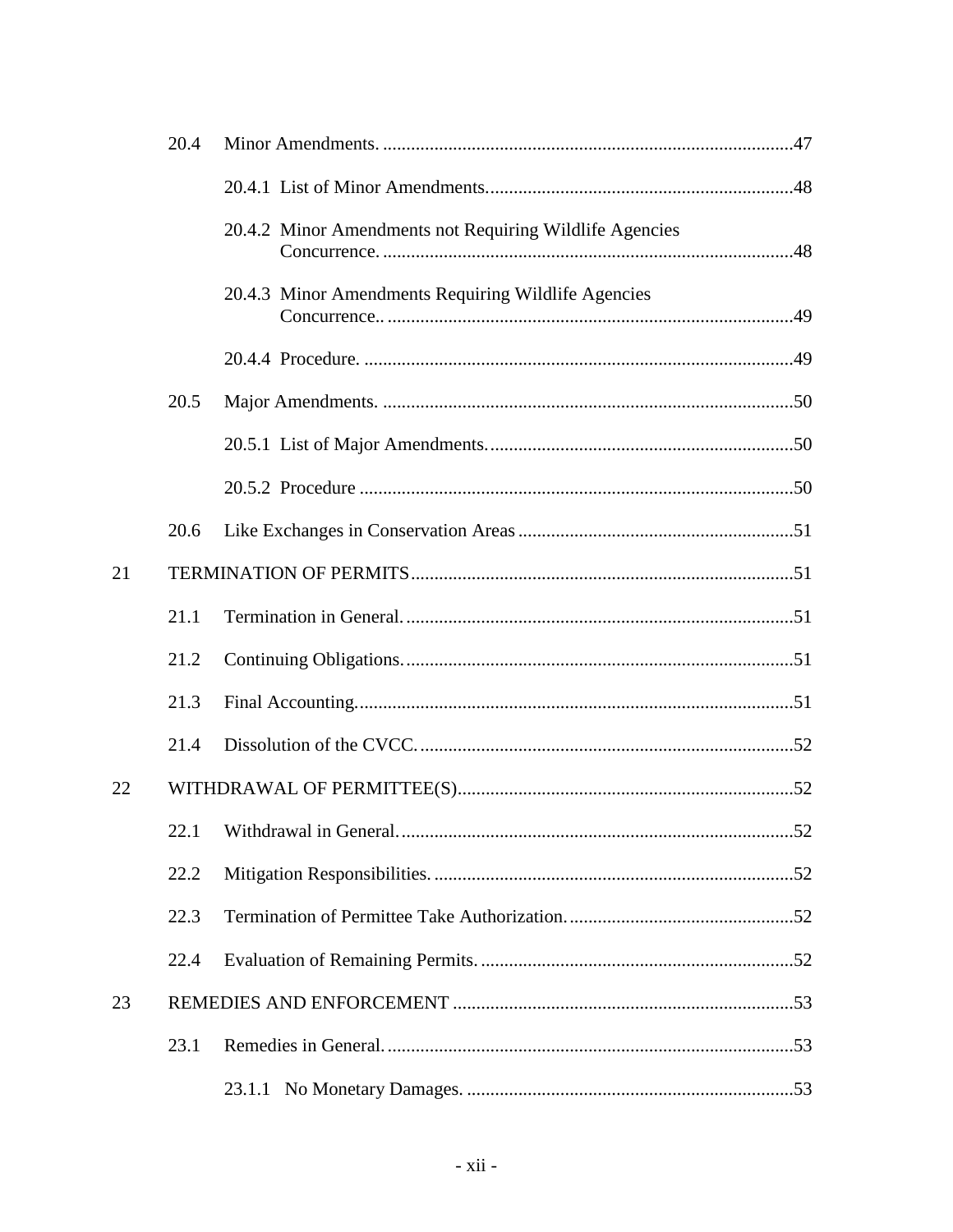20.4 Minor Amendments. ........................................................................................47

20.4.1 List of Minor Amendments..................................................................48

20.4.2 Minor Amendments not Requiring Wildlife Agencies Concurrence. ........................................................................................48

20.4.3 Minor Amendments Requiring Wildlife Agencies Concurrence.. .......................................................................................49

20.4.4 Procedure. ............................................................................................49

20.5 Major Amendments. ........................................................................................50

20.5.1 List of Major Amendments..................................................................50

20.5.2 Procedure .............................................................................................50

20.6 Like Exchanges in Conservation Areas ...........................................................51

21 TERMINATION OF PERMITS..................................................................................51

21.1 Termination in General....................................................................................51

21.2 Continuing Obligations....................................................................................51

21.3 Final Accounting..............................................................................................51

21.4 Dissolution of the CVCC.................................................................................52

22 WITHDRAWAL OF PERMITTEE(S)........................................................................52

22.1 Withdrawal in General.....................................................................................52

22.2 Mitigation Responsibilities. .............................................................................52

22.3 Termination of Permittee Take Authorization.................................................52

22.4 Evaluation of Remaining Permits. ...................................................................52

23 REMEDIES AND ENFORCEMENT .........................................................................53

23.1 Remedies in General........................................................................................53

23.1.1 No Monetary Damages. ......................................................................53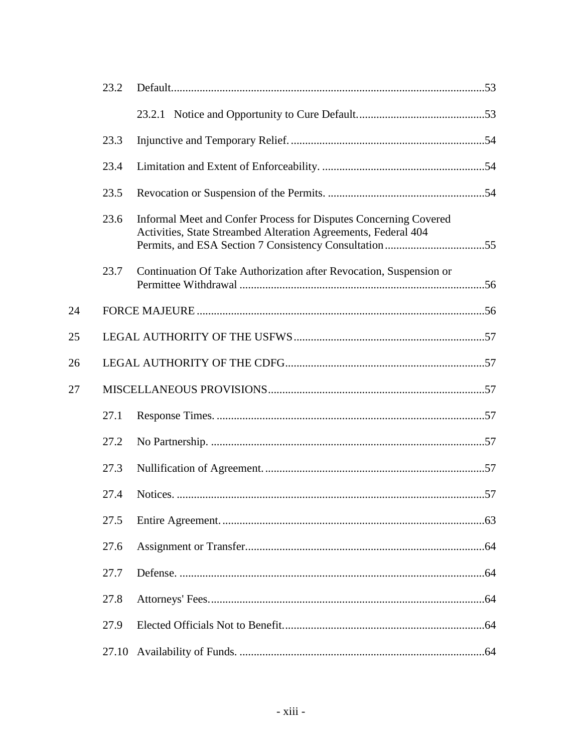| | | | |
|---|---|---|---|
| | 23.2 | Default | 53 |
| | | 23.2.1 Notice and Opportunity to Cure Default. | 53 |
| | 23.3 | Injunctive and Temporary Relief. | 54 |
| | 23.4 | Limitation and Extent of Enforceability. | 54 |
| | 23.5 | Revocation or Suspension of the Permits. | 54 |
| | 23.6 | Informal Meet and Confer Process for Disputes Concerning Covered Activities, State Streambed Alteration Agreements, Federal 404 Permits, and ESA Section 7 Consistency Consultation | 55 |
| | 23.7 | Continuation Of Take Authorization after Revocation, Suspension or Permittee Withdrawal | 56 |
| 24 | | FORCE MAJEURE | 56 |
| 25 | | LEGAL AUTHORITY OF THE USFWS | 57 |
| 26 | | LEGAL AUTHORITY OF THE CDFG | 57 |
| 27 | | MISCELLANEOUS PROVISIONS | 57 |
| | 27.1 | Response Times. | 57 |
| | 27.2 | No Partnership. | 57 |
| | 27.3 | Nullification of Agreement. | 57 |
| | 27.4 | Notices. | 57 |
| | 27.5 | Entire Agreement. | 63 |
| | 27.6 | Assignment or Transfer | 64 |
| | 27.7 | Defense. | 64 |
| | 27.8 | Attorneys' Fees. | 64 |
| | 27.9 | Elected Officials Not to Benefit. | 64 |
| | 27.10 | Availability of Funds. | 64 |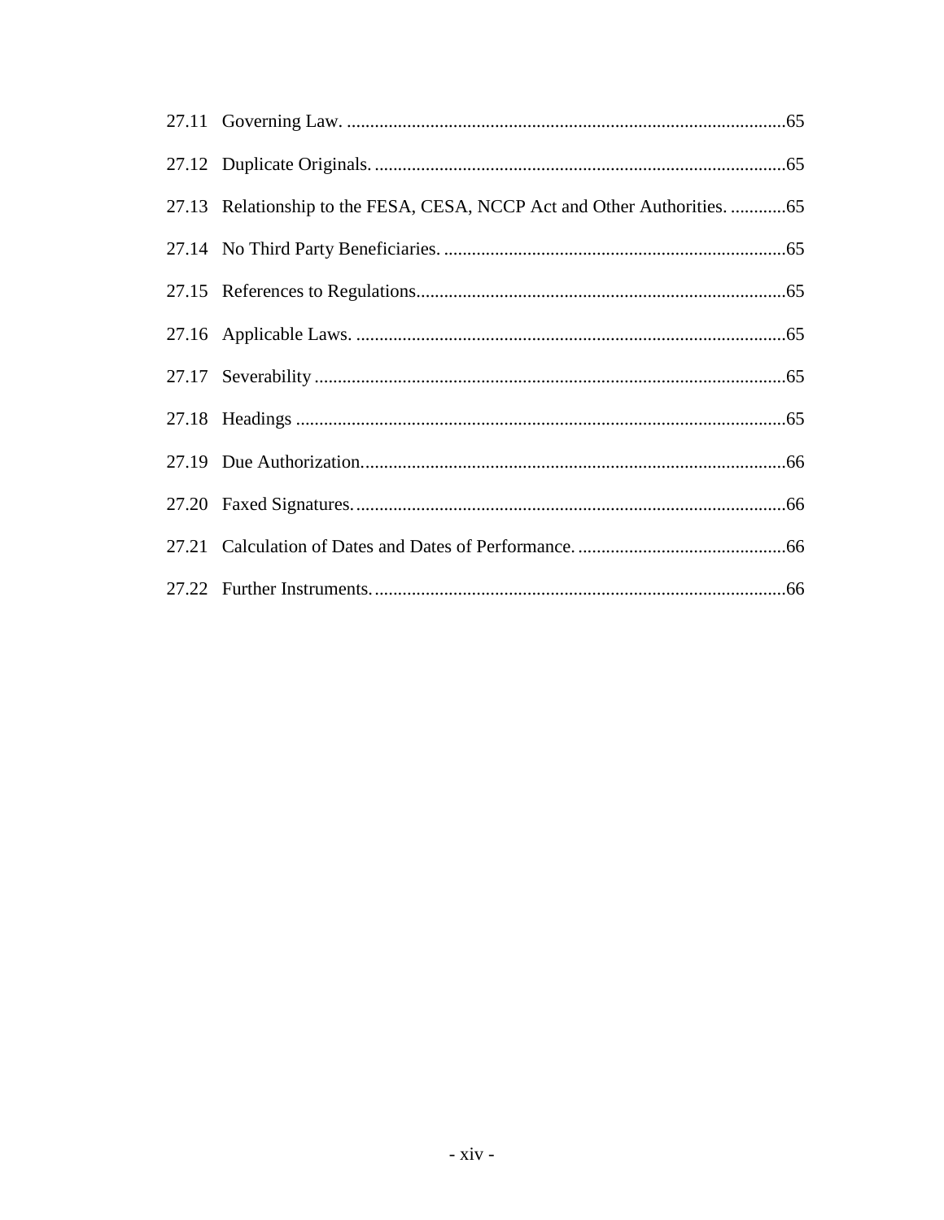27.11 Governing Law. ..............................................................................................65

27.12 Duplicate Originals. .........................................................................................65

27.13 Relationship to the FESA, CESA, NCCP Act and Other Authorities. ............65

27.14 No Third Party Beneficiaries. ..........................................................................65

27.15 References to Regulations................................................................................65

27.16 Applicable Laws. .............................................................................................65

27.17 Severability ......................................................................................................65

27.18 Headings ..........................................................................................................65

27.19 Due Authorization............................................................................................66

27.20 Faxed Signatures. .............................................................................................66

27.21 Calculation of Dates and Dates of Performance. .............................................66

27.22 Further Instruments. .........................................................................................66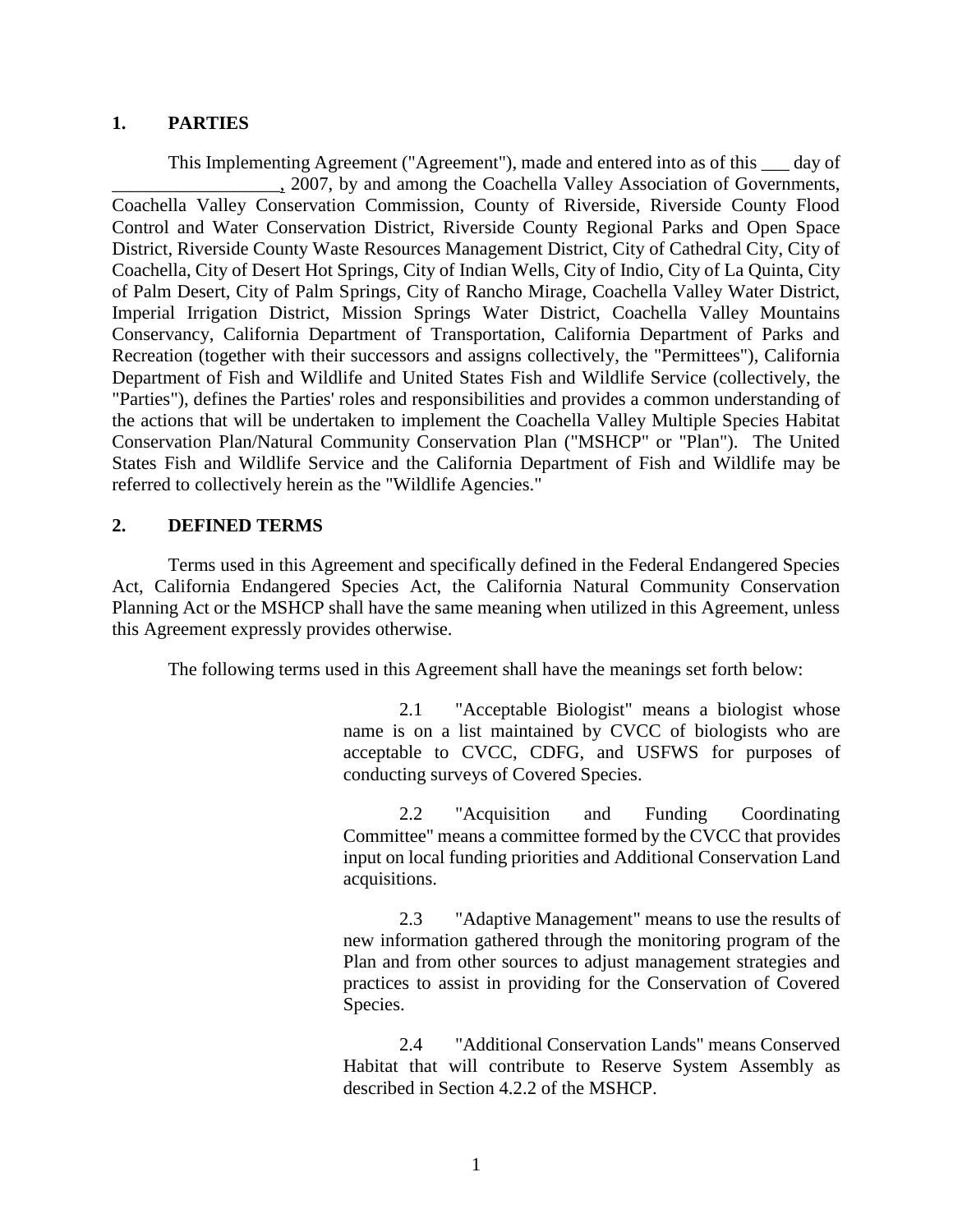## 1. PARTIES

This Implementing Agreement ("Agreement"), made and entered into as of this ___ day of __________________, 2007, by and among the Coachella Valley Association of Governments, Coachella Valley Conservation Commission, County of Riverside, Riverside County Flood Control and Water Conservation District, Riverside County Regional Parks and Open Space District, Riverside County Waste Resources Management District, City of Cathedral City, City of Coachella, City of Desert Hot Springs, City of Indian Wells, City of Indio, City of La Quinta, City of Palm Desert, City of Palm Springs, City of Rancho Mirage, Coachella Valley Water District, Imperial Irrigation District, Mission Springs Water District, Coachella Valley Mountains Conservancy, California Department of Transportation, California Department of Parks and Recreation (together with their successors and assigns collectively, the "Permittees"), California Department of Fish and Wildlife and United States Fish and Wildlife Service (collectively, the "Parties"), defines the Parties' roles and responsibilities and provides a common understanding of the actions that will be undertaken to implement the Coachella Valley Multiple Species Habitat Conservation Plan/Natural Community Conservation Plan ("MSHCP" or "Plan"). The United States Fish and Wildlife Service and the California Department of Fish and Wildlife may be referred to collectively herein as the "Wildlife Agencies."

## 2. DEFINED TERMS

Terms used in this Agreement and specifically defined in the Federal Endangered Species Act, California Endangered Species Act, the California Natural Community Conservation Planning Act or the MSHCP shall have the same meaning when utilized in this Agreement, unless this Agreement expressly provides otherwise.

The following terms used in this Agreement shall have the meanings set forth below:

2.1 "Acceptable Biologist" means a biologist whose name is on a list maintained by CVCC of biologists who are acceptable to CVCC, CDFG, and USFWS for purposes of conducting surveys of Covered Species.

2.2 "Acquisition and Funding Coordinating Committee" means a committee formed by the CVCC that provides input on local funding priorities and Additional Conservation Land acquisitions.

2.3 "Adaptive Management" means to use the results of new information gathered through the monitoring program of the Plan and from other sources to adjust management strategies and practices to assist in providing for the Conservation of Covered Species.

2.4 "Additional Conservation Lands" means Conserved Habitat that will contribute to Reserve System Assembly as described in Section 4.2.2 of the MSHCP.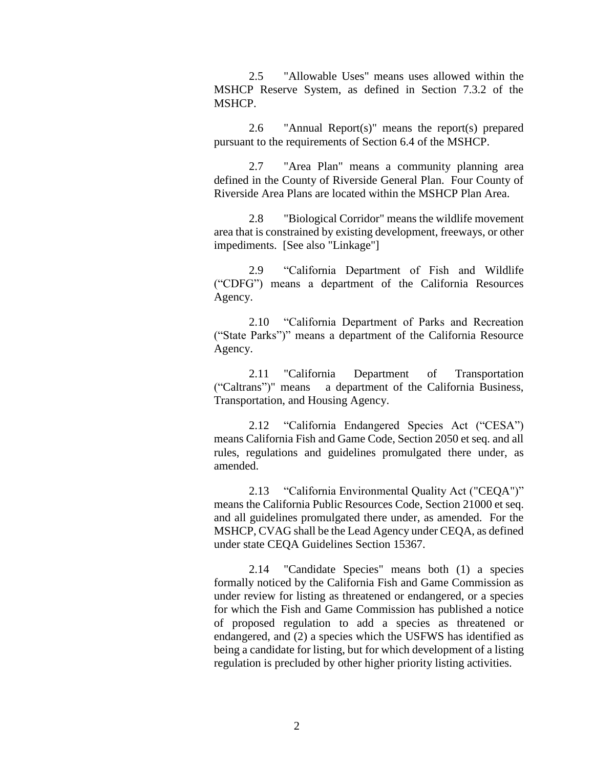2.5 "Allowable Uses" means uses allowed within the MSHCP Reserve System, as defined in Section 7.3.2 of the MSHCP.

2.6 "Annual Report(s)" means the report(s) prepared pursuant to the requirements of Section 6.4 of the MSHCP.

2.7 "Area Plan" means a community planning area defined in the County of Riverside General Plan. Four County of Riverside Area Plans are located within the MSHCP Plan Area.

2.8 "Biological Corridor" means the wildlife movement area that is constrained by existing development, freeways, or other impediments. [See also "Linkage"]

2.9 "California Department of Fish and Wildlife ("CDFG") means a department of the California Resources Agency.

2.10 "California Department of Parks and Recreation ("State Parks")" means a department of the California Resource Agency.

2.11 "California Department of Transportation ("Caltrans")" means a department of the California Business, Transportation, and Housing Agency.

2.12 "California Endangered Species Act ("CESA") means California Fish and Game Code, Section 2050 et seq. and all rules, regulations and guidelines promulgated there under, as amended.

2.13 "California Environmental Quality Act ("CEQA")" means the California Public Resources Code, Section 21000 et seq. and all guidelines promulgated there under, as amended. For the MSHCP, CVAG shall be the Lead Agency under CEQA, as defined under state CEQA Guidelines Section 15367.

2.14 "Candidate Species" means both (1) a species formally noticed by the California Fish and Game Commission as under review for listing as threatened or endangered, or a species for which the Fish and Game Commission has published a notice of proposed regulation to add a species as threatened or endangered, and (2) a species which the USFWS has identified as being a candidate for listing, but for which development of a listing regulation is precluded by other higher priority listing activities.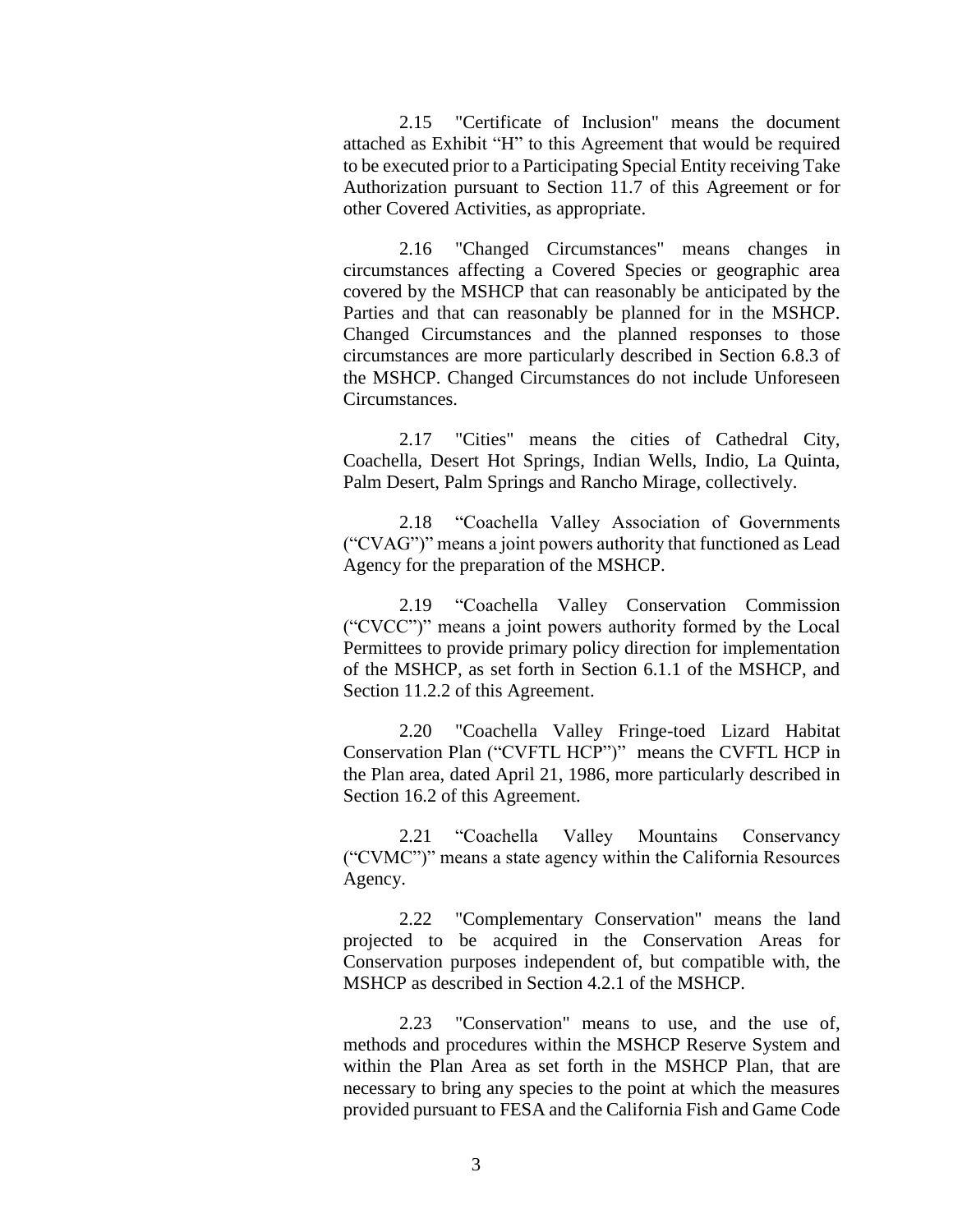2.15 "Certificate of Inclusion" means the document attached as Exhibit "H" to this Agreement that would be required to be executed prior to a Participating Special Entity receiving Take Authorization pursuant to Section 11.7 of this Agreement or for other Covered Activities, as appropriate.

2.16 "Changed Circumstances" means changes in circumstances affecting a Covered Species or geographic area covered by the MSHCP that can reasonably be anticipated by the Parties and that can reasonably be planned for in the MSHCP. Changed Circumstances and the planned responses to those circumstances are more particularly described in Section 6.8.3 of the MSHCP. Changed Circumstances do not include Unforeseen Circumstances.

2.17 "Cities" means the cities of Cathedral City, Coachella, Desert Hot Springs, Indian Wells, Indio, La Quinta, Palm Desert, Palm Springs and Rancho Mirage, collectively.

2.18 "Coachella Valley Association of Governments ("CVAG")" means a joint powers authority that functioned as Lead Agency for the preparation of the MSHCP.

2.19 "Coachella Valley Conservation Commission ("CVCC")" means a joint powers authority formed by the Local Permittees to provide primary policy direction for implementation of the MSHCP, as set forth in Section 6.1.1 of the MSHCP, and Section 11.2.2 of this Agreement.

2.20 "Coachella Valley Fringe-toed Lizard Habitat Conservation Plan ("CVFTL HCP")" means the CVFTL HCP in the Plan area, dated April 21, 1986, more particularly described in Section 16.2 of this Agreement.

2.21 "Coachella Valley Mountains Conservancy ("CVMC")" means a state agency within the California Resources Agency.

2.22 "Complementary Conservation" means the land projected to be acquired in the Conservation Areas for Conservation purposes independent of, but compatible with, the MSHCP as described in Section 4.2.1 of the MSHCP.

2.23 "Conservation" means to use, and the use of, methods and procedures within the MSHCP Reserve System and within the Plan Area as set forth in the MSHCP Plan, that are necessary to bring any species to the point at which the measures provided pursuant to FESA and the California Fish and Game Code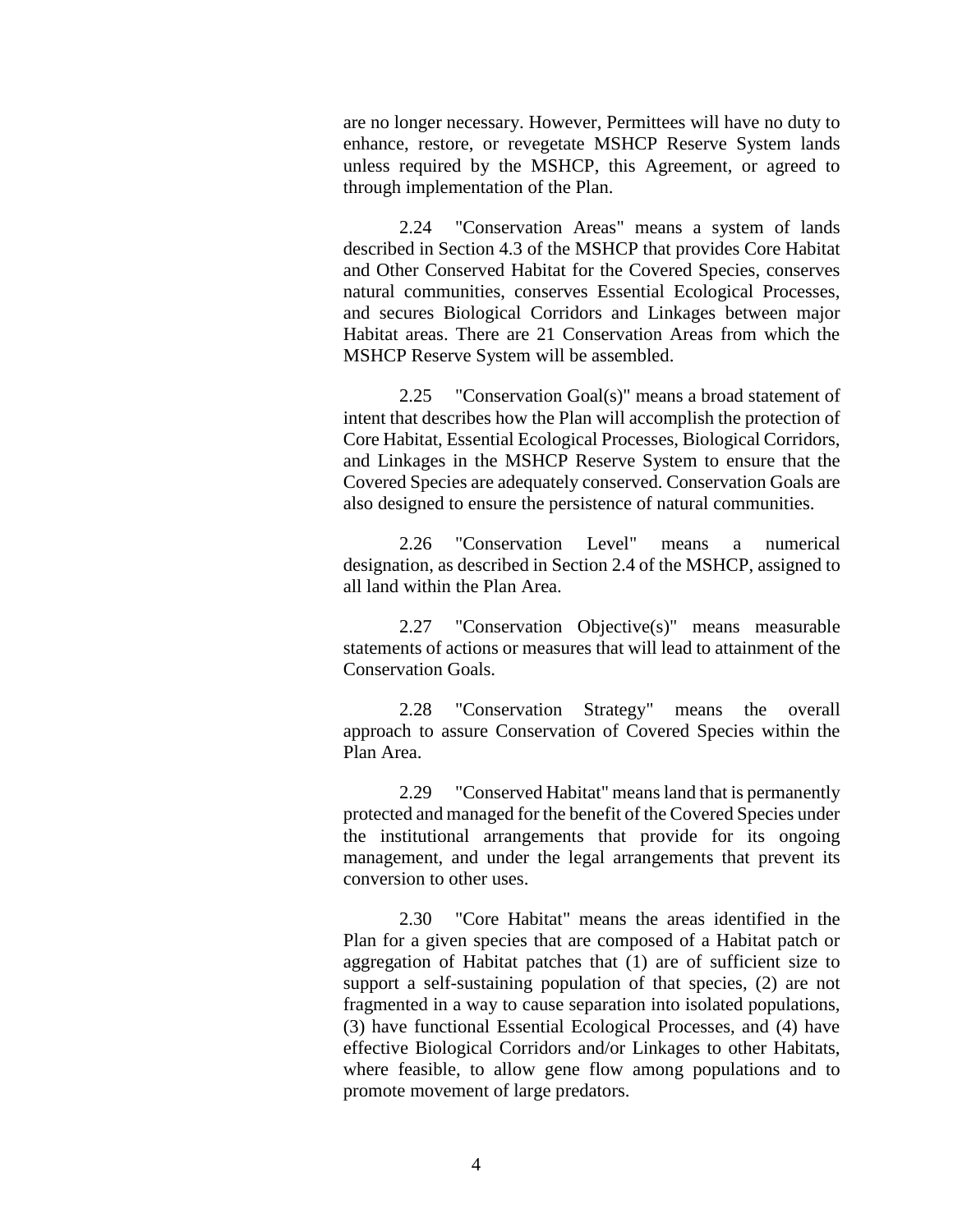are no longer necessary. However, Permittees will have no duty to enhance, restore, or revegetate MSHCP Reserve System lands unless required by the MSHCP, this Agreement, or agreed to through implementation of the Plan.

2.24 "Conservation Areas" means a system of lands described in Section 4.3 of the MSHCP that provides Core Habitat and Other Conserved Habitat for the Covered Species, conserves natural communities, conserves Essential Ecological Processes, and secures Biological Corridors and Linkages between major Habitat areas. There are 21 Conservation Areas from which the MSHCP Reserve System will be assembled.

2.25 "Conservation Goal(s)" means a broad statement of intent that describes how the Plan will accomplish the protection of Core Habitat, Essential Ecological Processes, Biological Corridors, and Linkages in the MSHCP Reserve System to ensure that the Covered Species are adequately conserved. Conservation Goals are also designed to ensure the persistence of natural communities.

2.26 "Conservation Level" means a numerical designation, as described in Section 2.4 of the MSHCP, assigned to all land within the Plan Area.

2.27 "Conservation Objective(s)" means measurable statements of actions or measures that will lead to attainment of the Conservation Goals.

2.28 "Conservation Strategy" means the overall approach to assure Conservation of Covered Species within the Plan Area.

2.29 "Conserved Habitat" means land that is permanently protected and managed for the benefit of the Covered Species under the institutional arrangements that provide for its ongoing management, and under the legal arrangements that prevent its conversion to other uses.

2.30 "Core Habitat" means the areas identified in the Plan for a given species that are composed of a Habitat patch or aggregation of Habitat patches that (1) are of sufficient size to support a self-sustaining population of that species, (2) are not fragmented in a way to cause separation into isolated populations, (3) have functional Essential Ecological Processes, and (4) have effective Biological Corridors and/or Linkages to other Habitats, where feasible, to allow gene flow among populations and to promote movement of large predators.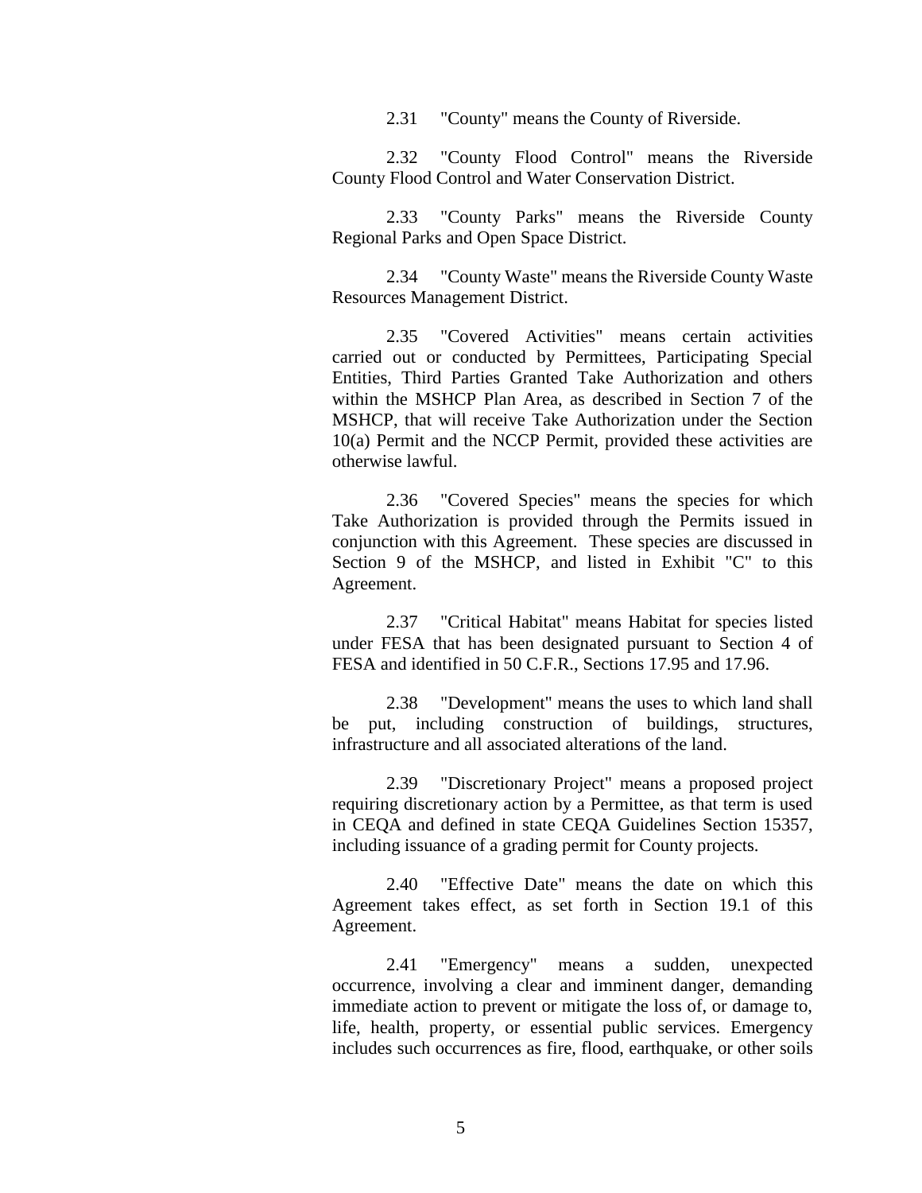2.31 "County" means the County of Riverside.

2.32 "County Flood Control" means the Riverside County Flood Control and Water Conservation District.

2.33 "County Parks" means the Riverside County Regional Parks and Open Space District.

2.34 "County Waste" means the Riverside County Waste Resources Management District.

2.35 "Covered Activities" means certain activities carried out or conducted by Permittees, Participating Special Entities, Third Parties Granted Take Authorization and others within the MSHCP Plan Area, as described in Section 7 of the MSHCP, that will receive Take Authorization under the Section 10(a) Permit and the NCCP Permit, provided these activities are otherwise lawful.

2.36 "Covered Species" means the species for which Take Authorization is provided through the Permits issued in conjunction with this Agreement. These species are discussed in Section 9 of the MSHCP, and listed in Exhibit "C" to this Agreement.

2.37 "Critical Habitat" means Habitat for species listed under FESA that has been designated pursuant to Section 4 of FESA and identified in 50 C.F.R., Sections 17.95 and 17.96.

2.38 "Development" means the uses to which land shall be put, including construction of buildings, structures, infrastructure and all associated alterations of the land.

2.39 "Discretionary Project" means a proposed project requiring discretionary action by a Permittee, as that term is used in CEQA and defined in state CEQA Guidelines Section 15357, including issuance of a grading permit for County projects.

2.40 "Effective Date" means the date on which this Agreement takes effect, as set forth in Section 19.1 of this Agreement.

2.41 "Emergency" means a sudden, unexpected occurrence, involving a clear and imminent danger, demanding immediate action to prevent or mitigate the loss of, or damage to, life, health, property, or essential public services. Emergency includes such occurrences as fire, flood, earthquake, or other soils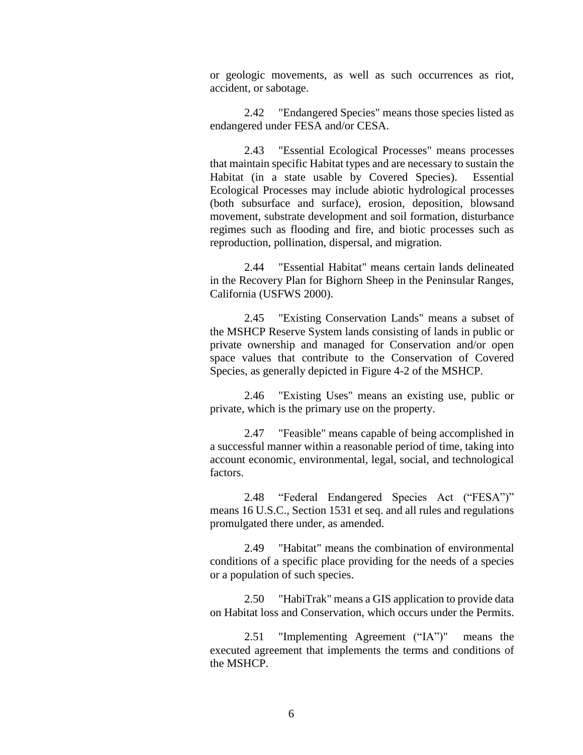or geologic movements, as well as such occurrences as riot, accident, or sabotage.

2.42 "Endangered Species" means those species listed as endangered under FESA and/or CESA.

2.43 "Essential Ecological Processes" means processes that maintain specific Habitat types and are necessary to sustain the Habitat (in a state usable by Covered Species). Essential Ecological Processes may include abiotic hydrological processes (both subsurface and surface), erosion, deposition, blowsand movement, substrate development and soil formation, disturbance regimes such as flooding and fire, and biotic processes such as reproduction, pollination, dispersal, and migration.

2.44 "Essential Habitat" means certain lands delineated in the Recovery Plan for Bighorn Sheep in the Peninsular Ranges, California (USFWS 2000).

2.45 "Existing Conservation Lands" means a subset of the MSHCP Reserve System lands consisting of lands in public or private ownership and managed for Conservation and/or open space values that contribute to the Conservation of Covered Species, as generally depicted in Figure 4-2 of the MSHCP.

2.46 "Existing Uses" means an existing use, public or private, which is the primary use on the property.

2.47 "Feasible" means capable of being accomplished in a successful manner within a reasonable period of time, taking into account economic, environmental, legal, social, and technological factors.

2.48 "Federal Endangered Species Act ("FESA")" means 16 U.S.C., Section 1531 et seq. and all rules and regulations promulgated there under, as amended.

2.49 "Habitat" means the combination of environmental conditions of a specific place providing for the needs of a species or a population of such species.

2.50 "HabiTrak" means a GIS application to provide data on Habitat loss and Conservation, which occurs under the Permits.

2.51 "Implementing Agreement ("IA")" means the executed agreement that implements the terms and conditions of the MSHCP.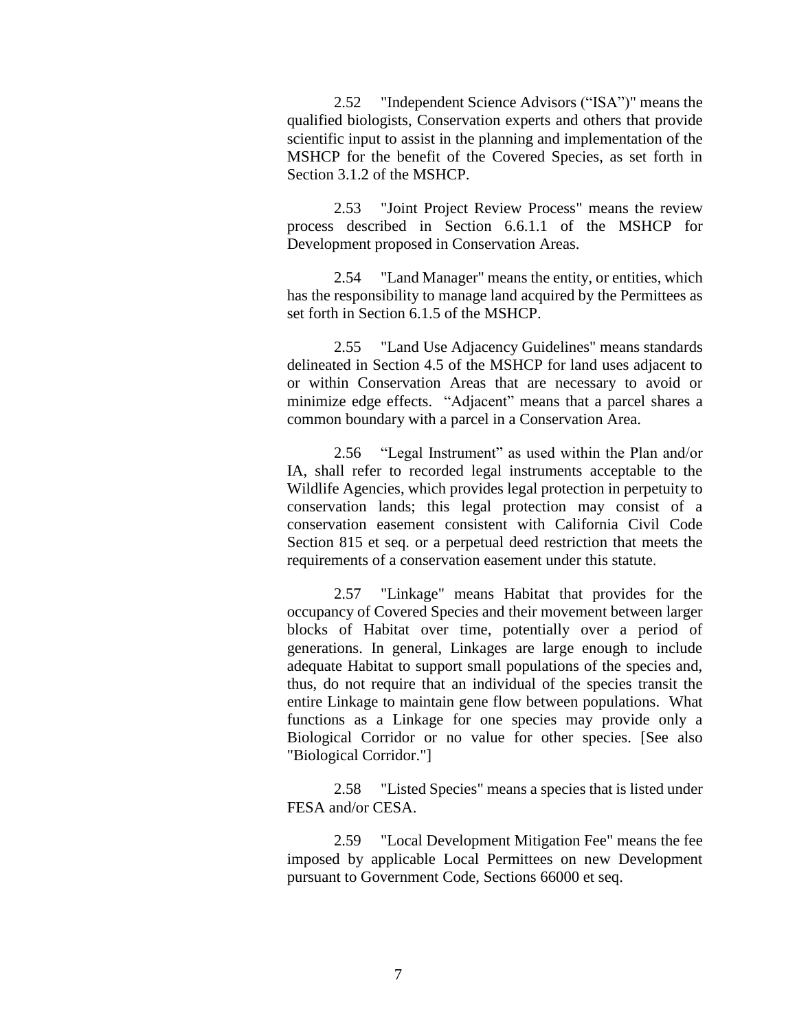2.52 "Independent Science Advisors ("ISA")" means the qualified biologists, Conservation experts and others that provide scientific input to assist in the planning and implementation of the MSHCP for the benefit of the Covered Species, as set forth in Section 3.1.2 of the MSHCP.

2.53 "Joint Project Review Process" means the review process described in Section 6.6.1.1 of the MSHCP for Development proposed in Conservation Areas.

2.54 "Land Manager" means the entity, or entities, which has the responsibility to manage land acquired by the Permittees as set forth in Section 6.1.5 of the MSHCP.

2.55 "Land Use Adjacency Guidelines" means standards delineated in Section 4.5 of the MSHCP for land uses adjacent to or within Conservation Areas that are necessary to avoid or minimize edge effects. "Adjacent" means that a parcel shares a common boundary with a parcel in a Conservation Area.

2.56 "Legal Instrument" as used within the Plan and/or IA, shall refer to recorded legal instruments acceptable to the Wildlife Agencies, which provides legal protection in perpetuity to conservation lands; this legal protection may consist of a conservation easement consistent with California Civil Code Section 815 et seq. or a perpetual deed restriction that meets the requirements of a conservation easement under this statute.

2.57 "Linkage" means Habitat that provides for the occupancy of Covered Species and their movement between larger blocks of Habitat over time, potentially over a period of generations. In general, Linkages are large enough to include adequate Habitat to support small populations of the species and, thus, do not require that an individual of the species transit the entire Linkage to maintain gene flow between populations. What functions as a Linkage for one species may provide only a Biological Corridor or no value for other species. [See also "Biological Corridor."]

2.58 "Listed Species" means a species that is listed under FESA and/or CESA.

2.59 "Local Development Mitigation Fee" means the fee imposed by applicable Local Permittees on new Development pursuant to Government Code, Sections 66000 et seq.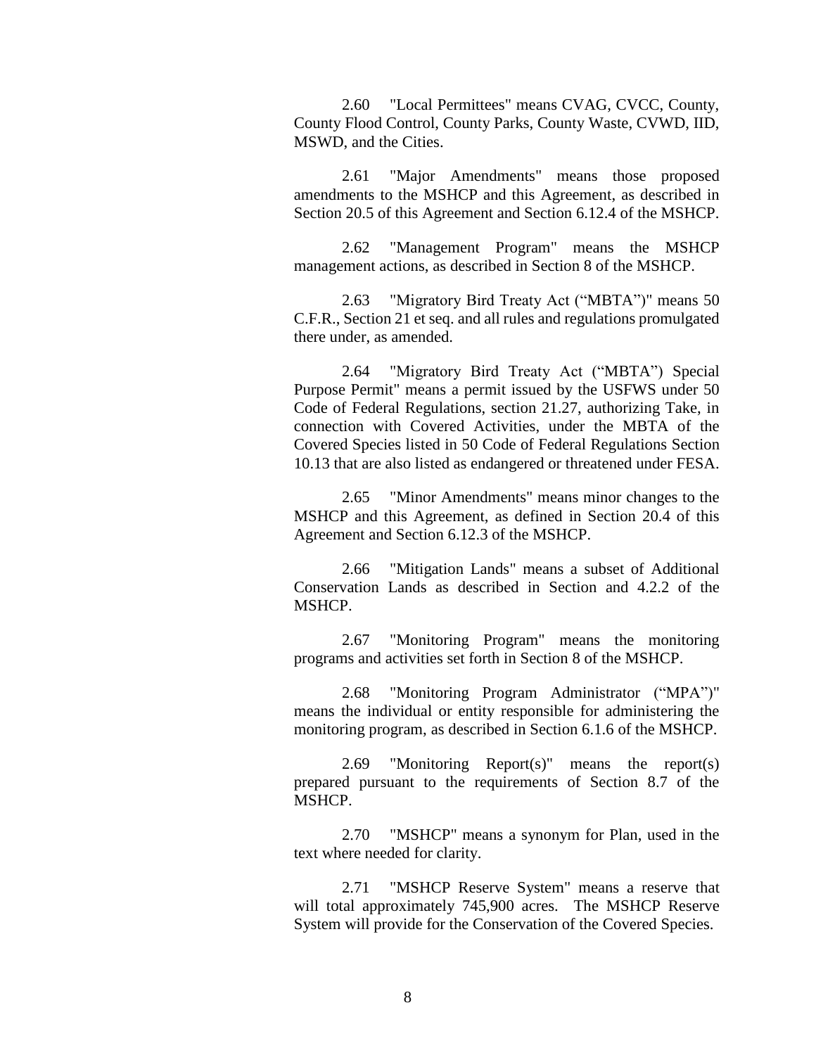2.60 "Local Permittees" means CVAG, CVCC, County, County Flood Control, County Parks, County Waste, CVWD, IID, MSWD, and the Cities.

2.61 "Major Amendments" means those proposed amendments to the MSHCP and this Agreement, as described in Section 20.5 of this Agreement and Section 6.12.4 of the MSHCP.

2.62 "Management Program" means the MSHCP management actions, as described in Section 8 of the MSHCP.

2.63 "Migratory Bird Treaty Act ("MBTA")" means 50 C.F.R., Section 21 et seq. and all rules and regulations promulgated there under, as amended.

2.64 "Migratory Bird Treaty Act ("MBTA") Special Purpose Permit" means a permit issued by the USFWS under 50 Code of Federal Regulations, section 21.27, authorizing Take, in connection with Covered Activities, under the MBTA of the Covered Species listed in 50 Code of Federal Regulations Section 10.13 that are also listed as endangered or threatened under FESA.

2.65 "Minor Amendments" means minor changes to the MSHCP and this Agreement, as defined in Section 20.4 of this Agreement and Section 6.12.3 of the MSHCP.

2.66 "Mitigation Lands" means a subset of Additional Conservation Lands as described in Section and 4.2.2 of the MSHCP.

2.67 "Monitoring Program" means the monitoring programs and activities set forth in Section 8 of the MSHCP.

2.68 "Monitoring Program Administrator ("MPA")" means the individual or entity responsible for administering the monitoring program, as described in Section 6.1.6 of the MSHCP.

2.69 "Monitoring Report(s)" means the report(s) prepared pursuant to the requirements of Section 8.7 of the MSHCP.

2.70 "MSHCP" means a synonym for Plan, used in the text where needed for clarity.

2.71 "MSHCP Reserve System" means a reserve that will total approximately 745,900 acres. The MSHCP Reserve System will provide for the Conservation of the Covered Species.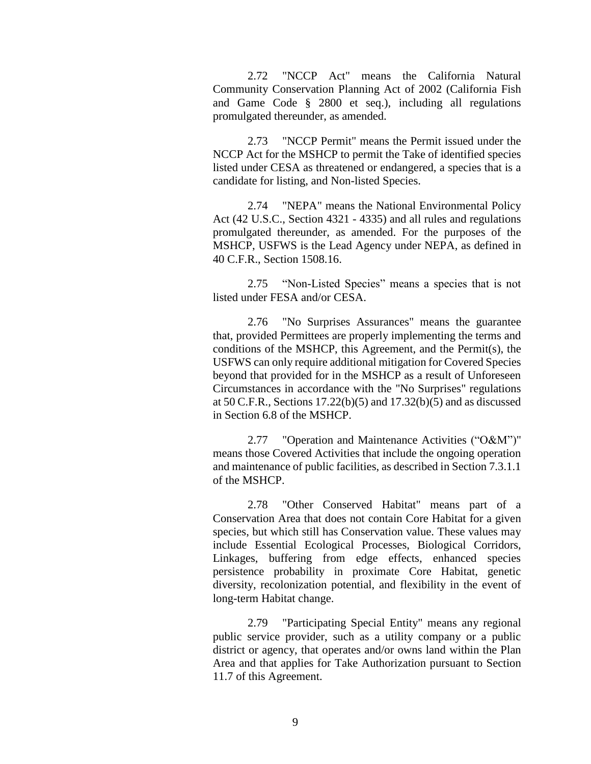2.72 "NCCP Act" means the California Natural Community Conservation Planning Act of 2002 (California Fish and Game Code § 2800 et seq.), including all regulations promulgated thereunder, as amended.

2.73 "NCCP Permit" means the Permit issued under the NCCP Act for the MSHCP to permit the Take of identified species listed under CESA as threatened or endangered, a species that is a candidate for listing, and Non-listed Species.

2.74 "NEPA" means the National Environmental Policy Act (42 U.S.C., Section 4321 - 4335) and all rules and regulations promulgated thereunder, as amended. For the purposes of the MSHCP, USFWS is the Lead Agency under NEPA, as defined in 40 C.F.R., Section 1508.16.

2.75 "Non-Listed Species" means a species that is not listed under FESA and/or CESA.

2.76 "No Surprises Assurances" means the guarantee that, provided Permittees are properly implementing the terms and conditions of the MSHCP, this Agreement, and the Permit(s), the USFWS can only require additional mitigation for Covered Species beyond that provided for in the MSHCP as a result of Unforeseen Circumstances in accordance with the "No Surprises" regulations at 50 C.F.R., Sections 17.22(b)(5) and 17.32(b)(5) and as discussed in Section 6.8 of the MSHCP.

2.77 "Operation and Maintenance Activities ("O&M")" means those Covered Activities that include the ongoing operation and maintenance of public facilities, as described in Section 7.3.1.1 of the MSHCP.

2.78 "Other Conserved Habitat" means part of a Conservation Area that does not contain Core Habitat for a given species, but which still has Conservation value. These values may include Essential Ecological Processes, Biological Corridors, Linkages, buffering from edge effects, enhanced species persistence probability in proximate Core Habitat, genetic diversity, recolonization potential, and flexibility in the event of long-term Habitat change.

2.79 "Participating Special Entity" means any regional public service provider, such as a utility company or a public district or agency, that operates and/or owns land within the Plan Area and that applies for Take Authorization pursuant to Section 11.7 of this Agreement.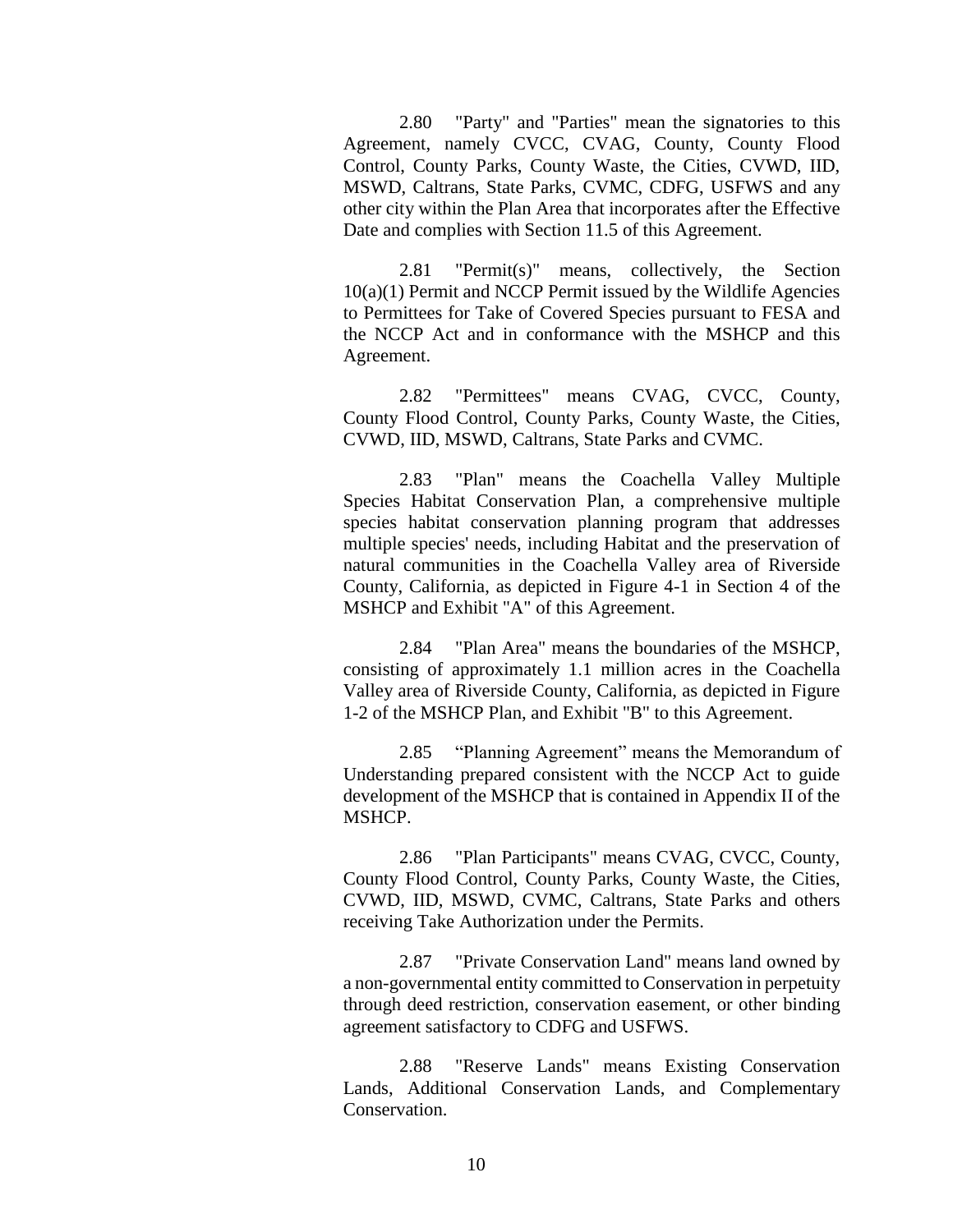2.80 "Party" and "Parties" mean the signatories to this Agreement, namely CVCC, CVAG, County, County Flood Control, County Parks, County Waste, the Cities, CVWD, IID, MSWD, Caltrans, State Parks, CVMC, CDFG, USFWS and any other city within the Plan Area that incorporates after the Effective Date and complies with Section 11.5 of this Agreement.

2.81 "Permit(s)" means, collectively, the Section 10(a)(1) Permit and NCCP Permit issued by the Wildlife Agencies to Permittees for Take of Covered Species pursuant to FESA and the NCCP Act and in conformance with the MSHCP and this Agreement.

2.82 "Permittees" means CVAG, CVCC, County, County Flood Control, County Parks, County Waste, the Cities, CVWD, IID, MSWD, Caltrans, State Parks and CVMC.

2.83 "Plan" means the Coachella Valley Multiple Species Habitat Conservation Plan, a comprehensive multiple species habitat conservation planning program that addresses multiple species' needs, including Habitat and the preservation of natural communities in the Coachella Valley area of Riverside County, California, as depicted in Figure 4-1 in Section 4 of the MSHCP and Exhibit "A" of this Agreement.

2.84 "Plan Area" means the boundaries of the MSHCP, consisting of approximately 1.1 million acres in the Coachella Valley area of Riverside County, California, as depicted in Figure 1-2 of the MSHCP Plan, and Exhibit "B" to this Agreement.

2.85 "Planning Agreement" means the Memorandum of Understanding prepared consistent with the NCCP Act to guide development of the MSHCP that is contained in Appendix II of the MSHCP.

2.86 "Plan Participants" means CVAG, CVCC, County, County Flood Control, County Parks, County Waste, the Cities, CVWD, IID, MSWD, CVMC, Caltrans, State Parks and others receiving Take Authorization under the Permits.

2.87 "Private Conservation Land" means land owned by a non-governmental entity committed to Conservation in perpetuity through deed restriction, conservation easement, or other binding agreement satisfactory to CDFG and USFWS.

2.88 "Reserve Lands" means Existing Conservation Lands, Additional Conservation Lands, and Complementary Conservation.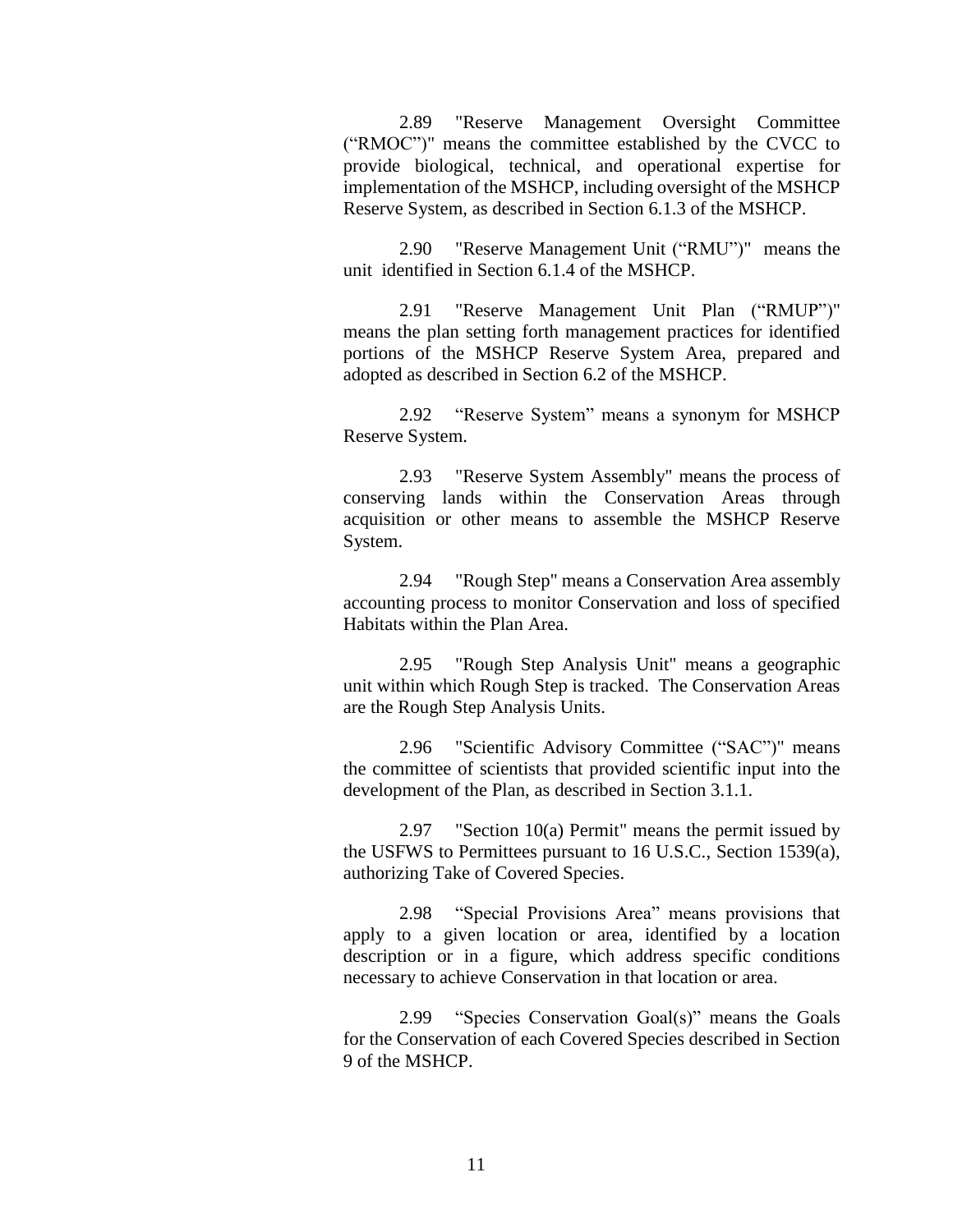2.89 "Reserve Management Oversight Committee ("RMOC")" means the committee established by the CVCC to provide biological, technical, and operational expertise for implementation of the MSHCP, including oversight of the MSHCP Reserve System, as described in Section 6.1.3 of the MSHCP.

2.90 "Reserve Management Unit ("RMU")" means the unit identified in Section 6.1.4 of the MSHCP.

2.91 "Reserve Management Unit Plan ("RMUP")" means the plan setting forth management practices for identified portions of the MSHCP Reserve System Area, prepared and adopted as described in Section 6.2 of the MSHCP.

2.92 "Reserve System" means a synonym for MSHCP Reserve System.

2.93 "Reserve System Assembly" means the process of conserving lands within the Conservation Areas through acquisition or other means to assemble the MSHCP Reserve System.

2.94 "Rough Step" means a Conservation Area assembly accounting process to monitor Conservation and loss of specified Habitats within the Plan Area.

2.95 "Rough Step Analysis Unit" means a geographic unit within which Rough Step is tracked. The Conservation Areas are the Rough Step Analysis Units.

2.96 "Scientific Advisory Committee ("SAC")" means the committee of scientists that provided scientific input into the development of the Plan, as described in Section 3.1.1.

2.97 "Section 10(a) Permit" means the permit issued by the USFWS to Permittees pursuant to 16 U.S.C., Section 1539(a), authorizing Take of Covered Species.

2.98 "Special Provisions Area" means provisions that apply to a given location or area, identified by a location description or in a figure, which address specific conditions necessary to achieve Conservation in that location or area.

2.99 "Species Conservation Goal(s)" means the Goals for the Conservation of each Covered Species described in Section 9 of the MSHCP.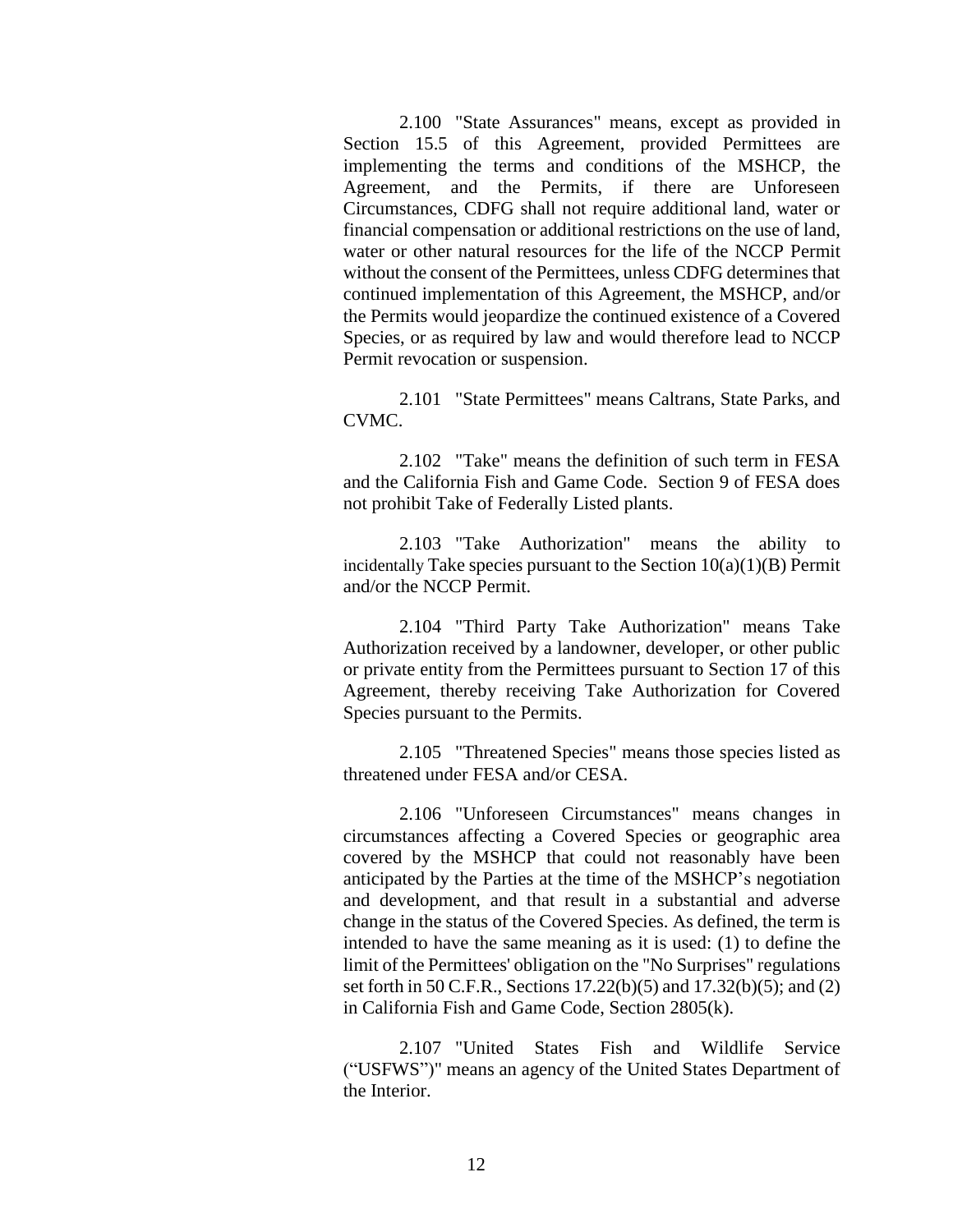2.100 "State Assurances" means, except as provided in Section 15.5 of this Agreement, provided Permittees are implementing the terms and conditions of the MSHCP, the Agreement, and the Permits, if there are Unforeseen Circumstances, CDFG shall not require additional land, water or financial compensation or additional restrictions on the use of land, water or other natural resources for the life of the NCCP Permit without the consent of the Permittees, unless CDFG determines that continued implementation of this Agreement, the MSHCP, and/or the Permits would jeopardize the continued existence of a Covered Species, or as required by law and would therefore lead to NCCP Permit revocation or suspension.

2.101 "State Permittees" means Caltrans, State Parks, and CVMC.

2.102 "Take" means the definition of such term in FESA and the California Fish and Game Code. Section 9 of FESA does not prohibit Take of Federally Listed plants.

2.103 "Take Authorization" means the ability to incidentally Take species pursuant to the Section 10(a)(1)(B) Permit and/or the NCCP Permit.

2.104 "Third Party Take Authorization" means Take Authorization received by a landowner, developer, or other public or private entity from the Permittees pursuant to Section 17 of this Agreement, thereby receiving Take Authorization for Covered Species pursuant to the Permits.

2.105 "Threatened Species" means those species listed as threatened under FESA and/or CESA.

2.106 "Unforeseen Circumstances" means changes in circumstances affecting a Covered Species or geographic area covered by the MSHCP that could not reasonably have been anticipated by the Parties at the time of the MSHCP's negotiation and development, and that result in a substantial and adverse change in the status of the Covered Species. As defined, the term is intended to have the same meaning as it is used: (1) to define the limit of the Permittees' obligation on the "No Surprises" regulations set forth in 50 C.F.R., Sections 17.22(b)(5) and 17.32(b)(5); and (2) in California Fish and Game Code, Section 2805(k).

2.107 "United States Fish and Wildlife Service ("USFWS")" means an agency of the United States Department of the Interior.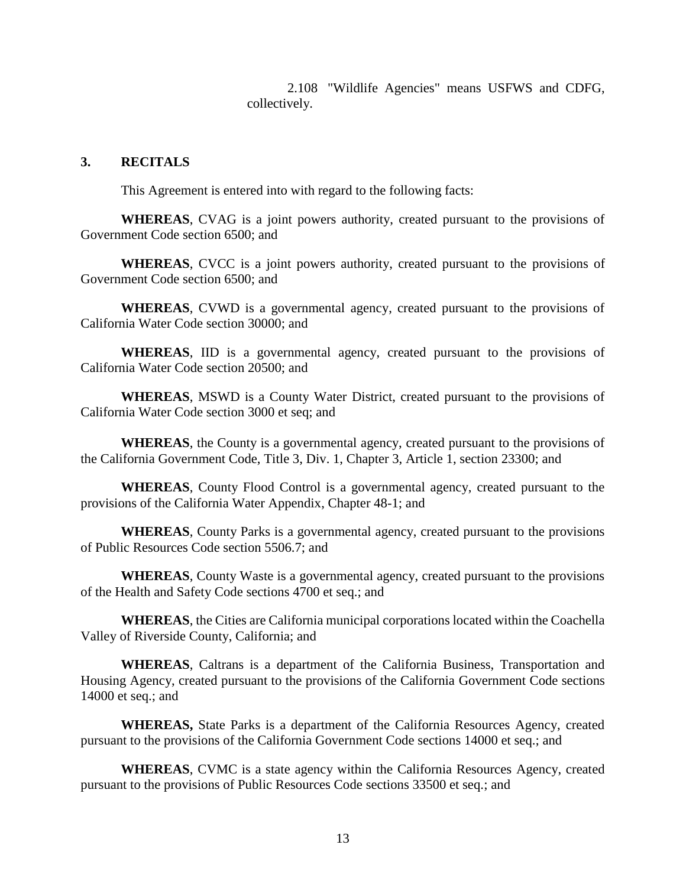2.108 "Wildlife Agencies" means USFWS and CDFG, collectively.

## 3. RECITALS

This Agreement is entered into with regard to the following facts:

**WHEREAS**, CVAG is a joint powers authority, created pursuant to the provisions of Government Code section 6500; and

**WHEREAS**, CVCC is a joint powers authority, created pursuant to the provisions of Government Code section 6500; and

**WHEREAS**, CVWD is a governmental agency, created pursuant to the provisions of California Water Code section 30000; and

**WHEREAS**, IID is a governmental agency, created pursuant to the provisions of California Water Code section 20500; and

**WHEREAS**, MSWD is a County Water District, created pursuant to the provisions of California Water Code section 3000 et seq; and

**WHEREAS**, the County is a governmental agency, created pursuant to the provisions of the California Government Code, Title 3, Div. 1, Chapter 3, Article 1, section 23300; and

**WHEREAS**, County Flood Control is a governmental agency, created pursuant to the provisions of the California Water Appendix, Chapter 48-1; and

**WHEREAS**, County Parks is a governmental agency, created pursuant to the provisions of Public Resources Code section 5506.7; and

**WHEREAS**, County Waste is a governmental agency, created pursuant to the provisions of the Health and Safety Code sections 4700 et seq.; and

**WHEREAS**, the Cities are California municipal corporations located within the Coachella Valley of Riverside County, California; and

**WHEREAS**, Caltrans is a department of the California Business, Transportation and Housing Agency, created pursuant to the provisions of the California Government Code sections 14000 et seq.; and

**WHEREAS,** State Parks is a department of the California Resources Agency, created pursuant to the provisions of the California Government Code sections 14000 et seq.; and

**WHEREAS**, CVMC is a state agency within the California Resources Agency, created pursuant to the provisions of Public Resources Code sections 33500 et seq.; and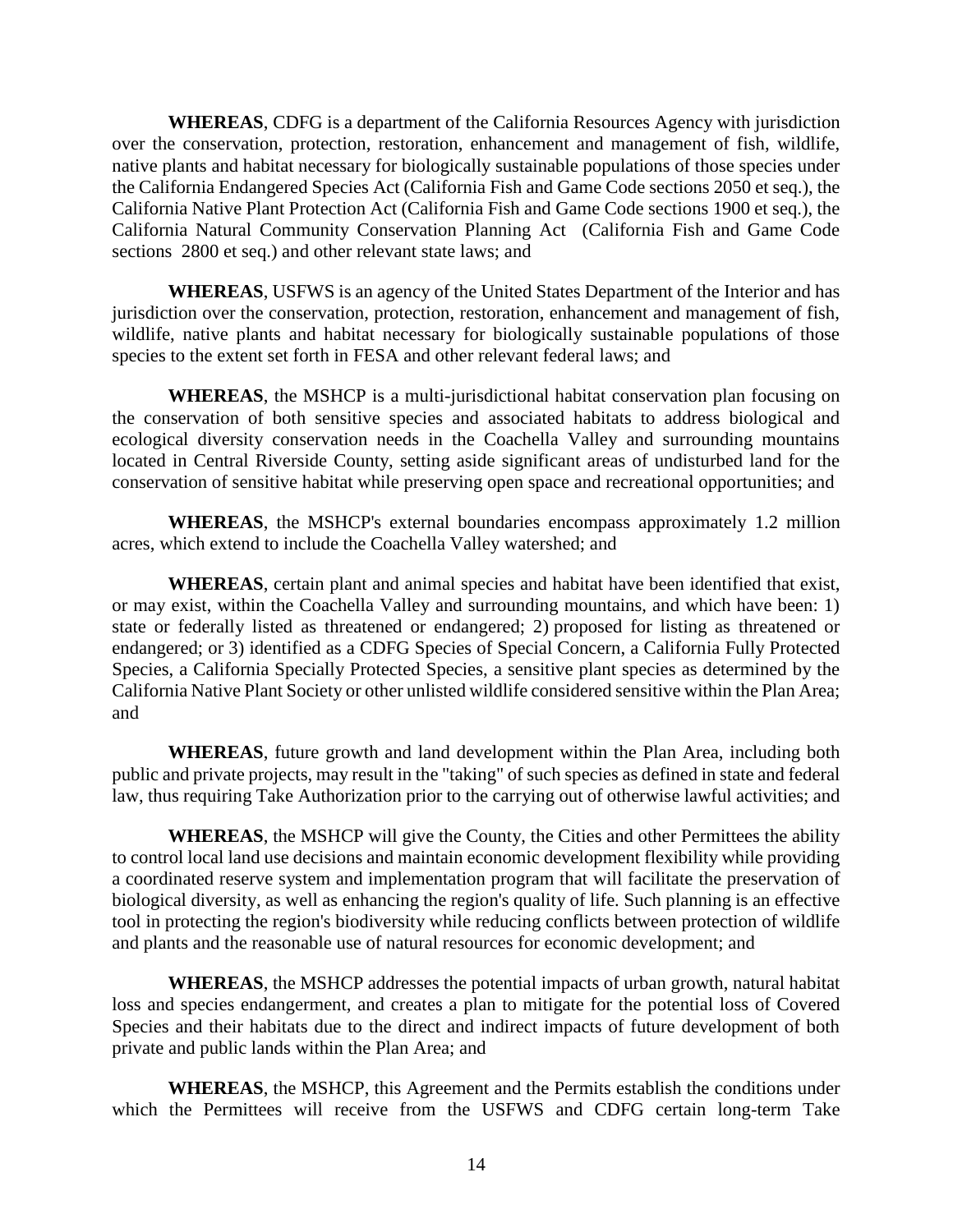**WHEREAS**, CDFG is a department of the California Resources Agency with jurisdiction over the conservation, protection, restoration, enhancement and management of fish, wildlife, native plants and habitat necessary for biologically sustainable populations of those species under the California Endangered Species Act (California Fish and Game Code sections 2050 et seq.), the California Native Plant Protection Act (California Fish and Game Code sections 1900 et seq.), the California Natural Community Conservation Planning Act (California Fish and Game Code sections 2800 et seq.) and other relevant state laws; and

**WHEREAS**, USFWS is an agency of the United States Department of the Interior and has jurisdiction over the conservation, protection, restoration, enhancement and management of fish, wildlife, native plants and habitat necessary for biologically sustainable populations of those species to the extent set forth in FESA and other relevant federal laws; and

**WHEREAS**, the MSHCP is a multi-jurisdictional habitat conservation plan focusing on the conservation of both sensitive species and associated habitats to address biological and ecological diversity conservation needs in the Coachella Valley and surrounding mountains located in Central Riverside County, setting aside significant areas of undisturbed land for the conservation of sensitive habitat while preserving open space and recreational opportunities; and

**WHEREAS**, the MSHCP's external boundaries encompass approximately 1.2 million acres, which extend to include the Coachella Valley watershed; and

**WHEREAS**, certain plant and animal species and habitat have been identified that exist, or may exist, within the Coachella Valley and surrounding mountains, and which have been: 1) state or federally listed as threatened or endangered; 2) proposed for listing as threatened or endangered; or 3) identified as a CDFG Species of Special Concern, a California Fully Protected Species, a California Specially Protected Species, a sensitive plant species as determined by the California Native Plant Society or other unlisted wildlife considered sensitive within the Plan Area; and

**WHEREAS**, future growth and land development within the Plan Area, including both public and private projects, may result in the "taking" of such species as defined in state and federal law, thus requiring Take Authorization prior to the carrying out of otherwise lawful activities; and

**WHEREAS**, the MSHCP will give the County, the Cities and other Permittees the ability to control local land use decisions and maintain economic development flexibility while providing a coordinated reserve system and implementation program that will facilitate the preservation of biological diversity, as well as enhancing the region's quality of life. Such planning is an effective tool in protecting the region's biodiversity while reducing conflicts between protection of wildlife and plants and the reasonable use of natural resources for economic development; and

**WHEREAS**, the MSHCP addresses the potential impacts of urban growth, natural habitat loss and species endangerment, and creates a plan to mitigate for the potential loss of Covered Species and their habitats due to the direct and indirect impacts of future development of both private and public lands within the Plan Area; and

**WHEREAS**, the MSHCP, this Agreement and the Permits establish the conditions under which the Permittees will receive from the USFWS and CDFG certain long-term Take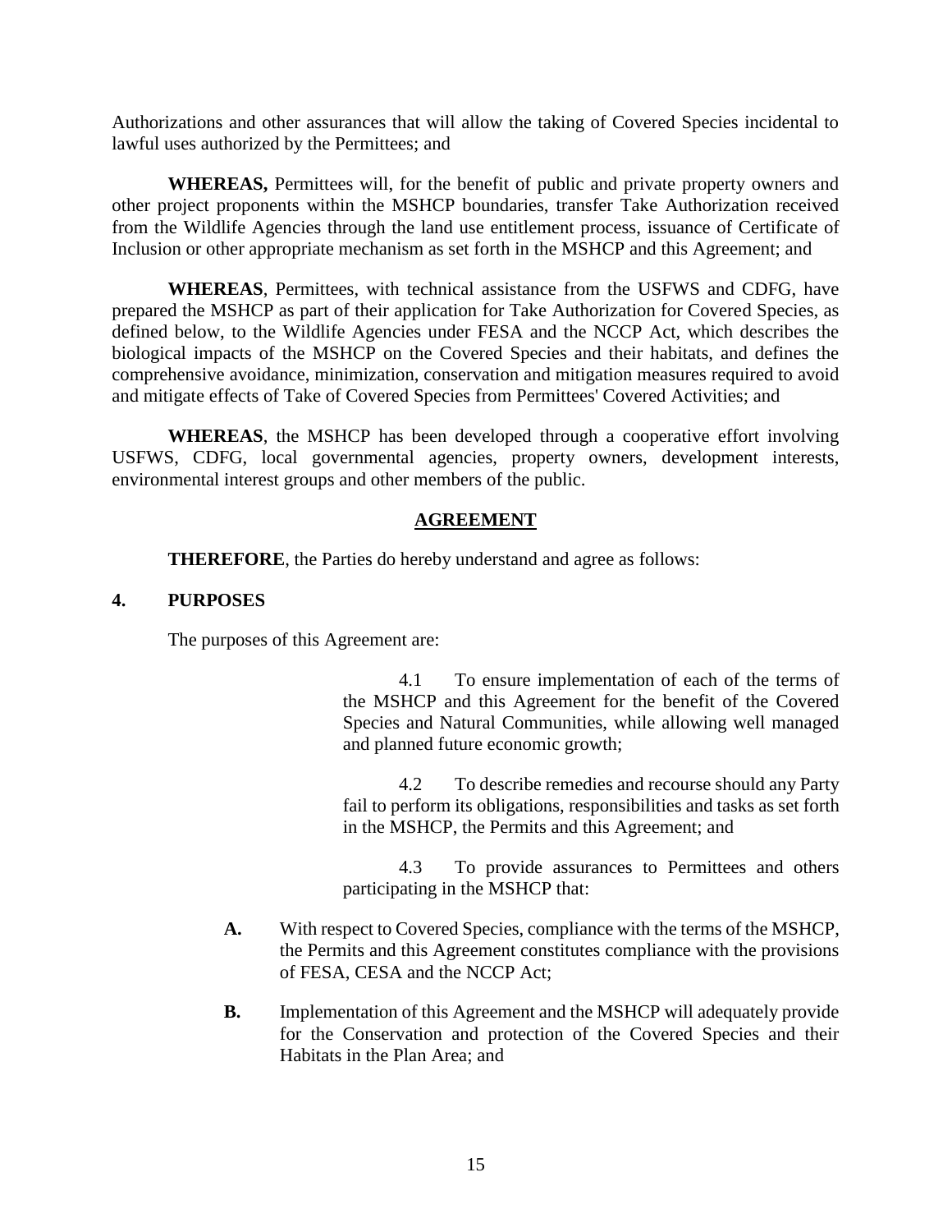Authorizations and other assurances that will allow the taking of Covered Species incidental to lawful uses authorized by the Permittees; and

**WHEREAS,** Permittees will, for the benefit of public and private property owners and other project proponents within the MSHCP boundaries, transfer Take Authorization received from the Wildlife Agencies through the land use entitlement process, issuance of Certificate of Inclusion or other appropriate mechanism as set forth in the MSHCP and this Agreement; and

**WHEREAS**, Permittees, with technical assistance from the USFWS and CDFG, have prepared the MSHCP as part of their application for Take Authorization for Covered Species, as defined below, to the Wildlife Agencies under FESA and the NCCP Act, which describes the biological impacts of the MSHCP on the Covered Species and their habitats, and defines the comprehensive avoidance, minimization, conservation and mitigation measures required to avoid and mitigate effects of Take of Covered Species from Permittees' Covered Activities; and

**WHEREAS**, the MSHCP has been developed through a cooperative effort involving USFWS, CDFG, local governmental agencies, property owners, development interests, environmental interest groups and other members of the public.

## AGREEMENT

**THEREFORE**, the Parties do hereby understand and agree as follows:

## 4. PURPOSES

The purposes of this Agreement are:

4.1 To ensure implementation of each of the terms of the MSHCP and this Agreement for the benefit of the Covered Species and Natural Communities, while allowing well managed and planned future economic growth;

4.2 To describe remedies and recourse should any Party fail to perform its obligations, responsibilities and tasks as set forth in the MSHCP, the Permits and this Agreement; and

4.3 To provide assurances to Permittees and others participating in the MSHCP that:

**A.** With respect to Covered Species, compliance with the terms of the MSHCP, the Permits and this Agreement constitutes compliance with the provisions of FESA, CESA and the NCCP Act;

**B.** Implementation of this Agreement and the MSHCP will adequately provide for the Conservation and protection of the Covered Species and their Habitats in the Plan Area; and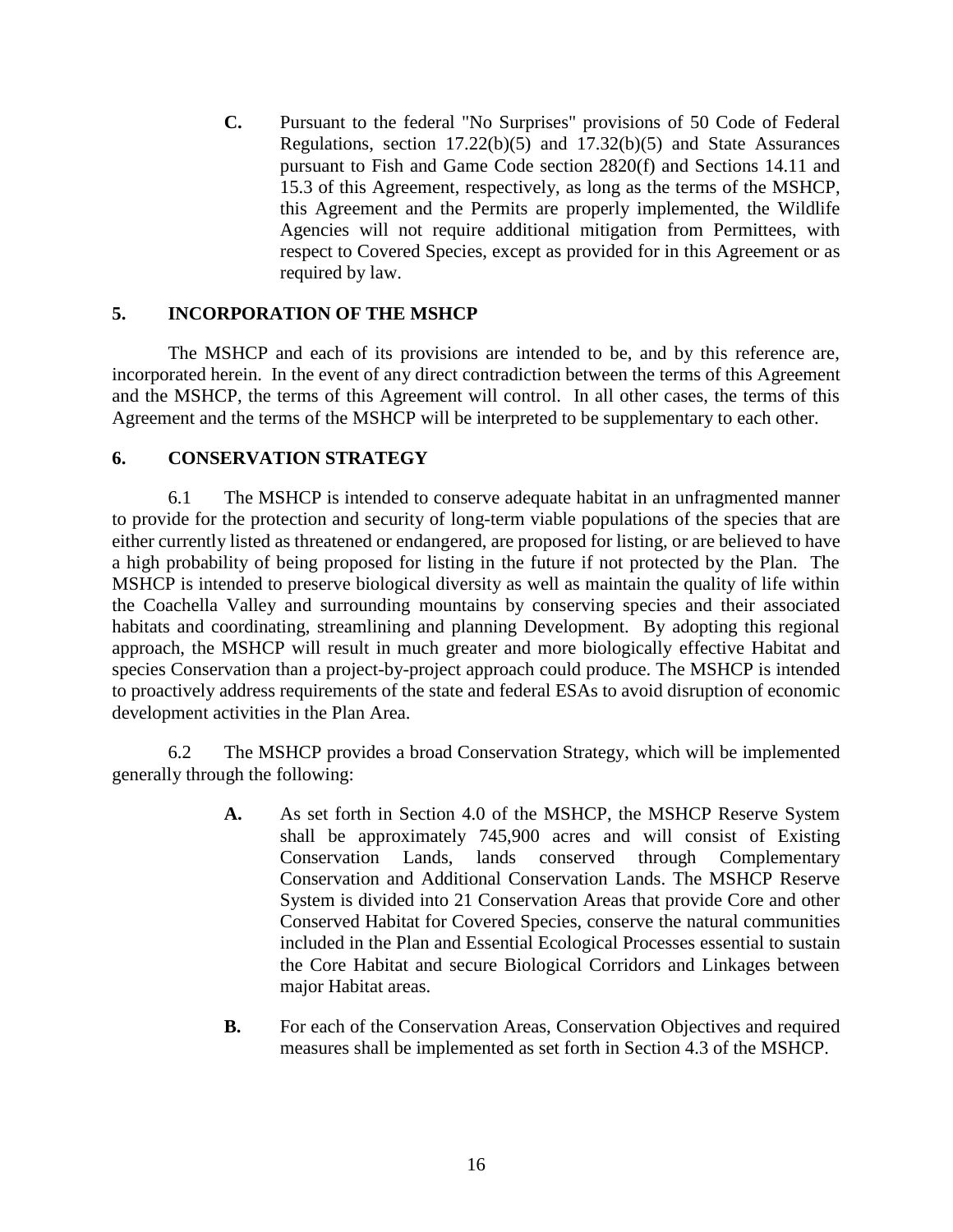**C.** Pursuant to the federal "No Surprises" provisions of 50 Code of Federal Regulations, section 17.22(b)(5) and 17.32(b)(5) and State Assurances pursuant to Fish and Game Code section 2820(f) and Sections 14.11 and 15.3 of this Agreement, respectively, as long as the terms of the MSHCP, this Agreement and the Permits are properly implemented, the Wildlife Agencies will not require additional mitigation from Permittees, with respect to Covered Species, except as provided for in this Agreement or as required by law.

## 5. INCORPORATION OF THE MSHCP

The MSHCP and each of its provisions are intended to be, and by this reference are, incorporated herein. In the event of any direct contradiction between the terms of this Agreement and the MSHCP, the terms of this Agreement will control. In all other cases, the terms of this Agreement and the terms of the MSHCP will be interpreted to be supplementary to each other.

## 6. CONSERVATION STRATEGY

6.1 The MSHCP is intended to conserve adequate habitat in an unfragmented manner to provide for the protection and security of long-term viable populations of the species that are either currently listed as threatened or endangered, are proposed for listing, or are believed to have a high probability of being proposed for listing in the future if not protected by the Plan. The MSHCP is intended to preserve biological diversity as well as maintain the quality of life within the Coachella Valley and surrounding mountains by conserving species and their associated habitats and coordinating, streamlining and planning Development. By adopting this regional approach, the MSHCP will result in much greater and more biologically effective Habitat and species Conservation than a project-by-project approach could produce. The MSHCP is intended to proactively address requirements of the state and federal ESAs to avoid disruption of economic development activities in the Plan Area.

6.2 The MSHCP provides a broad Conservation Strategy, which will be implemented generally through the following:

**A.** As set forth in Section 4.0 of the MSHCP, the MSHCP Reserve System shall be approximately 745,900 acres and will consist of Existing Conservation Lands, lands conserved through Complementary Conservation and Additional Conservation Lands. The MSHCP Reserve System is divided into 21 Conservation Areas that provide Core and other Conserved Habitat for Covered Species, conserve the natural communities included in the Plan and Essential Ecological Processes essential to sustain the Core Habitat and secure Biological Corridors and Linkages between major Habitat areas.

**B.** For each of the Conservation Areas, Conservation Objectives and required measures shall be implemented as set forth in Section 4.3 of the MSHCP.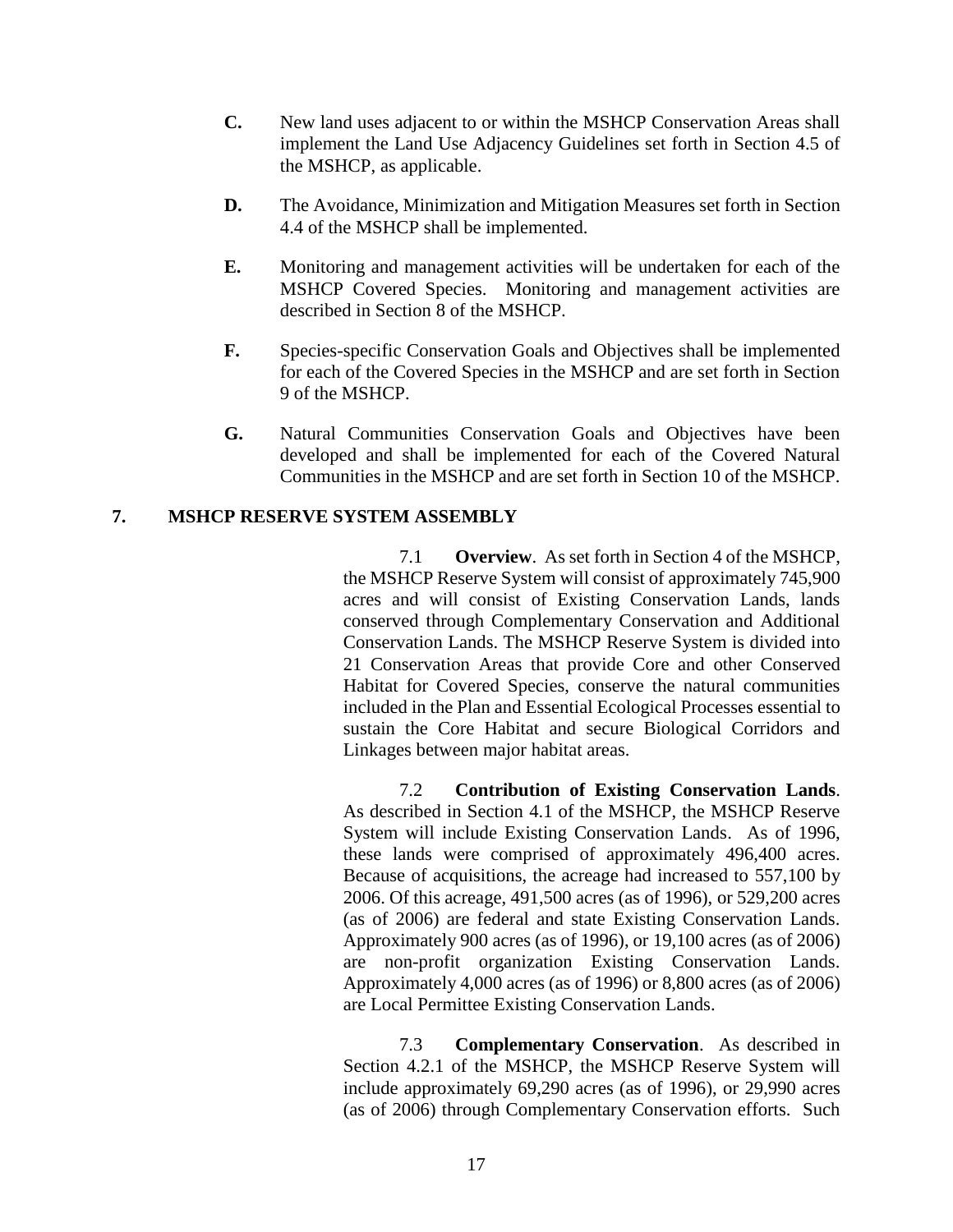**C.** New land uses adjacent to or within the MSHCP Conservation Areas shall implement the Land Use Adjacency Guidelines set forth in Section 4.5 of the MSHCP, as applicable.

**D.** The Avoidance, Minimization and Mitigation Measures set forth in Section 4.4 of the MSHCP shall be implemented.

**E.** Monitoring and management activities will be undertaken for each of the MSHCP Covered Species. Monitoring and management activities are described in Section 8 of the MSHCP.

**F.** Species-specific Conservation Goals and Objectives shall be implemented for each of the Covered Species in the MSHCP and are set forth in Section 9 of the MSHCP.

**G.** Natural Communities Conservation Goals and Objectives have been developed and shall be implemented for each of the Covered Natural Communities in the MSHCP and are set forth in Section 10 of the MSHCP.

## 7. MSHCP RESERVE SYSTEM ASSEMBLY

7.1 **Overview**. As set forth in Section 4 of the MSHCP, the MSHCP Reserve System will consist of approximately 745,900 acres and will consist of Existing Conservation Lands, lands conserved through Complementary Conservation and Additional Conservation Lands. The MSHCP Reserve System is divided into 21 Conservation Areas that provide Core and other Conserved Habitat for Covered Species, conserve the natural communities included in the Plan and Essential Ecological Processes essential to sustain the Core Habitat and secure Biological Corridors and Linkages between major habitat areas.

7.2 **Contribution of Existing Conservation Lands**. As described in Section 4.1 of the MSHCP, the MSHCP Reserve System will include Existing Conservation Lands. As of 1996, these lands were comprised of approximately 496,400 acres. Because of acquisitions, the acreage had increased to 557,100 by 2006. Of this acreage, 491,500 acres (as of 1996), or 529,200 acres (as of 2006) are federal and state Existing Conservation Lands. Approximately 900 acres (as of 1996), or 19,100 acres (as of 2006) are non-profit organization Existing Conservation Lands. Approximately 4,000 acres (as of 1996) or 8,800 acres (as of 2006) are Local Permittee Existing Conservation Lands.

7.3 **Complementary Conservation**. As described in Section 4.2.1 of the MSHCP, the MSHCP Reserve System will include approximately 69,290 acres (as of 1996), or 29,990 acres (as of 2006) through Complementary Conservation efforts. Such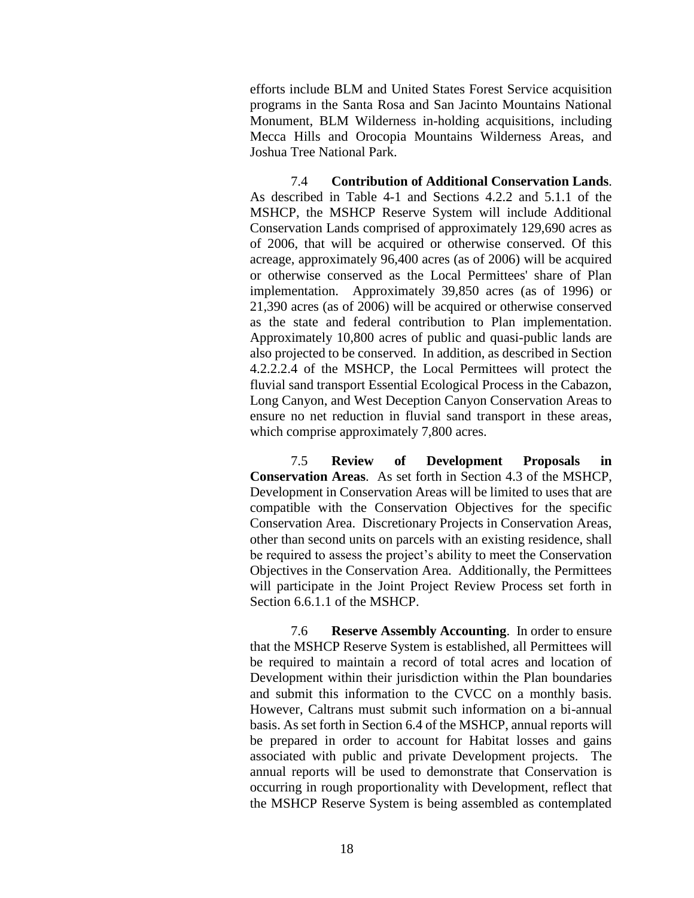efforts include BLM and United States Forest Service acquisition programs in the Santa Rosa and San Jacinto Mountains National Monument, BLM Wilderness in-holding acquisitions, including Mecca Hills and Orocopia Mountains Wilderness Areas, and Joshua Tree National Park.

7.4 **Contribution of Additional Conservation Lands**. As described in Table 4-1 and Sections 4.2.2 and 5.1.1 of the MSHCP, the MSHCP Reserve System will include Additional Conservation Lands comprised of approximately 129,690 acres as of 2006, that will be acquired or otherwise conserved. Of this acreage, approximately 96,400 acres (as of 2006) will be acquired or otherwise conserved as the Local Permittees' share of Plan implementation. Approximately 39,850 acres (as of 1996) or 21,390 acres (as of 2006) will be acquired or otherwise conserved as the state and federal contribution to Plan implementation. Approximately 10,800 acres of public and quasi-public lands are also projected to be conserved. In addition, as described in Section 4.2.2.2.4 of the MSHCP, the Local Permittees will protect the fluvial sand transport Essential Ecological Process in the Cabazon, Long Canyon, and West Deception Canyon Conservation Areas to ensure no net reduction in fluvial sand transport in these areas, which comprise approximately 7,800 acres.

7.5 **Review of Development Proposals in Conservation Areas**. As set forth in Section 4.3 of the MSHCP, Development in Conservation Areas will be limited to uses that are compatible with the Conservation Objectives for the specific Conservation Area. Discretionary Projects in Conservation Areas, other than second units on parcels with an existing residence, shall be required to assess the project's ability to meet the Conservation Objectives in the Conservation Area. Additionally, the Permittees will participate in the Joint Project Review Process set forth in Section 6.6.1.1 of the MSHCP.

7.6 **Reserve Assembly Accounting**. In order to ensure that the MSHCP Reserve System is established, all Permittees will be required to maintain a record of total acres and location of Development within their jurisdiction within the Plan boundaries and submit this information to the CVCC on a monthly basis. However, Caltrans must submit such information on a bi-annual basis. As set forth in Section 6.4 of the MSHCP, annual reports will be prepared in order to account for Habitat losses and gains associated with public and private Development projects. The annual reports will be used to demonstrate that Conservation is occurring in rough proportionality with Development, reflect that the MSHCP Reserve System is being assembled as contemplated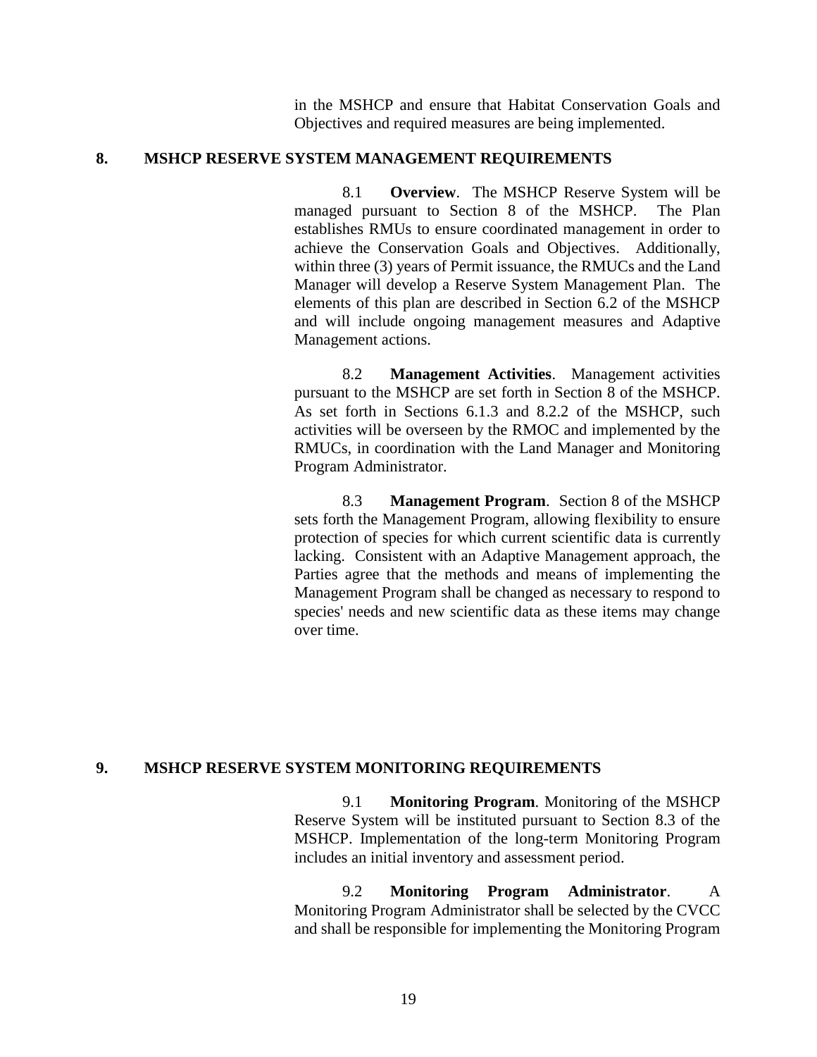in the MSHCP and ensure that Habitat Conservation Goals and Objectives and required measures are being implemented.

## 8. MSHCP RESERVE SYSTEM MANAGEMENT REQUIREMENTS

8.1 **Overview**. The MSHCP Reserve System will be managed pursuant to Section 8 of the MSHCP. The Plan establishes RMUs to ensure coordinated management in order to achieve the Conservation Goals and Objectives. Additionally, within three (3) years of Permit issuance, the RMUCs and the Land Manager will develop a Reserve System Management Plan. The elements of this plan are described in Section 6.2 of the MSHCP and will include ongoing management measures and Adaptive Management actions.

8.2 **Management Activities**. Management activities pursuant to the MSHCP are set forth in Section 8 of the MSHCP. As set forth in Sections 6.1.3 and 8.2.2 of the MSHCP, such activities will be overseen by the RMOC and implemented by the RMUCs, in coordination with the Land Manager and Monitoring Program Administrator.

8.3 **Management Program**. Section 8 of the MSHCP sets forth the Management Program, allowing flexibility to ensure protection of species for which current scientific data is currently lacking. Consistent with an Adaptive Management approach, the Parties agree that the methods and means of implementing the Management Program shall be changed as necessary to respond to species' needs and new scientific data as these items may change over time.

## 9. MSHCP RESERVE SYSTEM MONITORING REQUIREMENTS

9.1 **Monitoring Program**. Monitoring of the MSHCP Reserve System will be instituted pursuant to Section 8.3 of the MSHCP. Implementation of the long-term Monitoring Program includes an initial inventory and assessment period.

9.2 **Monitoring Program Administrator**. A Monitoring Program Administrator shall be selected by the CVCC and shall be responsible for implementing the Monitoring Program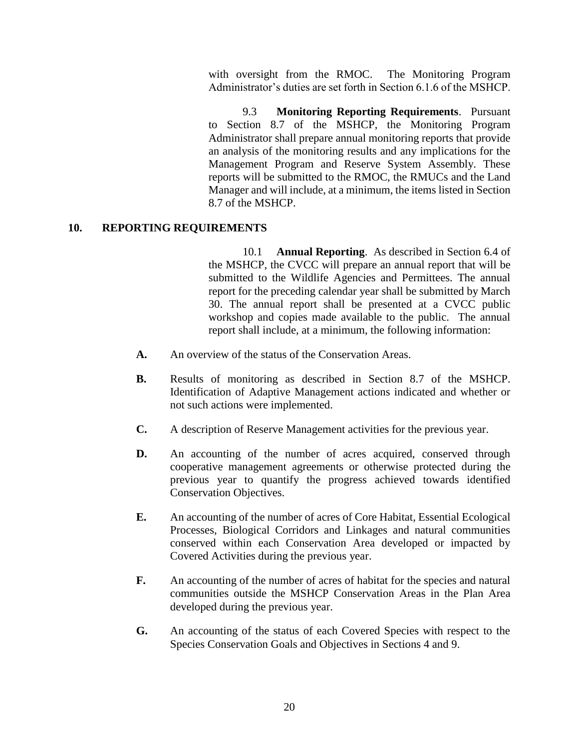with oversight from the RMOC. The Monitoring Program Administrator's duties are set forth in Section 6.1.6 of the MSHCP.

9.3 **Monitoring Reporting Requirements**. Pursuant to Section 8.7 of the MSHCP, the Monitoring Program Administrator shall prepare annual monitoring reports that provide an analysis of the monitoring results and any implications for the Management Program and Reserve System Assembly. These reports will be submitted to the RMOC, the RMUCs and the Land Manager and will include, at a minimum, the items listed in Section 8.7 of the MSHCP.

## 10. REPORTING REQUIREMENTS

10.1 **Annual Reporting**. As described in Section 6.4 of the MSHCP, the CVCC will prepare an annual report that will be submitted to the Wildlife Agencies and Permittees. The annual report for the preceding calendar year shall be submitted by March 30. The annual report shall be presented at a CVCC public workshop and copies made available to the public. The annual report shall include, at a minimum, the following information:

**A.** An overview of the status of the Conservation Areas.

**B.** Results of monitoring as described in Section 8.7 of the MSHCP. Identification of Adaptive Management actions indicated and whether or not such actions were implemented.

**C.** A description of Reserve Management activities for the previous year.

**D.** An accounting of the number of acres acquired, conserved through cooperative management agreements or otherwise protected during the previous year to quantify the progress achieved towards identified Conservation Objectives.

**E.** An accounting of the number of acres of Core Habitat, Essential Ecological Processes, Biological Corridors and Linkages and natural communities conserved within each Conservation Area developed or impacted by Covered Activities during the previous year.

**F.** An accounting of the number of acres of habitat for the species and natural communities outside the MSHCP Conservation Areas in the Plan Area developed during the previous year.

**G.** An accounting of the status of each Covered Species with respect to the Species Conservation Goals and Objectives in Sections 4 and 9.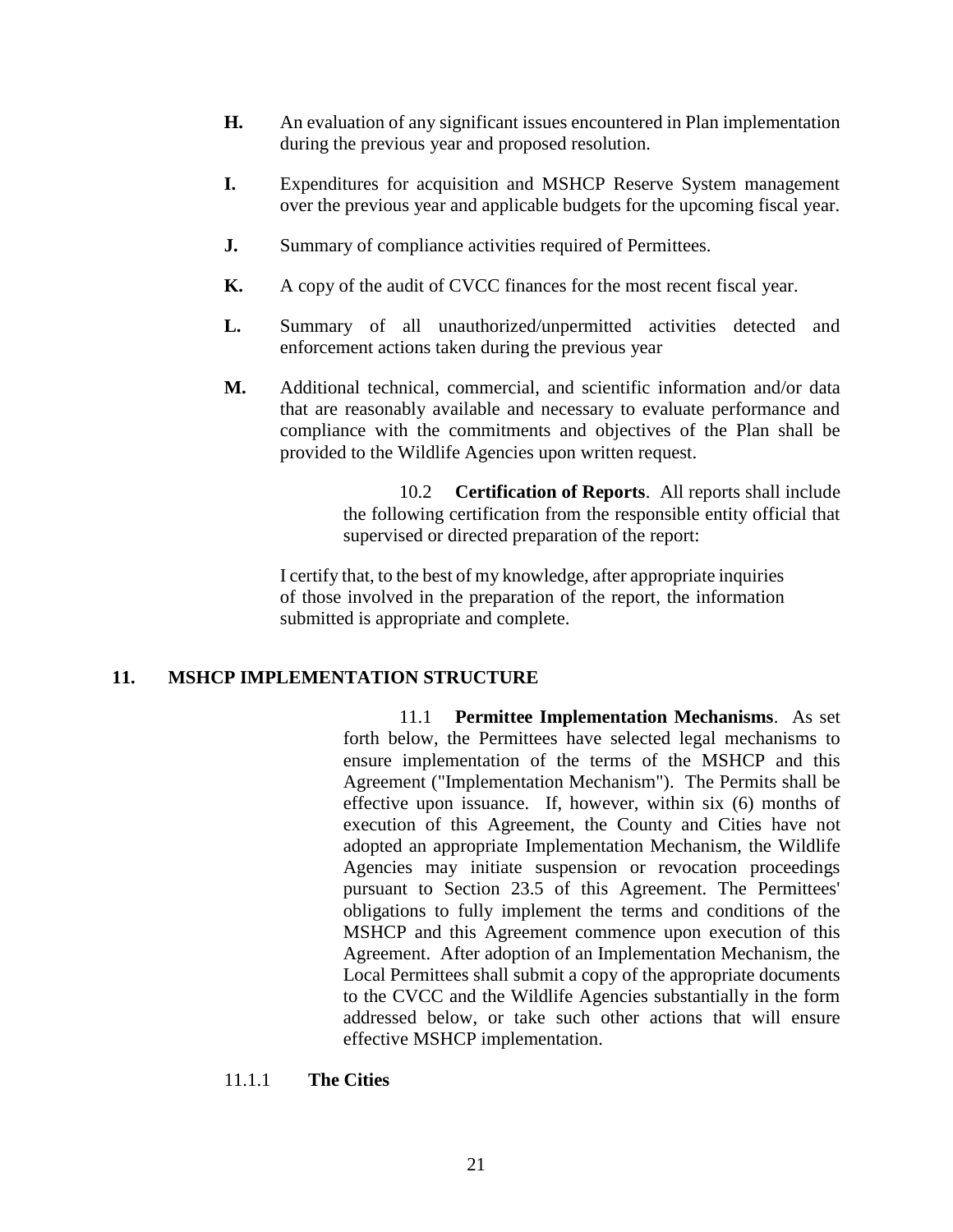**H.** An evaluation of any significant issues encountered in Plan implementation during the previous year and proposed resolution.

**I.** Expenditures for acquisition and MSHCP Reserve System management over the previous year and applicable budgets for the upcoming fiscal year.

**J.** Summary of compliance activities required of Permittees.

**K.** A copy of the audit of CVCC finances for the most recent fiscal year.

**L.** Summary of all unauthorized/unpermitted activities detected and enforcement actions taken during the previous year

**M.** Additional technical, commercial, and scientific information and/or data that are reasonably available and necessary to evaluate performance and compliance with the commitments and objectives of the Plan shall be provided to the Wildlife Agencies upon written request.

10.2 **Certification of Reports**. All reports shall include the following certification from the responsible entity official that supervised or directed preparation of the report:

I certify that, to the best of my knowledge, after appropriate inquiries of those involved in the preparation of the report, the information submitted is appropriate and complete.

## 11. MSHCP IMPLEMENTATION STRUCTURE

11.1 **Permittee Implementation Mechanisms**. As set forth below, the Permittees have selected legal mechanisms to ensure implementation of the terms of the MSHCP and this Agreement ("Implementation Mechanism"). The Permits shall be effective upon issuance. If, however, within six (6) months of execution of this Agreement, the County and Cities have not adopted an appropriate Implementation Mechanism, the Wildlife Agencies may initiate suspension or revocation proceedings pursuant to Section 23.5 of this Agreement. The Permittees' obligations to fully implement the terms and conditions of the MSHCP and this Agreement commence upon execution of this Agreement. After adoption of an Implementation Mechanism, the Local Permittees shall submit a copy of the appropriate documents to the CVCC and the Wildlife Agencies substantially in the form addressed below, or take such other actions that will ensure effective MSHCP implementation.

11.1.1 **The Cities**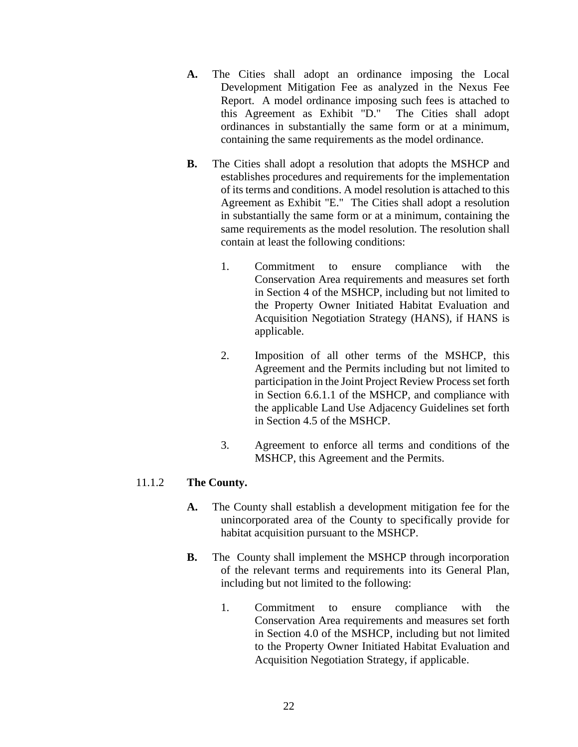**A.** The Cities shall adopt an ordinance imposing the Local Development Mitigation Fee as analyzed in the Nexus Fee Report. A model ordinance imposing such fees is attached to this Agreement as Exhibit "D." The Cities shall adopt ordinances in substantially the same form or at a minimum, containing the same requirements as the model ordinance.

**B.** The Cities shall adopt a resolution that adopts the MSHCP and establishes procedures and requirements for the implementation of its terms and conditions. A model resolution is attached to this Agreement as Exhibit "E." The Cities shall adopt a resolution in substantially the same form or at a minimum, containing the same requirements as the model resolution. The resolution shall contain at least the following conditions:

1. Commitment to ensure compliance with the Conservation Area requirements and measures set forth in Section 4 of the MSHCP, including but not limited to the Property Owner Initiated Habitat Evaluation and Acquisition Negotiation Strategy (HANS), if HANS is applicable.

2. Imposition of all other terms of the MSHCP, this Agreement and the Permits including but not limited to participation in the Joint Project Review Process set forth in Section 6.6.1.1 of the MSHCP, and compliance with the applicable Land Use Adjacency Guidelines set forth in Section 4.5 of the MSHCP.

3. Agreement to enforce all terms and conditions of the MSHCP, this Agreement and the Permits.

11.1.2 **The County.**

**A.** The County shall establish a development mitigation fee for the unincorporated area of the County to specifically provide for habitat acquisition pursuant to the MSHCP.

**B.** The County shall implement the MSHCP through incorporation of the relevant terms and requirements into its General Plan, including but not limited to the following:

1. Commitment to ensure compliance with the Conservation Area requirements and measures set forth in Section 4.0 of the MSHCP, including but not limited to the Property Owner Initiated Habitat Evaluation and Acquisition Negotiation Strategy, if applicable.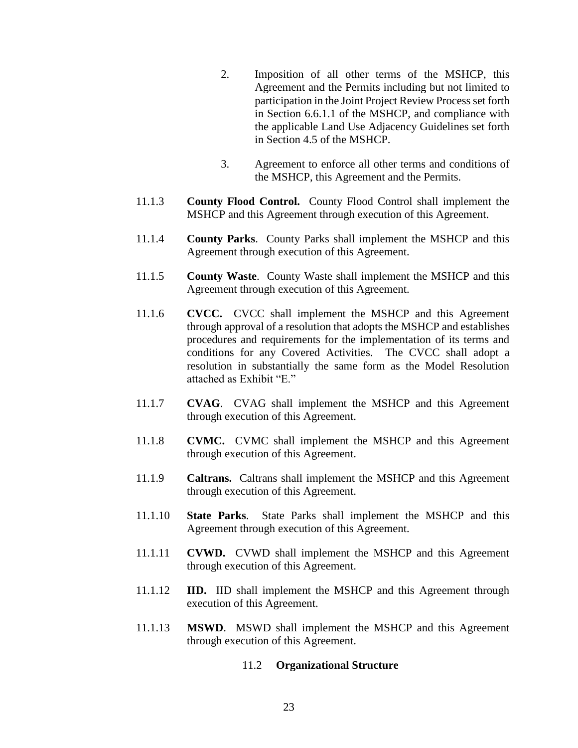2. Imposition of all other terms of the MSHCP, this Agreement and the Permits including but not limited to participation in the Joint Project Review Process set forth in Section 6.6.1.1 of the MSHCP, and compliance with the applicable Land Use Adjacency Guidelines set forth in Section 4.5 of the MSHCP.

3. Agreement to enforce all other terms and conditions of the MSHCP, this Agreement and the Permits.

11.1.3 **County Flood Control.** County Flood Control shall implement the MSHCP and this Agreement through execution of this Agreement.

11.1.4 **County Parks**. County Parks shall implement the MSHCP and this Agreement through execution of this Agreement.

11.1.5 **County Waste**. County Waste shall implement the MSHCP and this Agreement through execution of this Agreement.

11.1.6 **CVCC.** CVCC shall implement the MSHCP and this Agreement through approval of a resolution that adopts the MSHCP and establishes procedures and requirements for the implementation of its terms and conditions for any Covered Activities. The CVCC shall adopt a resolution in substantially the same form as the Model Resolution attached as Exhibit "E."

11.1.7 **CVAG**. CVAG shall implement the MSHCP and this Agreement through execution of this Agreement.

11.1.8 **CVMC.** CVMC shall implement the MSHCP and this Agreement through execution of this Agreement.

11.1.9 **Caltrans.** Caltrans shall implement the MSHCP and this Agreement through execution of this Agreement.

11.1.10 **State Parks**. State Parks shall implement the MSHCP and this Agreement through execution of this Agreement.

11.1.11 **CVWD.** CVWD shall implement the MSHCP and this Agreement through execution of this Agreement.

11.1.12 **IID.** IID shall implement the MSHCP and this Agreement through execution of this Agreement.

11.1.13 **MSWD**. MSWD shall implement the MSHCP and this Agreement through execution of this Agreement.

## 11.2 Organizational Structure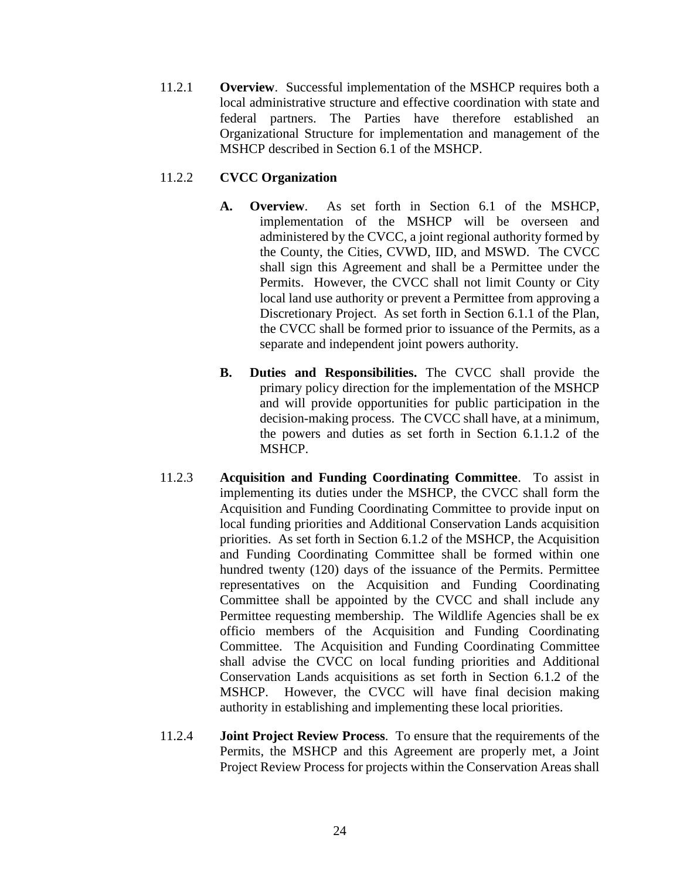11.2.1 **Overview**. Successful implementation of the MSHCP requires both a local administrative structure and effective coordination with state and federal partners. The Parties have therefore established an Organizational Structure for implementation and management of the MSHCP described in Section 6.1 of the MSHCP.

11.2.2 **CVCC Organization**

**A. Overview**. As set forth in Section 6.1 of the MSHCP, implementation of the MSHCP will be overseen and administered by the CVCC, a joint regional authority formed by the County, the Cities, CVWD, IID, and MSWD. The CVCC shall sign this Agreement and shall be a Permittee under the Permits. However, the CVCC shall not limit County or City local land use authority or prevent a Permittee from approving a Discretionary Project. As set forth in Section 6.1.1 of the Plan, the CVCC shall be formed prior to issuance of the Permits, as a separate and independent joint powers authority.

**B. Duties and Responsibilities.** The CVCC shall provide the primary policy direction for the implementation of the MSHCP and will provide opportunities for public participation in the decision-making process. The CVCC shall have, at a minimum, the powers and duties as set forth in Section 6.1.1.2 of the MSHCP.

11.2.3 **Acquisition and Funding Coordinating Committee**. To assist in implementing its duties under the MSHCP, the CVCC shall form the Acquisition and Funding Coordinating Committee to provide input on local funding priorities and Additional Conservation Lands acquisition priorities. As set forth in Section 6.1.2 of the MSHCP, the Acquisition and Funding Coordinating Committee shall be formed within one hundred twenty (120) days of the issuance of the Permits. Permittee representatives on the Acquisition and Funding Coordinating Committee shall be appointed by the CVCC and shall include any Permittee requesting membership. The Wildlife Agencies shall be ex officio members of the Acquisition and Funding Coordinating Committee. The Acquisition and Funding Coordinating Committee shall advise the CVCC on local funding priorities and Additional Conservation Lands acquisitions as set forth in Section 6.1.2 of the MSHCP. However, the CVCC will have final decision making authority in establishing and implementing these local priorities.

11.2.4 **Joint Project Review Process**. To ensure that the requirements of the Permits, the MSHCP and this Agreement are properly met, a Joint Project Review Process for projects within the Conservation Areas shall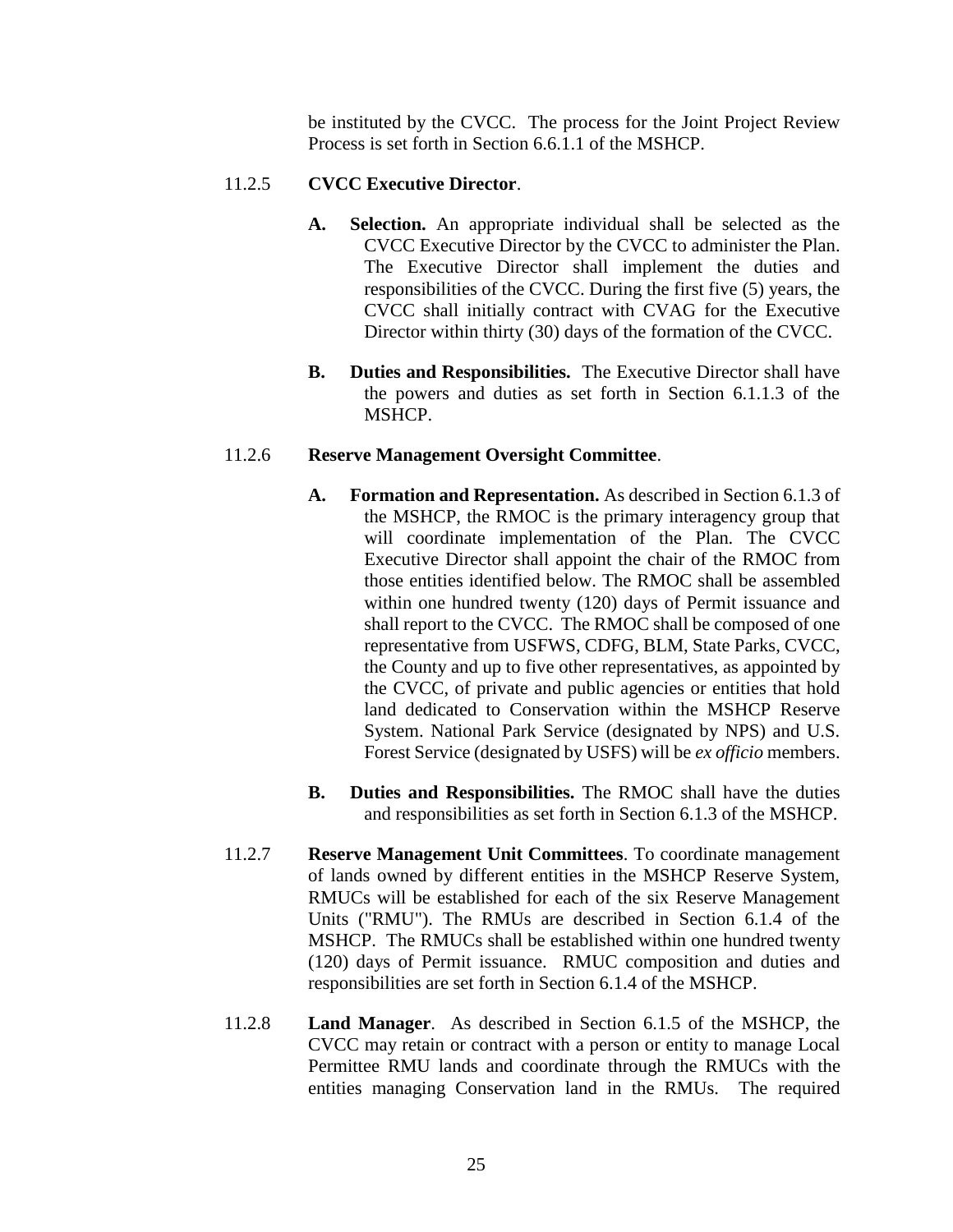be instituted by the CVCC. The process for the Joint Project Review Process is set forth in Section 6.6.1.1 of the MSHCP.

11.2.5 **CVCC Executive Director**.

**A. Selection.** An appropriate individual shall be selected as the CVCC Executive Director by the CVCC to administer the Plan. The Executive Director shall implement the duties and responsibilities of the CVCC. During the first five (5) years, the CVCC shall initially contract with CVAG for the Executive Director within thirty (30) days of the formation of the CVCC.

**B. Duties and Responsibilities.** The Executive Director shall have the powers and duties as set forth in Section 6.1.1.3 of the MSHCP.

11.2.6 **Reserve Management Oversight Committee**.

**A. Formation and Representation.** As described in Section 6.1.3 of the MSHCP, the RMOC is the primary interagency group that will coordinate implementation of the Plan. The CVCC Executive Director shall appoint the chair of the RMOC from those entities identified below. The RMOC shall be assembled within one hundred twenty (120) days of Permit issuance and shall report to the CVCC. The RMOC shall be composed of one representative from USFWS, CDFG, BLM, State Parks, CVCC, the County and up to five other representatives, as appointed by the CVCC, of private and public agencies or entities that hold land dedicated to Conservation within the MSHCP Reserve System. National Park Service (designated by NPS) and U.S. Forest Service (designated by USFS) will be *ex officio* members.

**B. Duties and Responsibilities.** The RMOC shall have the duties and responsibilities as set forth in Section 6.1.3 of the MSHCP.

11.2.7 **Reserve Management Unit Committees**. To coordinate management of lands owned by different entities in the MSHCP Reserve System, RMUCs will be established for each of the six Reserve Management Units ("RMU"). The RMUs are described in Section 6.1.4 of the MSHCP. The RMUCs shall be established within one hundred twenty (120) days of Permit issuance. RMUC composition and duties and responsibilities are set forth in Section 6.1.4 of the MSHCP.

11.2.8 **Land Manager**. As described in Section 6.1.5 of the MSHCP, the CVCC may retain or contract with a person or entity to manage Local Permittee RMU lands and coordinate through the RMUCs with the entities managing Conservation land in the RMUs. The required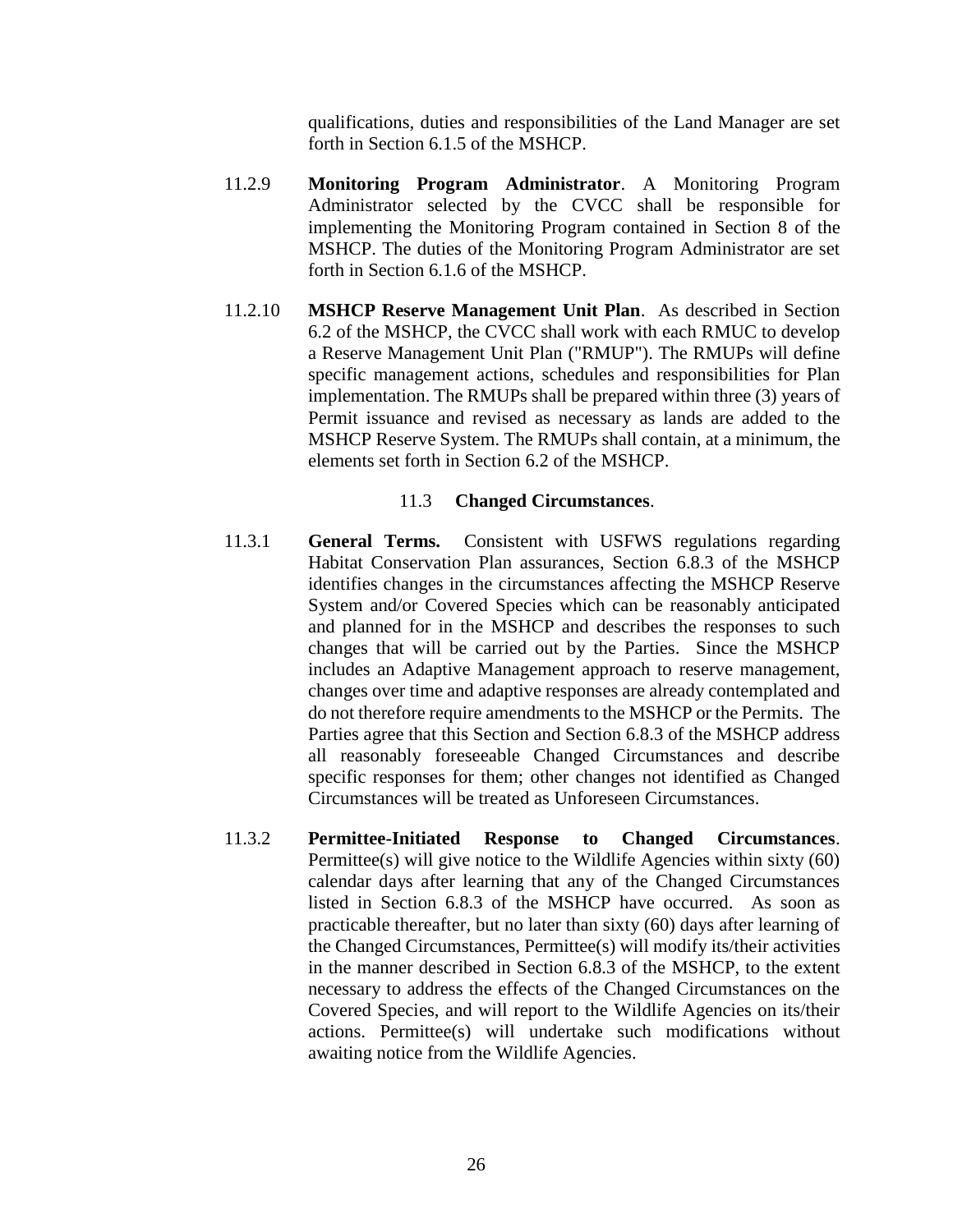qualifications, duties and responsibilities of the Land Manager are set forth in Section 6.1.5 of the MSHCP.

11.2.9 **Monitoring Program Administrator**. A Monitoring Program Administrator selected by the CVCC shall be responsible for implementing the Monitoring Program contained in Section 8 of the MSHCP. The duties of the Monitoring Program Administrator are set forth in Section 6.1.6 of the MSHCP.

11.2.10 **MSHCP Reserve Management Unit Plan**. As described in Section 6.2 of the MSHCP, the CVCC shall work with each RMUC to develop a Reserve Management Unit Plan ("RMUP"). The RMUPs will define specific management actions, schedules and responsibilities for Plan implementation. The RMUPs shall be prepared within three (3) years of Permit issuance and revised as necessary as lands are added to the MSHCP Reserve System. The RMUPs shall contain, at a minimum, the elements set forth in Section 6.2 of the MSHCP.

## 11.3 **Changed Circumstances**.

11.3.1 **General Terms.** Consistent with USFWS regulations regarding Habitat Conservation Plan assurances, Section 6.8.3 of the MSHCP identifies changes in the circumstances affecting the MSHCP Reserve System and/or Covered Species which can be reasonably anticipated and planned for in the MSHCP and describes the responses to such changes that will be carried out by the Parties. Since the MSHCP includes an Adaptive Management approach to reserve management, changes over time and adaptive responses are already contemplated and do not therefore require amendments to the MSHCP or the Permits. The Parties agree that this Section and Section 6.8.3 of the MSHCP address all reasonably foreseeable Changed Circumstances and describe specific responses for them; other changes not identified as Changed Circumstances will be treated as Unforeseen Circumstances.

11.3.2 **Permittee-Initiated Response to Changed Circumstances**. Permittee(s) will give notice to the Wildlife Agencies within sixty (60) calendar days after learning that any of the Changed Circumstances listed in Section 6.8.3 of the MSHCP have occurred. As soon as practicable thereafter, but no later than sixty (60) days after learning of the Changed Circumstances, Permittee(s) will modify its/their activities in the manner described in Section 6.8.3 of the MSHCP, to the extent necessary to address the effects of the Changed Circumstances on the Covered Species, and will report to the Wildlife Agencies on its/their actions. Permittee(s) will undertake such modifications without awaiting notice from the Wildlife Agencies.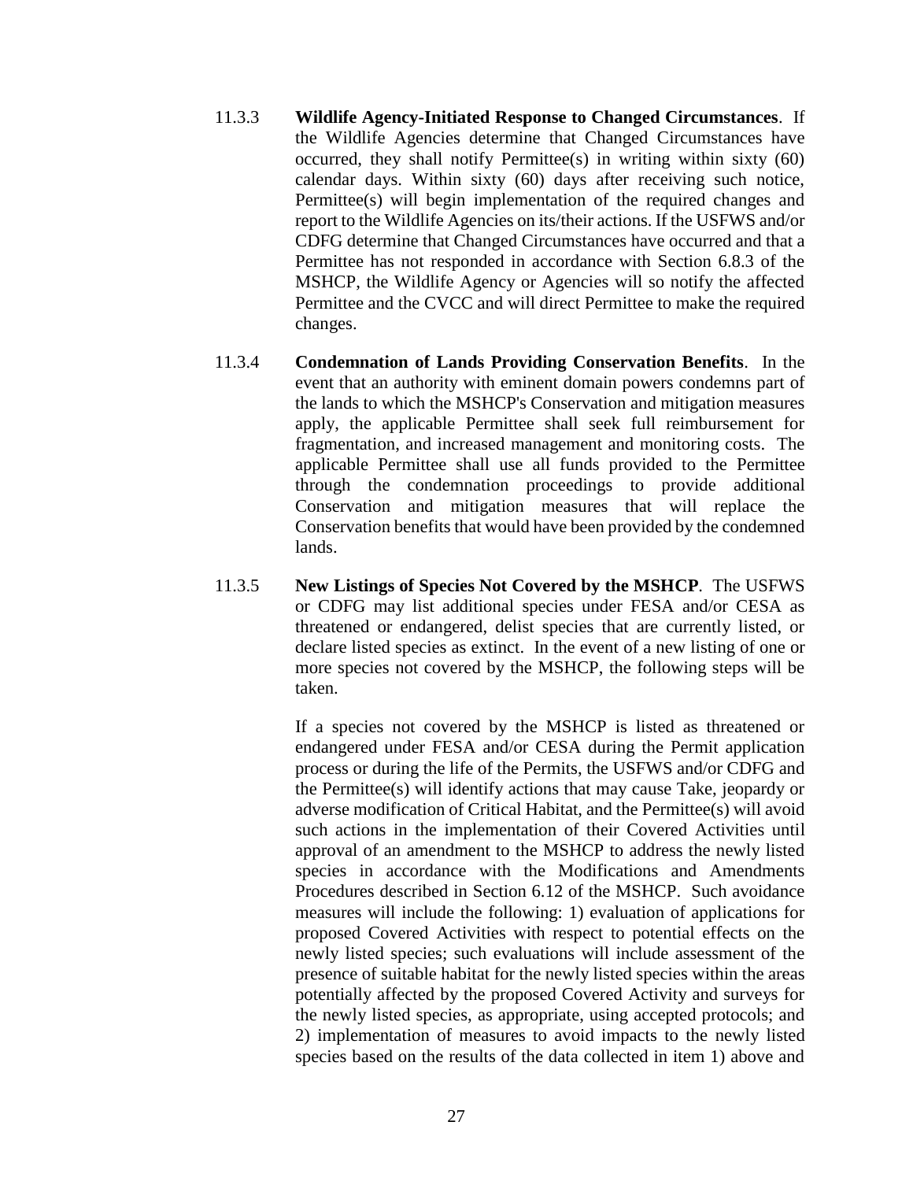11.3.3 **Wildlife Agency-Initiated Response to Changed Circumstances**. If the Wildlife Agencies determine that Changed Circumstances have occurred, they shall notify Permittee(s) in writing within sixty (60) calendar days. Within sixty (60) days after receiving such notice, Permittee(s) will begin implementation of the required changes and report to the Wildlife Agencies on its/their actions. If the USFWS and/or CDFG determine that Changed Circumstances have occurred and that a Permittee has not responded in accordance with Section 6.8.3 of the MSHCP, the Wildlife Agency or Agencies will so notify the affected Permittee and the CVCC and will direct Permittee to make the required changes.

11.3.4 **Condemnation of Lands Providing Conservation Benefits**. In the event that an authority with eminent domain powers condemns part of the lands to which the MSHCP's Conservation and mitigation measures apply, the applicable Permittee shall seek full reimbursement for fragmentation, and increased management and monitoring costs. The applicable Permittee shall use all funds provided to the Permittee through the condemnation proceedings to provide additional Conservation and mitigation measures that will replace the Conservation benefits that would have been provided by the condemned lands.

11.3.5 **New Listings of Species Not Covered by the MSHCP**. The USFWS or CDFG may list additional species under FESA and/or CESA as threatened or endangered, delist species that are currently listed, or declare listed species as extinct. In the event of a new listing of one or more species not covered by the MSHCP, the following steps will be taken.

If a species not covered by the MSHCP is listed as threatened or endangered under FESA and/or CESA during the Permit application process or during the life of the Permits, the USFWS and/or CDFG and the Permittee(s) will identify actions that may cause Take, jeopardy or adverse modification of Critical Habitat, and the Permittee(s) will avoid such actions in the implementation of their Covered Activities until approval of an amendment to the MSHCP to address the newly listed species in accordance with the Modifications and Amendments Procedures described in Section 6.12 of the MSHCP. Such avoidance measures will include the following: 1) evaluation of applications for proposed Covered Activities with respect to potential effects on the newly listed species; such evaluations will include assessment of the presence of suitable habitat for the newly listed species within the areas potentially affected by the proposed Covered Activity and surveys for the newly listed species, as appropriate, using accepted protocols; and 2) implementation of measures to avoid impacts to the newly listed species based on the results of the data collected in item 1) above and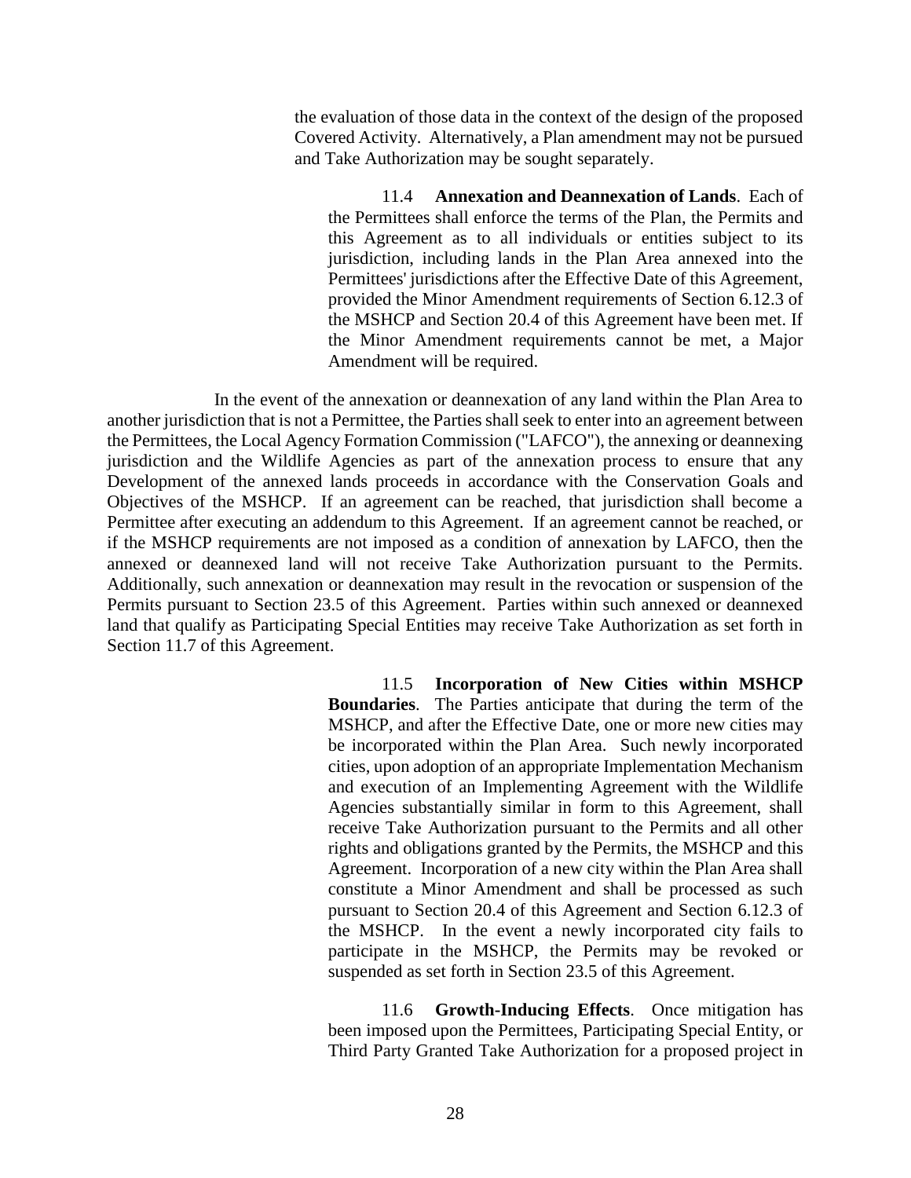the evaluation of those data in the context of the design of the proposed Covered Activity. Alternatively, a Plan amendment may not be pursued and Take Authorization may be sought separately.

11.4 **Annexation and Deannexation of Lands**. Each of the Permittees shall enforce the terms of the Plan, the Permits and this Agreement as to all individuals or entities subject to its jurisdiction, including lands in the Plan Area annexed into the Permittees' jurisdictions after the Effective Date of this Agreement, provided the Minor Amendment requirements of Section 6.12.3 of the MSHCP and Section 20.4 of this Agreement have been met. If the Minor Amendment requirements cannot be met, a Major Amendment will be required.

In the event of the annexation or deannexation of any land within the Plan Area to another jurisdiction that is not a Permittee, the Parties shall seek to enter into an agreement between the Permittees, the Local Agency Formation Commission ("LAFCO"), the annexing or deannexing jurisdiction and the Wildlife Agencies as part of the annexation process to ensure that any Development of the annexed lands proceeds in accordance with the Conservation Goals and Objectives of the MSHCP. If an agreement can be reached, that jurisdiction shall become a Permittee after executing an addendum to this Agreement. If an agreement cannot be reached, or if the MSHCP requirements are not imposed as a condition of annexation by LAFCO, then the annexed or deannexed land will not receive Take Authorization pursuant to the Permits. Additionally, such annexation or deannexation may result in the revocation or suspension of the Permits pursuant to Section 23.5 of this Agreement. Parties within such annexed or deannexed land that qualify as Participating Special Entities may receive Take Authorization as set forth in Section 11.7 of this Agreement.

11.5 **Incorporation of New Cities within MSHCP Boundaries**. The Parties anticipate that during the term of the MSHCP, and after the Effective Date, one or more new cities may be incorporated within the Plan Area. Such newly incorporated cities, upon adoption of an appropriate Implementation Mechanism and execution of an Implementing Agreement with the Wildlife Agencies substantially similar in form to this Agreement, shall receive Take Authorization pursuant to the Permits and all other rights and obligations granted by the Permits, the MSHCP and this Agreement. Incorporation of a new city within the Plan Area shall constitute a Minor Amendment and shall be processed as such pursuant to Section 20.4 of this Agreement and Section 6.12.3 of the MSHCP. In the event a newly incorporated city fails to participate in the MSHCP, the Permits may be revoked or suspended as set forth in Section 23.5 of this Agreement.

11.6 **Growth-Inducing Effects**. Once mitigation has been imposed upon the Permittees, Participating Special Entity, or Third Party Granted Take Authorization for a proposed project in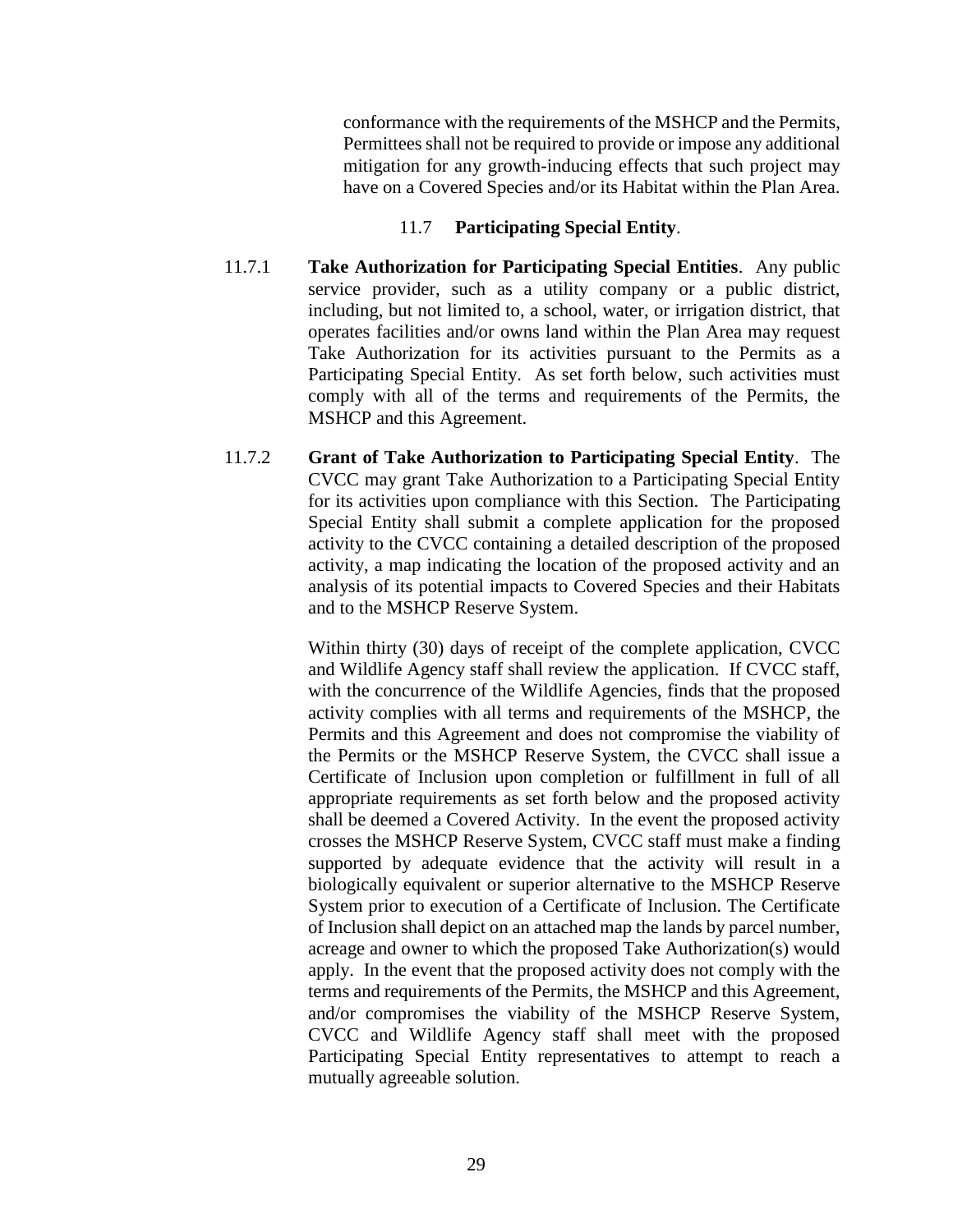conformance with the requirements of the MSHCP and the Permits, Permittees shall not be required to provide or impose any additional mitigation for any growth-inducing effects that such project may have on a Covered Species and/or its Habitat within the Plan Area.

### 11.7 **Participating Special Entity**.

11.7.1 **Take Authorization for Participating Special Entities**. Any public service provider, such as a utility company or a public district, including, but not limited to, a school, water, or irrigation district, that operates facilities and/or owns land within the Plan Area may request Take Authorization for its activities pursuant to the Permits as a Participating Special Entity. As set forth below, such activities must comply with all of the terms and requirements of the Permits, the MSHCP and this Agreement.

11.7.2 **Grant of Take Authorization to Participating Special Entity**. The CVCC may grant Take Authorization to a Participating Special Entity for its activities upon compliance with this Section. The Participating Special Entity shall submit a complete application for the proposed activity to the CVCC containing a detailed description of the proposed activity, a map indicating the location of the proposed activity and an analysis of its potential impacts to Covered Species and their Habitats and to the MSHCP Reserve System.

Within thirty (30) days of receipt of the complete application, CVCC and Wildlife Agency staff shall review the application. If CVCC staff, with the concurrence of the Wildlife Agencies, finds that the proposed activity complies with all terms and requirements of the MSHCP, the Permits and this Agreement and does not compromise the viability of the Permits or the MSHCP Reserve System, the CVCC shall issue a Certificate of Inclusion upon completion or fulfillment in full of all appropriate requirements as set forth below and the proposed activity shall be deemed a Covered Activity. In the event the proposed activity crosses the MSHCP Reserve System, CVCC staff must make a finding supported by adequate evidence that the activity will result in a biologically equivalent or superior alternative to the MSHCP Reserve System prior to execution of a Certificate of Inclusion. The Certificate of Inclusion shall depict on an attached map the lands by parcel number, acreage and owner to which the proposed Take Authorization(s) would apply. In the event that the proposed activity does not comply with the terms and requirements of the Permits, the MSHCP and this Agreement, and/or compromises the viability of the MSHCP Reserve System, CVCC and Wildlife Agency staff shall meet with the proposed Participating Special Entity representatives to attempt to reach a mutually agreeable solution.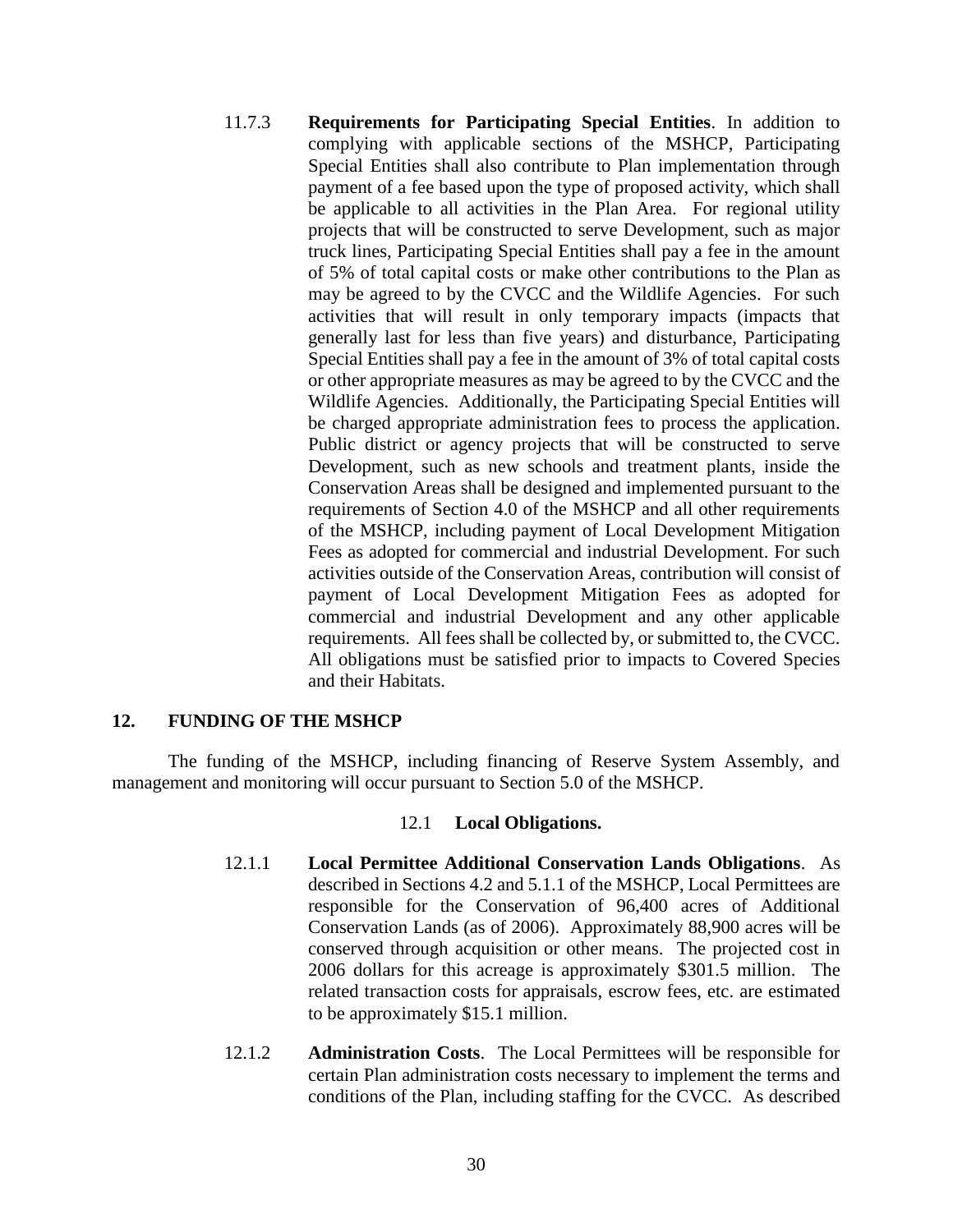11.7.3 **Requirements for Participating Special Entities**. In addition to complying with applicable sections of the MSHCP, Participating Special Entities shall also contribute to Plan implementation through payment of a fee based upon the type of proposed activity, which shall be applicable to all activities in the Plan Area. For regional utility projects that will be constructed to serve Development, such as major truck lines, Participating Special Entities shall pay a fee in the amount of 5% of total capital costs or make other contributions to the Plan as may be agreed to by the CVCC and the Wildlife Agencies. For such activities that will result in only temporary impacts (impacts that generally last for less than five years) and disturbance, Participating Special Entities shall pay a fee in the amount of 3% of total capital costs or other appropriate measures as may be agreed to by the CVCC and the Wildlife Agencies. Additionally, the Participating Special Entities will be charged appropriate administration fees to process the application. Public district or agency projects that will be constructed to serve Development, such as new schools and treatment plants, inside the Conservation Areas shall be designed and implemented pursuant to the requirements of Section 4.0 of the MSHCP and all other requirements of the MSHCP, including payment of Local Development Mitigation Fees as adopted for commercial and industrial Development. For such activities outside of the Conservation Areas, contribution will consist of payment of Local Development Mitigation Fees as adopted for commercial and industrial Development and any other applicable requirements. All fees shall be collected by, or submitted to, the CVCC. All obligations must be satisfied prior to impacts to Covered Species and their Habitats.

## 12. FUNDING OF THE MSHCP

The funding of the MSHCP, including financing of Reserve System Assembly, and management and monitoring will occur pursuant to Section 5.0 of the MSHCP.

### 12.1 Local Obligations.

12.1.1 **Local Permittee Additional Conservation Lands Obligations**. As described in Sections 4.2 and 5.1.1 of the MSHCP, Local Permittees are responsible for the Conservation of 96,400 acres of Additional Conservation Lands (as of 2006). Approximately 88,900 acres will be conserved through acquisition or other means. The projected cost in 2006 dollars for this acreage is approximately \$301.5 million. The related transaction costs for appraisals, escrow fees, etc. are estimated to be approximately \$15.1 million.

12.1.2 **Administration Costs**. The Local Permittees will be responsible for certain Plan administration costs necessary to implement the terms and conditions of the Plan, including staffing for the CVCC. As described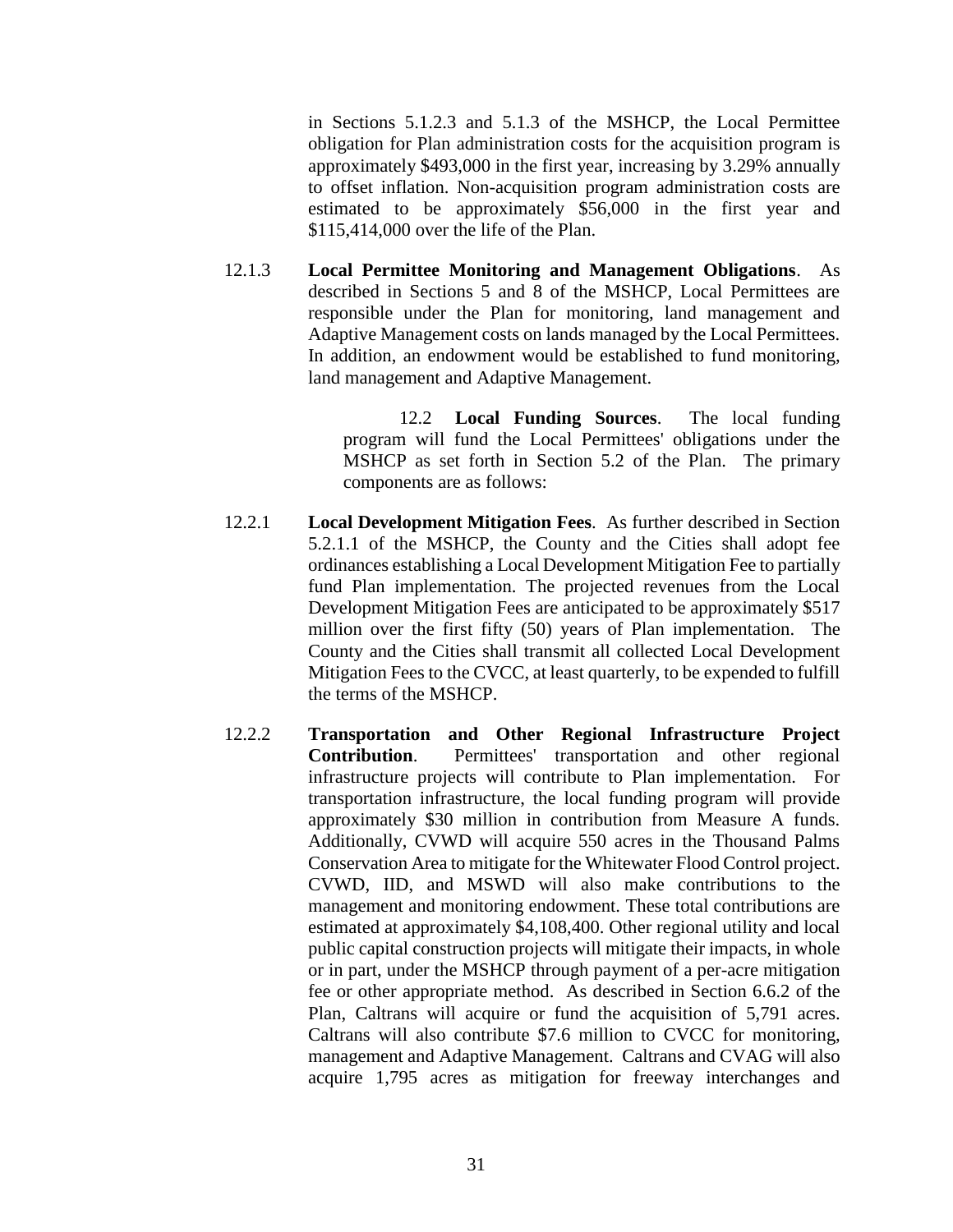in Sections 5.1.2.3 and 5.1.3 of the MSHCP, the Local Permittee obligation for Plan administration costs for the acquisition program is approximately $493,000 in the first year, increasing by 3.29% annually to offset inflation. Non-acquisition program administration costs are estimated to be approximately $56,000 in the first year and $115,414,000 over the life of the Plan.

12.1.3 **Local Permittee Monitoring and Management Obligations**. As described in Sections 5 and 8 of the MSHCP, Local Permittees are responsible under the Plan for monitoring, land management and Adaptive Management costs on lands managed by the Local Permittees. In addition, an endowment would be established to fund monitoring, land management and Adaptive Management.

12.2 **Local Funding Sources**. The local funding program will fund the Local Permittees' obligations under the MSHCP as set forth in Section 5.2 of the Plan. The primary components are as follows:

12.2.1 **Local Development Mitigation Fees**. As further described in Section 5.2.1.1 of the MSHCP, the County and the Cities shall adopt fee ordinances establishing a Local Development Mitigation Fee to partially fund Plan implementation. The projected revenues from the Local Development Mitigation Fees are anticipated to be approximately $517 million over the first fifty (50) years of Plan implementation. The County and the Cities shall transmit all collected Local Development Mitigation Fees to the CVCC, at least quarterly, to be expended to fulfill the terms of the MSHCP.

12.2.2 **Transportation and Other Regional Infrastructure Project Contribution**. Permittees' transportation and other regional infrastructure projects will contribute to Plan implementation. For transportation infrastructure, the local funding program will provide approximately $30 million in contribution from Measure A funds. Additionally, CVWD will acquire 550 acres in the Thousand Palms Conservation Area to mitigate for the Whitewater Flood Control project. CVWD, IID, and MSWD will also make contributions to the management and monitoring endowment. These total contributions are estimated at approximately $4,108,400. Other regional utility and local public capital construction projects will mitigate their impacts, in whole or in part, under the MSHCP through payment of a per-acre mitigation fee or other appropriate method. As described in Section 6.6.2 of the Plan, Caltrans will acquire or fund the acquisition of 5,791 acres. Caltrans will also contribute $7.6 million to CVCC for monitoring, management and Adaptive Management. Caltrans and CVAG will also acquire 1,795 acres as mitigation for freeway interchanges and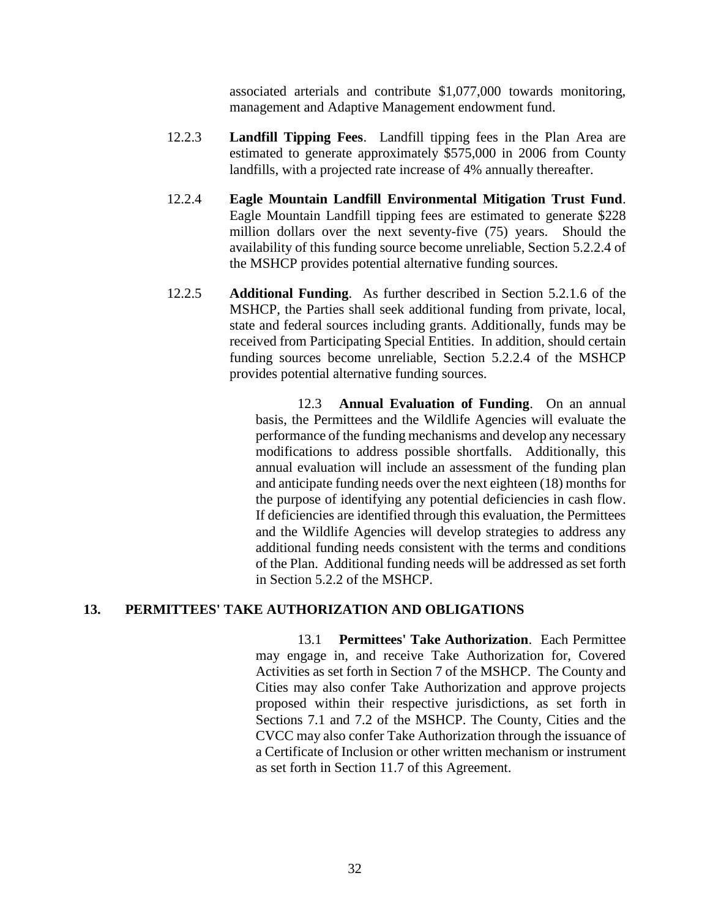associated arterials and contribute $1,077,000 towards monitoring, management and Adaptive Management endowment fund.

12.2.3 **Landfill Tipping Fees**. Landfill tipping fees in the Plan Area are estimated to generate approximately $575,000 in 2006 from County landfills, with a projected rate increase of 4% annually thereafter.

12.2.4 **Eagle Mountain Landfill Environmental Mitigation Trust Fund**. Eagle Mountain Landfill tipping fees are estimated to generate $228 million dollars over the next seventy-five (75) years. Should the availability of this funding source become unreliable, Section 5.2.2.4 of the MSHCP provides potential alternative funding sources.

12.2.5 **Additional Funding**. As further described in Section 5.2.1.6 of the MSHCP, the Parties shall seek additional funding from private, local, state and federal sources including grants. Additionally, funds may be received from Participating Special Entities. In addition, should certain funding sources become unreliable, Section 5.2.2.4 of the MSHCP provides potential alternative funding sources.

12.3 **Annual Evaluation of Funding**. On an annual basis, the Permittees and the Wildlife Agencies will evaluate the performance of the funding mechanisms and develop any necessary modifications to address possible shortfalls. Additionally, this annual evaluation will include an assessment of the funding plan and anticipate funding needs over the next eighteen (18) months for the purpose of identifying any potential deficiencies in cash flow. If deficiencies are identified through this evaluation, the Permittees and the Wildlife Agencies will develop strategies to address any additional funding needs consistent with the terms and conditions of the Plan. Additional funding needs will be addressed as set forth in Section 5.2.2 of the MSHCP.

## 13. PERMITTEES' TAKE AUTHORIZATION AND OBLIGATIONS

13.1 **Permittees' Take Authorization**. Each Permittee may engage in, and receive Take Authorization for, Covered Activities as set forth in Section 7 of the MSHCP. The County and Cities may also confer Take Authorization and approve projects proposed within their respective jurisdictions, as set forth in Sections 7.1 and 7.2 of the MSHCP. The County, Cities and the CVCC may also confer Take Authorization through the issuance of a Certificate of Inclusion or other written mechanism or instrument as set forth in Section 11.7 of this Agreement.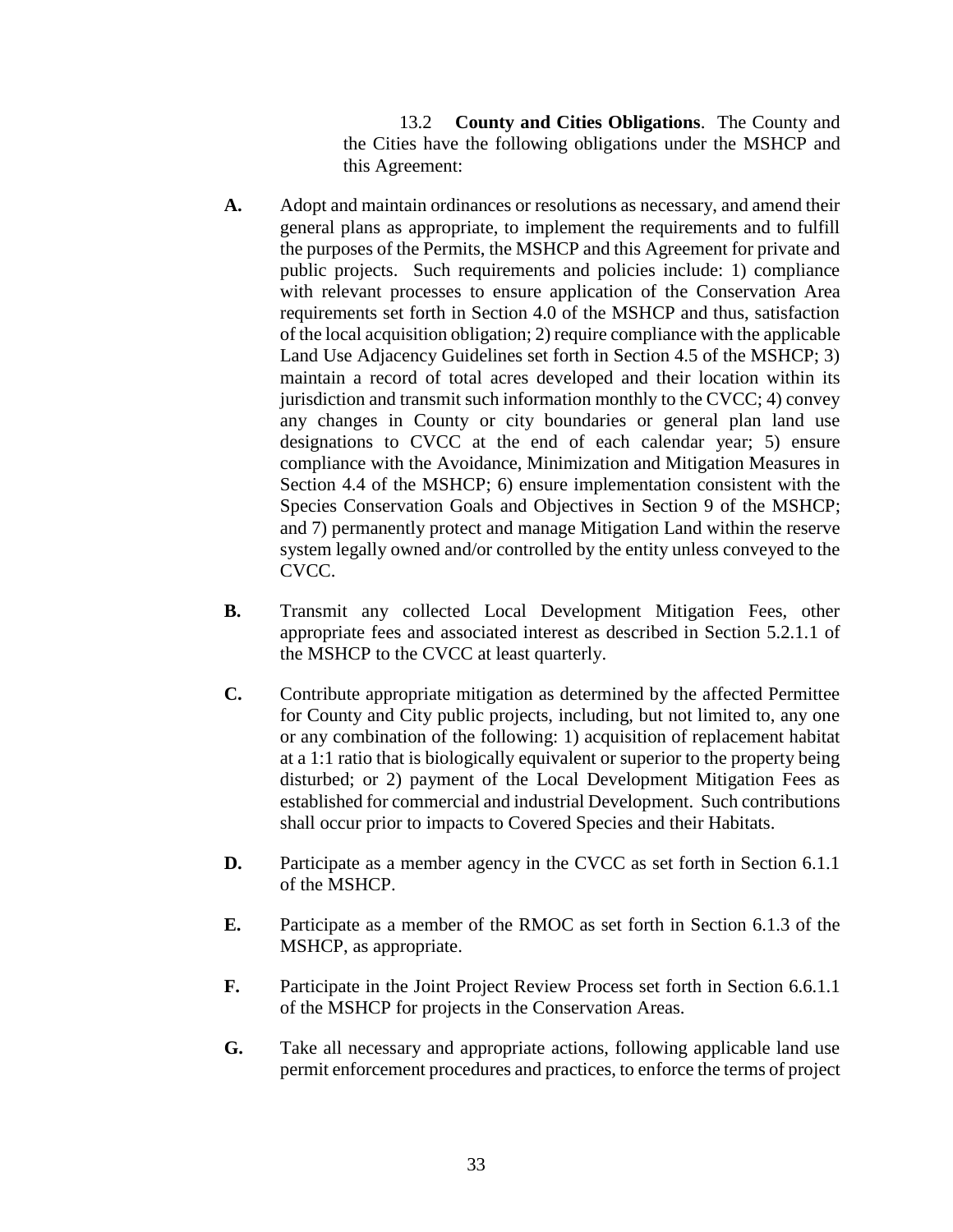13.2 **County and Cities Obligations**. The County and the Cities have the following obligations under the MSHCP and this Agreement:

**A.** Adopt and maintain ordinances or resolutions as necessary, and amend their general plans as appropriate, to implement the requirements and to fulfill the purposes of the Permits, the MSHCP and this Agreement for private and public projects. Such requirements and policies include: 1) compliance with relevant processes to ensure application of the Conservation Area requirements set forth in Section 4.0 of the MSHCP and thus, satisfaction of the local acquisition obligation; 2) require compliance with the applicable Land Use Adjacency Guidelines set forth in Section 4.5 of the MSHCP; 3) maintain a record of total acres developed and their location within its jurisdiction and transmit such information monthly to the CVCC; 4) convey any changes in County or city boundaries or general plan land use designations to CVCC at the end of each calendar year; 5) ensure compliance with the Avoidance, Minimization and Mitigation Measures in Section 4.4 of the MSHCP; 6) ensure implementation consistent with the Species Conservation Goals and Objectives in Section 9 of the MSHCP; and 7) permanently protect and manage Mitigation Land within the reserve system legally owned and/or controlled by the entity unless conveyed to the CVCC.

**B.** Transmit any collected Local Development Mitigation Fees, other appropriate fees and associated interest as described in Section 5.2.1.1 of the MSHCP to the CVCC at least quarterly.

**C.** Contribute appropriate mitigation as determined by the affected Permittee for County and City public projects, including, but not limited to, any one or any combination of the following: 1) acquisition of replacement habitat at a 1:1 ratio that is biologically equivalent or superior to the property being disturbed; or 2) payment of the Local Development Mitigation Fees as established for commercial and industrial Development. Such contributions shall occur prior to impacts to Covered Species and their Habitats.

**D.** Participate as a member agency in the CVCC as set forth in Section 6.1.1 of the MSHCP.

**E.** Participate as a member of the RMOC as set forth in Section 6.1.3 of the MSHCP, as appropriate.

**F.** Participate in the Joint Project Review Process set forth in Section 6.6.1.1 of the MSHCP for projects in the Conservation Areas.

**G.** Take all necessary and appropriate actions, following applicable land use permit enforcement procedures and practices, to enforce the terms of project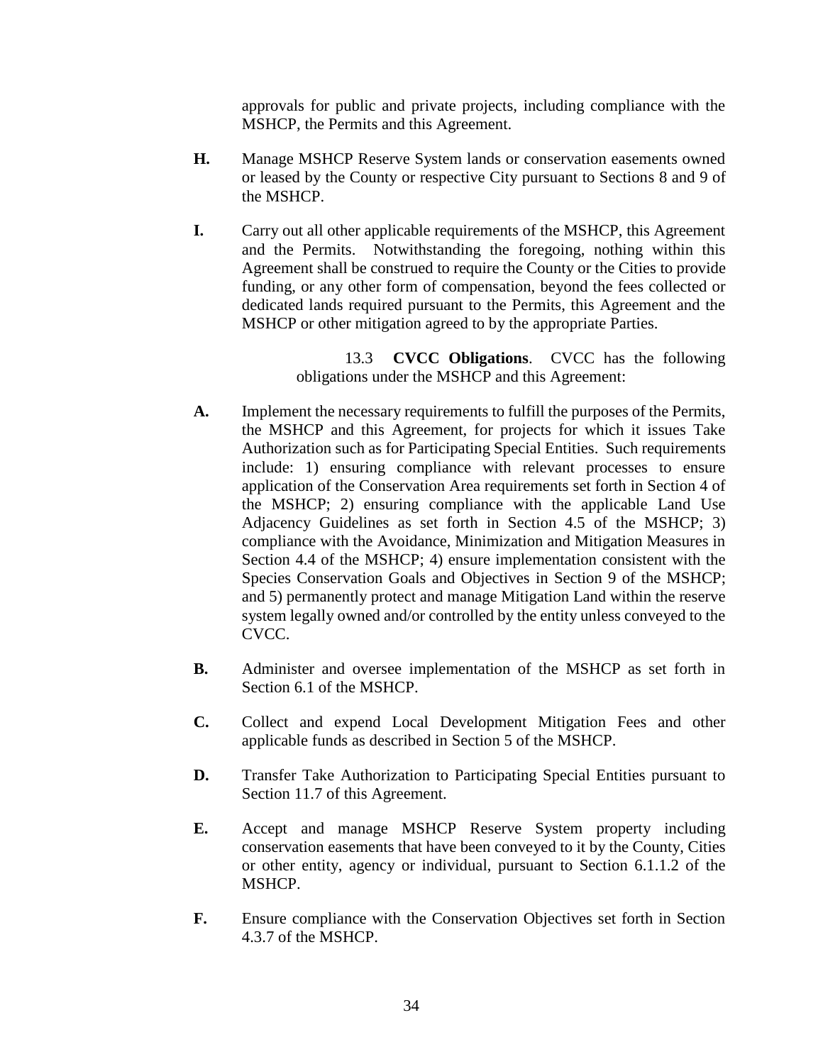approvals for public and private projects, including compliance with the MSHCP, the Permits and this Agreement.

**H.** Manage MSHCP Reserve System lands or conservation easements owned or leased by the County or respective City pursuant to Sections 8 and 9 of the MSHCP.

**I.** Carry out all other applicable requirements of the MSHCP, this Agreement and the Permits. Notwithstanding the foregoing, nothing within this Agreement shall be construed to require the County or the Cities to provide funding, or any other form of compensation, beyond the fees collected or dedicated lands required pursuant to the Permits, this Agreement and the MSHCP or other mitigation agreed to by the appropriate Parties.

13.3 **CVCC Obligations**. CVCC has the following obligations under the MSHCP and this Agreement:

**A.** Implement the necessary requirements to fulfill the purposes of the Permits, the MSHCP and this Agreement, for projects for which it issues Take Authorization such as for Participating Special Entities. Such requirements include: 1) ensuring compliance with relevant processes to ensure application of the Conservation Area requirements set forth in Section 4 of the MSHCP; 2) ensuring compliance with the applicable Land Use Adjacency Guidelines as set forth in Section 4.5 of the MSHCP; 3) compliance with the Avoidance, Minimization and Mitigation Measures in Section 4.4 of the MSHCP; 4) ensure implementation consistent with the Species Conservation Goals and Objectives in Section 9 of the MSHCP; and 5) permanently protect and manage Mitigation Land within the reserve system legally owned and/or controlled by the entity unless conveyed to the CVCC.

**B.** Administer and oversee implementation of the MSHCP as set forth in Section 6.1 of the MSHCP.

**C.** Collect and expend Local Development Mitigation Fees and other applicable funds as described in Section 5 of the MSHCP.

**D.** Transfer Take Authorization to Participating Special Entities pursuant to Section 11.7 of this Agreement.

**E.** Accept and manage MSHCP Reserve System property including conservation easements that have been conveyed to it by the County, Cities or other entity, agency or individual, pursuant to Section 6.1.1.2 of the MSHCP.

**F.** Ensure compliance with the Conservation Objectives set forth in Section 4.3.7 of the MSHCP.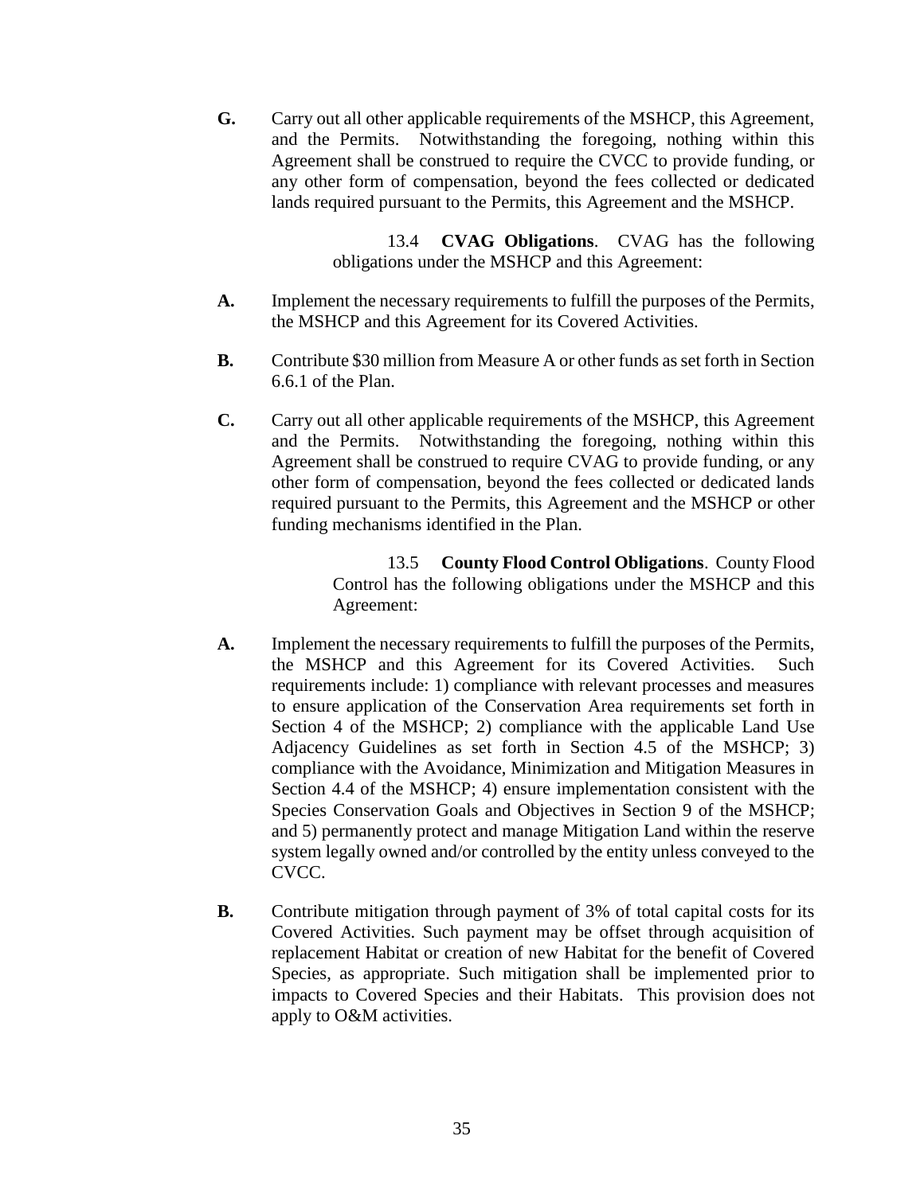**G.** Carry out all other applicable requirements of the MSHCP, this Agreement, and the Permits. Notwithstanding the foregoing, nothing within this Agreement shall be construed to require the CVCC to provide funding, or any other form of compensation, beyond the fees collected or dedicated lands required pursuant to the Permits, this Agreement and the MSHCP.

13.4 **CVAG Obligations**. CVAG has the following obligations under the MSHCP and this Agreement:

**A.** Implement the necessary requirements to fulfill the purposes of the Permits, the MSHCP and this Agreement for its Covered Activities.

**B.** Contribute $30 million from Measure A or other funds as set forth in Section 6.6.1 of the Plan.

**C.** Carry out all other applicable requirements of the MSHCP, this Agreement and the Permits. Notwithstanding the foregoing, nothing within this Agreement shall be construed to require CVAG to provide funding, or any other form of compensation, beyond the fees collected or dedicated lands required pursuant to the Permits, this Agreement and the MSHCP or other funding mechanisms identified in the Plan.

13.5 **County Flood Control Obligations**. County Flood Control has the following obligations under the MSHCP and this Agreement:

**A.** Implement the necessary requirements to fulfill the purposes of the Permits, the MSHCP and this Agreement for its Covered Activities. Such requirements include: 1) compliance with relevant processes and measures to ensure application of the Conservation Area requirements set forth in Section 4 of the MSHCP; 2) compliance with the applicable Land Use Adjacency Guidelines as set forth in Section 4.5 of the MSHCP; 3) compliance with the Avoidance, Minimization and Mitigation Measures in Section 4.4 of the MSHCP; 4) ensure implementation consistent with the Species Conservation Goals and Objectives in Section 9 of the MSHCP; and 5) permanently protect and manage Mitigation Land within the reserve system legally owned and/or controlled by the entity unless conveyed to the CVCC.

**B.** Contribute mitigation through payment of 3% of total capital costs for its Covered Activities. Such payment may be offset through acquisition of replacement Habitat or creation of new Habitat for the benefit of Covered Species, as appropriate. Such mitigation shall be implemented prior to impacts to Covered Species and their Habitats. This provision does not apply to O&M activities.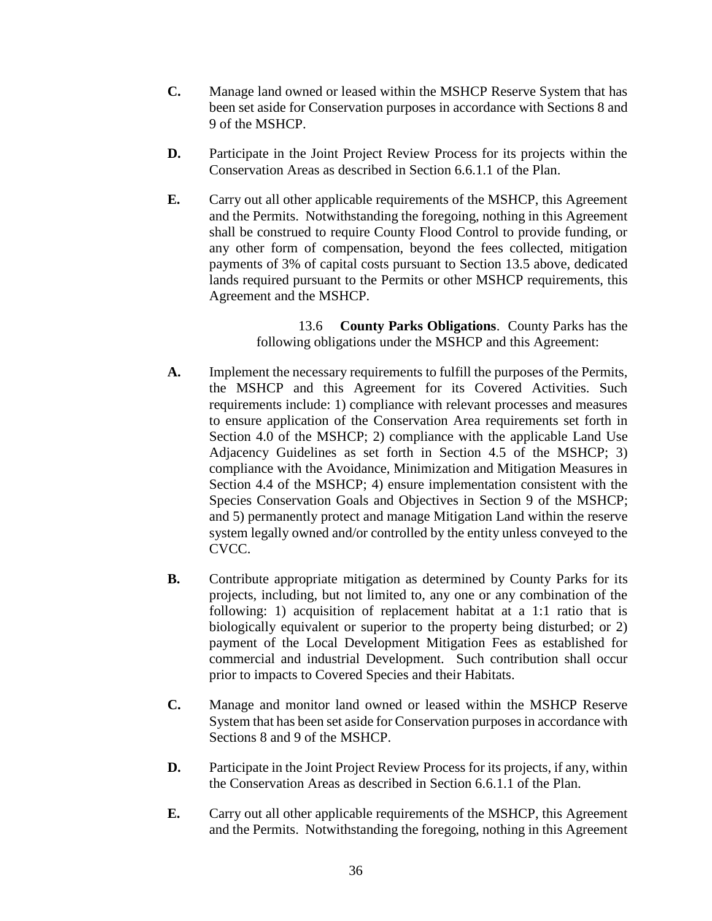**C.** Manage land owned or leased within the MSHCP Reserve System that has been set aside for Conservation purposes in accordance with Sections 8 and 9 of the MSHCP.

**D.** Participate in the Joint Project Review Process for its projects within the Conservation Areas as described in Section 6.6.1.1 of the Plan.

**E.** Carry out all other applicable requirements of the MSHCP, this Agreement and the Permits. Notwithstanding the foregoing, nothing in this Agreement shall be construed to require County Flood Control to provide funding, or any other form of compensation, beyond the fees collected, mitigation payments of 3% of capital costs pursuant to Section 13.5 above, dedicated lands required pursuant to the Permits or other MSHCP requirements, this Agreement and the MSHCP.

13.6 **County Parks Obligations**. County Parks has the following obligations under the MSHCP and this Agreement:

**A.** Implement the necessary requirements to fulfill the purposes of the Permits, the MSHCP and this Agreement for its Covered Activities. Such requirements include: 1) compliance with relevant processes and measures to ensure application of the Conservation Area requirements set forth in Section 4.0 of the MSHCP; 2) compliance with the applicable Land Use Adjacency Guidelines as set forth in Section 4.5 of the MSHCP; 3) compliance with the Avoidance, Minimization and Mitigation Measures in Section 4.4 of the MSHCP; 4) ensure implementation consistent with the Species Conservation Goals and Objectives in Section 9 of the MSHCP; and 5) permanently protect and manage Mitigation Land within the reserve system legally owned and/or controlled by the entity unless conveyed to the CVCC.

**B.** Contribute appropriate mitigation as determined by County Parks for its projects, including, but not limited to, any one or any combination of the following: 1) acquisition of replacement habitat at a 1:1 ratio that is biologically equivalent or superior to the property being disturbed; or 2) payment of the Local Development Mitigation Fees as established for commercial and industrial Development. Such contribution shall occur prior to impacts to Covered Species and their Habitats.

**C.** Manage and monitor land owned or leased within the MSHCP Reserve System that has been set aside for Conservation purposes in accordance with Sections 8 and 9 of the MSHCP.

**D.** Participate in the Joint Project Review Process for its projects, if any, within the Conservation Areas as described in Section 6.6.1.1 of the Plan.

**E.** Carry out all other applicable requirements of the MSHCP, this Agreement and the Permits. Notwithstanding the foregoing, nothing in this Agreement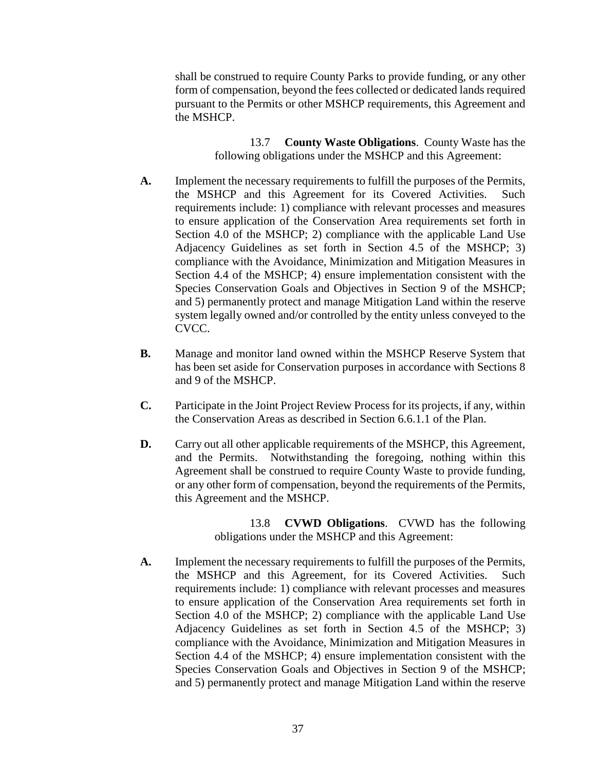shall be construed to require County Parks to provide funding, or any other form of compensation, beyond the fees collected or dedicated lands required pursuant to the Permits or other MSHCP requirements, this Agreement and the MSHCP.

13.7 **County Waste Obligations**. County Waste has the following obligations under the MSHCP and this Agreement:

**A.** Implement the necessary requirements to fulfill the purposes of the Permits, the MSHCP and this Agreement for its Covered Activities. Such requirements include: 1) compliance with relevant processes and measures to ensure application of the Conservation Area requirements set forth in Section 4.0 of the MSHCP; 2) compliance with the applicable Land Use Adjacency Guidelines as set forth in Section 4.5 of the MSHCP; 3) compliance with the Avoidance, Minimization and Mitigation Measures in Section 4.4 of the MSHCP; 4) ensure implementation consistent with the Species Conservation Goals and Objectives in Section 9 of the MSHCP; and 5) permanently protect and manage Mitigation Land within the reserve system legally owned and/or controlled by the entity unless conveyed to the CVCC.

**B.** Manage and monitor land owned within the MSHCP Reserve System that has been set aside for Conservation purposes in accordance with Sections 8 and 9 of the MSHCP.

**C.** Participate in the Joint Project Review Process for its projects, if any, within the Conservation Areas as described in Section 6.6.1.1 of the Plan.

**D.** Carry out all other applicable requirements of the MSHCP, this Agreement, and the Permits. Notwithstanding the foregoing, nothing within this Agreement shall be construed to require County Waste to provide funding, or any other form of compensation, beyond the requirements of the Permits, this Agreement and the MSHCP.

13.8 **CVWD Obligations**. CVWD has the following obligations under the MSHCP and this Agreement:

**A.** Implement the necessary requirements to fulfill the purposes of the Permits, the MSHCP and this Agreement, for its Covered Activities. Such requirements include: 1) compliance with relevant processes and measures to ensure application of the Conservation Area requirements set forth in Section 4.0 of the MSHCP; 2) compliance with the applicable Land Use Adjacency Guidelines as set forth in Section 4.5 of the MSHCP; 3) compliance with the Avoidance, Minimization and Mitigation Measures in Section 4.4 of the MSHCP; 4) ensure implementation consistent with the Species Conservation Goals and Objectives in Section 9 of the MSHCP; and 5) permanently protect and manage Mitigation Land within the reserve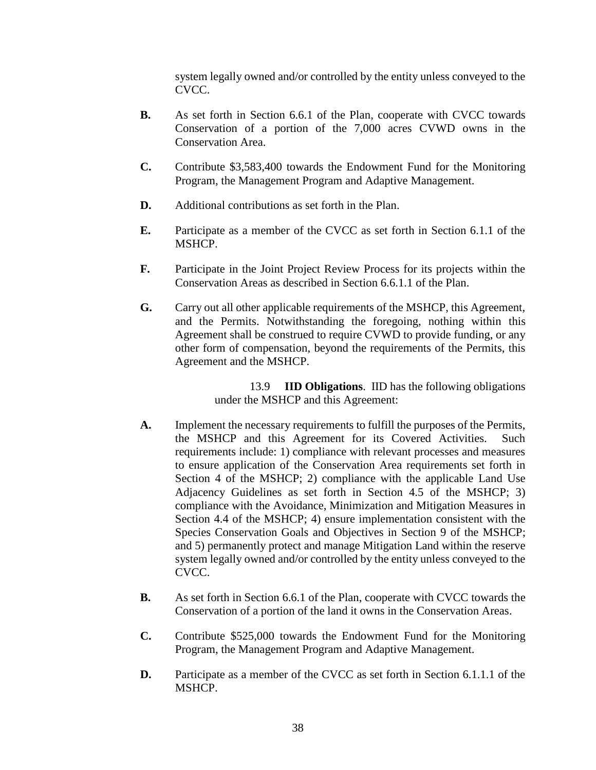system legally owned and/or controlled by the entity unless conveyed to the CVCC.

**B.** As set forth in Section 6.6.1 of the Plan, cooperate with CVCC towards Conservation of a portion of the 7,000 acres CVWD owns in the Conservation Area.

**C.** Contribute $3,583,400 towards the Endowment Fund for the Monitoring Program, the Management Program and Adaptive Management.

**D.** Additional contributions as set forth in the Plan.

**E.** Participate as a member of the CVCC as set forth in Section 6.1.1 of the MSHCP.

**F.** Participate in the Joint Project Review Process for its projects within the Conservation Areas as described in Section 6.6.1.1 of the Plan.

**G.** Carry out all other applicable requirements of the MSHCP, this Agreement, and the Permits. Notwithstanding the foregoing, nothing within this Agreement shall be construed to require CVWD to provide funding, or any other form of compensation, beyond the requirements of the Permits, this Agreement and the MSHCP.

13.9 **IID Obligations**. IID has the following obligations under the MSHCP and this Agreement:

**A.** Implement the necessary requirements to fulfill the purposes of the Permits, the MSHCP and this Agreement for its Covered Activities. Such requirements include: 1) compliance with relevant processes and measures to ensure application of the Conservation Area requirements set forth in Section 4 of the MSHCP; 2) compliance with the applicable Land Use Adjacency Guidelines as set forth in Section 4.5 of the MSHCP; 3) compliance with the Avoidance, Minimization and Mitigation Measures in Section 4.4 of the MSHCP; 4) ensure implementation consistent with the Species Conservation Goals and Objectives in Section 9 of the MSHCP; and 5) permanently protect and manage Mitigation Land within the reserve system legally owned and/or controlled by the entity unless conveyed to the CVCC.

**B.** As set forth in Section 6.6.1 of the Plan, cooperate with CVCC towards the Conservation of a portion of the land it owns in the Conservation Areas.

**C.** Contribute $525,000 towards the Endowment Fund for the Monitoring Program, the Management Program and Adaptive Management.

**D.** Participate as a member of the CVCC as set forth in Section 6.1.1.1 of the MSHCP.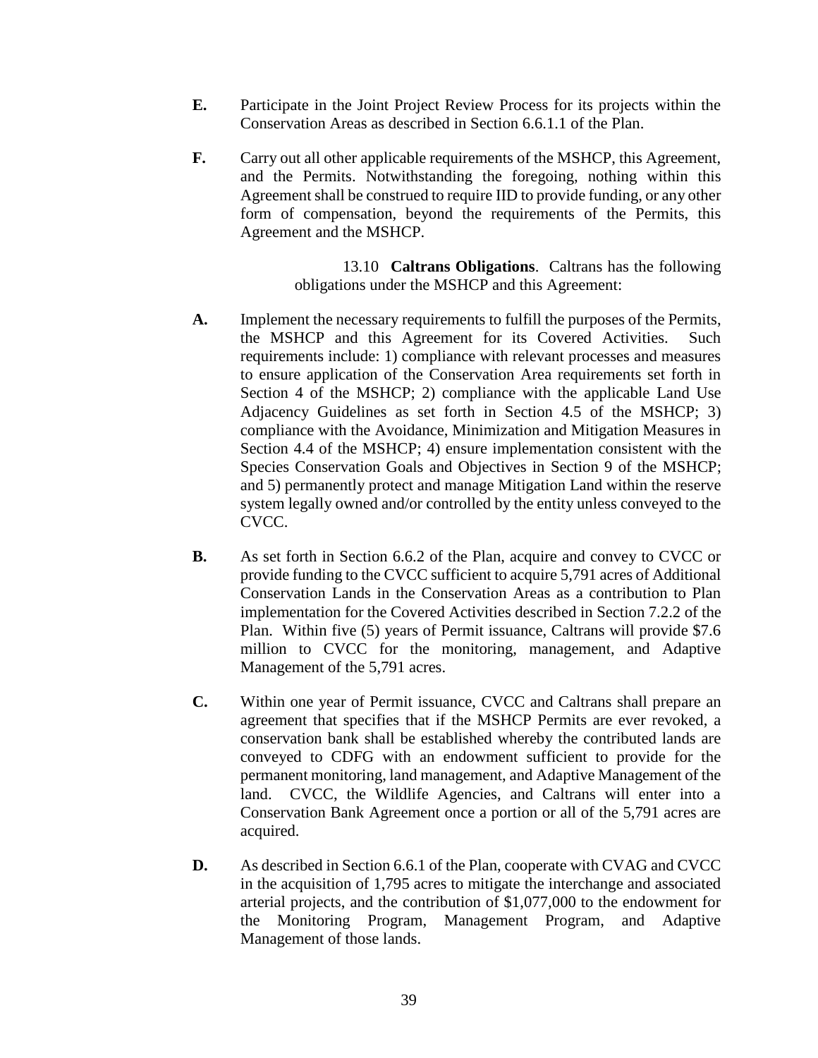**E.** Participate in the Joint Project Review Process for its projects within the Conservation Areas as described in Section 6.6.1.1 of the Plan.

**F.** Carry out all other applicable requirements of the MSHCP, this Agreement, and the Permits. Notwithstanding the foregoing, nothing within this Agreement shall be construed to require IID to provide funding, or any other form of compensation, beyond the requirements of the Permits, this Agreement and the MSHCP.

13.10 **Caltrans Obligations**. Caltrans has the following obligations under the MSHCP and this Agreement:

**A.** Implement the necessary requirements to fulfill the purposes of the Permits, the MSHCP and this Agreement for its Covered Activities. Such requirements include: 1) compliance with relevant processes and measures to ensure application of the Conservation Area requirements set forth in Section 4 of the MSHCP; 2) compliance with the applicable Land Use Adjacency Guidelines as set forth in Section 4.5 of the MSHCP; 3) compliance with the Avoidance, Minimization and Mitigation Measures in Section 4.4 of the MSHCP; 4) ensure implementation consistent with the Species Conservation Goals and Objectives in Section 9 of the MSHCP; and 5) permanently protect and manage Mitigation Land within the reserve system legally owned and/or controlled by the entity unless conveyed to the CVCC.

**B.** As set forth in Section 6.6.2 of the Plan, acquire and convey to CVCC or provide funding to the CVCC sufficient to acquire 5,791 acres of Additional Conservation Lands in the Conservation Areas as a contribution to Plan implementation for the Covered Activities described in Section 7.2.2 of the Plan. Within five (5) years of Permit issuance, Caltrans will provide $7.6 million to CVCC for the monitoring, management, and Adaptive Management of the 5,791 acres.

**C.** Within one year of Permit issuance, CVCC and Caltrans shall prepare an agreement that specifies that if the MSHCP Permits are ever revoked, a conservation bank shall be established whereby the contributed lands are conveyed to CDFG with an endowment sufficient to provide for the permanent monitoring, land management, and Adaptive Management of the land. CVCC, the Wildlife Agencies, and Caltrans will enter into a Conservation Bank Agreement once a portion or all of the 5,791 acres are acquired.

**D.** As described in Section 6.6.1 of the Plan, cooperate with CVAG and CVCC in the acquisition of 1,795 acres to mitigate the interchange and associated arterial projects, and the contribution of $1,077,000 to the endowment for the Monitoring Program, Management Program, and Adaptive Management of those lands.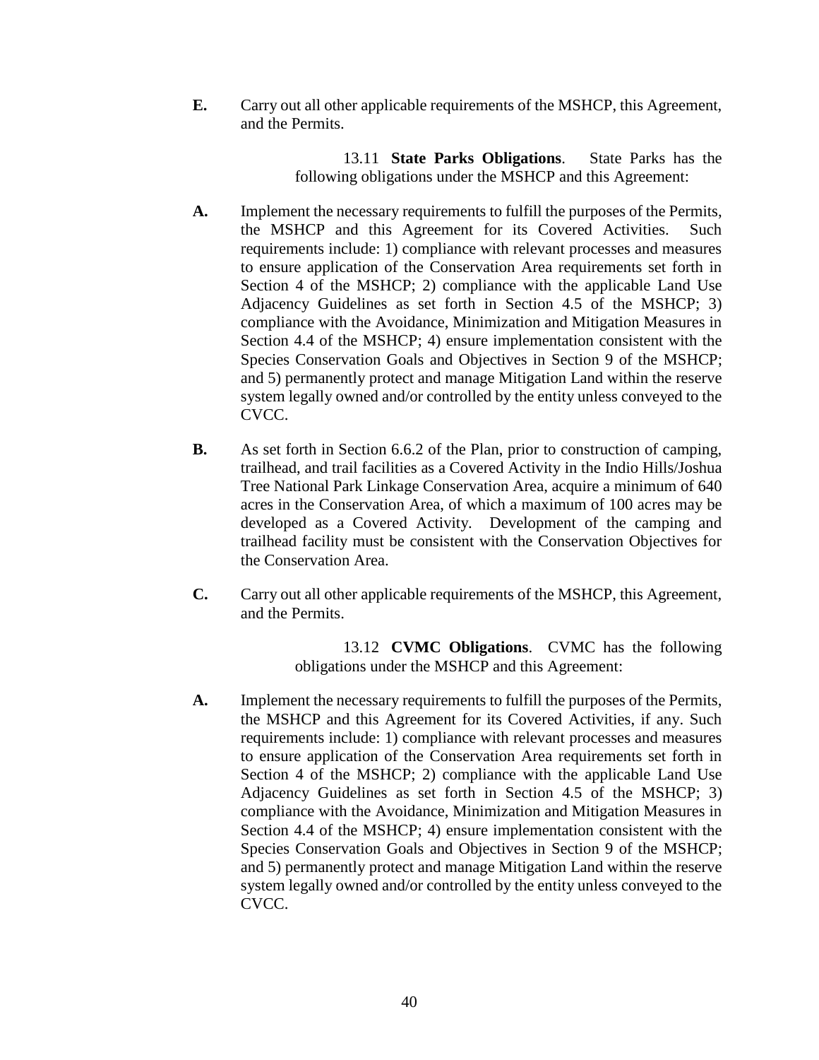**E.** Carry out all other applicable requirements of the MSHCP, this Agreement, and the Permits.

13.11 **State Parks Obligations**. State Parks has the following obligations under the MSHCP and this Agreement:

**A.** Implement the necessary requirements to fulfill the purposes of the Permits, the MSHCP and this Agreement for its Covered Activities. Such requirements include: 1) compliance with relevant processes and measures to ensure application of the Conservation Area requirements set forth in Section 4 of the MSHCP; 2) compliance with the applicable Land Use Adjacency Guidelines as set forth in Section 4.5 of the MSHCP; 3) compliance with the Avoidance, Minimization and Mitigation Measures in Section 4.4 of the MSHCP; 4) ensure implementation consistent with the Species Conservation Goals and Objectives in Section 9 of the MSHCP; and 5) permanently protect and manage Mitigation Land within the reserve system legally owned and/or controlled by the entity unless conveyed to the CVCC.

**B.** As set forth in Section 6.6.2 of the Plan, prior to construction of camping, trailhead, and trail facilities as a Covered Activity in the Indio Hills/Joshua Tree National Park Linkage Conservation Area, acquire a minimum of 640 acres in the Conservation Area, of which a maximum of 100 acres may be developed as a Covered Activity. Development of the camping and trailhead facility must be consistent with the Conservation Objectives for the Conservation Area.

**C.** Carry out all other applicable requirements of the MSHCP, this Agreement, and the Permits.

13.12 **CVMC Obligations**. CVMC has the following obligations under the MSHCP and this Agreement:

**A.** Implement the necessary requirements to fulfill the purposes of the Permits, the MSHCP and this Agreement for its Covered Activities, if any. Such requirements include: 1) compliance with relevant processes and measures to ensure application of the Conservation Area requirements set forth in Section 4 of the MSHCP; 2) compliance with the applicable Land Use Adjacency Guidelines as set forth in Section 4.5 of the MSHCP; 3) compliance with the Avoidance, Minimization and Mitigation Measures in Section 4.4 of the MSHCP; 4) ensure implementation consistent with the Species Conservation Goals and Objectives in Section 9 of the MSHCP; and 5) permanently protect and manage Mitigation Land within the reserve system legally owned and/or controlled by the entity unless conveyed to the CVCC.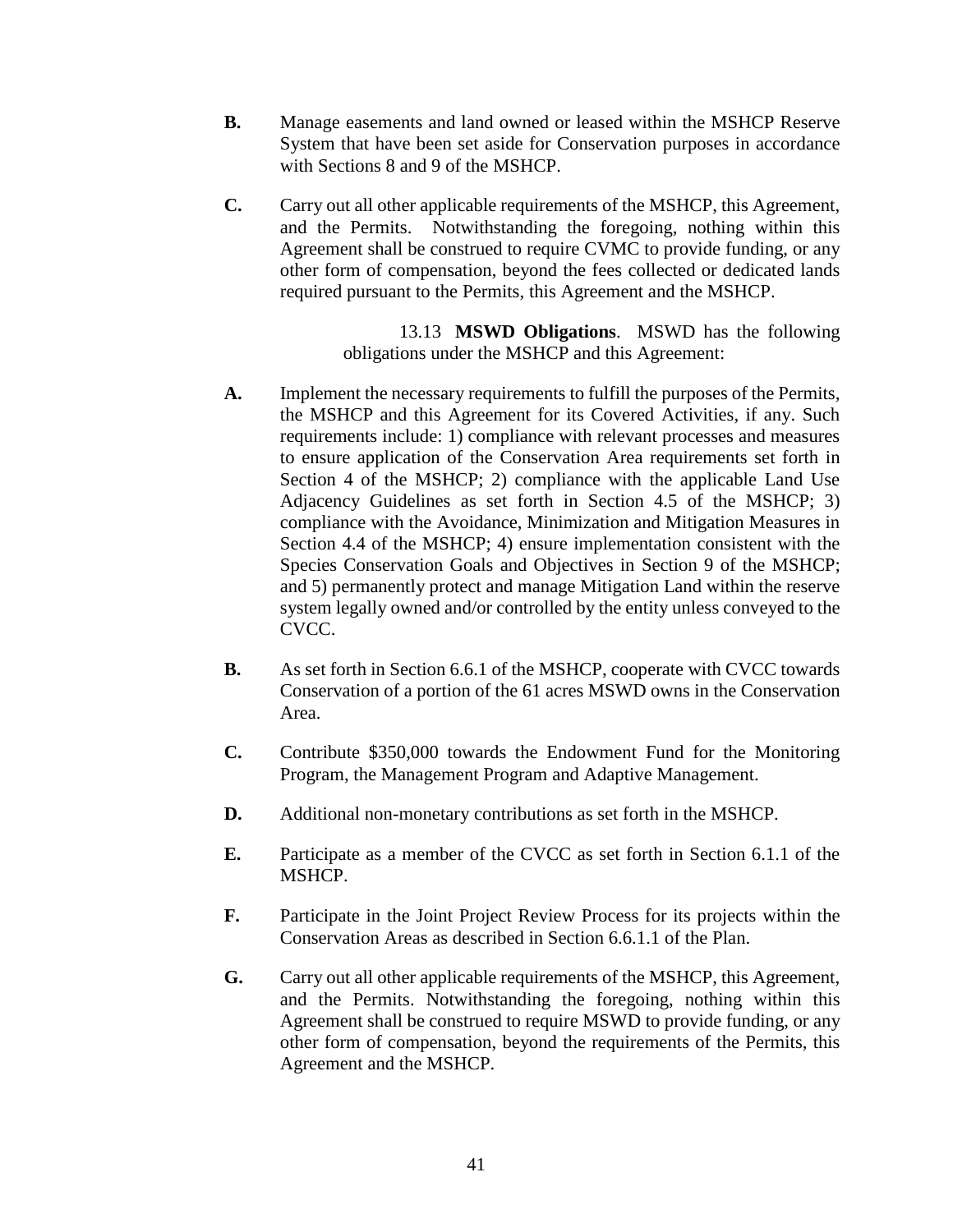**B.** Manage easements and land owned or leased within the MSHCP Reserve System that have been set aside for Conservation purposes in accordance with Sections 8 and 9 of the MSHCP.

**C.** Carry out all other applicable requirements of the MSHCP, this Agreement, and the Permits. Notwithstanding the foregoing, nothing within this Agreement shall be construed to require CVMC to provide funding, or any other form of compensation, beyond the fees collected or dedicated lands required pursuant to the Permits, this Agreement and the MSHCP.

13.13 **MSWD Obligations**. MSWD has the following obligations under the MSHCP and this Agreement:

**A.** Implement the necessary requirements to fulfill the purposes of the Permits, the MSHCP and this Agreement for its Covered Activities, if any. Such requirements include: 1) compliance with relevant processes and measures to ensure application of the Conservation Area requirements set forth in Section 4 of the MSHCP; 2) compliance with the applicable Land Use Adjacency Guidelines as set forth in Section 4.5 of the MSHCP; 3) compliance with the Avoidance, Minimization and Mitigation Measures in Section 4.4 of the MSHCP; 4) ensure implementation consistent with the Species Conservation Goals and Objectives in Section 9 of the MSHCP; and 5) permanently protect and manage Mitigation Land within the reserve system legally owned and/or controlled by the entity unless conveyed to the CVCC.

**B.** As set forth in Section 6.6.1 of the MSHCP, cooperate with CVCC towards Conservation of a portion of the 61 acres MSWD owns in the Conservation Area.

**C.** Contribute $350,000 towards the Endowment Fund for the Monitoring Program, the Management Program and Adaptive Management.

**D.** Additional non-monetary contributions as set forth in the MSHCP.

**E.** Participate as a member of the CVCC as set forth in Section 6.1.1 of the MSHCP.

**F.** Participate in the Joint Project Review Process for its projects within the Conservation Areas as described in Section 6.6.1.1 of the Plan.

**G.** Carry out all other applicable requirements of the MSHCP, this Agreement, and the Permits. Notwithstanding the foregoing, nothing within this Agreement shall be construed to require MSWD to provide funding, or any other form of compensation, beyond the requirements of the Permits, this Agreement and the MSHCP.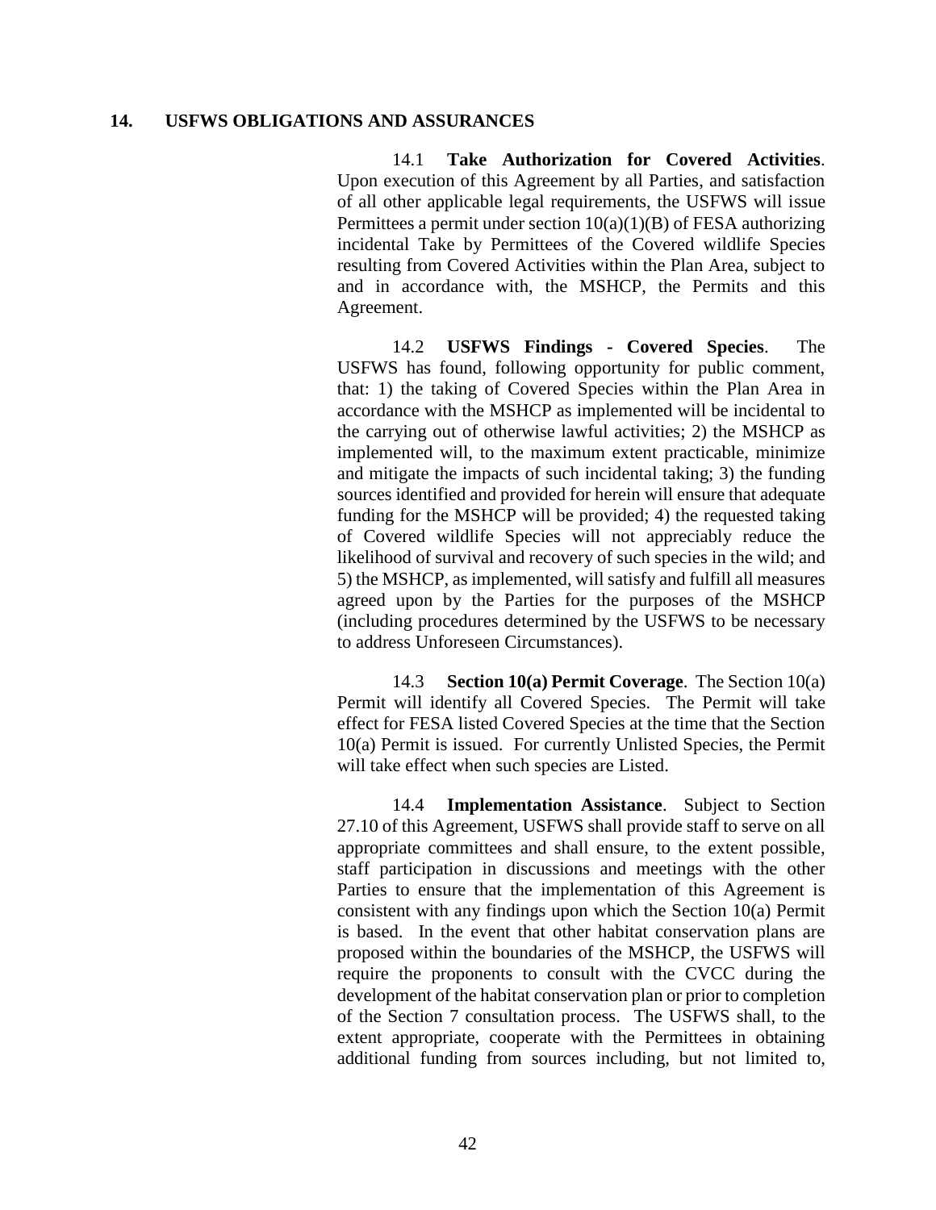## 14. USFWS OBLIGATIONS AND ASSURANCES

14.1 **Take Authorization for Covered Activities**. Upon execution of this Agreement by all Parties, and satisfaction of all other applicable legal requirements, the USFWS will issue Permittees a permit under section 10(a)(1)(B) of FESA authorizing incidental Take by Permittees of the Covered wildlife Species resulting from Covered Activities within the Plan Area, subject to and in accordance with, the MSHCP, the Permits and this Agreement.

14.2 **USFWS Findings - Covered Species**. The USFWS has found, following opportunity for public comment, that: 1) the taking of Covered Species within the Plan Area in accordance with the MSHCP as implemented will be incidental to the carrying out of otherwise lawful activities; 2) the MSHCP as implemented will, to the maximum extent practicable, minimize and mitigate the impacts of such incidental taking; 3) the funding sources identified and provided for herein will ensure that adequate funding for the MSHCP will be provided; 4) the requested taking of Covered wildlife Species will not appreciably reduce the likelihood of survival and recovery of such species in the wild; and 5) the MSHCP, as implemented, will satisfy and fulfill all measures agreed upon by the Parties for the purposes of the MSHCP (including procedures determined by the USFWS to be necessary to address Unforeseen Circumstances).

14.3 **Section 10(a) Permit Coverage**. The Section 10(a) Permit will identify all Covered Species. The Permit will take effect for FESA listed Covered Species at the time that the Section 10(a) Permit is issued. For currently Unlisted Species, the Permit will take effect when such species are Listed.

14.4 **Implementation Assistance**. Subject to Section 27.10 of this Agreement, USFWS shall provide staff to serve on all appropriate committees and shall ensure, to the extent possible, staff participation in discussions and meetings with the other Parties to ensure that the implementation of this Agreement is consistent with any findings upon which the Section 10(a) Permit is based. In the event that other habitat conservation plans are proposed within the boundaries of the MSHCP, the USFWS will require the proponents to consult with the CVCC during the development of the habitat conservation plan or prior to completion of the Section 7 consultation process. The USFWS shall, to the extent appropriate, cooperate with the Permittees in obtaining additional funding from sources including, but not limited to,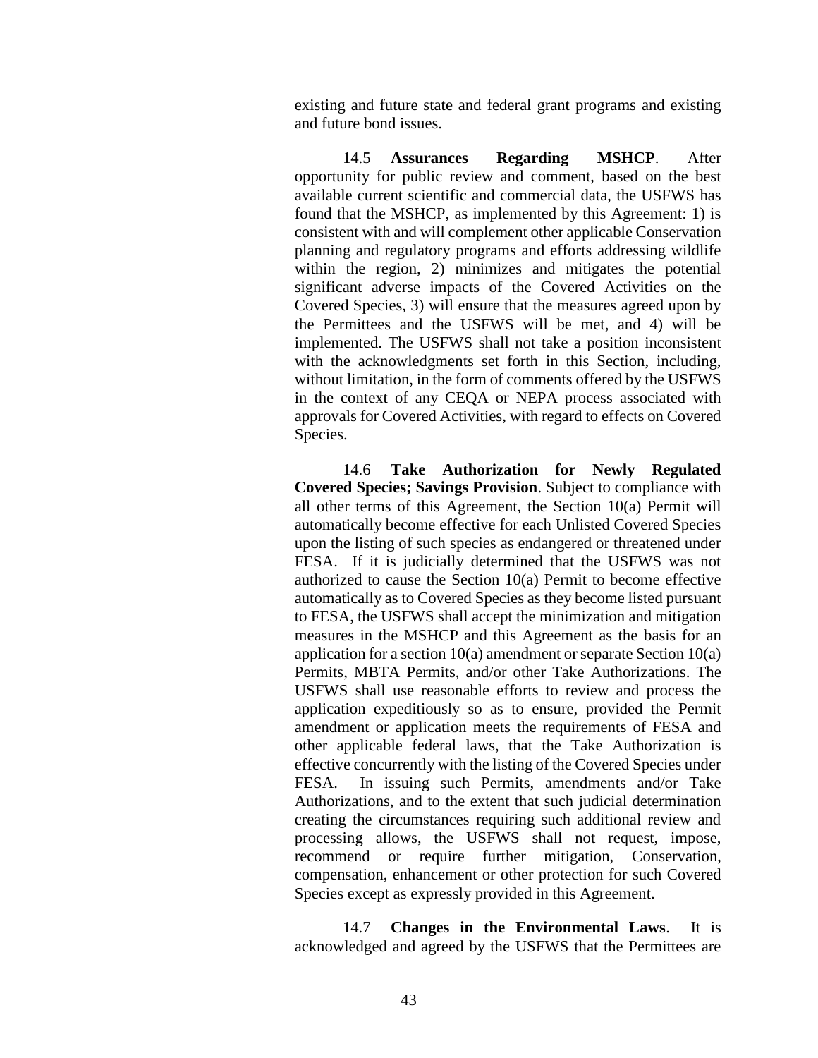existing and future state and federal grant programs and existing and future bond issues.

14.5 **Assurances Regarding MSHCP**. After opportunity for public review and comment, based on the best available current scientific and commercial data, the USFWS has found that the MSHCP, as implemented by this Agreement: 1) is consistent with and will complement other applicable Conservation planning and regulatory programs and efforts addressing wildlife within the region, 2) minimizes and mitigates the potential significant adverse impacts of the Covered Activities on the Covered Species, 3) will ensure that the measures agreed upon by the Permittees and the USFWS will be met, and 4) will be implemented. The USFWS shall not take a position inconsistent with the acknowledgments set forth in this Section, including, without limitation, in the form of comments offered by the USFWS in the context of any CEQA or NEPA process associated with approvals for Covered Activities, with regard to effects on Covered Species.

14.6 **Take Authorization for Newly Regulated Covered Species; Savings Provision**. Subject to compliance with all other terms of this Agreement, the Section 10(a) Permit will automatically become effective for each Unlisted Covered Species upon the listing of such species as endangered or threatened under FESA. If it is judicially determined that the USFWS was not authorized to cause the Section 10(a) Permit to become effective automatically as to Covered Species as they become listed pursuant to FESA, the USFWS shall accept the minimization and mitigation measures in the MSHCP and this Agreement as the basis for an application for a section 10(a) amendment or separate Section 10(a) Permits, MBTA Permits, and/or other Take Authorizations. The USFWS shall use reasonable efforts to review and process the application expeditiously so as to ensure, provided the Permit amendment or application meets the requirements of FESA and other applicable federal laws, that the Take Authorization is effective concurrently with the listing of the Covered Species under FESA. In issuing such Permits, amendments and/or Take Authorizations, and to the extent that such judicial determination creating the circumstances requiring such additional review and processing allows, the USFWS shall not request, impose, recommend or require further mitigation, Conservation, compensation, enhancement or other protection for such Covered Species except as expressly provided in this Agreement.

14.7 **Changes in the Environmental Laws**. It is acknowledged and agreed by the USFWS that the Permittees are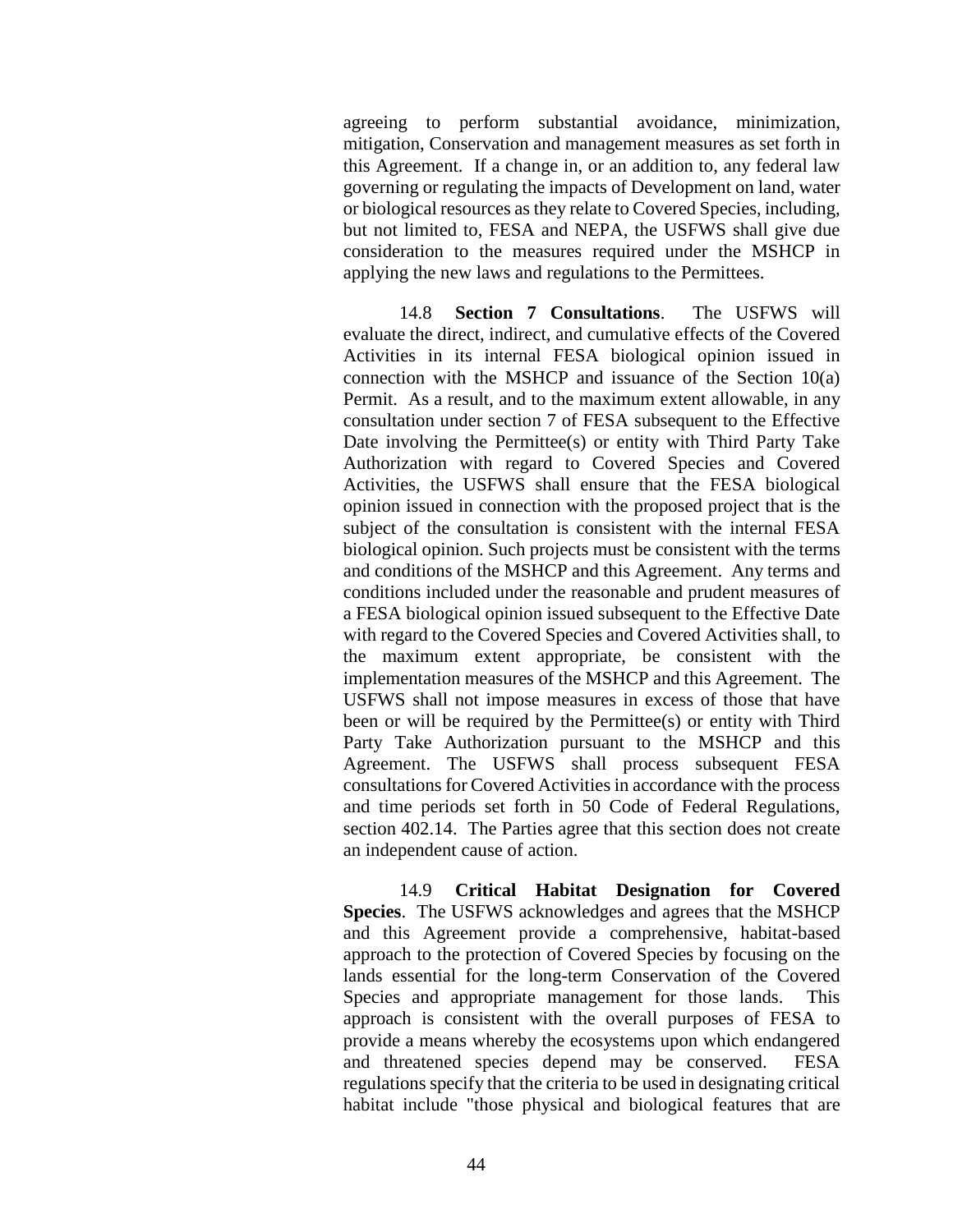agreeing to perform substantial avoidance, minimization, mitigation, Conservation and management measures as set forth in this Agreement. If a change in, or an addition to, any federal law governing or regulating the impacts of Development on land, water or biological resources as they relate to Covered Species, including, but not limited to, FESA and NEPA, the USFWS shall give due consideration to the measures required under the MSHCP in applying the new laws and regulations to the Permittees.

14.8 **Section 7 Consultations**. The USFWS will evaluate the direct, indirect, and cumulative effects of the Covered Activities in its internal FESA biological opinion issued in connection with the MSHCP and issuance of the Section 10(a) Permit. As a result, and to the maximum extent allowable, in any consultation under section 7 of FESA subsequent to the Effective Date involving the Permittee(s) or entity with Third Party Take Authorization with regard to Covered Species and Covered Activities, the USFWS shall ensure that the FESA biological opinion issued in connection with the proposed project that is the subject of the consultation is consistent with the internal FESA biological opinion. Such projects must be consistent with the terms and conditions of the MSHCP and this Agreement. Any terms and conditions included under the reasonable and prudent measures of a FESA biological opinion issued subsequent to the Effective Date with regard to the Covered Species and Covered Activities shall, to the maximum extent appropriate, be consistent with the implementation measures of the MSHCP and this Agreement. The USFWS shall not impose measures in excess of those that have been or will be required by the Permittee(s) or entity with Third Party Take Authorization pursuant to the MSHCP and this Agreement. The USFWS shall process subsequent FESA consultations for Covered Activities in accordance with the process and time periods set forth in 50 Code of Federal Regulations, section 402.14. The Parties agree that this section does not create an independent cause of action.

14.9 **Critical Habitat Designation for Covered Species**. The USFWS acknowledges and agrees that the MSHCP and this Agreement provide a comprehensive, habitat-based approach to the protection of Covered Species by focusing on the lands essential for the long-term Conservation of the Covered Species and appropriate management for those lands. This approach is consistent with the overall purposes of FESA to provide a means whereby the ecosystems upon which endangered and threatened species depend may be conserved. FESA regulations specify that the criteria to be used in designating critical habitat include "those physical and biological features that are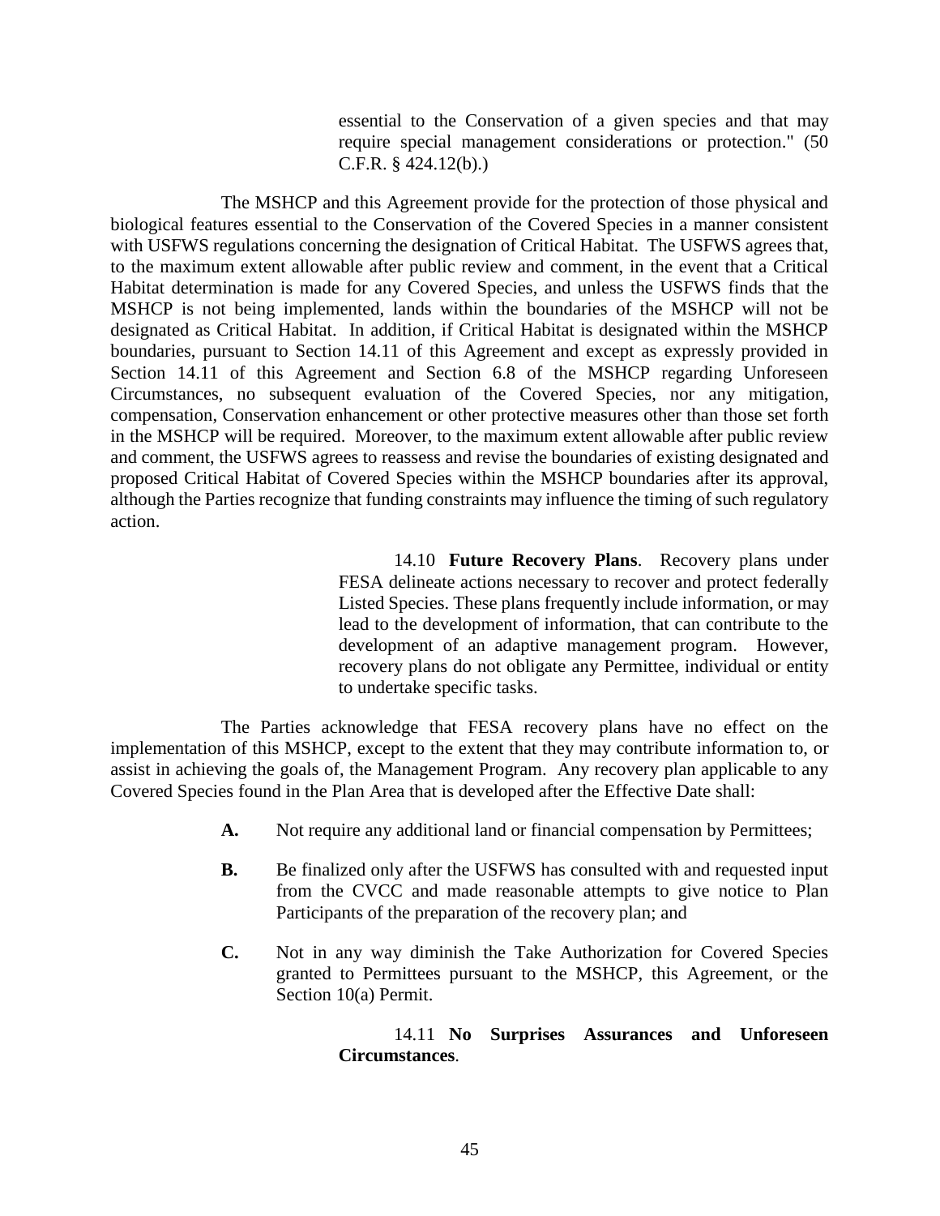essential to the Conservation of a given species and that may require special management considerations or protection." (50 C.F.R. § 424.12(b).)

The MSHCP and this Agreement provide for the protection of those physical and biological features essential to the Conservation of the Covered Species in a manner consistent with USFWS regulations concerning the designation of Critical Habitat. The USFWS agrees that, to the maximum extent allowable after public review and comment, in the event that a Critical Habitat determination is made for any Covered Species, and unless the USFWS finds that the MSHCP is not being implemented, lands within the boundaries of the MSHCP will not be designated as Critical Habitat. In addition, if Critical Habitat is designated within the MSHCP boundaries, pursuant to Section 14.11 of this Agreement and except as expressly provided in Section 14.11 of this Agreement and Section 6.8 of the MSHCP regarding Unforeseen Circumstances, no subsequent evaluation of the Covered Species, nor any mitigation, compensation, Conservation enhancement or other protective measures other than those set forth in the MSHCP will be required. Moreover, to the maximum extent allowable after public review and comment, the USFWS agrees to reassess and revise the boundaries of existing designated and proposed Critical Habitat of Covered Species within the MSHCP boundaries after its approval, although the Parties recognize that funding constraints may influence the timing of such regulatory action.

14.10 **Future Recovery Plans**. Recovery plans under FESA delineate actions necessary to recover and protect federally Listed Species. These plans frequently include information, or may lead to the development of information, that can contribute to the development of an adaptive management program. However, recovery plans do not obligate any Permittee, individual or entity to undertake specific tasks.

The Parties acknowledge that FESA recovery plans have no effect on the implementation of this MSHCP, except to the extent that they may contribute information to, or assist in achieving the goals of, the Management Program. Any recovery plan applicable to any Covered Species found in the Plan Area that is developed after the Effective Date shall:

**A.** Not require any additional land or financial compensation by Permittees;

**B.** Be finalized only after the USFWS has consulted with and requested input from the CVCC and made reasonable attempts to give notice to Plan Participants of the preparation of the recovery plan; and

**C.** Not in any way diminish the Take Authorization for Covered Species granted to Permittees pursuant to the MSHCP, this Agreement, or the Section 10(a) Permit.

14.11 **No Surprises Assurances and Unforeseen Circumstances**.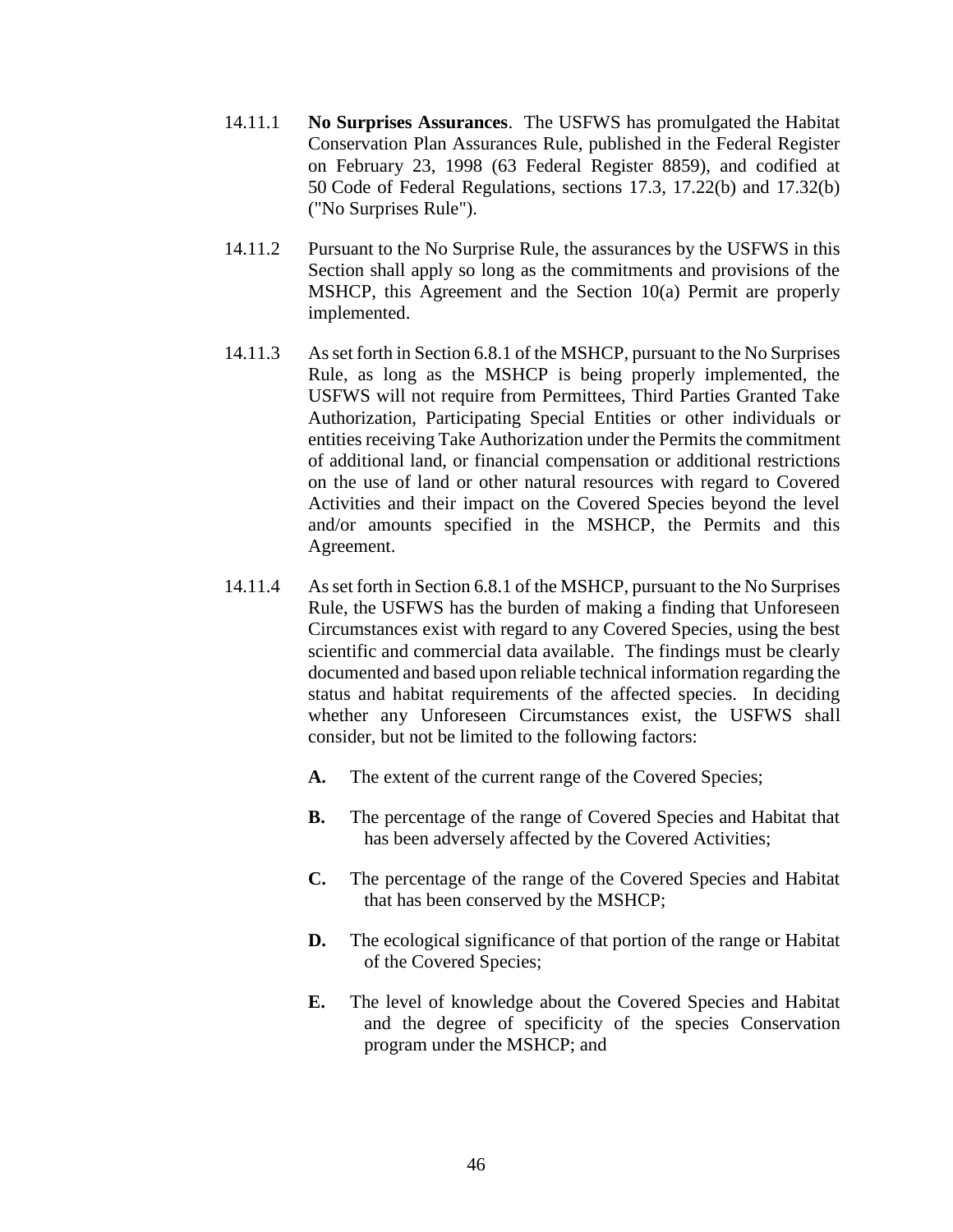14.11.1 **No Surprises Assurances**. The USFWS has promulgated the Habitat Conservation Plan Assurances Rule, published in the Federal Register on February 23, 1998 (63 Federal Register 8859), and codified at 50 Code of Federal Regulations, sections 17.3, 17.22(b) and 17.32(b) ("No Surprises Rule").

14.11.2 Pursuant to the No Surprise Rule, the assurances by the USFWS in this Section shall apply so long as the commitments and provisions of the MSHCP, this Agreement and the Section 10(a) Permit are properly implemented.

14.11.3 As set forth in Section 6.8.1 of the MSHCP, pursuant to the No Surprises Rule, as long as the MSHCP is being properly implemented, the USFWS will not require from Permittees, Third Parties Granted Take Authorization, Participating Special Entities or other individuals or entities receiving Take Authorization under the Permits the commitment of additional land, or financial compensation or additional restrictions on the use of land or other natural resources with regard to Covered Activities and their impact on the Covered Species beyond the level and/or amounts specified in the MSHCP, the Permits and this Agreement.

14.11.4 As set forth in Section 6.8.1 of the MSHCP, pursuant to the No Surprises Rule, the USFWS has the burden of making a finding that Unforeseen Circumstances exist with regard to any Covered Species, using the best scientific and commercial data available. The findings must be clearly documented and based upon reliable technical information regarding the status and habitat requirements of the affected species. In deciding whether any Unforeseen Circumstances exist, the USFWS shall consider, but not be limited to the following factors:

**A.** The extent of the current range of the Covered Species;

**B.** The percentage of the range of Covered Species and Habitat that has been adversely affected by the Covered Activities;

**C.** The percentage of the range of the Covered Species and Habitat that has been conserved by the MSHCP;

**D.** The ecological significance of that portion of the range or Habitat of the Covered Species;

**E.** The level of knowledge about the Covered Species and Habitat and the degree of specificity of the species Conservation program under the MSHCP; and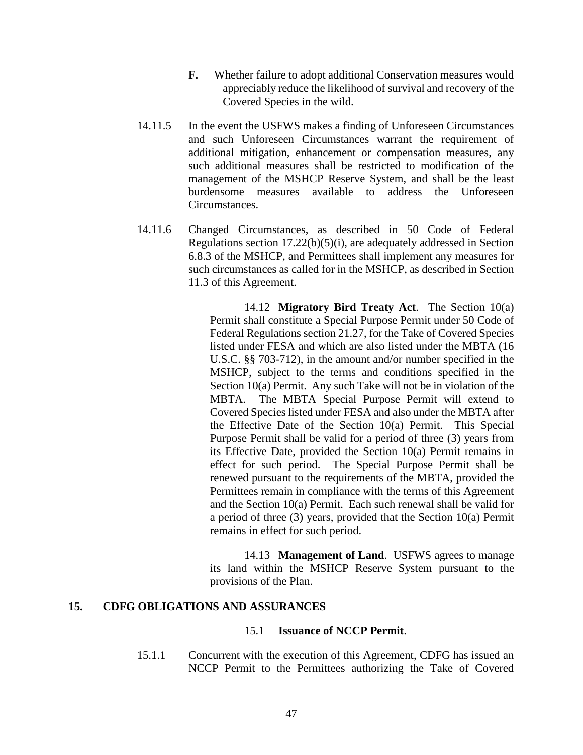**F.** Whether failure to adopt additional Conservation measures would appreciably reduce the likelihood of survival and recovery of the Covered Species in the wild.

14.11.5 In the event the USFWS makes a finding of Unforeseen Circumstances and such Unforeseen Circumstances warrant the requirement of additional mitigation, enhancement or compensation measures, any such additional measures shall be restricted to modification of the management of the MSHCP Reserve System, and shall be the least burdensome measures available to address the Unforeseen Circumstances.

14.11.6 Changed Circumstances, as described in 50 Code of Federal Regulations section 17.22(b)(5)(i), are adequately addressed in Section 6.8.3 of the MSHCP, and Permittees shall implement any measures for such circumstances as called for in the MSHCP, as described in Section 11.3 of this Agreement.

14.12 **Migratory Bird Treaty Act**. The Section 10(a) Permit shall constitute a Special Purpose Permit under 50 Code of Federal Regulations section 21.27, for the Take of Covered Species listed under FESA and which are also listed under the MBTA (16 U.S.C. §§ 703-712), in the amount and/or number specified in the MSHCP, subject to the terms and conditions specified in the Section 10(a) Permit. Any such Take will not be in violation of the MBTA. The MBTA Special Purpose Permit will extend to Covered Species listed under FESA and also under the MBTA after the Effective Date of the Section 10(a) Permit. This Special Purpose Permit shall be valid for a period of three (3) years from its Effective Date, provided the Section 10(a) Permit remains in effect for such period. The Special Purpose Permit shall be renewed pursuant to the requirements of the MBTA, provided the Permittees remain in compliance with the terms of this Agreement and the Section 10(a) Permit. Each such renewal shall be valid for a period of three (3) years, provided that the Section 10(a) Permit remains in effect for such period.

14.13 **Management of Land**. USFWS agrees to manage its land within the MSHCP Reserve System pursuant to the provisions of the Plan.

## 15. CDFG OBLIGATIONS AND ASSURANCES

### 15.1 **Issuance of NCCP Permit**.

15.1.1 Concurrent with the execution of this Agreement, CDFG has issued an NCCP Permit to the Permittees authorizing the Take of Covered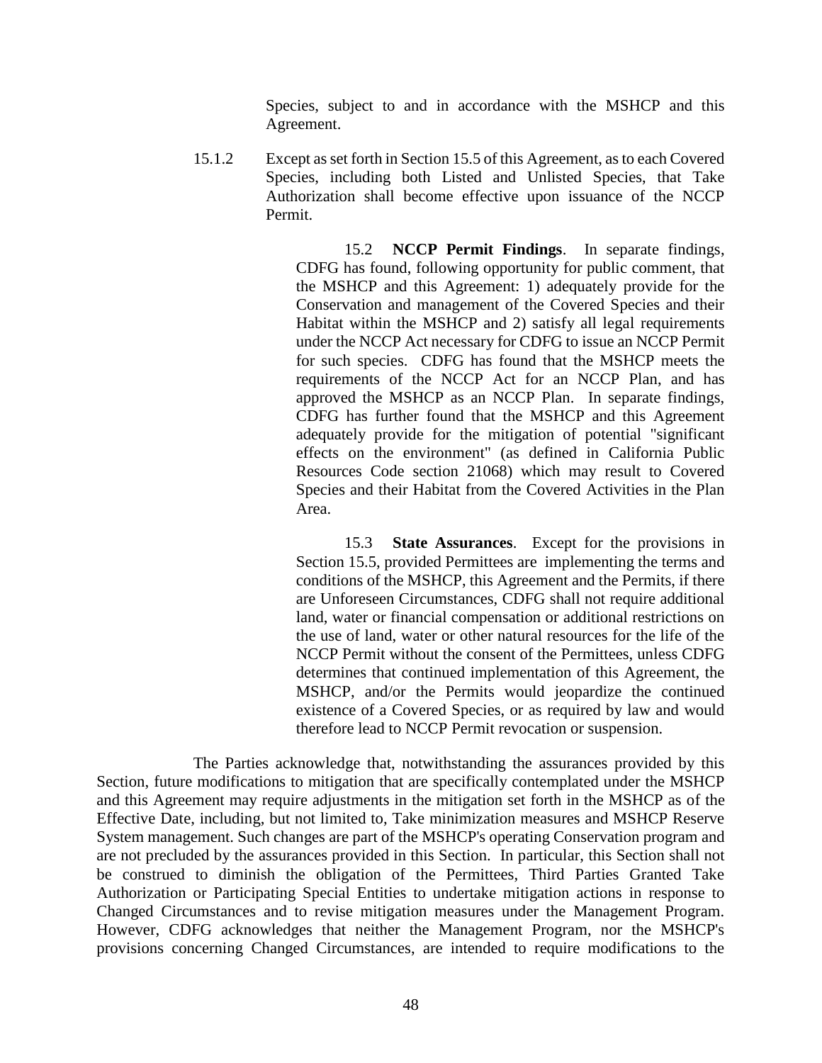Species, subject to and in accordance with the MSHCP and this Agreement.

15.1.2 Except as set forth in Section 15.5 of this Agreement, as to each Covered Species, including both Listed and Unlisted Species, that Take Authorization shall become effective upon issuance of the NCCP Permit.

15.2 **NCCP Permit Findings**. In separate findings, CDFG has found, following opportunity for public comment, that the MSHCP and this Agreement: 1) adequately provide for the Conservation and management of the Covered Species and their Habitat within the MSHCP and 2) satisfy all legal requirements under the NCCP Act necessary for CDFG to issue an NCCP Permit for such species. CDFG has found that the MSHCP meets the requirements of the NCCP Act for an NCCP Plan, and has approved the MSHCP as an NCCP Plan. In separate findings, CDFG has further found that the MSHCP and this Agreement adequately provide for the mitigation of potential "significant effects on the environment" (as defined in California Public Resources Code section 21068) which may result to Covered Species and their Habitat from the Covered Activities in the Plan Area.

15.3 **State Assurances**. Except for the provisions in Section 15.5, provided Permittees are implementing the terms and conditions of the MSHCP, this Agreement and the Permits, if there are Unforeseen Circumstances, CDFG shall not require additional land, water or financial compensation or additional restrictions on the use of land, water or other natural resources for the life of the NCCP Permit without the consent of the Permittees, unless CDFG determines that continued implementation of this Agreement, the MSHCP, and/or the Permits would jeopardize the continued existence of a Covered Species, or as required by law and would therefore lead to NCCP Permit revocation or suspension.

The Parties acknowledge that, notwithstanding the assurances provided by this Section, future modifications to mitigation that are specifically contemplated under the MSHCP and this Agreement may require adjustments in the mitigation set forth in the MSHCP as of the Effective Date, including, but not limited to, Take minimization measures and MSHCP Reserve System management. Such changes are part of the MSHCP's operating Conservation program and are not precluded by the assurances provided in this Section. In particular, this Section shall not be construed to diminish the obligation of the Permittees, Third Parties Granted Take Authorization or Participating Special Entities to undertake mitigation actions in response to Changed Circumstances and to revise mitigation measures under the Management Program. However, CDFG acknowledges that neither the Management Program, nor the MSHCP's provisions concerning Changed Circumstances, are intended to require modifications to the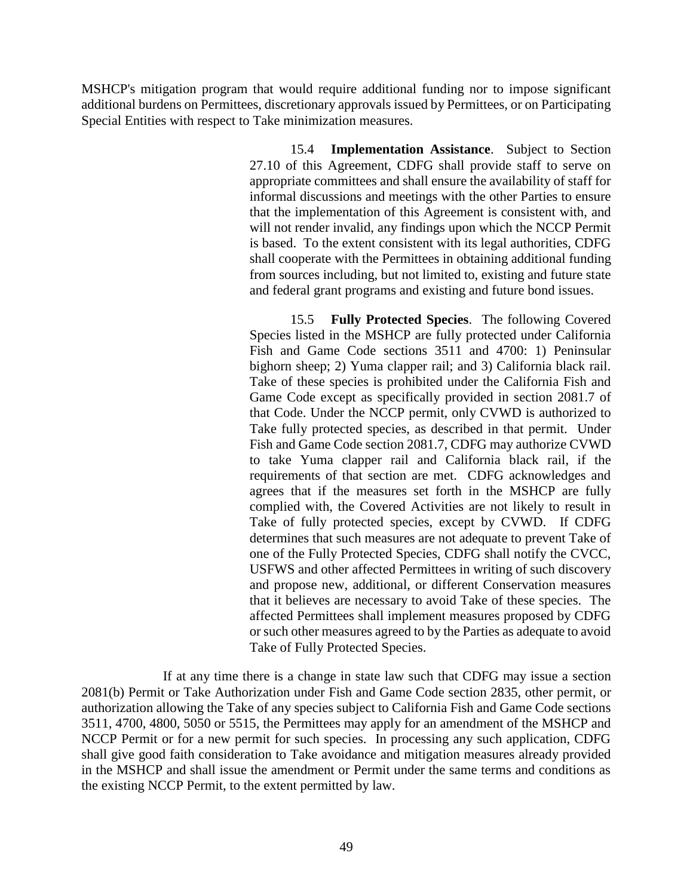MSHCP's mitigation program that would require additional funding nor to impose significant additional burdens on Permittees, discretionary approvals issued by Permittees, or on Participating Special Entities with respect to Take minimization measures.

15.4 **Implementation Assistance**. Subject to Section 27.10 of this Agreement, CDFG shall provide staff to serve on appropriate committees and shall ensure the availability of staff for informal discussions and meetings with the other Parties to ensure that the implementation of this Agreement is consistent with, and will not render invalid, any findings upon which the NCCP Permit is based. To the extent consistent with its legal authorities, CDFG shall cooperate with the Permittees in obtaining additional funding from sources including, but not limited to, existing and future state and federal grant programs and existing and future bond issues.

15.5 **Fully Protected Species**. The following Covered Species listed in the MSHCP are fully protected under California Fish and Game Code sections 3511 and 4700: 1) Peninsular bighorn sheep; 2) Yuma clapper rail; and 3) California black rail. Take of these species is prohibited under the California Fish and Game Code except as specifically provided in section 2081.7 of that Code. Under the NCCP permit, only CVWD is authorized to Take fully protected species, as described in that permit. Under Fish and Game Code section 2081.7, CDFG may authorize CVWD to take Yuma clapper rail and California black rail, if the requirements of that section are met. CDFG acknowledges and agrees that if the measures set forth in the MSHCP are fully complied with, the Covered Activities are not likely to result in Take of fully protected species, except by CVWD. If CDFG determines that such measures are not adequate to prevent Take of one of the Fully Protected Species, CDFG shall notify the CVCC, USFWS and other affected Permittees in writing of such discovery and propose new, additional, or different Conservation measures that it believes are necessary to avoid Take of these species. The affected Permittees shall implement measures proposed by CDFG or such other measures agreed to by the Parties as adequate to avoid Take of Fully Protected Species.

If at any time there is a change in state law such that CDFG may issue a section 2081(b) Permit or Take Authorization under Fish and Game Code section 2835, other permit, or authorization allowing the Take of any species subject to California Fish and Game Code sections 3511, 4700, 4800, 5050 or 5515, the Permittees may apply for an amendment of the MSHCP and NCCP Permit or for a new permit for such species. In processing any such application, CDFG shall give good faith consideration to Take avoidance and mitigation measures already provided in the MSHCP and shall issue the amendment or Permit under the same terms and conditions as the existing NCCP Permit, to the extent permitted by law.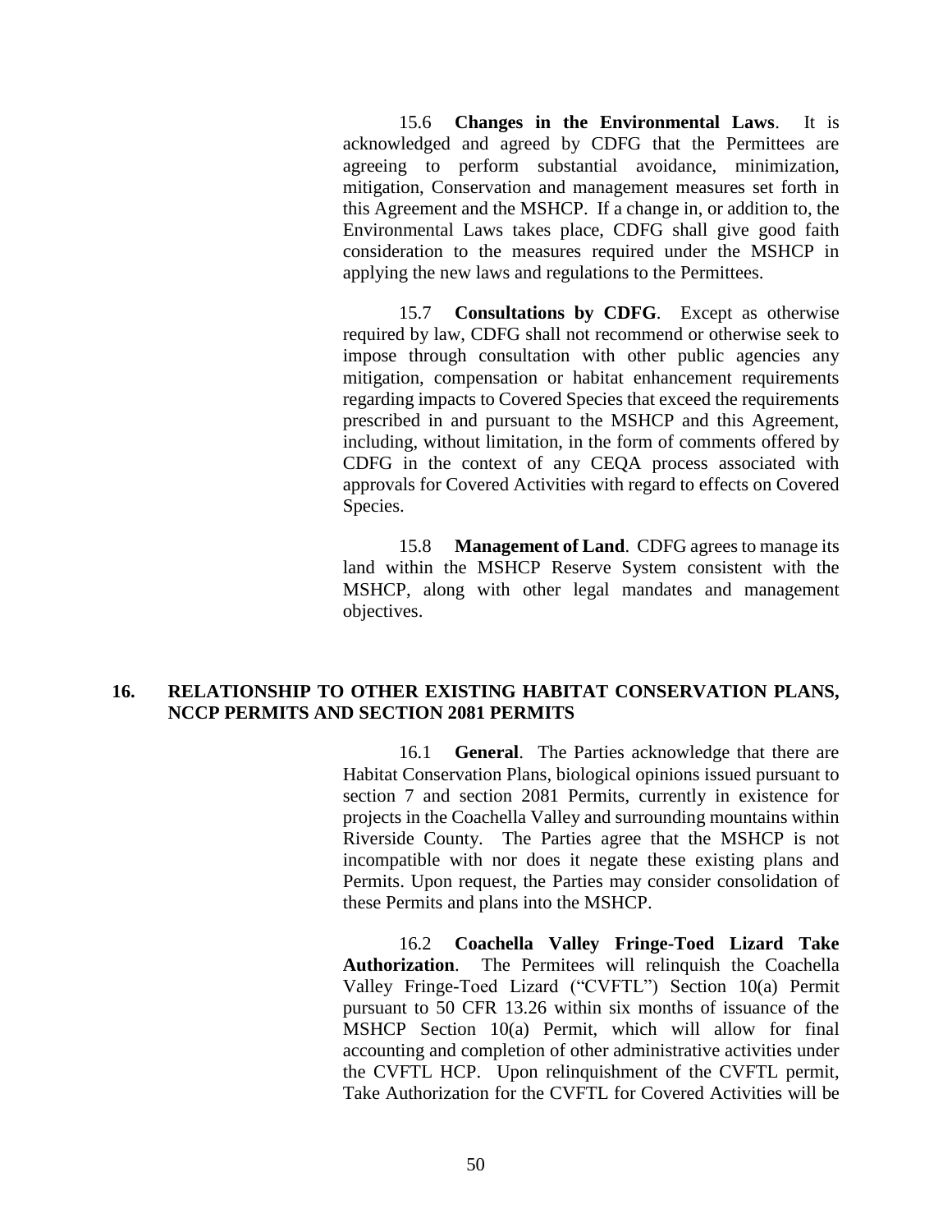15.6 **Changes in the Environmental Laws**. It is acknowledged and agreed by CDFG that the Permittees are agreeing to perform substantial avoidance, minimization, mitigation, Conservation and management measures set forth in this Agreement and the MSHCP. If a change in, or addition to, the Environmental Laws takes place, CDFG shall give good faith consideration to the measures required under the MSHCP in applying the new laws and regulations to the Permittees.

15.7 **Consultations by CDFG**. Except as otherwise required by law, CDFG shall not recommend or otherwise seek to impose through consultation with other public agencies any mitigation, compensation or habitat enhancement requirements regarding impacts to Covered Species that exceed the requirements prescribed in and pursuant to the MSHCP and this Agreement, including, without limitation, in the form of comments offered by CDFG in the context of any CEQA process associated with approvals for Covered Activities with regard to effects on Covered Species.

15.8 **Management of Land**. CDFG agrees to manage its land within the MSHCP Reserve System consistent with the MSHCP, along with other legal mandates and management objectives.

## 16. RELATIONSHIP TO OTHER EXISTING HABITAT CONSERVATION PLANS, NCCP PERMITS AND SECTION 2081 PERMITS

16.1 **General**. The Parties acknowledge that there are Habitat Conservation Plans, biological opinions issued pursuant to section 7 and section 2081 Permits, currently in existence for projects in the Coachella Valley and surrounding mountains within Riverside County. The Parties agree that the MSHCP is not incompatible with nor does it negate these existing plans and Permits. Upon request, the Parties may consider consolidation of these Permits and plans into the MSHCP.

16.2 **Coachella Valley Fringe-Toed Lizard Take Authorization**. The Permitees will relinquish the Coachella Valley Fringe-Toed Lizard ("CVFTL") Section 10(a) Permit pursuant to 50 CFR 13.26 within six months of issuance of the MSHCP Section 10(a) Permit, which will allow for final accounting and completion of other administrative activities under the CVFTL HCP. Upon relinquishment of the CVFTL permit, Take Authorization for the CVFTL for Covered Activities will be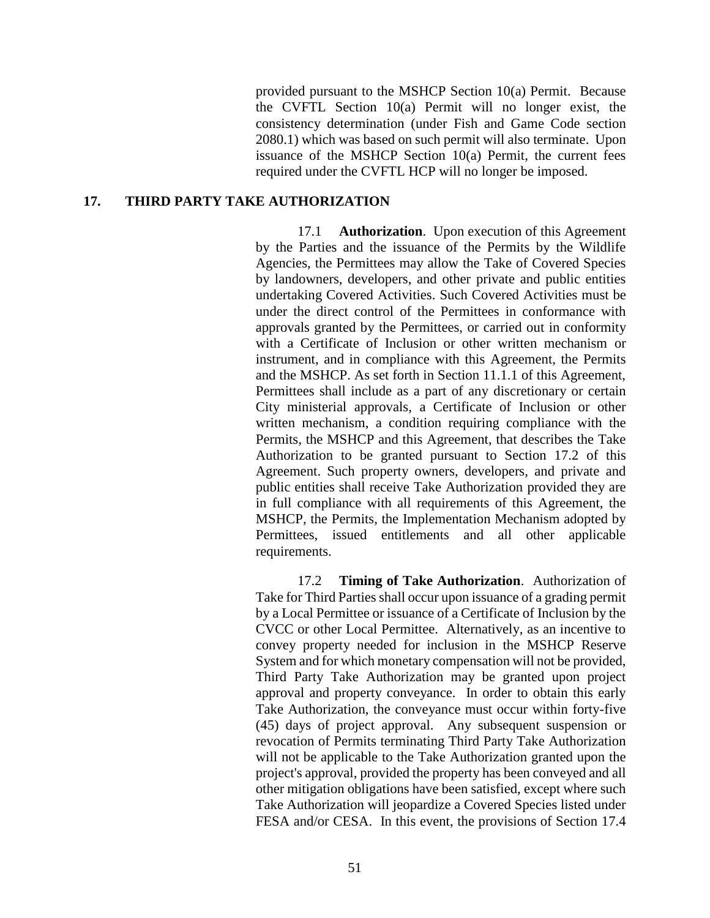provided pursuant to the MSHCP Section 10(a) Permit. Because the CVFTL Section 10(a) Permit will no longer exist, the consistency determination (under Fish and Game Code section 2080.1) which was based on such permit will also terminate. Upon issuance of the MSHCP Section 10(a) Permit, the current fees required under the CVFTL HCP will no longer be imposed.

## 17. THIRD PARTY TAKE AUTHORIZATION

17.1 **Authorization**. Upon execution of this Agreement by the Parties and the issuance of the Permits by the Wildlife Agencies, the Permittees may allow the Take of Covered Species by landowners, developers, and other private and public entities undertaking Covered Activities. Such Covered Activities must be under the direct control of the Permittees in conformance with approvals granted by the Permittees, or carried out in conformity with a Certificate of Inclusion or other written mechanism or instrument, and in compliance with this Agreement, the Permits and the MSHCP. As set forth in Section 11.1.1 of this Agreement, Permittees shall include as a part of any discretionary or certain City ministerial approvals, a Certificate of Inclusion or other written mechanism, a condition requiring compliance with the Permits, the MSHCP and this Agreement, that describes the Take Authorization to be granted pursuant to Section 17.2 of this Agreement. Such property owners, developers, and private and public entities shall receive Take Authorization provided they are in full compliance with all requirements of this Agreement, the MSHCP, the Permits, the Implementation Mechanism adopted by Permittees, issued entitlements and all other applicable requirements.

17.2 **Timing of Take Authorization**. Authorization of Take for Third Parties shall occur upon issuance of a grading permit by a Local Permittee or issuance of a Certificate of Inclusion by the CVCC or other Local Permittee. Alternatively, as an incentive to convey property needed for inclusion in the MSHCP Reserve System and for which monetary compensation will not be provided, Third Party Take Authorization may be granted upon project approval and property conveyance. In order to obtain this early Take Authorization, the conveyance must occur within forty-five (45) days of project approval. Any subsequent suspension or revocation of Permits terminating Third Party Take Authorization will not be applicable to the Take Authorization granted upon the project's approval, provided the property has been conveyed and all other mitigation obligations have been satisfied, except where such Take Authorization will jeopardize a Covered Species listed under FESA and/or CESA. In this event, the provisions of Section 17.4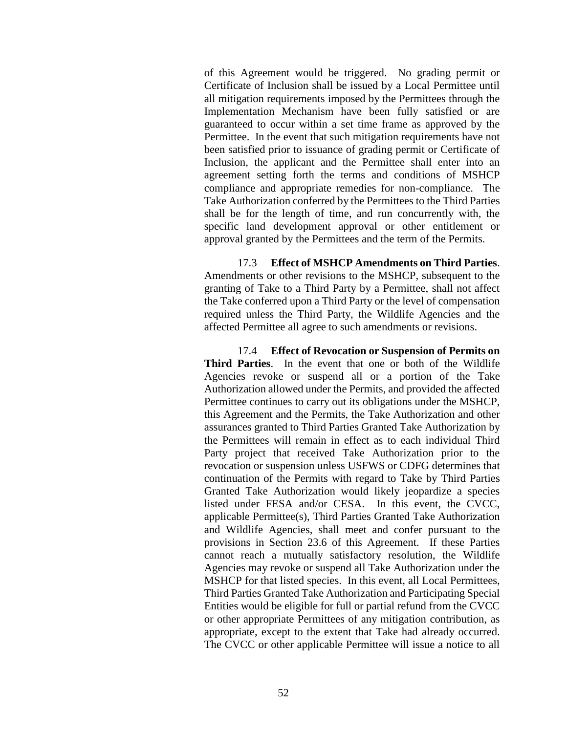of this Agreement would be triggered. No grading permit or Certificate of Inclusion shall be issued by a Local Permittee until all mitigation requirements imposed by the Permittees through the Implementation Mechanism have been fully satisfied or are guaranteed to occur within a set time frame as approved by the Permittee. In the event that such mitigation requirements have not been satisfied prior to issuance of grading permit or Certificate of Inclusion, the applicant and the Permittee shall enter into an agreement setting forth the terms and conditions of MSHCP compliance and appropriate remedies for non-compliance. The Take Authorization conferred by the Permittees to the Third Parties shall be for the length of time, and run concurrently with, the specific land development approval or other entitlement or approval granted by the Permittees and the term of the Permits.

17.3 **Effect of MSHCP Amendments on Third Parties**. Amendments or other revisions to the MSHCP, subsequent to the granting of Take to a Third Party by a Permittee, shall not affect the Take conferred upon a Third Party or the level of compensation required unless the Third Party, the Wildlife Agencies and the affected Permittee all agree to such amendments or revisions.

17.4 **Effect of Revocation or Suspension of Permits on Third Parties**. In the event that one or both of the Wildlife Agencies revoke or suspend all or a portion of the Take Authorization allowed under the Permits, and provided the affected Permittee continues to carry out its obligations under the MSHCP, this Agreement and the Permits, the Take Authorization and other assurances granted to Third Parties Granted Take Authorization by the Permittees will remain in effect as to each individual Third Party project that received Take Authorization prior to the revocation or suspension unless USFWS or CDFG determines that continuation of the Permits with regard to Take by Third Parties Granted Take Authorization would likely jeopardize a species listed under FESA and/or CESA. In this event, the CVCC, applicable Permittee(s), Third Parties Granted Take Authorization and Wildlife Agencies, shall meet and confer pursuant to the provisions in Section 23.6 of this Agreement. If these Parties cannot reach a mutually satisfactory resolution, the Wildlife Agencies may revoke or suspend all Take Authorization under the MSHCP for that listed species. In this event, all Local Permittees, Third Parties Granted Take Authorization and Participating Special Entities would be eligible for full or partial refund from the CVCC or other appropriate Permittees of any mitigation contribution, as appropriate, except to the extent that Take had already occurred. The CVCC or other applicable Permittee will issue a notice to all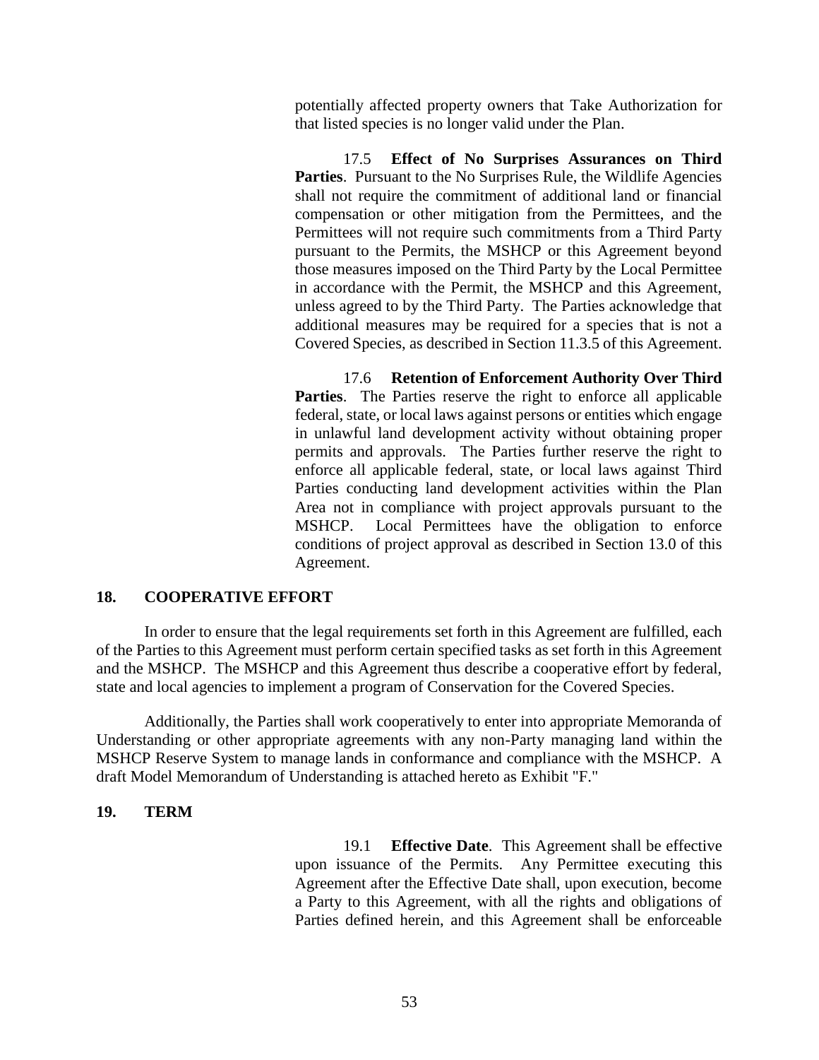potentially affected property owners that Take Authorization for that listed species is no longer valid under the Plan.

17.5 **Effect of No Surprises Assurances on Third Parties**. Pursuant to the No Surprises Rule, the Wildlife Agencies shall not require the commitment of additional land or financial compensation or other mitigation from the Permittees, and the Permittees will not require such commitments from a Third Party pursuant to the Permits, the MSHCP or this Agreement beyond those measures imposed on the Third Party by the Local Permittee in accordance with the Permit, the MSHCP and this Agreement, unless agreed to by the Third Party. The Parties acknowledge that additional measures may be required for a species that is not a Covered Species, as described in Section 11.3.5 of this Agreement.

17.6 **Retention of Enforcement Authority Over Third Parties**. The Parties reserve the right to enforce all applicable federal, state, or local laws against persons or entities which engage in unlawful land development activity without obtaining proper permits and approvals. The Parties further reserve the right to enforce all applicable federal, state, or local laws against Third Parties conducting land development activities within the Plan Area not in compliance with project approvals pursuant to the MSHCP. Local Permittees have the obligation to enforce conditions of project approval as described in Section 13.0 of this Agreement.

## 18. COOPERATIVE EFFORT

In order to ensure that the legal requirements set forth in this Agreement are fulfilled, each of the Parties to this Agreement must perform certain specified tasks as set forth in this Agreement and the MSHCP. The MSHCP and this Agreement thus describe a cooperative effort by federal, state and local agencies to implement a program of Conservation for the Covered Species.

Additionally, the Parties shall work cooperatively to enter into appropriate Memoranda of Understanding or other appropriate agreements with any non-Party managing land within the MSHCP Reserve System to manage lands in conformance and compliance with the MSHCP. A draft Model Memorandum of Understanding is attached hereto as Exhibit "F."

## 19. TERM

19.1 **Effective Date**. This Agreement shall be effective upon issuance of the Permits. Any Permittee executing this Agreement after the Effective Date shall, upon execution, become a Party to this Agreement, with all the rights and obligations of Parties defined herein, and this Agreement shall be enforceable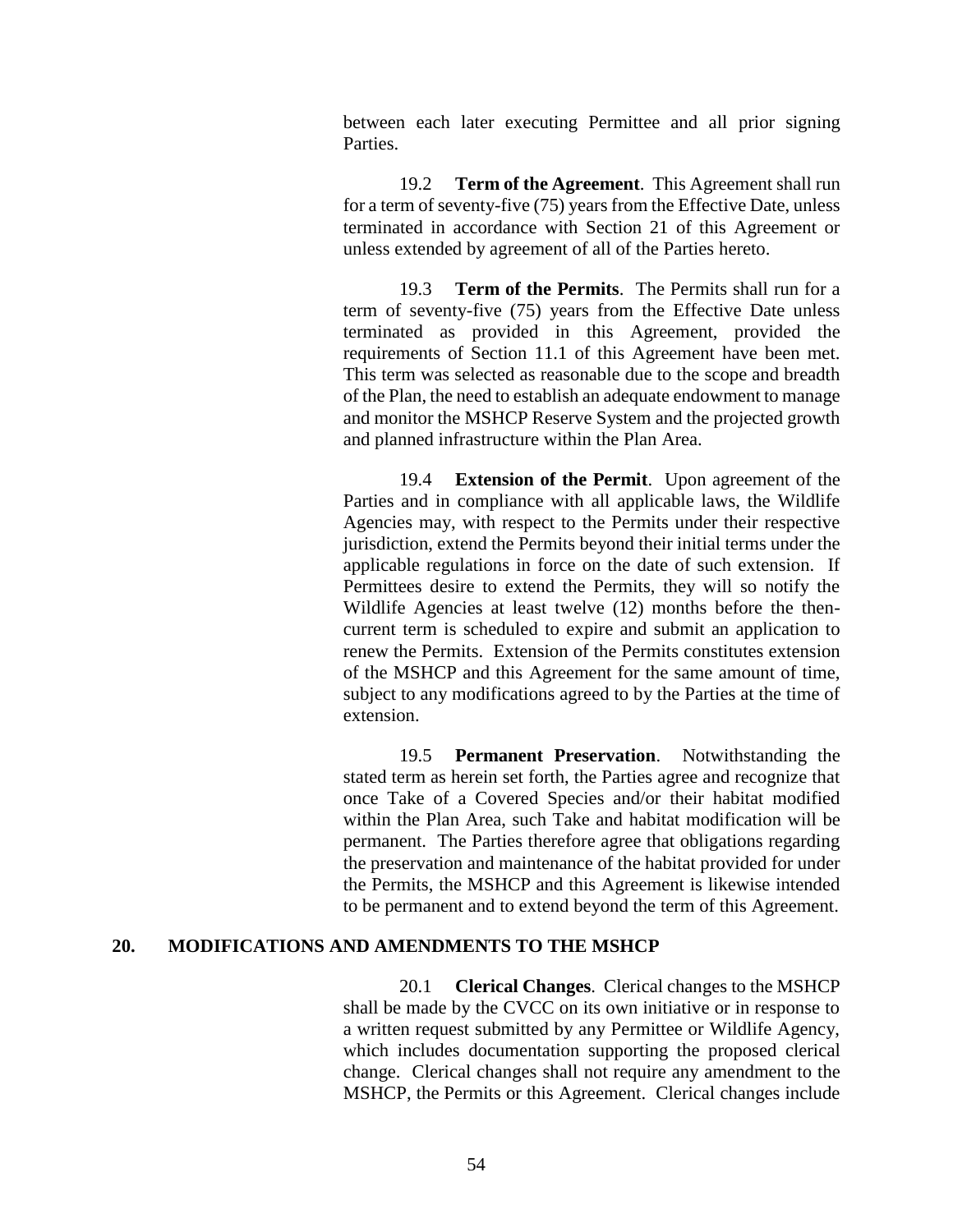between each later executing Permittee and all prior signing Parties.

19.2 **Term of the Agreement**. This Agreement shall run for a term of seventy-five (75) years from the Effective Date, unless terminated in accordance with Section 21 of this Agreement or unless extended by agreement of all of the Parties hereto.

19.3 **Term of the Permits**. The Permits shall run for a term of seventy-five (75) years from the Effective Date unless terminated as provided in this Agreement, provided the requirements of Section 11.1 of this Agreement have been met. This term was selected as reasonable due to the scope and breadth of the Plan, the need to establish an adequate endowment to manage and monitor the MSHCP Reserve System and the projected growth and planned infrastructure within the Plan Area.

19.4 **Extension of the Permit**. Upon agreement of the Parties and in compliance with all applicable laws, the Wildlife Agencies may, with respect to the Permits under their respective jurisdiction, extend the Permits beyond their initial terms under the applicable regulations in force on the date of such extension. If Permittees desire to extend the Permits, they will so notify the Wildlife Agencies at least twelve (12) months before the then-current term is scheduled to expire and submit an application to renew the Permits. Extension of the Permits constitutes extension of the MSHCP and this Agreement for the same amount of time, subject to any modifications agreed to by the Parties at the time of extension.

19.5 **Permanent Preservation**. Notwithstanding the stated term as herein set forth, the Parties agree and recognize that once Take of a Covered Species and/or their habitat modified within the Plan Area, such Take and habitat modification will be permanent. The Parties therefore agree that obligations regarding the preservation and maintenance of the habitat provided for under the Permits, the MSHCP and this Agreement is likewise intended to be permanent and to extend beyond the term of this Agreement.

## 20. MODIFICATIONS AND AMENDMENTS TO THE MSHCP

20.1 **Clerical Changes**. Clerical changes to the MSHCP shall be made by the CVCC on its own initiative or in response to a written request submitted by any Permittee or Wildlife Agency, which includes documentation supporting the proposed clerical change. Clerical changes shall not require any amendment to the MSHCP, the Permits or this Agreement. Clerical changes include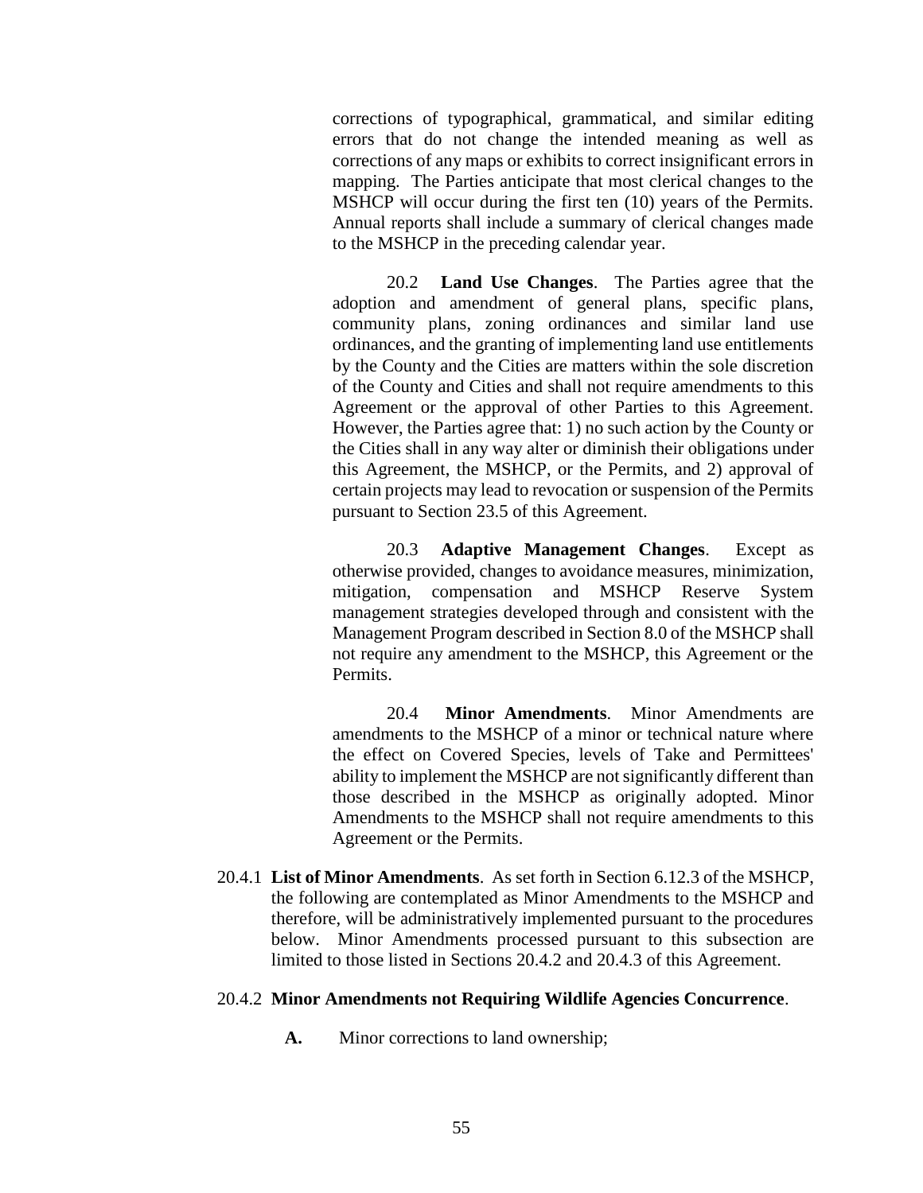corrections of typographical, grammatical, and similar editing errors that do not change the intended meaning as well as corrections of any maps or exhibits to correct insignificant errors in mapping. The Parties anticipate that most clerical changes to the MSHCP will occur during the first ten (10) years of the Permits. Annual reports shall include a summary of clerical changes made to the MSHCP in the preceding calendar year.

20.2 **Land Use Changes**. The Parties agree that the adoption and amendment of general plans, specific plans, community plans, zoning ordinances and similar land use ordinances, and the granting of implementing land use entitlements by the County and the Cities are matters within the sole discretion of the County and Cities and shall not require amendments to this Agreement or the approval of other Parties to this Agreement. However, the Parties agree that: 1) no such action by the County or the Cities shall in any way alter or diminish their obligations under this Agreement, the MSHCP, or the Permits, and 2) approval of certain projects may lead to revocation or suspension of the Permits pursuant to Section 23.5 of this Agreement.

20.3 **Adaptive Management Changes**. Except as otherwise provided, changes to avoidance measures, minimization, mitigation, compensation and MSHCP Reserve System management strategies developed through and consistent with the Management Program described in Section 8.0 of the MSHCP shall not require any amendment to the MSHCP, this Agreement or the Permits.

20.4 **Minor Amendments**. Minor Amendments are amendments to the MSHCP of a minor or technical nature where the effect on Covered Species, levels of Take and Permittees' ability to implement the MSHCP are not significantly different than those described in the MSHCP as originally adopted. Minor Amendments to the MSHCP shall not require amendments to this Agreement or the Permits.

20.4.1 **List of Minor Amendments**. As set forth in Section 6.12.3 of the MSHCP, the following are contemplated as Minor Amendments to the MSHCP and therefore, will be administratively implemented pursuant to the procedures below. Minor Amendments processed pursuant to this subsection are limited to those listed in Sections 20.4.2 and 20.4.3 of this Agreement.

20.4.2 **Minor Amendments not Requiring Wildlife Agencies Concurrence**.

**A.** Minor corrections to land ownership;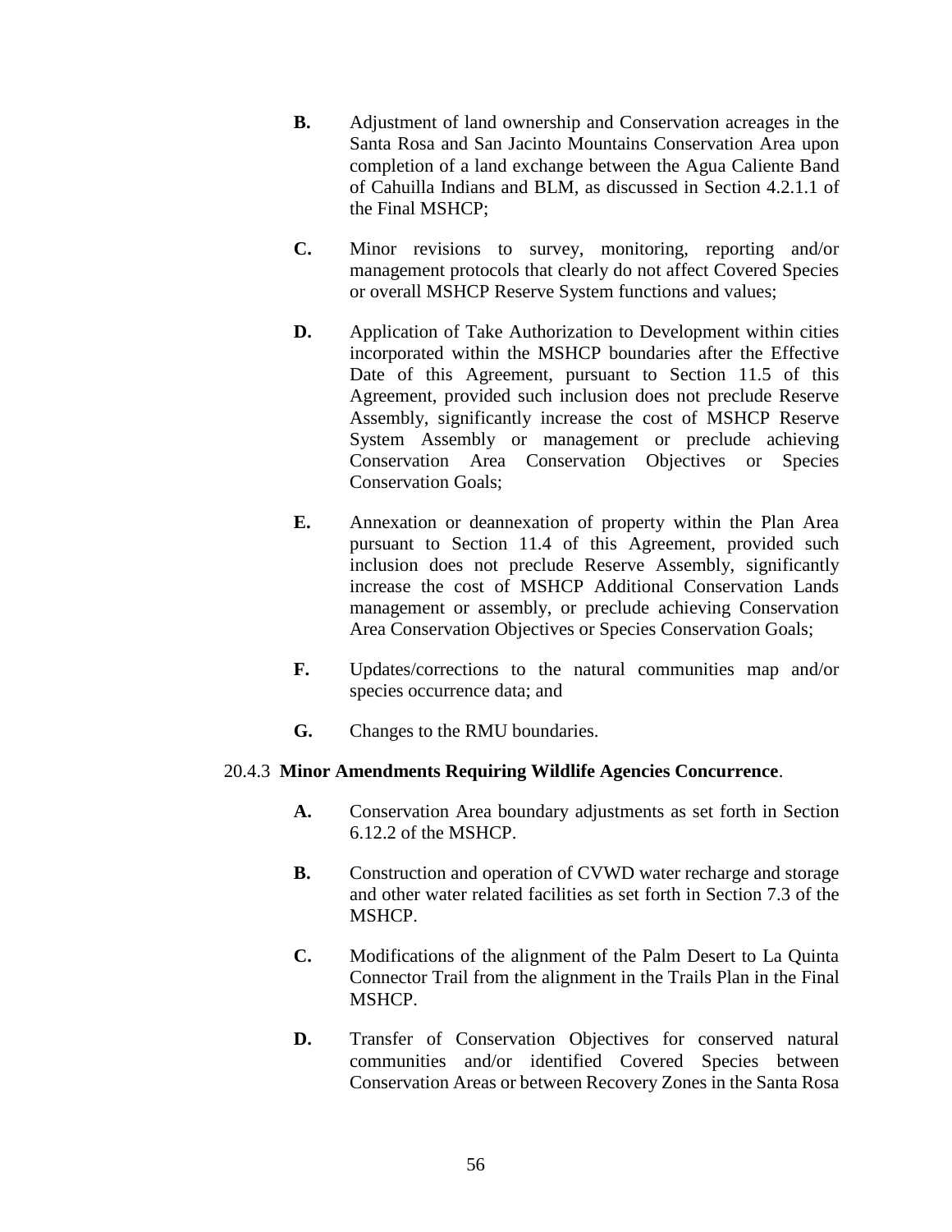**B.** Adjustment of land ownership and Conservation acreages in the Santa Rosa and San Jacinto Mountains Conservation Area upon completion of a land exchange between the Agua Caliente Band of Cahuilla Indians and BLM, as discussed in Section 4.2.1.1 of the Final MSHCP;

**C.** Minor revisions to survey, monitoring, reporting and/or management protocols that clearly do not affect Covered Species or overall MSHCP Reserve System functions and values;

**D.** Application of Take Authorization to Development within cities incorporated within the MSHCP boundaries after the Effective Date of this Agreement, pursuant to Section 11.5 of this Agreement, provided such inclusion does not preclude Reserve Assembly, significantly increase the cost of MSHCP Reserve System Assembly or management or preclude achieving Conservation Area Conservation Objectives or Species Conservation Goals;

**E.** Annexation or deannexation of property within the Plan Area pursuant to Section 11.4 of this Agreement, provided such inclusion does not preclude Reserve Assembly, significantly increase the cost of MSHCP Additional Conservation Lands management or assembly, or preclude achieving Conservation Area Conservation Objectives or Species Conservation Goals;

**F.** Updates/corrections to the natural communities map and/or species occurrence data; and

**G.** Changes to the RMU boundaries.

20.4.3 **Minor Amendments Requiring Wildlife Agencies Concurrence**.

**A.** Conservation Area boundary adjustments as set forth in Section 6.12.2 of the MSHCP.

**B.** Construction and operation of CVWD water recharge and storage and other water related facilities as set forth in Section 7.3 of the MSHCP.

**C.** Modifications of the alignment of the Palm Desert to La Quinta Connector Trail from the alignment in the Trails Plan in the Final MSHCP.

**D.** Transfer of Conservation Objectives for conserved natural communities and/or identified Covered Species between Conservation Areas or between Recovery Zones in the Santa Rosa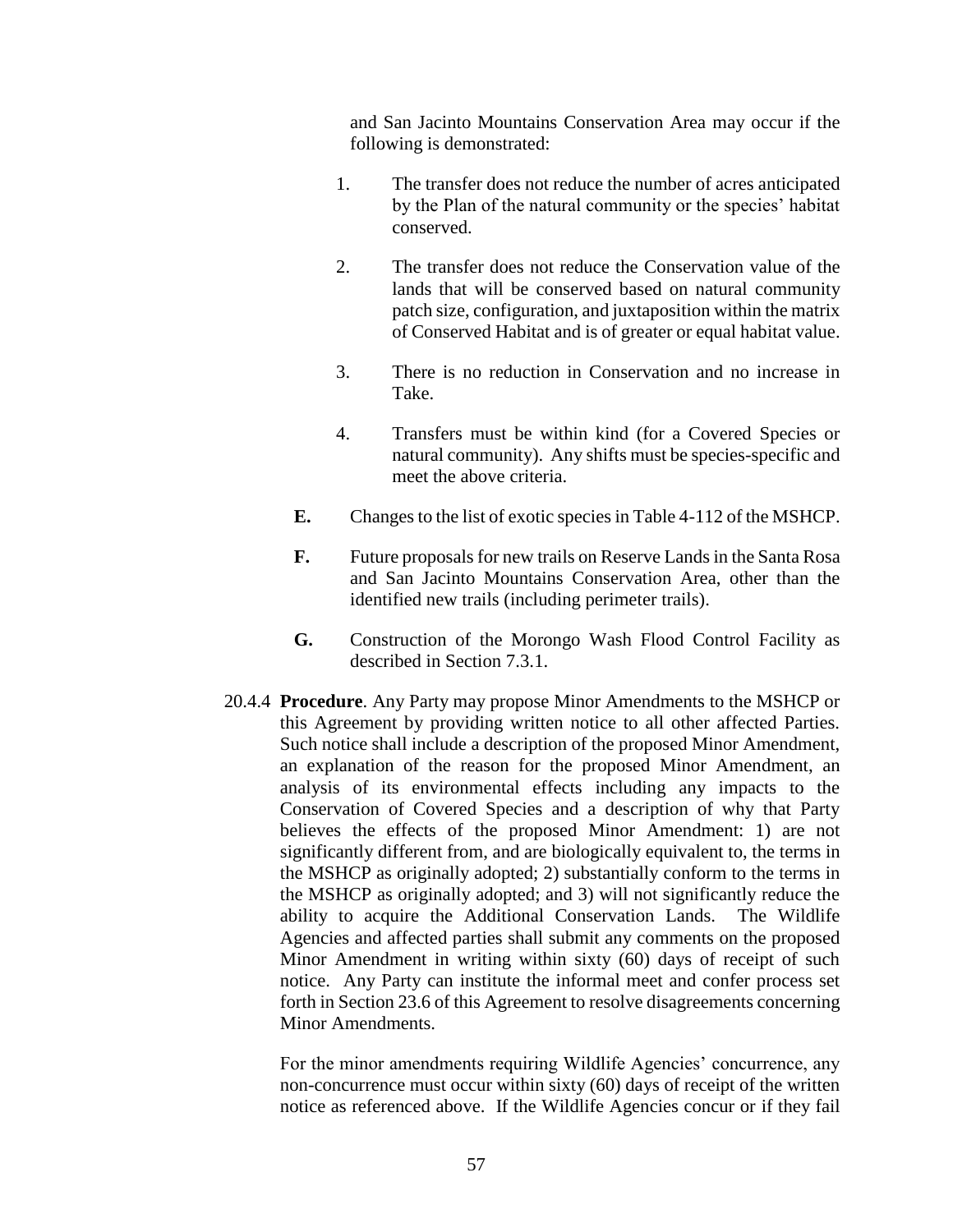and San Jacinto Mountains Conservation Area may occur if the following is demonstrated:

1. The transfer does not reduce the number of acres anticipated by the Plan of the natural community or the species' habitat conserved.

2. The transfer does not reduce the Conservation value of the lands that will be conserved based on natural community patch size, configuration, and juxtaposition within the matrix of Conserved Habitat and is of greater or equal habitat value.

3. There is no reduction in Conservation and no increase in Take.

4. Transfers must be within kind (for a Covered Species or natural community). Any shifts must be species-specific and meet the above criteria.

**E.** Changes to the list of exotic species in Table 4-112 of the MSHCP.

**F.** Future proposals for new trails on Reserve Lands in the Santa Rosa and San Jacinto Mountains Conservation Area, other than the identified new trails (including perimeter trails).

**G.** Construction of the Morongo Wash Flood Control Facility as described in Section 7.3.1.

20.4.4 **Procedure**. Any Party may propose Minor Amendments to the MSHCP or this Agreement by providing written notice to all other affected Parties. Such notice shall include a description of the proposed Minor Amendment, an explanation of the reason for the proposed Minor Amendment, an analysis of its environmental effects including any impacts to the Conservation of Covered Species and a description of why that Party believes the effects of the proposed Minor Amendment: 1) are not significantly different from, and are biologically equivalent to, the terms in the MSHCP as originally adopted; 2) substantially conform to the terms in the MSHCP as originally adopted; and 3) will not significantly reduce the ability to acquire the Additional Conservation Lands. The Wildlife Agencies and affected parties shall submit any comments on the proposed Minor Amendment in writing within sixty (60) days of receipt of such notice. Any Party can institute the informal meet and confer process set forth in Section 23.6 of this Agreement to resolve disagreements concerning Minor Amendments.

For the minor amendments requiring Wildlife Agencies' concurrence, any non-concurrence must occur within sixty (60) days of receipt of the written notice as referenced above. If the Wildlife Agencies concur or if they fail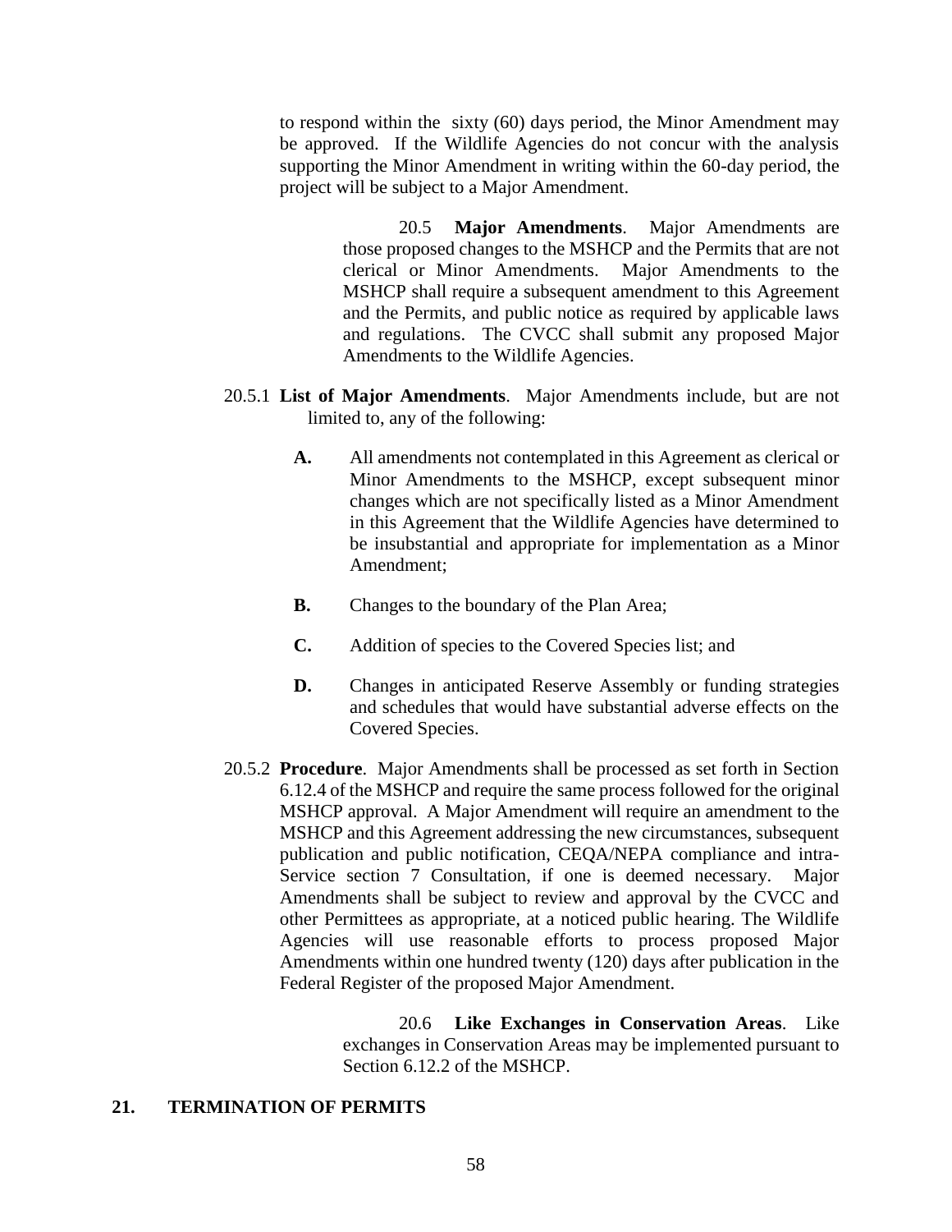to respond within the sixty (60) days period, the Minor Amendment may be approved. If the Wildlife Agencies do not concur with the analysis supporting the Minor Amendment in writing within the 60-day period, the project will be subject to a Major Amendment.

20.5 **Major Amendments**. Major Amendments are those proposed changes to the MSHCP and the Permits that are not clerical or Minor Amendments. Major Amendments to the MSHCP shall require a subsequent amendment to this Agreement and the Permits, and public notice as required by applicable laws and regulations. The CVCC shall submit any proposed Major Amendments to the Wildlife Agencies.

20.5.1 **List of Major Amendments**. Major Amendments include, but are not limited to, any of the following:

**A.** All amendments not contemplated in this Agreement as clerical or Minor Amendments to the MSHCP, except subsequent minor changes which are not specifically listed as a Minor Amendment in this Agreement that the Wildlife Agencies have determined to be insubstantial and appropriate for implementation as a Minor Amendment;

**B.** Changes to the boundary of the Plan Area;

**C.** Addition of species to the Covered Species list; and

**D.** Changes in anticipated Reserve Assembly or funding strategies and schedules that would have substantial adverse effects on the Covered Species.

20.5.2 **Procedure**. Major Amendments shall be processed as set forth in Section 6.12.4 of the MSHCP and require the same process followed for the original MSHCP approval. A Major Amendment will require an amendment to the MSHCP and this Agreement addressing the new circumstances, subsequent publication and public notification, CEQA/NEPA compliance and intra-Service section 7 Consultation, if one is deemed necessary. Major Amendments shall be subject to review and approval by the CVCC and other Permittees as appropriate, at a noticed public hearing. The Wildlife Agencies will use reasonable efforts to process proposed Major Amendments within one hundred twenty (120) days after publication in the Federal Register of the proposed Major Amendment.

20.6 **Like Exchanges in Conservation Areas**. Like exchanges in Conservation Areas may be implemented pursuant to Section 6.12.2 of the MSHCP.

## 21. TERMINATION OF PERMITS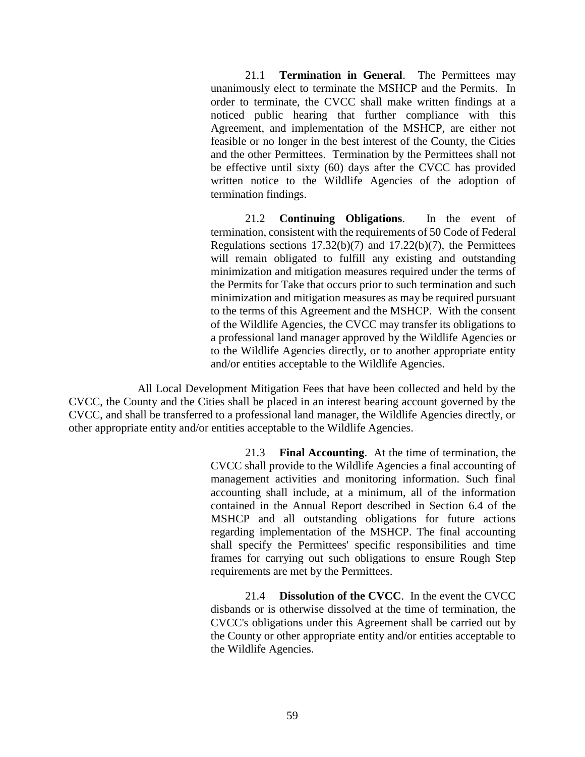21.1 **Termination in General**. The Permittees may unanimously elect to terminate the MSHCP and the Permits. In order to terminate, the CVCC shall make written findings at a noticed public hearing that further compliance with this Agreement, and implementation of the MSHCP, are either not feasible or no longer in the best interest of the County, the Cities and the other Permittees. Termination by the Permittees shall not be effective until sixty (60) days after the CVCC has provided written notice to the Wildlife Agencies of the adoption of termination findings.

21.2 **Continuing Obligations**. In the event of termination, consistent with the requirements of 50 Code of Federal Regulations sections 17.32(b)(7) and 17.22(b)(7), the Permittees will remain obligated to fulfill any existing and outstanding minimization and mitigation measures required under the terms of the Permits for Take that occurs prior to such termination and such minimization and mitigation measures as may be required pursuant to the terms of this Agreement and the MSHCP. With the consent of the Wildlife Agencies, the CVCC may transfer its obligations to a professional land manager approved by the Wildlife Agencies or to the Wildlife Agencies directly, or to another appropriate entity and/or entities acceptable to the Wildlife Agencies.

All Local Development Mitigation Fees that have been collected and held by the CVCC, the County and the Cities shall be placed in an interest bearing account governed by the CVCC, and shall be transferred to a professional land manager, the Wildlife Agencies directly, or other appropriate entity and/or entities acceptable to the Wildlife Agencies.

21.3 **Final Accounting**. At the time of termination, the CVCC shall provide to the Wildlife Agencies a final accounting of management activities and monitoring information. Such final accounting shall include, at a minimum, all of the information contained in the Annual Report described in Section 6.4 of the MSHCP and all outstanding obligations for future actions regarding implementation of the MSHCP. The final accounting shall specify the Permittees' specific responsibilities and time frames for carrying out such obligations to ensure Rough Step requirements are met by the Permittees.

21.4 **Dissolution of the CVCC**. In the event the CVCC disbands or is otherwise dissolved at the time of termination, the CVCC's obligations under this Agreement shall be carried out by the County or other appropriate entity and/or entities acceptable to the Wildlife Agencies.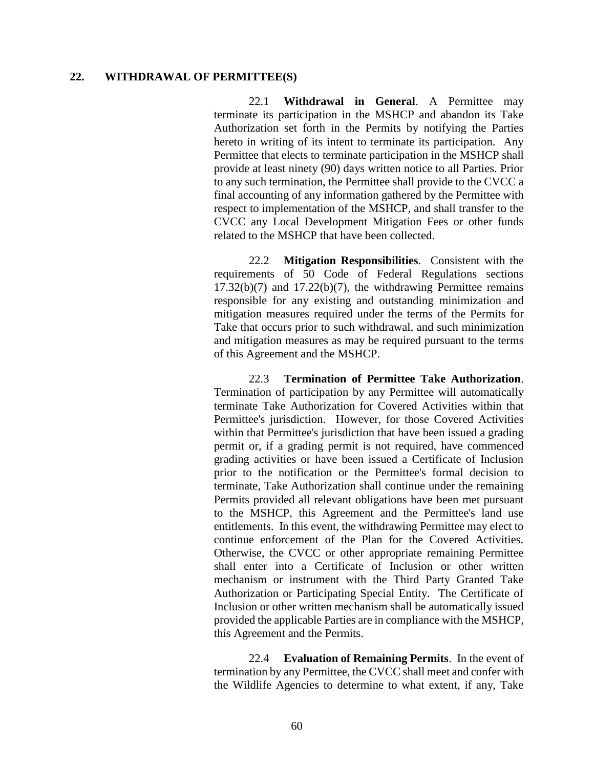## 22. WITHDRAWAL OF PERMITTEE(S)

22.1 **Withdrawal in General**. A Permittee may terminate its participation in the MSHCP and abandon its Take Authorization set forth in the Permits by notifying the Parties hereto in writing of its intent to terminate its participation. Any Permittee that elects to terminate participation in the MSHCP shall provide at least ninety (90) days written notice to all Parties. Prior to any such termination, the Permittee shall provide to the CVCC a final accounting of any information gathered by the Permittee with respect to implementation of the MSHCP, and shall transfer to the CVCC any Local Development Mitigation Fees or other funds related to the MSHCP that have been collected.

22.2 **Mitigation Responsibilities**. Consistent with the requirements of 50 Code of Federal Regulations sections 17.32(b)(7) and 17.22(b)(7), the withdrawing Permittee remains responsible for any existing and outstanding minimization and mitigation measures required under the terms of the Permits for Take that occurs prior to such withdrawal, and such minimization and mitigation measures as may be required pursuant to the terms of this Agreement and the MSHCP.

22.3 **Termination of Permittee Take Authorization**. Termination of participation by any Permittee will automatically terminate Take Authorization for Covered Activities within that Permittee's jurisdiction. However, for those Covered Activities within that Permittee's jurisdiction that have been issued a grading permit or, if a grading permit is not required, have commenced grading activities or have been issued a Certificate of Inclusion prior to the notification or the Permittee's formal decision to terminate, Take Authorization shall continue under the remaining Permits provided all relevant obligations have been met pursuant to the MSHCP, this Agreement and the Permittee's land use entitlements. In this event, the withdrawing Permittee may elect to continue enforcement of the Plan for the Covered Activities. Otherwise, the CVCC or other appropriate remaining Permittee shall enter into a Certificate of Inclusion or other written mechanism or instrument with the Third Party Granted Take Authorization or Participating Special Entity. The Certificate of Inclusion or other written mechanism shall be automatically issued provided the applicable Parties are in compliance with the MSHCP, this Agreement and the Permits.

22.4 **Evaluation of Remaining Permits**. In the event of termination by any Permittee, the CVCC shall meet and confer with the Wildlife Agencies to determine to what extent, if any, Take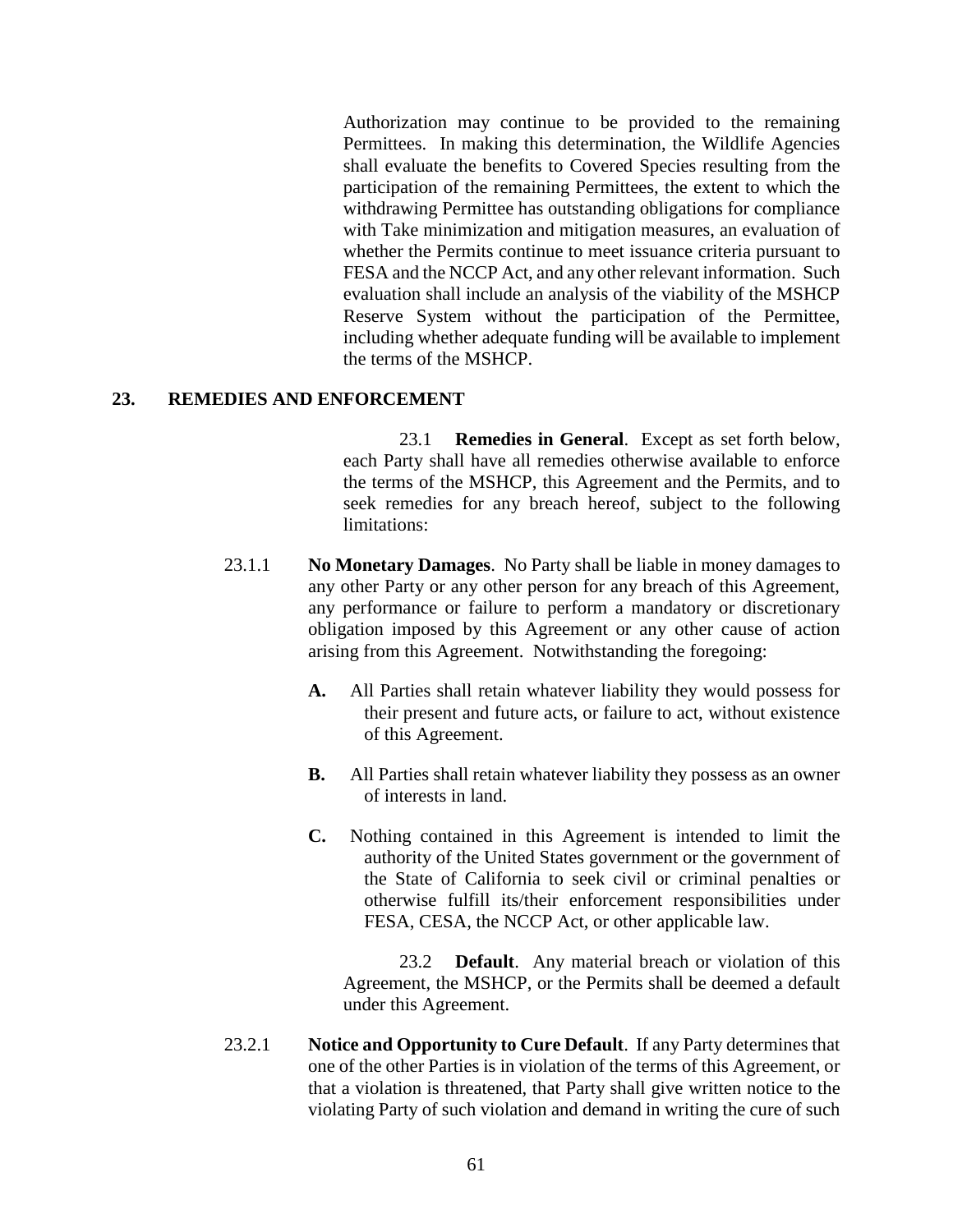Authorization may continue to be provided to the remaining Permittees. In making this determination, the Wildlife Agencies shall evaluate the benefits to Covered Species resulting from the participation of the remaining Permittees, the extent to which the withdrawing Permittee has outstanding obligations for compliance with Take minimization and mitigation measures, an evaluation of whether the Permits continue to meet issuance criteria pursuant to FESA and the NCCP Act, and any other relevant information. Such evaluation shall include an analysis of the viability of the MSHCP Reserve System without the participation of the Permittee, including whether adequate funding will be available to implement the terms of the MSHCP.

## 23. REMEDIES AND ENFORCEMENT

23.1 **Remedies in General**. Except as set forth below, each Party shall have all remedies otherwise available to enforce the terms of the MSHCP, this Agreement and the Permits, and to seek remedies for any breach hereof, subject to the following limitations:

23.1.1 **No Monetary Damages**. No Party shall be liable in money damages to any other Party or any other person for any breach of this Agreement, any performance or failure to perform a mandatory or discretionary obligation imposed by this Agreement or any other cause of action arising from this Agreement. Notwithstanding the foregoing:

**A.** All Parties shall retain whatever liability they would possess for their present and future acts, or failure to act, without existence of this Agreement.

**B.** All Parties shall retain whatever liability they possess as an owner of interests in land.

**C.** Nothing contained in this Agreement is intended to limit the authority of the United States government or the government of the State of California to seek civil or criminal penalties or otherwise fulfill its/their enforcement responsibilities under FESA, CESA, the NCCP Act, or other applicable law.

23.2 **Default**. Any material breach or violation of this Agreement, the MSHCP, or the Permits shall be deemed a default under this Agreement.

23.2.1 **Notice and Opportunity to Cure Default**. If any Party determines that one of the other Parties is in violation of the terms of this Agreement, or that a violation is threatened, that Party shall give written notice to the violating Party of such violation and demand in writing the cure of such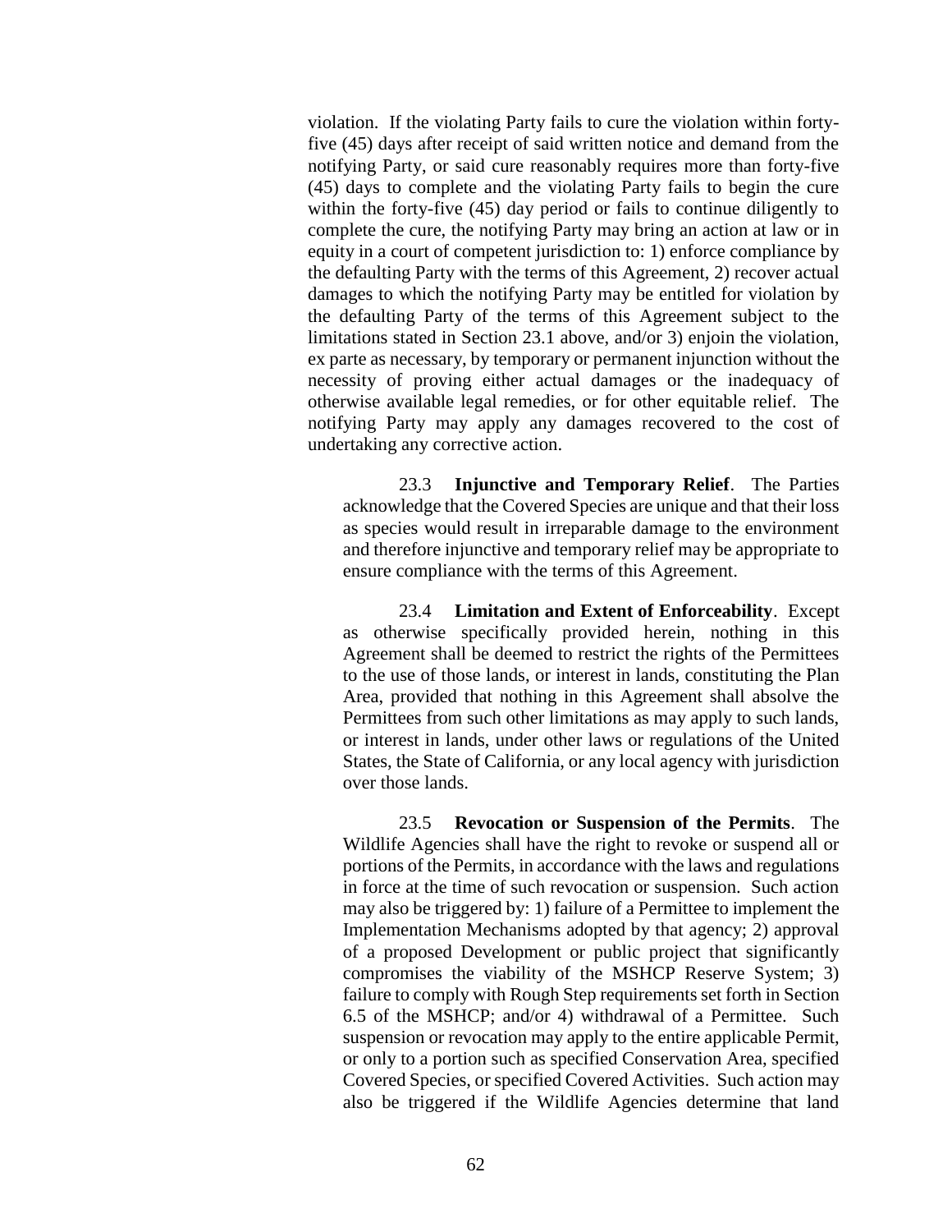violation. If the violating Party fails to cure the violation within forty-five (45) days after receipt of said written notice and demand from the notifying Party, or said cure reasonably requires more than forty-five (45) days to complete and the violating Party fails to begin the cure within the forty-five (45) day period or fails to continue diligently to complete the cure, the notifying Party may bring an action at law or in equity in a court of competent jurisdiction to: 1) enforce compliance by the defaulting Party with the terms of this Agreement, 2) recover actual damages to which the notifying Party may be entitled for violation by the defaulting Party of the terms of this Agreement subject to the limitations stated in Section 23.1 above, and/or 3) enjoin the violation, ex parte as necessary, by temporary or permanent injunction without the necessity of proving either actual damages or the inadequacy of otherwise available legal remedies, or for other equitable relief. The notifying Party may apply any damages recovered to the cost of undertaking any corrective action.

23.3 **Injunctive and Temporary Relief**. The Parties acknowledge that the Covered Species are unique and that their loss as species would result in irreparable damage to the environment and therefore injunctive and temporary relief may be appropriate to ensure compliance with the terms of this Agreement.

23.4 **Limitation and Extent of Enforceability**. Except as otherwise specifically provided herein, nothing in this Agreement shall be deemed to restrict the rights of the Permittees to the use of those lands, or interest in lands, constituting the Plan Area, provided that nothing in this Agreement shall absolve the Permittees from such other limitations as may apply to such lands, or interest in lands, under other laws or regulations of the United States, the State of California, or any local agency with jurisdiction over those lands.

23.5 **Revocation or Suspension of the Permits**. The Wildlife Agencies shall have the right to revoke or suspend all or portions of the Permits, in accordance with the laws and regulations in force at the time of such revocation or suspension. Such action may also be triggered by: 1) failure of a Permittee to implement the Implementation Mechanisms adopted by that agency; 2) approval of a proposed Development or public project that significantly compromises the viability of the MSHCP Reserve System; 3) failure to comply with Rough Step requirements set forth in Section 6.5 of the MSHCP; and/or 4) withdrawal of a Permittee. Such suspension or revocation may apply to the entire applicable Permit, or only to a portion such as specified Conservation Area, specified Covered Species, or specified Covered Activities. Such action may also be triggered if the Wildlife Agencies determine that land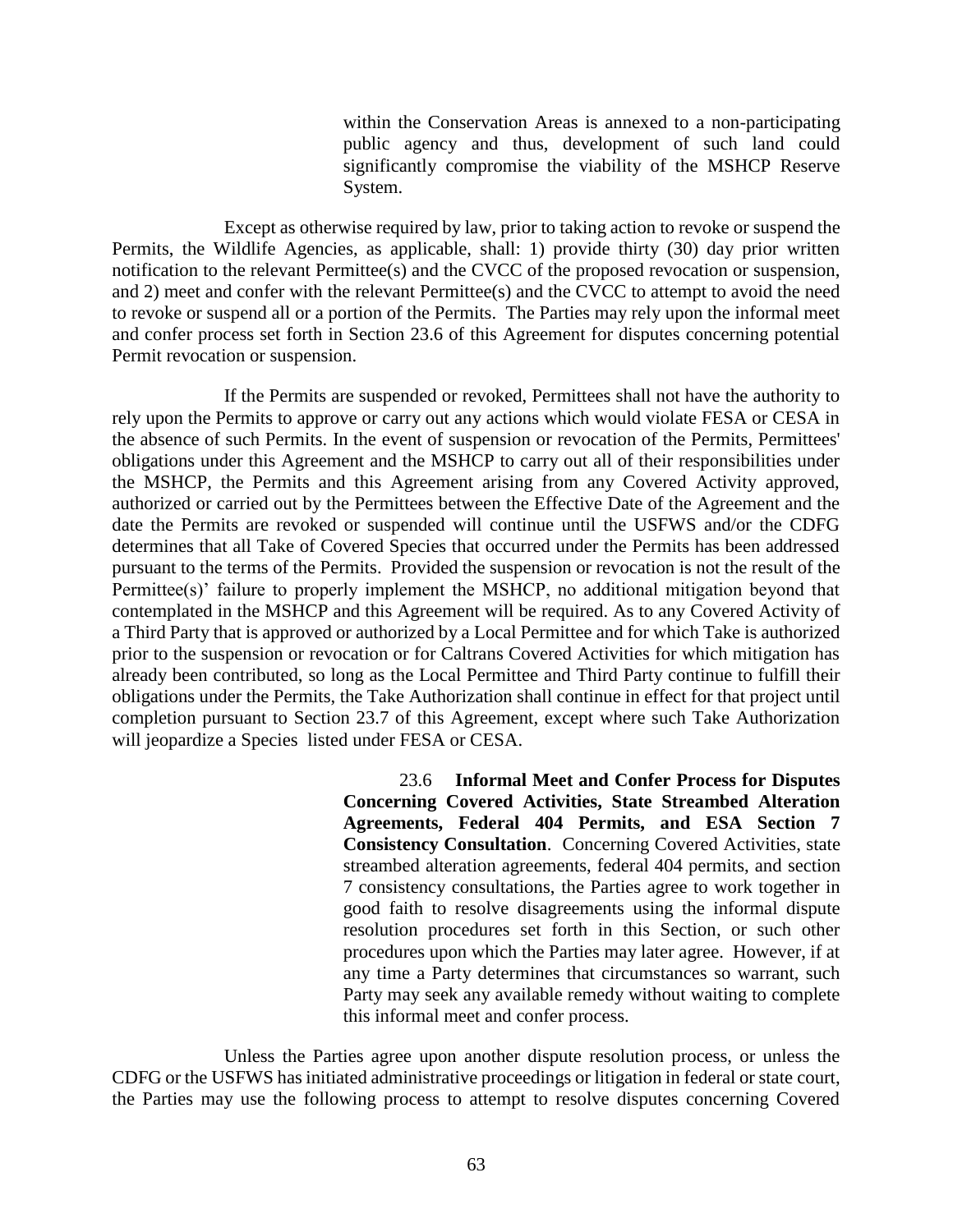within the Conservation Areas is annexed to a non-participating public agency and thus, development of such land could significantly compromise the viability of the MSHCP Reserve System.

Except as otherwise required by law, prior to taking action to revoke or suspend the Permits, the Wildlife Agencies, as applicable, shall: 1) provide thirty (30) day prior written notification to the relevant Permittee(s) and the CVCC of the proposed revocation or suspension, and 2) meet and confer with the relevant Permittee(s) and the CVCC to attempt to avoid the need to revoke or suspend all or a portion of the Permits. The Parties may rely upon the informal meet and confer process set forth in Section 23.6 of this Agreement for disputes concerning potential Permit revocation or suspension.

If the Permits are suspended or revoked, Permittees shall not have the authority to rely upon the Permits to approve or carry out any actions which would violate FESA or CESA in the absence of such Permits. In the event of suspension or revocation of the Permits, Permittees' obligations under this Agreement and the MSHCP to carry out all of their responsibilities under the MSHCP, the Permits and this Agreement arising from any Covered Activity approved, authorized or carried out by the Permittees between the Effective Date of the Agreement and the date the Permits are revoked or suspended will continue until the USFWS and/or the CDFG determines that all Take of Covered Species that occurred under the Permits has been addressed pursuant to the terms of the Permits. Provided the suspension or revocation is not the result of the Permittee(s)' failure to properly implement the MSHCP, no additional mitigation beyond that contemplated in the MSHCP and this Agreement will be required. As to any Covered Activity of a Third Party that is approved or authorized by a Local Permittee and for which Take is authorized prior to the suspension or revocation or for Caltrans Covered Activities for which mitigation has already been contributed, so long as the Local Permittee and Third Party continue to fulfill their obligations under the Permits, the Take Authorization shall continue in effect for that project until completion pursuant to Section 23.7 of this Agreement, except where such Take Authorization will jeopardize a Species listed under FESA or CESA.

23.6 **Informal Meet and Confer Process for Disputes Concerning Covered Activities, State Streambed Alteration Agreements, Federal 404 Permits, and ESA Section 7 Consistency Consultation**. Concerning Covered Activities, state streambed alteration agreements, federal 404 permits, and section 7 consistency consultations, the Parties agree to work together in good faith to resolve disagreements using the informal dispute resolution procedures set forth in this Section, or such other procedures upon which the Parties may later agree. However, if at any time a Party determines that circumstances so warrant, such Party may seek any available remedy without waiting to complete this informal meet and confer process.

Unless the Parties agree upon another dispute resolution process, or unless the CDFG or the USFWS has initiated administrative proceedings or litigation in federal or state court, the Parties may use the following process to attempt to resolve disputes concerning Covered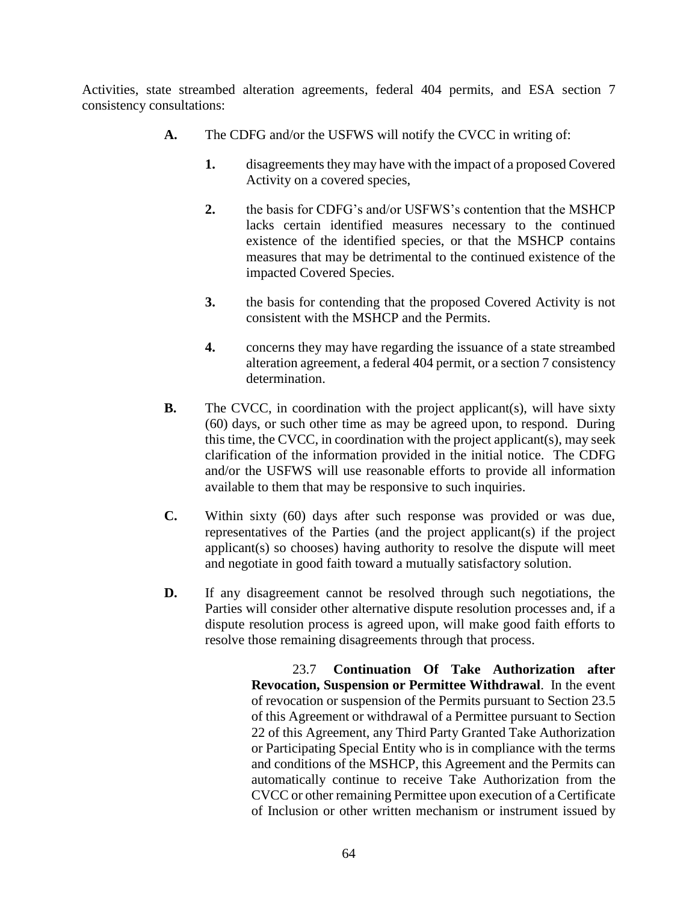Activities, state streambed alteration agreements, federal 404 permits, and ESA section 7 consistency consultations:

**A.** The CDFG and/or the USFWS will notify the CVCC in writing of:

**1.** disagreements they may have with the impact of a proposed Covered Activity on a covered species,

**2.** the basis for CDFG's and/or USFWS's contention that the MSHCP lacks certain identified measures necessary to the continued existence of the identified species, or that the MSHCP contains measures that may be detrimental to the continued existence of the impacted Covered Species.

**3.** the basis for contending that the proposed Covered Activity is not consistent with the MSHCP and the Permits.

**4.** concerns they may have regarding the issuance of a state streambed alteration agreement, a federal 404 permit, or a section 7 consistency determination.

**B.** The CVCC, in coordination with the project applicant(s), will have sixty (60) days, or such other time as may be agreed upon, to respond. During this time, the CVCC, in coordination with the project applicant(s), may seek clarification of the information provided in the initial notice. The CDFG and/or the USFWS will use reasonable efforts to provide all information available to them that may be responsive to such inquiries.

**C.** Within sixty (60) days after such response was provided or was due, representatives of the Parties (and the project applicant(s) if the project applicant(s) so chooses) having authority to resolve the dispute will meet and negotiate in good faith toward a mutually satisfactory solution.

**D.** If any disagreement cannot be resolved through such negotiations, the Parties will consider other alternative dispute resolution processes and, if a dispute resolution process is agreed upon, will make good faith efforts to resolve those remaining disagreements through that process.

23.7 **Continuation Of Take Authorization after Revocation, Suspension or Permittee Withdrawal**. In the event of revocation or suspension of the Permits pursuant to Section 23.5 of this Agreement or withdrawal of a Permittee pursuant to Section 22 of this Agreement, any Third Party Granted Take Authorization or Participating Special Entity who is in compliance with the terms and conditions of the MSHCP, this Agreement and the Permits can automatically continue to receive Take Authorization from the CVCC or other remaining Permittee upon execution of a Certificate of Inclusion or other written mechanism or instrument issued by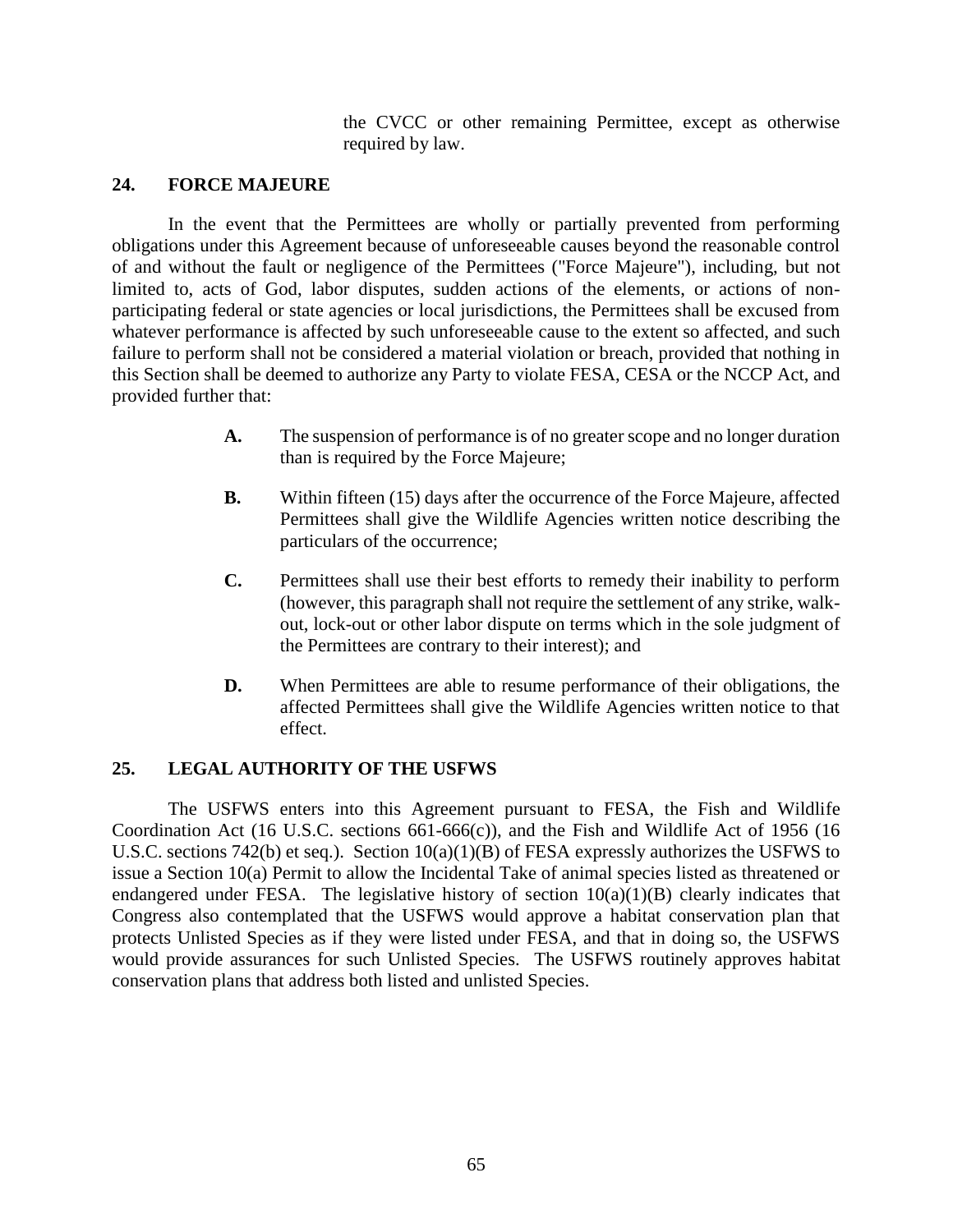the CVCC or other remaining Permittee, except as otherwise required by law.

## 24. FORCE MAJEURE

In the event that the Permittees are wholly or partially prevented from performing obligations under this Agreement because of unforeseeable causes beyond the reasonable control of and without the fault or negligence of the Permittees ("Force Majeure"), including, but not limited to, acts of God, labor disputes, sudden actions of the elements, or actions of non-participating federal or state agencies or local jurisdictions, the Permittees shall be excused from whatever performance is affected by such unforeseeable cause to the extent so affected, and such failure to perform shall not be considered a material violation or breach, provided that nothing in this Section shall be deemed to authorize any Party to violate FESA, CESA or the NCCP Act, and provided further that:

**A.** The suspension of performance is of no greater scope and no longer duration than is required by the Force Majeure;

**B.** Within fifteen (15) days after the occurrence of the Force Majeure, affected Permittees shall give the Wildlife Agencies written notice describing the particulars of the occurrence;

**C.** Permittees shall use their best efforts to remedy their inability to perform (however, this paragraph shall not require the settlement of any strike, walk-out, lock-out or other labor dispute on terms which in the sole judgment of the Permittees are contrary to their interest); and

**D.** When Permittees are able to resume performance of their obligations, the affected Permittees shall give the Wildlife Agencies written notice to that effect.

## 25. LEGAL AUTHORITY OF THE USFWS

The USFWS enters into this Agreement pursuant to FESA, the Fish and Wildlife Coordination Act (16 U.S.C. sections 661-666(c)), and the Fish and Wildlife Act of 1956 (16 U.S.C. sections 742(b) et seq.). Section 10(a)(1)(B) of FESA expressly authorizes the USFWS to issue a Section 10(a) Permit to allow the Incidental Take of animal species listed as threatened or endangered under FESA. The legislative history of section 10(a)(1)(B) clearly indicates that Congress also contemplated that the USFWS would approve a habitat conservation plan that protects Unlisted Species as if they were listed under FESA, and that in doing so, the USFWS would provide assurances for such Unlisted Species. The USFWS routinely approves habitat conservation plans that address both listed and unlisted Species.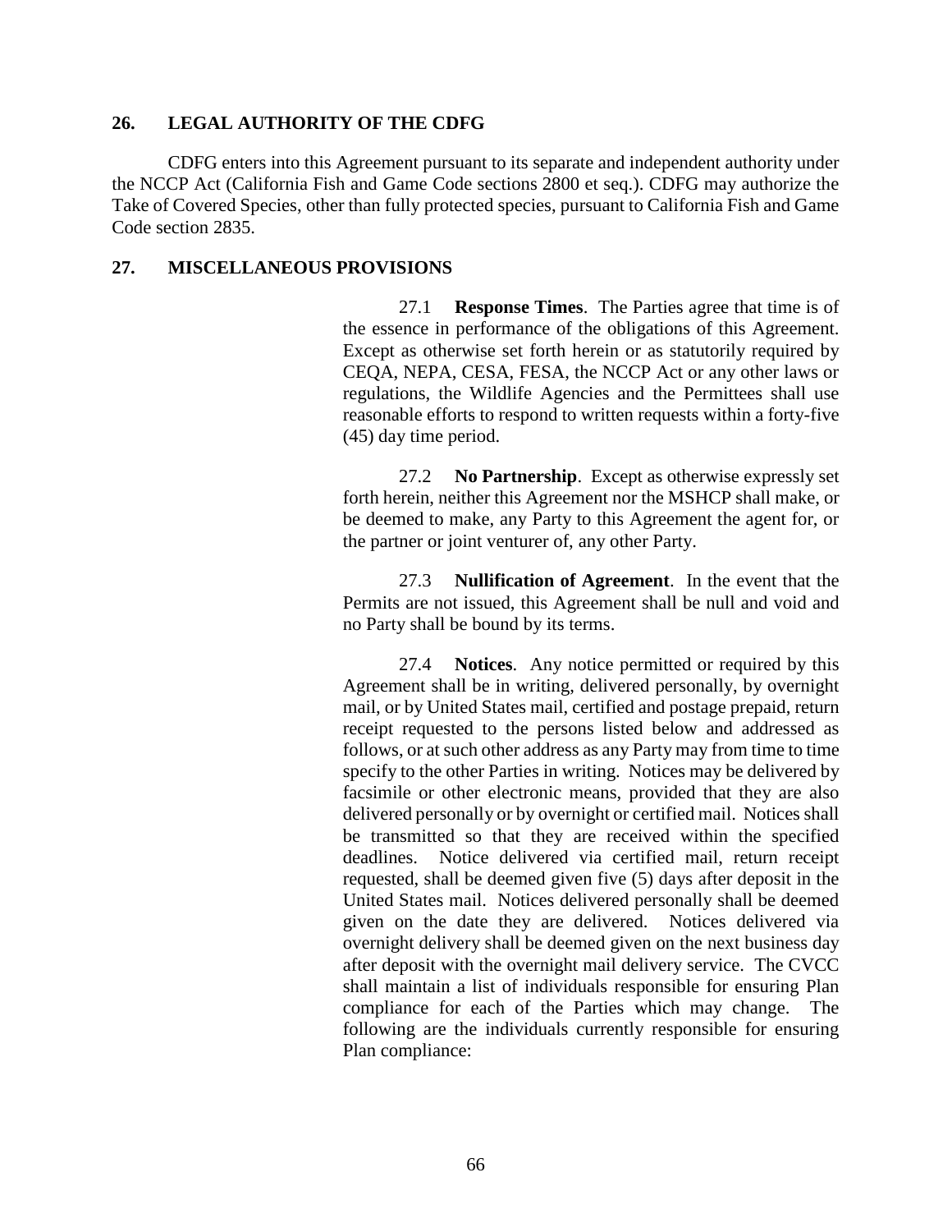## 26. LEGAL AUTHORITY OF THE CDFG

CDFG enters into this Agreement pursuant to its separate and independent authority under the NCCP Act (California Fish and Game Code sections 2800 et seq.). CDFG may authorize the Take of Covered Species, other than fully protected species, pursuant to California Fish and Game Code section 2835.

## 27. MISCELLANEOUS PROVISIONS

27.1 **Response Times**. The Parties agree that time is of the essence in performance of the obligations of this Agreement. Except as otherwise set forth herein or as statutorily required by CEQA, NEPA, CESA, FESA, the NCCP Act or any other laws or regulations, the Wildlife Agencies and the Permittees shall use reasonable efforts to respond to written requests within a forty-five (45) day time period.

27.2 **No Partnership**. Except as otherwise expressly set forth herein, neither this Agreement nor the MSHCP shall make, or be deemed to make, any Party to this Agreement the agent for, or the partner or joint venturer of, any other Party.

27.3 **Nullification of Agreement**. In the event that the Permits are not issued, this Agreement shall be null and void and no Party shall be bound by its terms.

27.4 **Notices**. Any notice permitted or required by this Agreement shall be in writing, delivered personally, by overnight mail, or by United States mail, certified and postage prepaid, return receipt requested to the persons listed below and addressed as follows, or at such other address as any Party may from time to time specify to the other Parties in writing. Notices may be delivered by facsimile or other electronic means, provided that they are also delivered personally or by overnight or certified mail. Notices shall be transmitted so that they are received within the specified deadlines. Notice delivered via certified mail, return receipt requested, shall be deemed given five (5) days after deposit in the United States mail. Notices delivered personally shall be deemed given on the date they are delivered. Notices delivered via overnight delivery shall be deemed given on the next business day after deposit with the overnight mail delivery service. The CVCC shall maintain a list of individuals responsible for ensuring Plan compliance for each of the Parties which may change. The following are the individuals currently responsible for ensuring Plan compliance: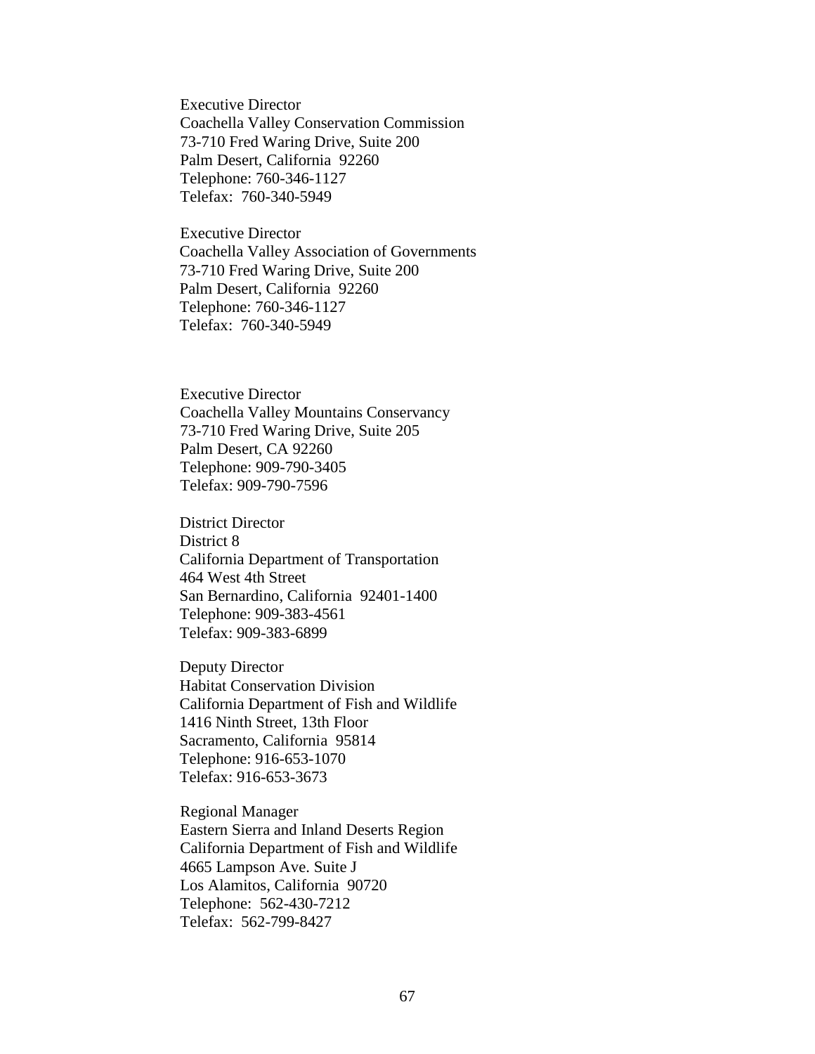Executive Director  
Coachella Valley Conservation Commission  
73-710 Fred Waring Drive, Suite 200  
Palm Desert, California 92260  
Telephone: 760-346-1127  
Telefax: 760-340-5949

Executive Director  
Coachella Valley Association of Governments  
73-710 Fred Waring Drive, Suite 200  
Palm Desert, California 92260  
Telephone: 760-346-1127  
Telefax: 760-340-5949

Executive Director  
Coachella Valley Mountains Conservancy  
73-710 Fred Waring Drive, Suite 205  
Palm Desert, CA 92260  
Telephone: 909-790-3405  
Telefax: 909-790-7596

District Director  
District 8  
California Department of Transportation  
464 West 4th Street  
San Bernardino, California 92401-1400  
Telephone: 909-383-4561  
Telefax: 909-383-6899

Deputy Director  
Habitat Conservation Division  
California Department of Fish and Wildlife  
1416 Ninth Street, 13th Floor  
Sacramento, California 95814  
Telephone: 916-653-1070  
Telefax: 916-653-3673

Regional Manager  
Eastern Sierra and Inland Deserts Region  
California Department of Fish and Wildlife  
4665 Lampson Ave. Suite J  
Los Alamitos, California 90720  
Telephone: 562-430-7212  
Telefax: 562-799-8427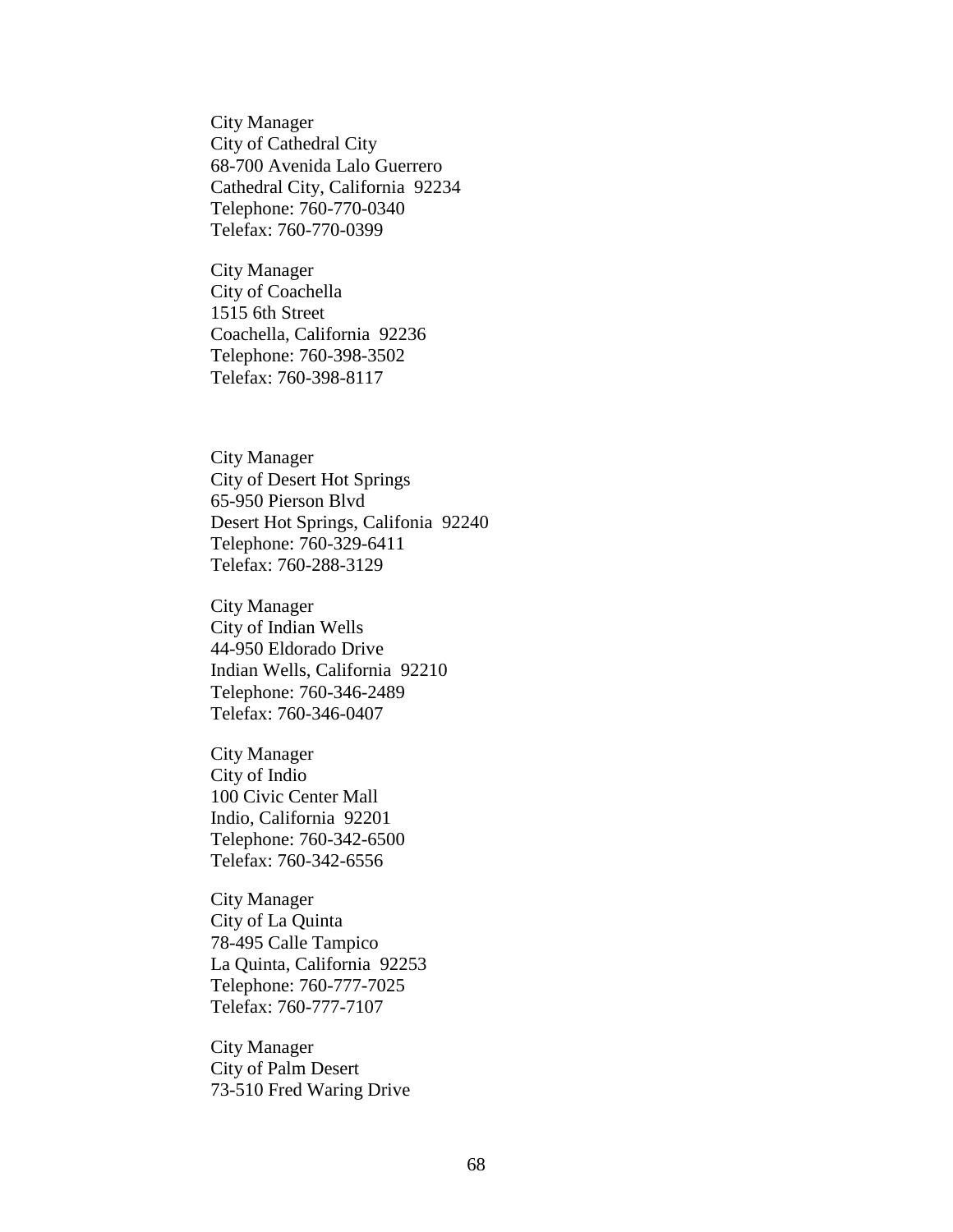City Manager
City of Cathedral City
68-700 Avenida Lalo Guerrero
Cathedral City, California  92234
Telephone: 760-770-0340
Telefax: 760-770-0399

City Manager
City of Coachella
1515 6th Street
Coachella, California  92236
Telephone: 760-398-3502
Telefax: 760-398-8117

City Manager
City of Desert Hot Springs
65-950 Pierson Blvd
Desert Hot Springs, Califonia  92240
Telephone: 760-329-6411
Telefax: 760-288-3129

City Manager
City of Indian Wells
44-950 Eldorado Drive
Indian Wells, California  92210
Telephone: 760-346-2489
Telefax: 760-346-0407

City Manager
City of Indio
100 Civic Center Mall
Indio, California  92201
Telephone: 760-342-6500
Telefax: 760-342-6556

City Manager
City of La Quinta
78-495 Calle Tampico
La Quinta, California  92253
Telephone: 760-777-7025
Telefax: 760-777-7107

City Manager
City of Palm Desert
73-510 Fred Waring Drive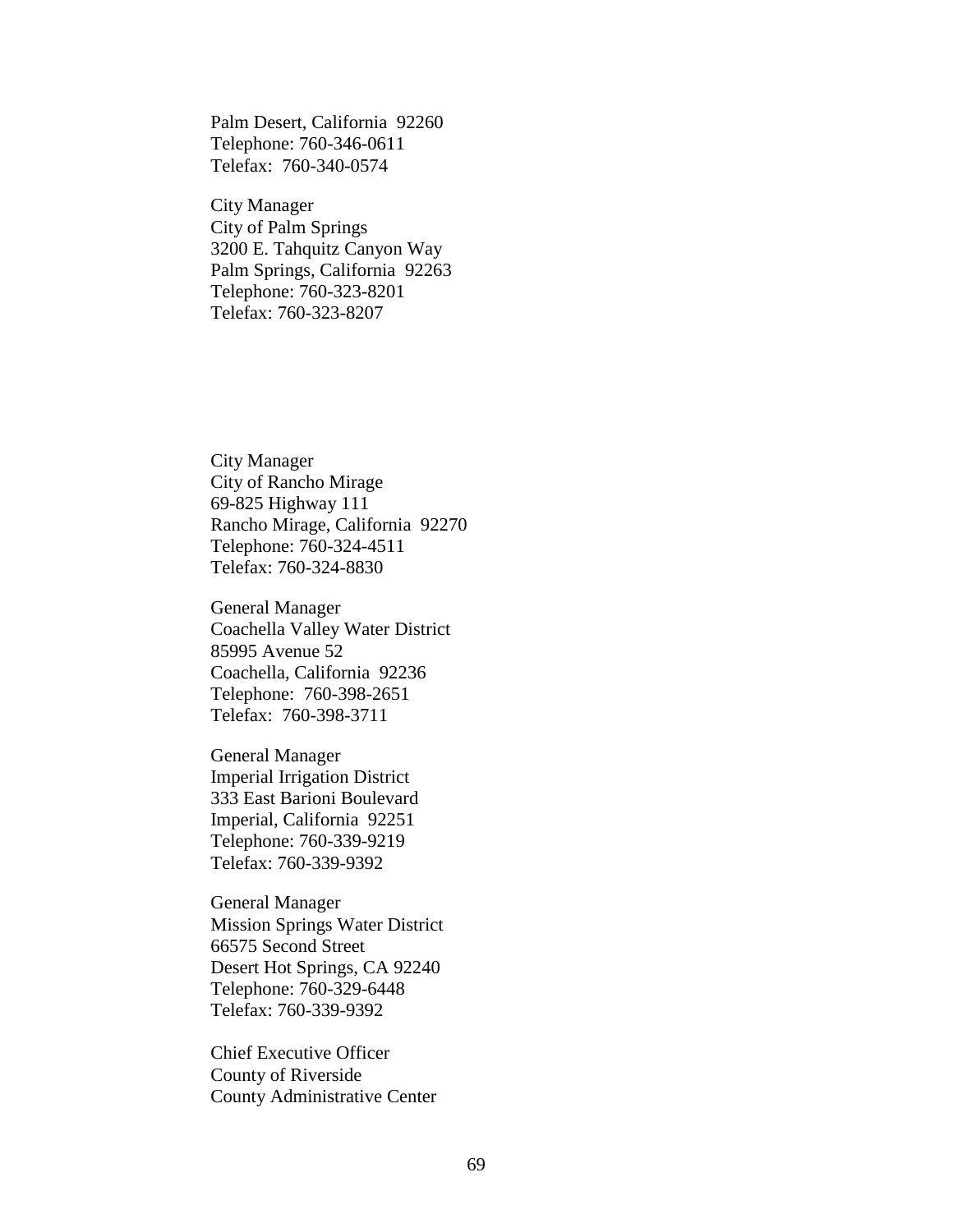Palm Desert, California  92260
Telephone: 760-346-0611
Telefax:  760-340-0574

City Manager
City of Palm Springs
3200 E. Tahquitz Canyon Way
Palm Springs, California  92263
Telephone: 760-323-8201
Telefax: 760-323-8207

City Manager
City of Rancho Mirage
69-825 Highway 111
Rancho Mirage, California  92270
Telephone: 760-324-4511
Telefax: 760-324-8830

General Manager
Coachella Valley Water District
85995 Avenue 52
Coachella, California  92236
Telephone:  760-398-2651
Telefax:  760-398-3711

General Manager
Imperial Irrigation District
333 East Barioni Boulevard
Imperial, California  92251
Telephone: 760-339-9219
Telefax: 760-339-9392

General Manager
Mission Springs Water District
66575 Second Street
Desert Hot Springs, CA 92240
Telephone: 760-329-6448
Telefax: 760-339-9392

Chief Executive Officer
County of Riverside
County Administrative Center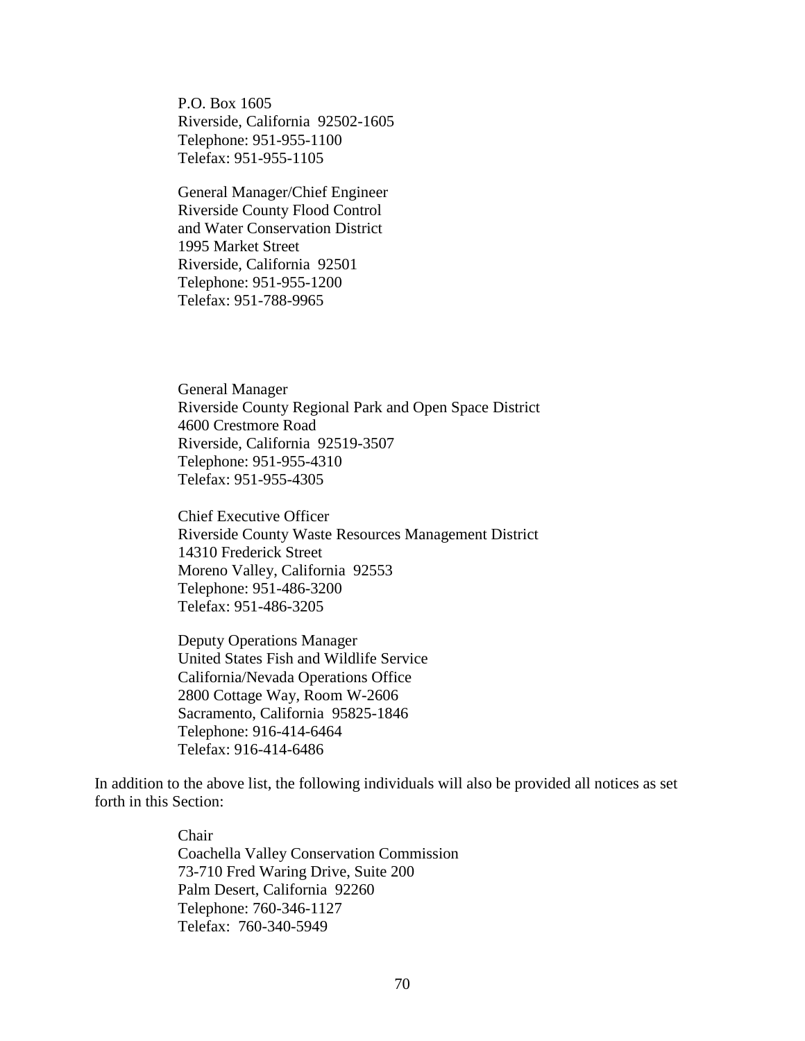P.O. Box 1605
Riverside, California 92502-1605
Telephone: 951-955-1100
Telefax: 951-955-1105

General Manager/Chief Engineer
Riverside County Flood Control
and Water Conservation District
1995 Market Street
Riverside, California 92501
Telephone: 951-955-1200
Telefax: 951-788-9965

General Manager
Riverside County Regional Park and Open Space District
4600 Crestmore Road
Riverside, California 92519-3507
Telephone: 951-955-4310
Telefax: 951-955-4305

Chief Executive Officer
Riverside County Waste Resources Management District
14310 Frederick Street
Moreno Valley, California 92553
Telephone: 951-486-3200
Telefax: 951-486-3205

Deputy Operations Manager
United States Fish and Wildlife Service
California/Nevada Operations Office
2800 Cottage Way, Room W-2606
Sacramento, California 95825-1846
Telephone: 916-414-6464
Telefax: 916-414-6486

In addition to the above list, the following individuals will also be provided all notices as set forth in this Section:

Chair
Coachella Valley Conservation Commission
73-710 Fred Waring Drive, Suite 200
Palm Desert, California 92260
Telephone: 760-346-1127
Telefax: 760-340-5949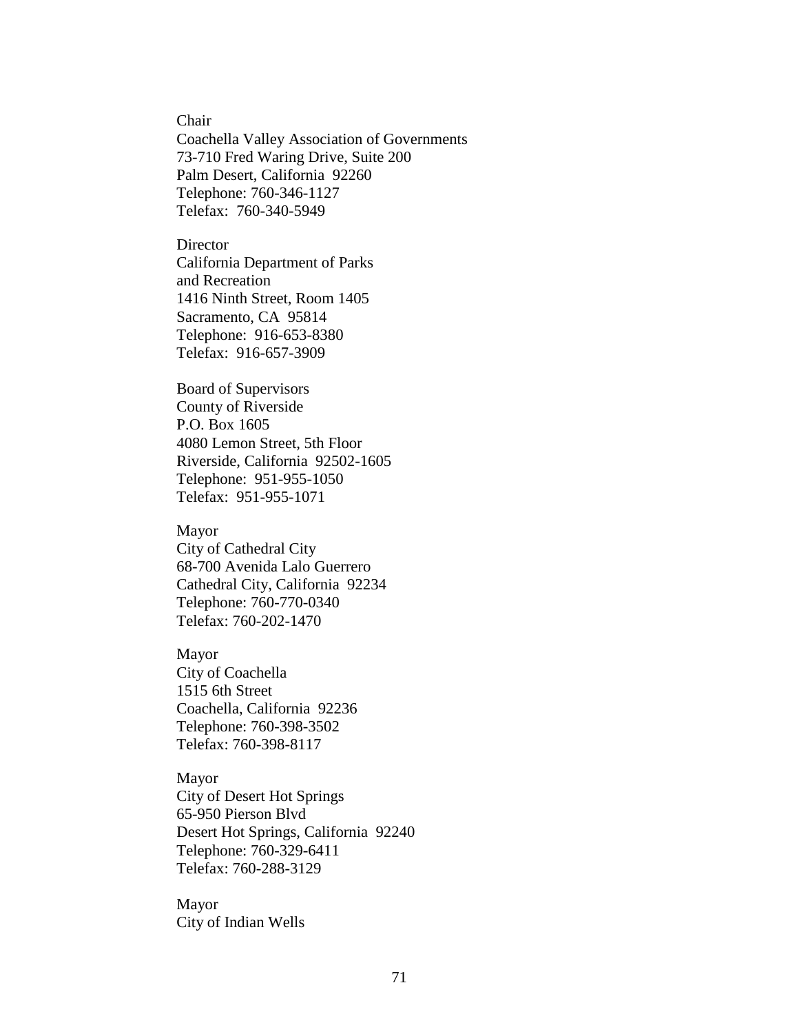Chair  
Coachella Valley Association of Governments  
73-710 Fred Waring Drive, Suite 200  
Palm Desert, California 92260  
Telephone: 760-346-1127  
Telefax: 760-340-5949

Director  
California Department of Parks  
and Recreation  
1416 Ninth Street, Room 1405  
Sacramento, CA 95814  
Telephone: 916-653-8380  
Telefax: 916-657-3909

Board of Supervisors  
County of Riverside  
P.O. Box 1605  
4080 Lemon Street, 5th Floor  
Riverside, California 92502-1605  
Telephone: 951-955-1050  
Telefax: 951-955-1071

Mayor  
City of Cathedral City  
68-700 Avenida Lalo Guerrero  
Cathedral City, California 92234  
Telephone: 760-770-0340  
Telefax: 760-202-1470

Mayor  
City of Coachella  
1515 6th Street  
Coachella, California 92236  
Telephone: 760-398-3502  
Telefax: 760-398-8117

Mayor  
City of Desert Hot Springs  
65-950 Pierson Blvd  
Desert Hot Springs, California 92240  
Telephone: 760-329-6411  
Telefax: 760-288-3129

Mayor  
City of Indian Wells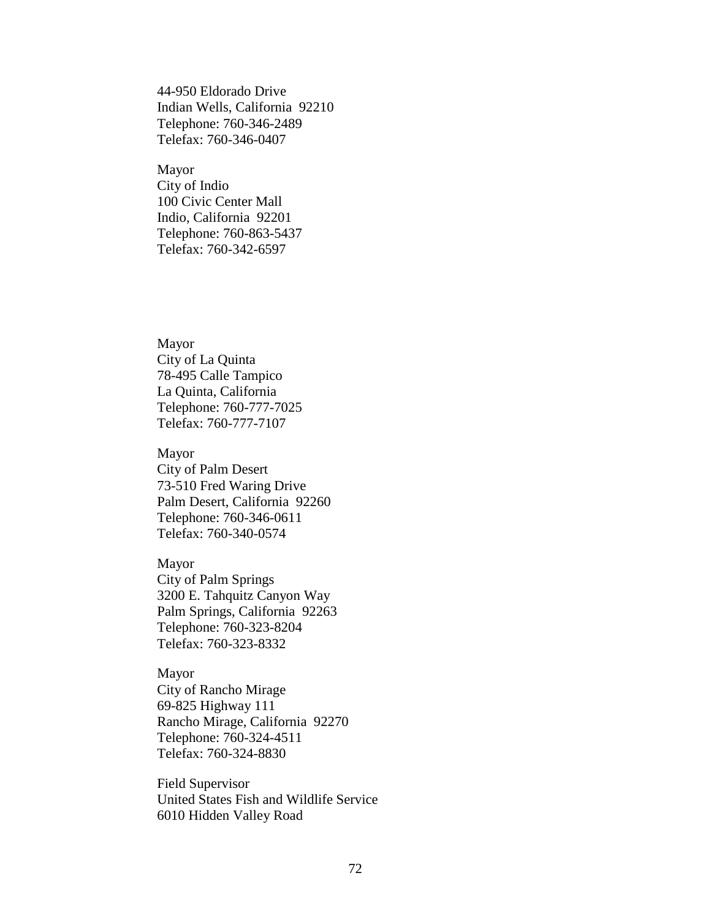44-950 Eldorado Drive
Indian Wells, California 92210
Telephone: 760-346-2489
Telefax: 760-346-0407

Mayor
City of Indio
100 Civic Center Mall
Indio, California 92201
Telephone: 760-863-5437
Telefax: 760-342-6597

Mayor
City of La Quinta
78-495 Calle Tampico
La Quinta, California
Telephone: 760-777-7025
Telefax: 760-777-7107

Mayor
City of Palm Desert
73-510 Fred Waring Drive
Palm Desert, California 92260
Telephone: 760-346-0611
Telefax: 760-340-0574

Mayor
City of Palm Springs
3200 E. Tahquitz Canyon Way
Palm Springs, California 92263
Telephone: 760-323-8204
Telefax: 760-323-8332

Mayor
City of Rancho Mirage
69-825 Highway 111
Rancho Mirage, California 92270
Telephone: 760-324-4511
Telefax: 760-324-8830

Field Supervisor
United States Fish and Wildlife Service
6010 Hidden Valley Road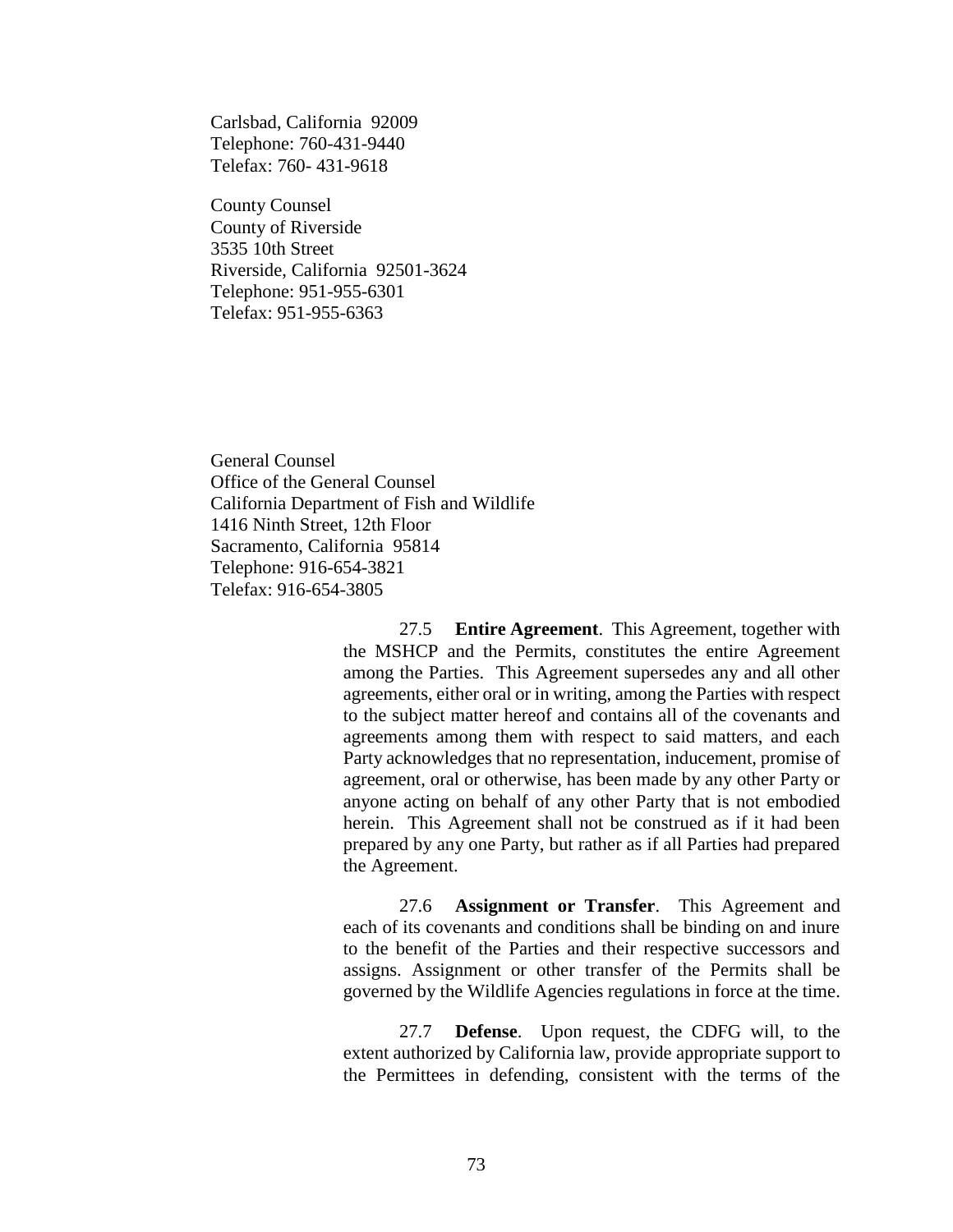Carlsbad, California 92009
Telephone: 760-431-9440
Telefax: 760- 431-9618

County Counsel
County of Riverside
3535 10th Street
Riverside, California 92501-3624
Telephone: 951-955-6301
Telefax: 951-955-6363

General Counsel
Office of the General Counsel
California Department of Fish and Wildlife
1416 Ninth Street, 12th Floor
Sacramento, California 95814
Telephone: 916-654-3821
Telefax: 916-654-3805

27.5 **Entire Agreement**. This Agreement, together with the MSHCP and the Permits, constitutes the entire Agreement among the Parties. This Agreement supersedes any and all other agreements, either oral or in writing, among the Parties with respect to the subject matter hereof and contains all of the covenants and agreements among them with respect to said matters, and each Party acknowledges that no representation, inducement, promise of agreement, oral or otherwise, has been made by any other Party or anyone acting on behalf of any other Party that is not embodied herein. This Agreement shall not be construed as if it had been prepared by any one Party, but rather as if all Parties had prepared the Agreement.

27.6 **Assignment or Transfer**. This Agreement and each of its covenants and conditions shall be binding on and inure to the benefit of the Parties and their respective successors and assigns. Assignment or other transfer of the Permits shall be governed by the Wildlife Agencies regulations in force at the time.

27.7 **Defense**. Upon request, the CDFG will, to the extent authorized by California law, provide appropriate support to the Permittees in defending, consistent with the terms of the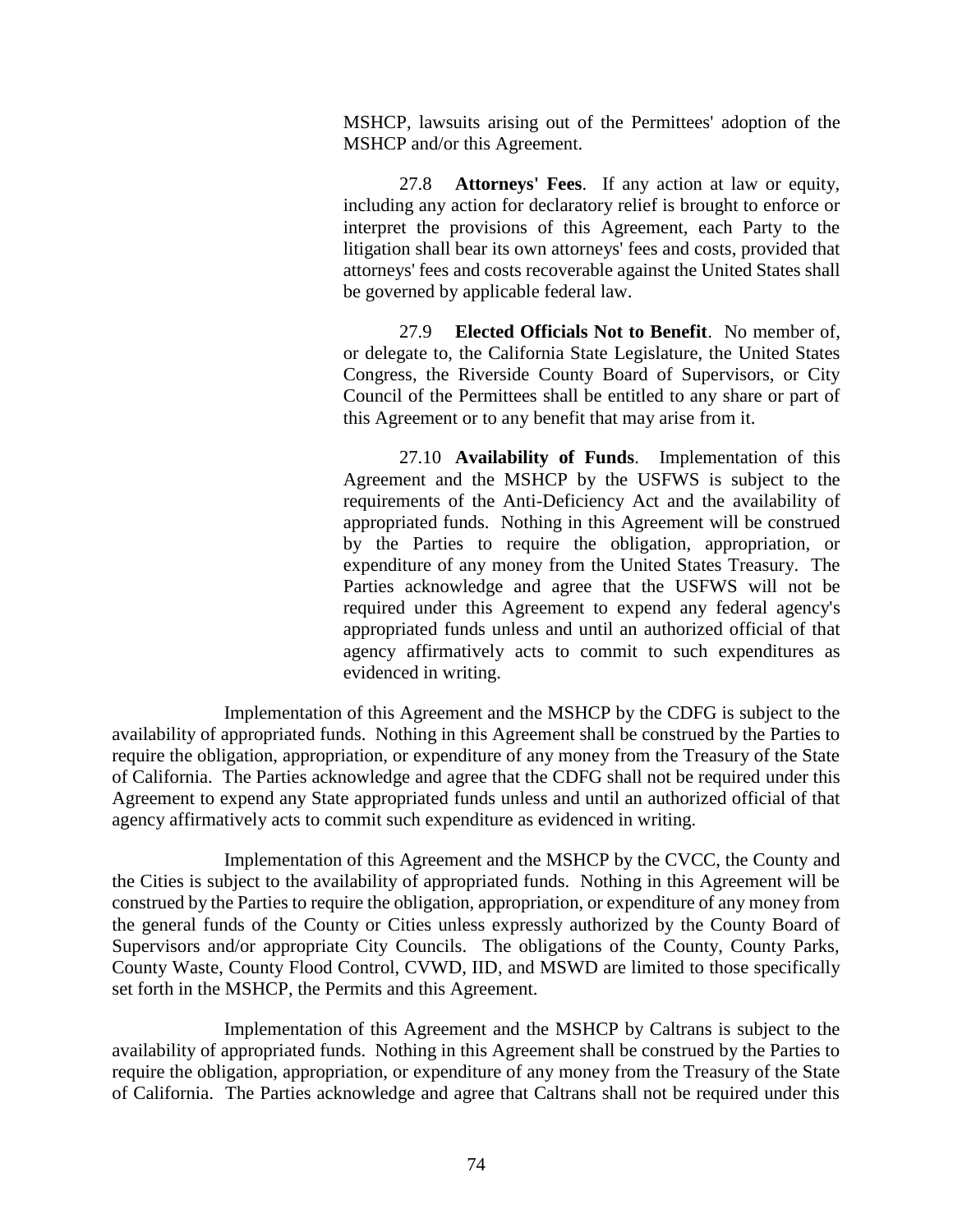MSHCP, lawsuits arising out of the Permittees' adoption of the MSHCP and/or this Agreement.

27.8 **Attorneys' Fees**. If any action at law or equity, including any action for declaratory relief is brought to enforce or interpret the provisions of this Agreement, each Party to the litigation shall bear its own attorneys' fees and costs, provided that attorneys' fees and costs recoverable against the United States shall be governed by applicable federal law.

27.9 **Elected Officials Not to Benefit**. No member of, or delegate to, the California State Legislature, the United States Congress, the Riverside County Board of Supervisors, or City Council of the Permittees shall be entitled to any share or part of this Agreement or to any benefit that may arise from it.

27.10 **Availability of Funds**. Implementation of this Agreement and the MSHCP by the USFWS is subject to the requirements of the Anti-Deficiency Act and the availability of appropriated funds. Nothing in this Agreement will be construed by the Parties to require the obligation, appropriation, or expenditure of any money from the United States Treasury. The Parties acknowledge and agree that the USFWS will not be required under this Agreement to expend any federal agency's appropriated funds unless and until an authorized official of that agency affirmatively acts to commit to such expenditures as evidenced in writing.

Implementation of this Agreement and the MSHCP by the CDFG is subject to the availability of appropriated funds. Nothing in this Agreement shall be construed by the Parties to require the obligation, appropriation, or expenditure of any money from the Treasury of the State of California. The Parties acknowledge and agree that the CDFG shall not be required under this Agreement to expend any State appropriated funds unless and until an authorized official of that agency affirmatively acts to commit such expenditure as evidenced in writing.

Implementation of this Agreement and the MSHCP by the CVCC, the County and the Cities is subject to the availability of appropriated funds. Nothing in this Agreement will be construed by the Parties to require the obligation, appropriation, or expenditure of any money from the general funds of the County or Cities unless expressly authorized by the County Board of Supervisors and/or appropriate City Councils. The obligations of the County, County Parks, County Waste, County Flood Control, CVWD, IID, and MSWD are limited to those specifically set forth in the MSHCP, the Permits and this Agreement.

Implementation of this Agreement and the MSHCP by Caltrans is subject to the availability of appropriated funds. Nothing in this Agreement shall be construed by the Parties to require the obligation, appropriation, or expenditure of any money from the Treasury of the State of California. The Parties acknowledge and agree that Caltrans shall not be required under this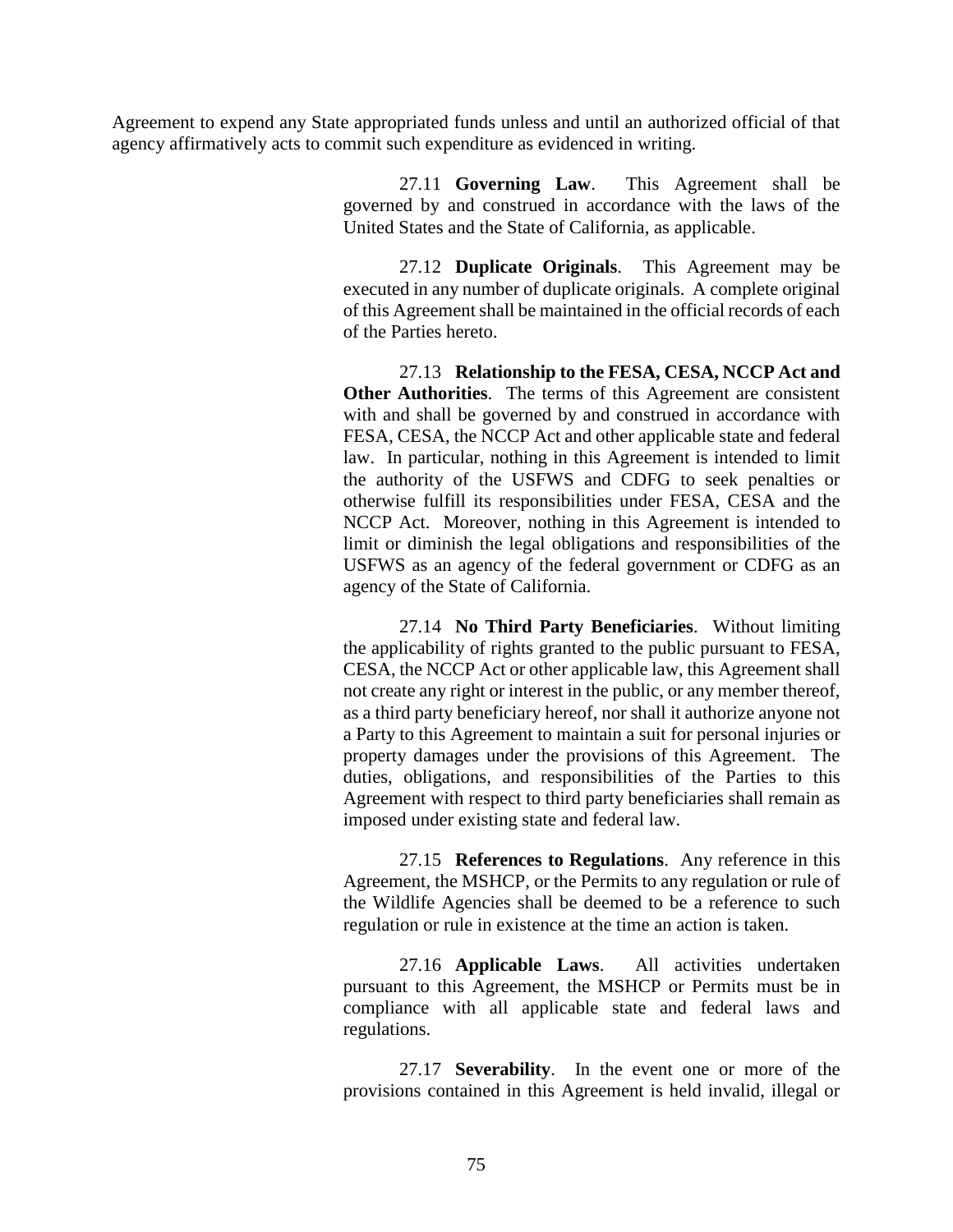Agreement to expend any State appropriated funds unless and until an authorized official of that agency affirmatively acts to commit such expenditure as evidenced in writing.

27.11 **Governing Law**. This Agreement shall be governed by and construed in accordance with the laws of the United States and the State of California, as applicable.

27.12 **Duplicate Originals**. This Agreement may be executed in any number of duplicate originals. A complete original of this Agreement shall be maintained in the official records of each of the Parties hereto.

27.13 **Relationship to the FESA, CESA, NCCP Act and Other Authorities**. The terms of this Agreement are consistent with and shall be governed by and construed in accordance with FESA, CESA, the NCCP Act and other applicable state and federal law. In particular, nothing in this Agreement is intended to limit the authority of the USFWS and CDFG to seek penalties or otherwise fulfill its responsibilities under FESA, CESA and the NCCP Act. Moreover, nothing in this Agreement is intended to limit or diminish the legal obligations and responsibilities of the USFWS as an agency of the federal government or CDFG as an agency of the State of California.

27.14 **No Third Party Beneficiaries**. Without limiting the applicability of rights granted to the public pursuant to FESA, CESA, the NCCP Act or other applicable law, this Agreement shall not create any right or interest in the public, or any member thereof, as a third party beneficiary hereof, nor shall it authorize anyone not a Party to this Agreement to maintain a suit for personal injuries or property damages under the provisions of this Agreement. The duties, obligations, and responsibilities of the Parties to this Agreement with respect to third party beneficiaries shall remain as imposed under existing state and federal law.

27.15 **References to Regulations**. Any reference in this Agreement, the MSHCP, or the Permits to any regulation or rule of the Wildlife Agencies shall be deemed to be a reference to such regulation or rule in existence at the time an action is taken.

27.16 **Applicable Laws**. All activities undertaken pursuant to this Agreement, the MSHCP or Permits must be in compliance with all applicable state and federal laws and regulations.

27.17 **Severability**. In the event one or more of the provisions contained in this Agreement is held invalid, illegal or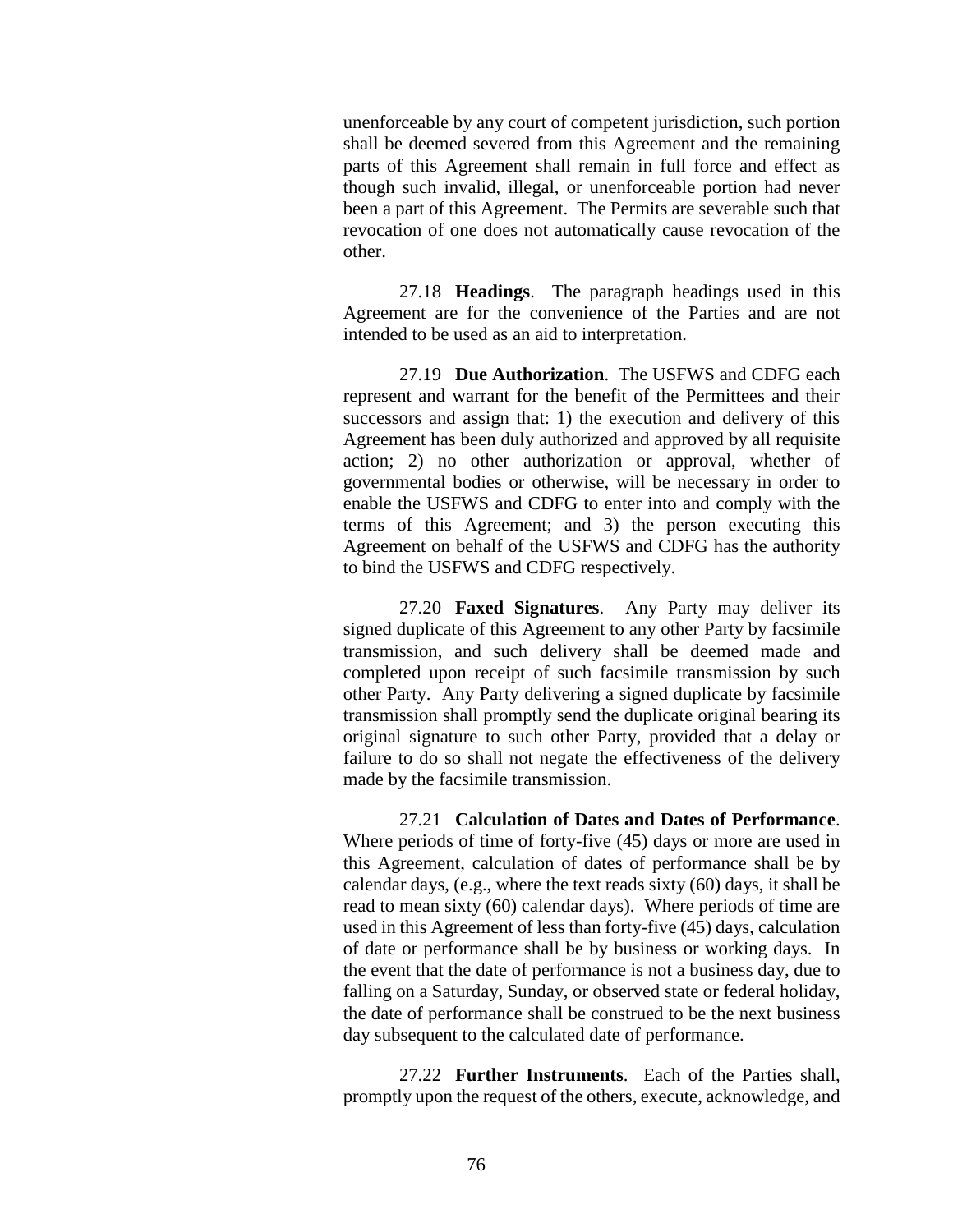unenforceable by any court of competent jurisdiction, such portion shall be deemed severed from this Agreement and the remaining parts of this Agreement shall remain in full force and effect as though such invalid, illegal, or unenforceable portion had never been a part of this Agreement. The Permits are severable such that revocation of one does not automatically cause revocation of the other.

27.18 **Headings**. The paragraph headings used in this Agreement are for the convenience of the Parties and are not intended to be used as an aid to interpretation.

27.19 **Due Authorization**. The USFWS and CDFG each represent and warrant for the benefit of the Permittees and their successors and assign that: 1) the execution and delivery of this Agreement has been duly authorized and approved by all requisite action; 2) no other authorization or approval, whether of governmental bodies or otherwise, will be necessary in order to enable the USFWS and CDFG to enter into and comply with the terms of this Agreement; and 3) the person executing this Agreement on behalf of the USFWS and CDFG has the authority to bind the USFWS and CDFG respectively.

27.20 **Faxed Signatures**. Any Party may deliver its signed duplicate of this Agreement to any other Party by facsimile transmission, and such delivery shall be deemed made and completed upon receipt of such facsimile transmission by such other Party. Any Party delivering a signed duplicate by facsimile transmission shall promptly send the duplicate original bearing its original signature to such other Party, provided that a delay or failure to do so shall not negate the effectiveness of the delivery made by the facsimile transmission.

27.21 **Calculation of Dates and Dates of Performance**. Where periods of time of forty-five (45) days or more are used in this Agreement, calculation of dates of performance shall be by calendar days, (e.g., where the text reads sixty (60) days, it shall be read to mean sixty (60) calendar days). Where periods of time are used in this Agreement of less than forty-five (45) days, calculation of date or performance shall be by business or working days. In the event that the date of performance is not a business day, due to falling on a Saturday, Sunday, or observed state or federal holiday, the date of performance shall be construed to be the next business day subsequent to the calculated date of performance.

27.22 **Further Instruments**. Each of the Parties shall, promptly upon the request of the others, execute, acknowledge, and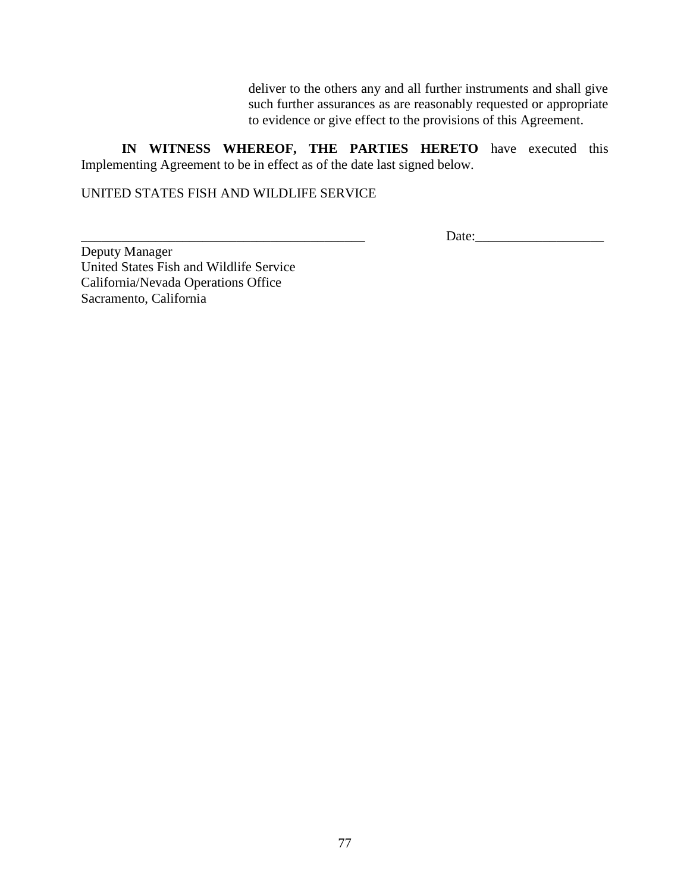deliver to the others any and all further instruments and shall give such further assurances as are reasonably requested or appropriate to evidence or give effect to the provisions of this Agreement.

**IN WITNESS WHEREOF, THE PARTIES HERETO** have executed this Implementing Agreement to be in effect as of the date last signed below.

UNITED STATES FISH AND WILDLIFE SERVICE

___________________________________________ Date:___________________

Deputy Manager
United States Fish and Wildlife Service
California/Nevada Operations Office
Sacramento, California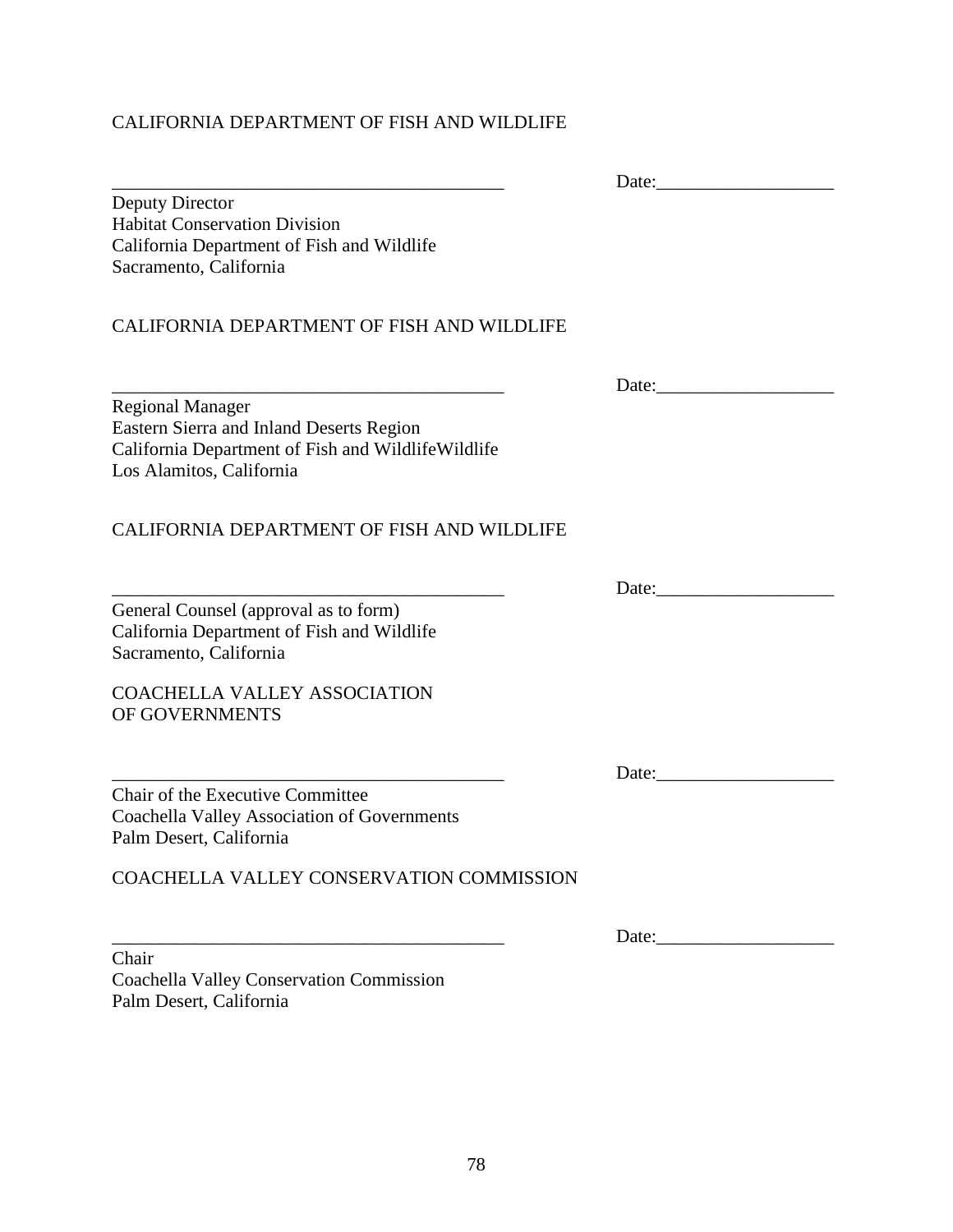CALIFORNIA DEPARTMENT OF FISH AND WILDLIFE

\_\_\_\_\_\_\_\_\_\_\_\_\_\_\_\_\_\_\_\_\_\_\_\_\_\_\_\_\_\_\_\_\_\_\_\_\_\_\_\_\_\_\_ Date:\_\_\_\_\_\_\_\_\_\_\_\_\_\_\_\_\_\_\_

Deputy Director
Habitat Conservation Division
California Department of Fish and Wildlife
Sacramento, California

CALIFORNIA DEPARTMENT OF FISH AND WILDLIFE

\_\_\_\_\_\_\_\_\_\_\_\_\_\_\_\_\_\_\_\_\_\_\_\_\_\_\_\_\_\_\_\_\_\_\_\_\_\_\_\_\_\_\_ Date:\_\_\_\_\_\_\_\_\_\_\_\_\_\_\_\_\_\_\_

Regional Manager
Eastern Sierra and Inland Deserts Region
California Department of Fish and WildlifeWildlife
Los Alamitos, California

CALIFORNIA DEPARTMENT OF FISH AND WILDLIFE

\_\_\_\_\_\_\_\_\_\_\_\_\_\_\_\_\_\_\_\_\_\_\_\_\_\_\_\_\_\_\_\_\_\_\_\_\_\_\_\_\_\_\_ Date:\_\_\_\_\_\_\_\_\_\_\_\_\_\_\_\_\_\_\_

General Counsel (approval as to form)
California Department of Fish and Wildlife
Sacramento, California

COACHELLA VALLEY ASSOCIATION
OF GOVERNMENTS

\_\_\_\_\_\_\_\_\_\_\_\_\_\_\_\_\_\_\_\_\_\_\_\_\_\_\_\_\_\_\_\_\_\_\_\_\_\_\_\_\_\_\_ Date:\_\_\_\_\_\_\_\_\_\_\_\_\_\_\_\_\_\_\_

Chair of the Executive Committee
Coachella Valley Association of Governments
Palm Desert, California

COACHELLA VALLEY CONSERVATION COMMISSION

\_\_\_\_\_\_\_\_\_\_\_\_\_\_\_\_\_\_\_\_\_\_\_\_\_\_\_\_\_\_\_\_\_\_\_\_\_\_\_\_\_\_\_ Date:\_\_\_\_\_\_\_\_\_\_\_\_\_\_\_\_\_\_\_

Chair
Coachella Valley Conservation Commission
Palm Desert, California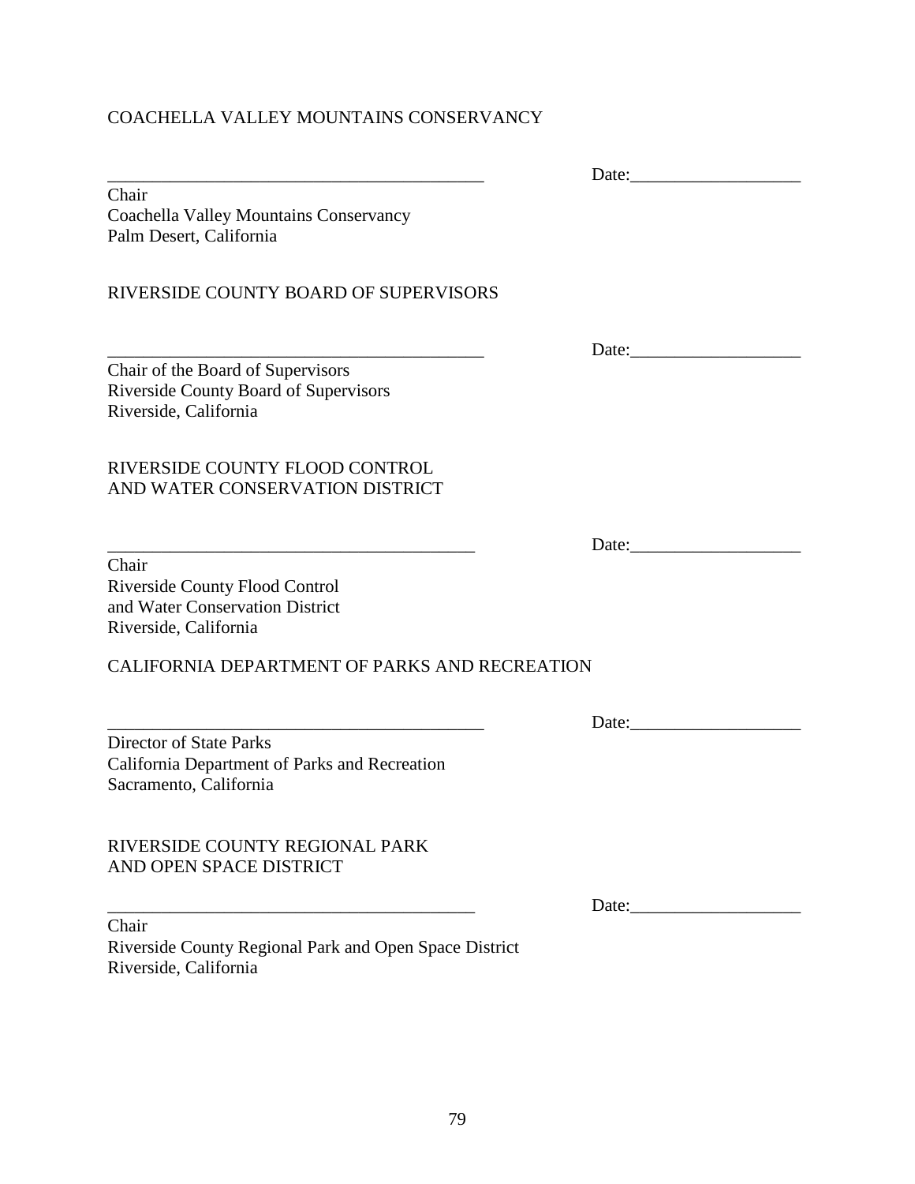COACHELLA VALLEY MOUNTAINS CONSERVANCY

___________________________________________ Date:___________________

Chair
Coachella Valley Mountains Conservancy
Palm Desert, California

RIVERSIDE COUNTY BOARD OF SUPERVISORS

___________________________________________ Date:___________________

Chair of the Board of Supervisors
Riverside County Board of Supervisors
Riverside, California

RIVERSIDE COUNTY FLOOD CONTROL
AND WATER CONSERVATION DISTRICT

___________________________________________ Date:___________________

Chair
Riverside County Flood Control
and Water Conservation District
Riverside, California

CALIFORNIA DEPARTMENT OF PARKS AND RECREATION

___________________________________________ Date:___________________

Director of State Parks
California Department of Parks and Recreation
Sacramento, California

RIVERSIDE COUNTY REGIONAL PARK
AND OPEN SPACE DISTRICT

___________________________________________ Date:___________________

Chair
Riverside County Regional Park and Open Space District
Riverside, California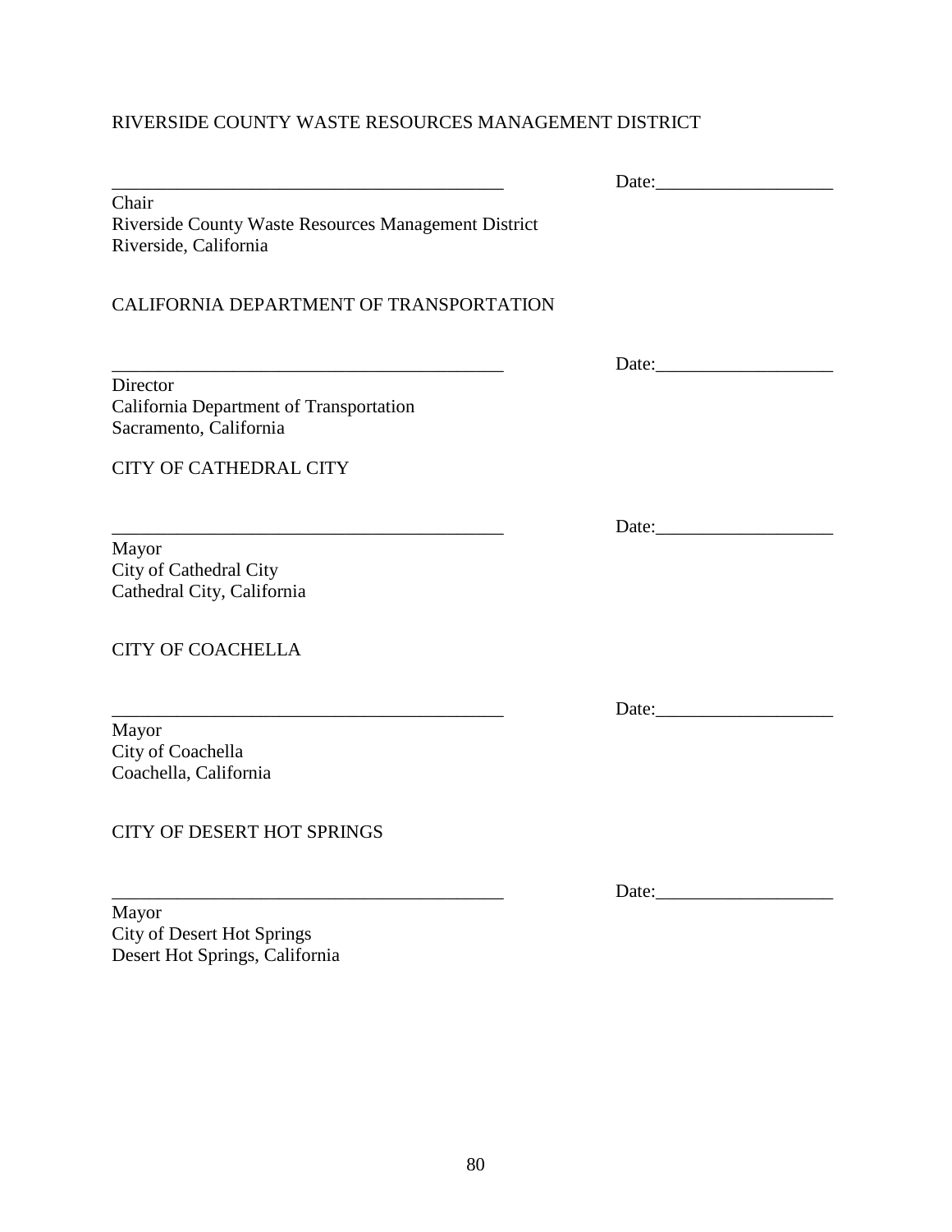RIVERSIDE COUNTY WASTE RESOURCES MANAGEMENT DISTRICT

\_\_\_\_\_\_\_\_\_\_\_\_\_\_\_\_\_\_\_\_\_\_\_\_\_\_\_\_\_\_\_\_\_\_\_\_\_\_\_\_\_\_ Date:\_\_\_\_\_\_\_\_\_\_\_\_\_\_\_\_\_\_\_

Chair
Riverside County Waste Resources Management District
Riverside, California

CALIFORNIA DEPARTMENT OF TRANSPORTATION

\_\_\_\_\_\_\_\_\_\_\_\_\_\_\_\_\_\_\_\_\_\_\_\_\_\_\_\_\_\_\_\_\_\_\_\_\_\_\_\_\_\_ Date:\_\_\_\_\_\_\_\_\_\_\_\_\_\_\_\_\_\_\_

Director
California Department of Transportation
Sacramento, California

CITY OF CATHEDRAL CITY

\_\_\_\_\_\_\_\_\_\_\_\_\_\_\_\_\_\_\_\_\_\_\_\_\_\_\_\_\_\_\_\_\_\_\_\_\_\_\_\_\_\_ Date:\_\_\_\_\_\_\_\_\_\_\_\_\_\_\_\_\_\_\_

Mayor
City of Cathedral City
Cathedral City, California

CITY OF COACHELLA

\_\_\_\_\_\_\_\_\_\_\_\_\_\_\_\_\_\_\_\_\_\_\_\_\_\_\_\_\_\_\_\_\_\_\_\_\_\_\_\_\_\_ Date:\_\_\_\_\_\_\_\_\_\_\_\_\_\_\_\_\_\_\_

Mayor
City of Coachella
Coachella, California

CITY OF DESERT HOT SPRINGS

\_\_\_\_\_\_\_\_\_\_\_\_\_\_\_\_\_\_\_\_\_\_\_\_\_\_\_\_\_\_\_\_\_\_\_\_\_\_\_\_\_\_ Date:\_\_\_\_\_\_\_\_\_\_\_\_\_\_\_\_\_\_\_

Mayor
City of Desert Hot Springs
Desert Hot Springs, California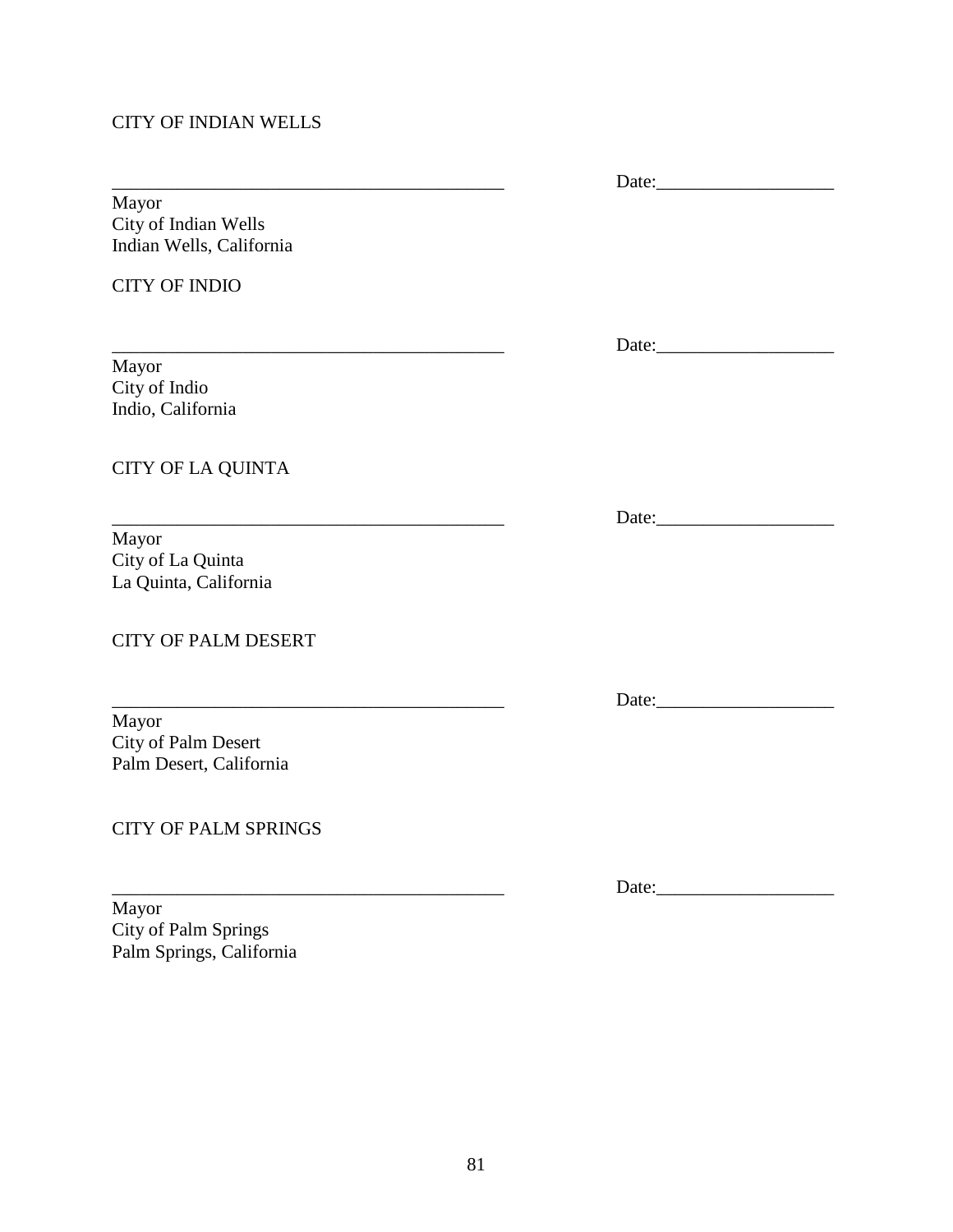CITY OF INDIAN WELLS

\_\_\_\_\_\_\_\_\_\_\_\_\_\_\_\_\_\_\_\_\_\_\_\_\_\_\_\_\_\_\_\_\_\_\_\_\_\_\_\_\_\_ Date:\_\_\_\_\_\_\_\_\_\_\_\_\_\_\_\_\_\_\_

Mayor
City of Indian Wells
Indian Wells, California

CITY OF INDIO

\_\_\_\_\_\_\_\_\_\_\_\_\_\_\_\_\_\_\_\_\_\_\_\_\_\_\_\_\_\_\_\_\_\_\_\_\_\_\_\_\_\_ Date:\_\_\_\_\_\_\_\_\_\_\_\_\_\_\_\_\_\_\_

Mayor
City of Indio
Indio, California

CITY OF LA QUINTA

\_\_\_\_\_\_\_\_\_\_\_\_\_\_\_\_\_\_\_\_\_\_\_\_\_\_\_\_\_\_\_\_\_\_\_\_\_\_\_\_\_\_ Date:\_\_\_\_\_\_\_\_\_\_\_\_\_\_\_\_\_\_\_

Mayor
City of La Quinta
La Quinta, California

CITY OF PALM DESERT

\_\_\_\_\_\_\_\_\_\_\_\_\_\_\_\_\_\_\_\_\_\_\_\_\_\_\_\_\_\_\_\_\_\_\_\_\_\_\_\_\_\_ Date:\_\_\_\_\_\_\_\_\_\_\_\_\_\_\_\_\_\_\_

Mayor
City of Palm Desert
Palm Desert, California

CITY OF PALM SPRINGS

\_\_\_\_\_\_\_\_\_\_\_\_\_\_\_\_\_\_\_\_\_\_\_\_\_\_\_\_\_\_\_\_\_\_\_\_\_\_\_\_\_\_ Date:\_\_\_\_\_\_\_\_\_\_\_\_\_\_\_\_\_\_\_

Mayor
City of Palm Springs
Palm Springs, California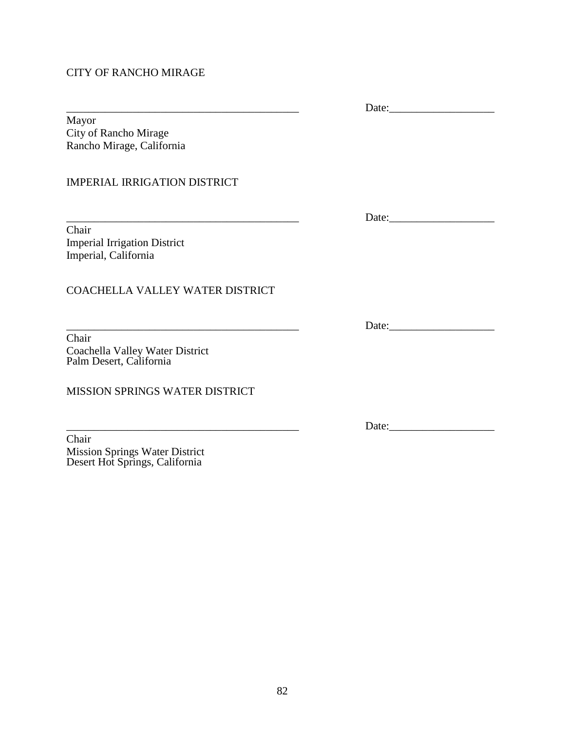CITY OF RANCHO MIRAGE

___________________________________________ Date:___________________

Mayor
City of Rancho Mirage
Rancho Mirage, California

IMPERIAL IRRIGATION DISTRICT

___________________________________________ Date:___________________

Chair
Imperial Irrigation District
Imperial, California

COACHELLA VALLEY WATER DISTRICT

___________________________________________ Date:___________________

Chair
Coachella Valley Water District
Palm Desert, California

MISSION SPRINGS WATER DISTRICT

___________________________________________ Date:___________________

Chair
Mission Springs Water District
Desert Hot Springs, California